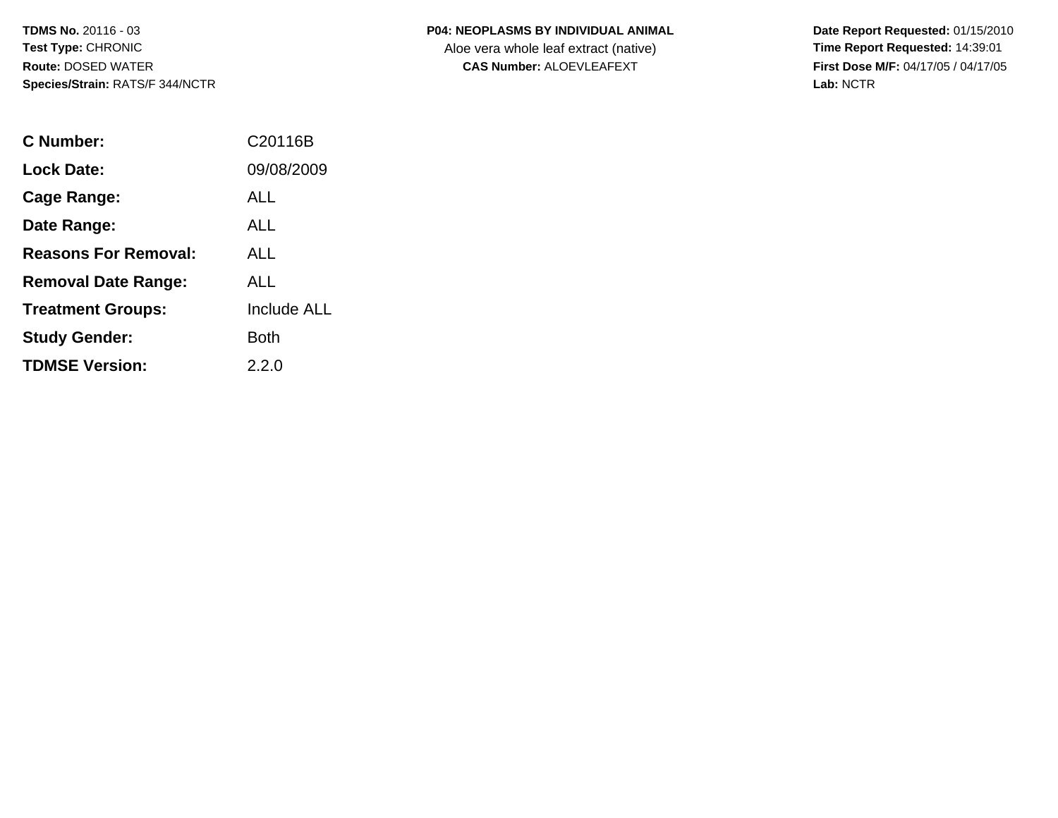**TDMS No.** 20116 - 03
**Test Type:** CHRONIC
**Route:** DOSED WATER
**Species/Strain:** RATS/F 344/NCTR

**P04: NEOPLASMS BY INDIVIDUAL ANIMAL**
Aloe vera whole leaf extract (native)
**CAS Number:** ALOEVLEAFEXT

**Date Report Requested:** 01/15/2010
**Time Report Requested:** 14:39:01
**First Dose M/F:** 04/17/05 / 04/17/05
**Lab:** NCTR

| | |
|---|---|
| **C Number:** | C20116B |
| **Lock Date:** | 09/08/2009 |
| **Cage Range:** | ALL |
| **Date Range:** | ALL |
| **Reasons For Removal:** | ALL |
| **Removal Date Range:** | ALL |
| **Treatment Groups:** | Include ALL |
| **Study Gender:** | Both |
| **TDMSE Version:** | 2.2.0 |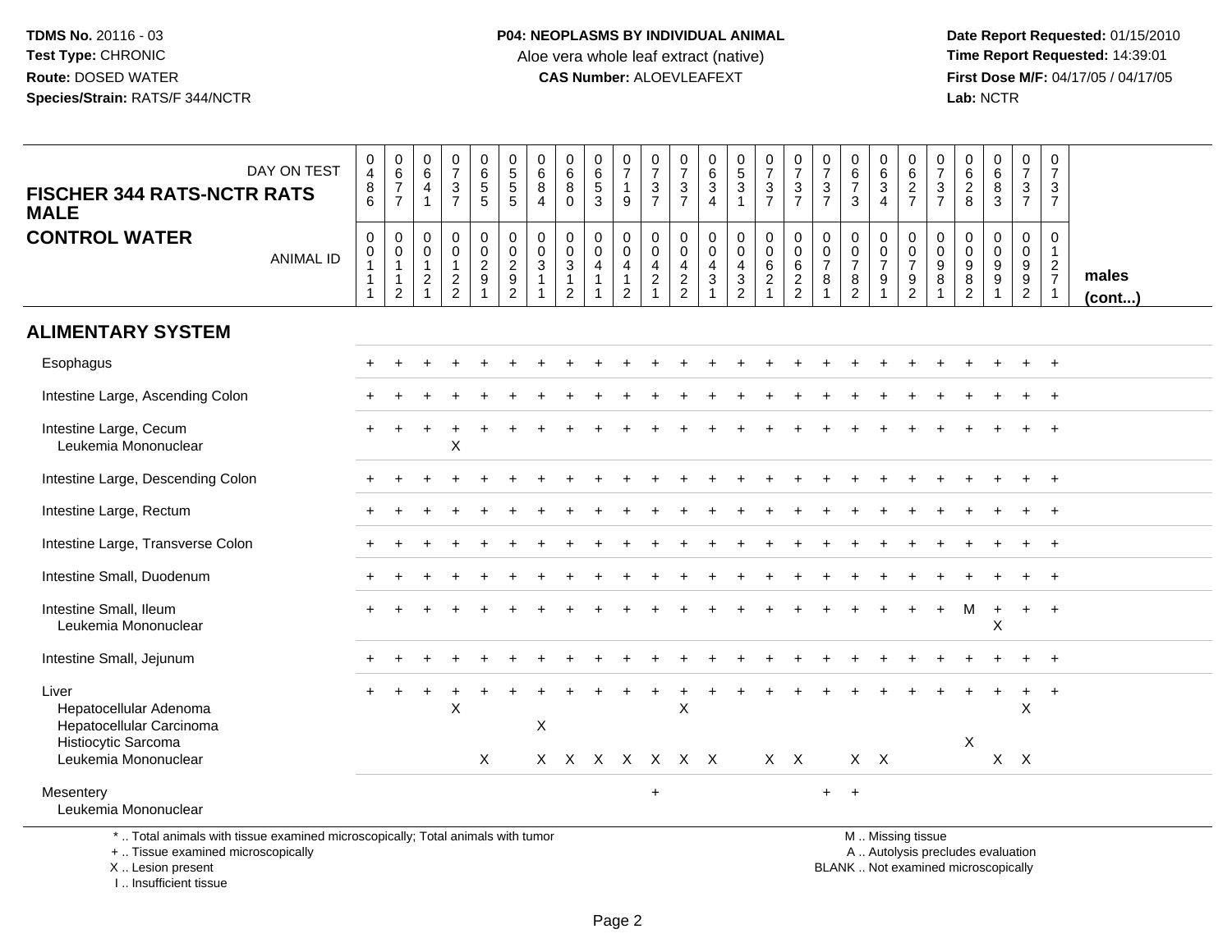**TDMS No.** 20116 - 03
**Test Type:** CHRONIC
**Route:** DOSED WATER
**Species/Strain:** RATS/F 344/NCTR

**P04: NEOPLASMS BY INDIVIDUAL ANIMAL**
Aloe vera whole leaf extract (native)
**CAS Number:** ALOEVLEAFEXT

**Date Report Requested:** 01/15/2010
**Time Report Requested:** 14:39:01
**First Dose M/F:** 04/17/05 / 04/17/05
**Lab:** NCTR

**FISCHER 344 RATS-NCTR RATS MALE**
**CONTROL WATER**

| DAY ON TEST | 0486 | 0677 | 0641 | 0737 | 0655 | 0555 | 0684 | 0680 | 0653 | 0719 | 0737 | 0737 | 0634 | 0531 | 0737 | 0737 | 0737 | 0673 | 0634 | 0627 | 0737 | 0628 | 0683 | 0737 | 0737 | |
|---|---|---|---|---|---|---|---|---|---|---|---|---|---|---|---|---|---|---|---|---|---|---|---|---|---|---|
| **ANIMAL ID** | 00111 | 00112 | 00121 | 00122 | 00291 | 00292 | 00311 | 00312 | 00411 | 00412 | 00421 | 00422 | 00431 | 00432 | 00621 | 00622 | 00781 | 00782 | 00791 | 00792 | 00981 | 00982 | 00991 | 00992 | 01271 | **males (cont...)** |
| **ALIMENTARY SYSTEM** | | | | | | | | | | | | | | | | | | | | | | | | | | |
| Esophagus | + | + | + | + | + | + | + | + | + | + | + | + | + | + | + | + | + | + | + | + | + | + | + | + | + | |
| Intestine Large, Ascending Colon | + | + | + | + | + | + | + | + | + | + | + | + | + | + | + | + | + | + | + | + | + | + | + | + | + | |
| Intestine Large, Cecum | + | + | + | + | + | + | + | + | + | + | + | + | + | + | + | + | + | + | + | + | + | + | + | + | + | |
| Leukemia Mononuclear | | | | X | | | | | | | | | | | | | | | | | | | | | | |
| Intestine Large, Descending Colon | + | + | + | + | + | + | + | + | + | + | + | + | + | + | + | + | + | + | + | + | + | + | + | + | + | |
| Intestine Large, Rectum | + | + | + | + | + | + | + | + | + | + | + | + | + | + | + | + | + | + | + | + | + | + | + | + | + | |
| Intestine Large, Transverse Colon | + | + | + | + | + | + | + | + | + | + | + | + | + | + | + | + | + | + | + | + | + | + | + | + | + | |
| Intestine Small, Duodenum | + | + | + | + | + | + | + | + | + | + | + | + | + | + | + | + | + | + | + | + | + | + | + | + | + | |
| Intestine Small, Ileum | + | + | + | + | + | + | + | + | + | + | + | + | + | + | + | + | + | + | + | + | + | M | + | + | + | |
| Leukemia Mononuclear | | | | | | | | | | | | | | | | | | | | | | | X | | | |
| Intestine Small, Jejunum | + | + | + | + | + | + | + | + | + | + | + | + | + | + | + | + | + | + | + | + | + | + | + | + | + | |
| Liver | + | + | + | + | + | + | + | + | + | + | + | + | + | + | + | + | + | + | + | + | + | + | + | + | + | |
| Hepatocellular Adenoma | | | | X | | | | | | | | X | | | | | | | | | | | | X | | |
| Hepatocellular Carcinoma | | | | | | | X | | | | | | | | | | | | | | | | | | | |
| Histiocytic Sarcoma | | | | | | | | | | | | | | | | | | | | | | X | | | | |
| Leukemia Mononuclear | | | | | X | | X | X | X | X | X | X | X | | X | X | | X | X | | | | X | X | | |
| Mesentery | | | | | | | | | | | + | | | | | | + | + | | | | | | | | |
| Leukemia Mononuclear | | | | | | | | | | | | | | | | | | | | | | | | | | |

\* .. Total animals with tissue examined microscopically; Total animals with tumor
\+ .. Tissue examined microscopically
X .. Lesion present
I .. Insufficient tissue

M .. Missing tissue
A .. Autolysis precludes evaluation
BLANK .. Not examined microscopically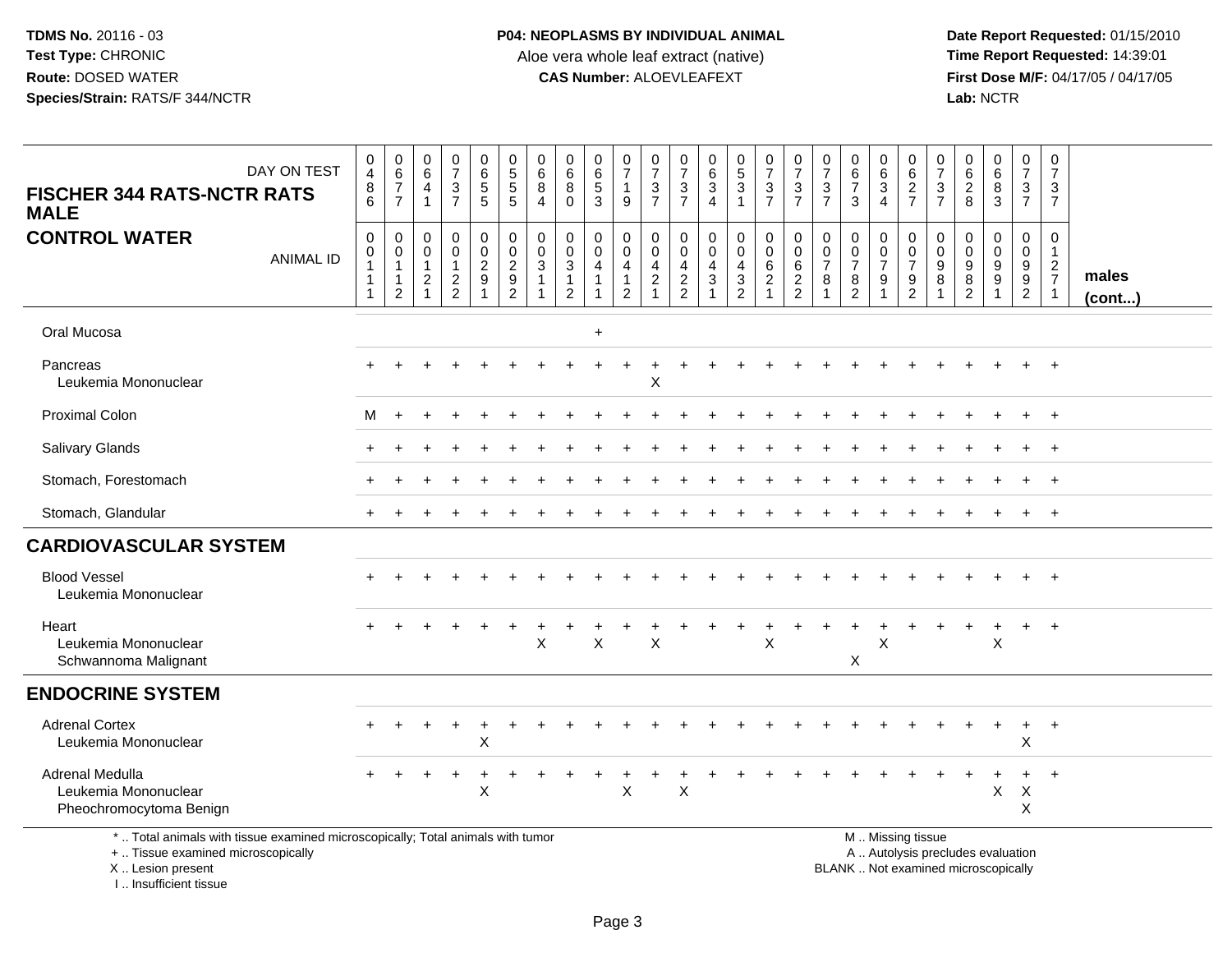**TDMS No.** 20116 - 03
**Test Type:** CHRONIC
**Route:** DOSED WATER
**Species/Strain:** RATS/F 344/NCTR

**P04: NEOPLASMS BY INDIVIDUAL ANIMAL**
Aloe vera whole leaf extract (native)
**CAS Number:** ALOEVLEAFEXT

**Date Report Requested:** 01/15/2010
**Time Report Requested:** 14:39:01
**First Dose M/F:** 04/17/05 / 04/17/05
**Lab:** NCTR

| FISCHER 344 RATS-NCTR RATS MALE — CONTROL WATER | | | | | | | | | | | | | | | | | | | | | | | | | | |
|---|---|---|---|---|---|---|---|---|---|---|---|---|---|---|---|---|---|---|---|---|---|---|---|---|---|---|
| DAY ON TEST | 0486 | 0677 | 0641 | 0737 | 0655 | 0555 | 0684 | 0680 | 0653 | 0719 | 0737 | 0737 | 0634 | 0531 | 0737 | 0737 | 0737 | 0673 | 0634 | 0627 | 0737 | 0628 | 0683 | 0737 | 0737 | |
| ANIMAL ID | 00111 | 00112 | 00121 | 00122 | 00291 | 00292 | 00311 | 00312 | 00411 | 00412 | 00421 | 00422 | 00431 | 00432 | 00621 | 00622 | 00781 | 00782 | 00791 | 00792 | 00981 | 00982 | 00991 | 00992 | 01271 | males (cont...) |
| Oral Mucosa | | | | | | | | | + | | | | | | | | | | | | | | | | | |
| Pancreas | + | + | + | + | + | + | + | + | + | + | + | + | + | + | + | + | + | + | + | + | + | + | + | + | + | |
| Leukemia Mononuclear | | | | | | | | | | | X | | | | | | | | | | | | | | | |
| Proximal Colon | M | + | + | + | + | + | + | + | + | + | + | + | + | + | + | + | + | + | + | + | + | + | + | + | + | |
| Salivary Glands | + | + | + | + | + | + | + | + | + | + | + | + | + | + | + | + | + | + | + | + | + | + | + | + | + | |
| Stomach, Forestomach | + | + | + | + | + | + | + | + | + | + | + | + | + | + | + | + | + | + | + | + | + | + | + | + | + | |
| Stomach, Glandular | + | + | + | + | + | + | + | + | + | + | + | + | + | + | + | + | + | + | + | + | + | + | + | + | + | |
| **CARDIOVASCULAR SYSTEM** | | | | | | | | | | | | | | | | | | | | | | | | | | |
| Blood Vessel | + | + | + | + | + | + | + | + | + | + | + | + | + | + | + | + | + | + | + | + | + | + | + | + | + | |
| Leukemia Mononuclear | | | | | | | | | | | | | | | | | | | | | | | | | | |
| Heart | + | + | + | + | + | + | + | + | + | + | + | + | + | + | + | + | + | + | + | + | + | + | + | + | + | |
| Leukemia Mononuclear | | | | | | | X | | X | | X | | | | X | | | | X | | | | X | | | |
| Schwannoma Malignant | | | | | | | | | | | | | | | | | | X | | | | | | | | |
| **ENDOCRINE SYSTEM** | | | | | | | | | | | | | | | | | | | | | | | | | | |
| Adrenal Cortex | + | + | + | + | + | + | + | + | + | + | + | + | + | + | + | + | + | + | + | + | + | + | + | + | + | |
| Leukemia Mononuclear | | | | | X | | | | | | | | | | | | | | | | | | | X | | |
| Adrenal Medulla | + | + | + | + | + | + | + | + | + | + | + | + | + | + | + | + | + | + | + | + | + | + | + | + | + | |
| Leukemia Mononuclear | | | | | X | | | | | X | | X | | | | | | | | | | | X | X | | |
| Pheochromocytoma Benign | | | | | | | | | | | | | | | | | | | | | | | | X | | |

\* .. Total animals with tissue examined microscopically; Total animals with tumor
\+ .. Tissue examined microscopically
X .. Lesion present
I .. Insufficient tissue

M .. Missing tissue
A .. Autolysis precludes evaluation
BLANK .. Not examined microscopically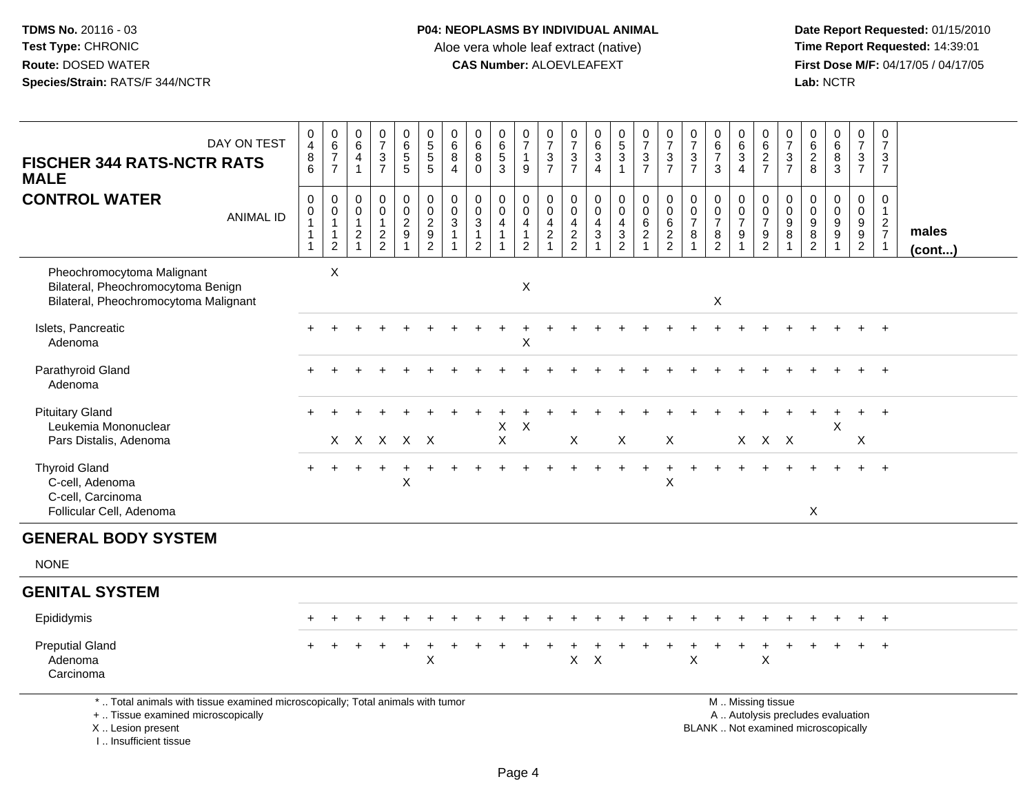**TDMS No.** 20116 - 03
**Test Type:** CHRONIC
**Route:** DOSED WATER
**Species/Strain:** RATS/F 344/NCTR

**P04: NEOPLASMS BY INDIVIDUAL ANIMAL**
Aloe vera whole leaf extract (native)
**CAS Number:** ALOEVLEAFEXT

**Date Report Requested:** 01/15/2010
**Time Report Requested:** 14:39:01
**First Dose M/F:** 04/17/05 / 04/17/05
**Lab:** NCTR

| FISCHER 344 RATS-NCTR RATS MALE — CONTROL WATER | | | | | | | | | | | | | | | | | | | | | | | | | | |
|---|---|---|---|---|---|---|---|---|---|---|---|---|---|---|---|---|---|---|---|---|---|---|---|---|---|---|
| DAY ON TEST | 0486 | 0677 | 0641 | 0737 | 0655 | 0555 | 0684 | 0680 | 0653 | 0719 | 0737 | 0737 | 0634 | 0531 | 0737 | 0737 | 0737 | 0673 | 0634 | 0627 | 0737 | 0628 | 0683 | 0737 | 0737 | |
| ANIMAL ID | 00111 | 00112 | 00121 | 00122 | 00291 | 00292 | 00311 | 00312 | 00411 | 00412 | 00421 | 00422 | 00431 | 00432 | 00621 | 00622 | 00781 | 00782 | 00791 | 00792 | 00981 | 00982 | 00991 | 00992 | 01271 | **males (cont...)** |
| Pheochromocytoma Malignant | | X | | | | | | | | | | | | | | | | | | | | | | | | |
| Bilateral, Pheochromocytoma Benign | | | | | | | | | | X | | | | | | | | | | | | | | | | |
| Bilateral, Pheochromocytoma Malignant | | | | | | | | | | | | | | | | | | X | | | | | | | | |
| Islets, Pancreatic | + | + | + | + | + | + | + | + | + | + | + | + | + | + | + | + | + | + | + | + | + | + | + | + | + | |
| Adenoma | | | | | | | | | | X | | | | | | | | | | | | | | | | |
| Parathyroid Gland | + | + | + | + | + | + | + | + | + | + | + | + | + | + | + | + | + | + | + | + | + | + | + | + | + | |
| Adenoma | | | | | | | | | | | | | | | | | | | | | | | | | | |
| Pituitary Gland | + | + | + | + | + | + | + | + | + | + | + | + | + | + | + | + | + | + | + | + | + | + | + | + | + | |
| Leukemia Mononuclear | | | | | | | | | X | X | | | | | | | | | | | | | X | | | |
| Pars Distalis, Adenoma | | X | X | X | X | X | | | X | | | X | | X | | X | | | X | X | X | | | X | | |
| Thyroid Gland | + | + | + | + | + | + | + | + | + | + | + | + | + | + | + | + | + | + | + | + | + | + | + | + | + | |
| C-cell, Adenoma | | | | | X | | | | | | | | | | | X | | | | | | | | | | |
| C-cell, Carcinoma | | | | | | | | | | | | | | | | | | | | | | | | | | |
| Follicular Cell, Adenoma | | | | | | | | | | | | | | | | | | | | | | X | | | | |
| **GENERAL BODY SYSTEM** | | | | | | | | | | | | | | | | | | | | | | | | | | |
| NONE | | | | | | | | | | | | | | | | | | | | | | | | | | |
| **GENITAL SYSTEM** | | | | | | | | | | | | | | | | | | | | | | | | | | |
| Epididymis | + | + | + | + | + | + | + | + | + | + | + | + | + | + | + | + | + | + | + | + | + | + | + | + | + | |
| Preputial Gland | + | + | + | + | + | + | + | + | + | + | + | + | + | + | + | + | + | + | + | + | + | + | + | + | + | |
| Adenoma | | | | | | X | | | | | | X | X | | | | X | | | X | | | | | | |
| Carcinoma | | | | | | | | | | | | | | | | | | | | | | | | | | |

* .. Total animals with tissue examined microscopically; Total animals with tumor
+ .. Tissue examined microscopically
X .. Lesion present
I .. Insufficient tissue

M .. Missing tissue
A .. Autolysis precludes evaluation
BLANK .. Not examined microscopically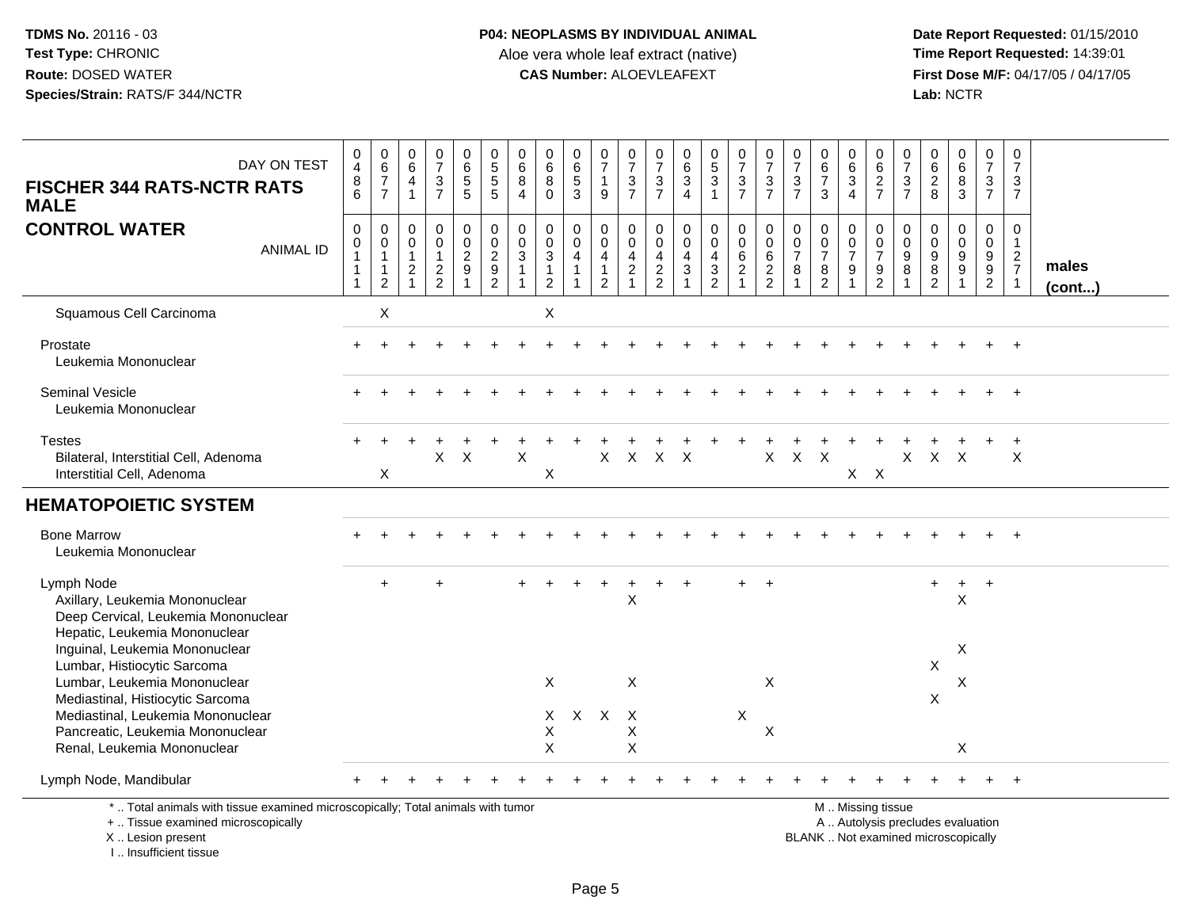**TDMS No.** 20116 - 03
**Test Type:** CHRONIC
**Route:** DOSED WATER
**Species/Strain:** RATS/F 344/NCTR

**P04: NEOPLASMS BY INDIVIDUAL ANIMAL**
Aloe vera whole leaf extract (native)
**CAS Number:** ALOEVLEAFEXT

**Date Report Requested:** 01/15/2010
**Time Report Requested:** 14:39:01
**First Dose M/F:** 04/17/05 / 04/17/05
**Lab:** NCTR

| FISCHER 344 RATS-NCTR RATS MALE — DAY ON TEST | 0486 | 0677 | 0641 | 0737 | 0655 | 0555 | 0684 | 0680 | 0653 | 0719 | 0737 | 0737 | 0634 | 0531 | 0737 | 0737 | 0737 | 0673 | 0634 | 0627 | 0737 | 0628 | 0683 | 0737 | 0737 | |
|---|---|---|---|---|---|---|---|---|---|---|---|---|---|---|---|---|---|---|---|---|---|---|---|---|---|---|
| **CONTROL WATER** — ANIMAL ID | 00111 | 00112 | 00121 | 00122 | 00291 | 00292 | 00311 | 00312 | 00411 | 00412 | 00421 | 00422 | 00431 | 00432 | 00621 | 00622 | 00781 | 00782 | 00791 | 00792 | 00981 | 00982 | 00991 | 00992 | 01271 | **males (cont...)** |
| Squamous Cell Carcinoma | | X | | | | | | X | | | | | | | | | | | | | | | | | | |
| Prostate | + | + | + | + | + | + | + | + | + | + | + | + | + | + | + | + | + | + | + | + | + | + | + | + | + | |
| Leukemia Mononuclear | | | | | | | | | | | | | | | | | | | | | | | | | | |
| Seminal Vesicle | + | + | + | + | + | + | + | + | + | + | + | + | + | + | + | + | + | + | + | + | + | + | + | + | + | |
| Leukemia Mononuclear | | | | | | | | | | | | | | | | | | | | | | | | | | |
| Testes | + | + | + | + | + | + | + | + | + | + | + | + | + | + | + | + | + | + | + | + | + | + | + | + | + | |
| Bilateral, Interstitial Cell, Adenoma | | | | X | X | | X | | | X | X | X | X | | | X | X | X | | | X | X | X | | X | |
| Interstitial Cell, Adenoma | | X | | | | | | X | | | | | | | | | | | X | X | | | | | | |
| **HEMATOPOIETIC SYSTEM** | | | | | | | | | | | | | | | | | | | | | | | | | | |
| Bone Marrow | + | + | + | + | + | + | + | + | + | + | + | + | + | + | + | + | + | + | + | + | + | + | + | + | + | |
| Leukemia Mononuclear | | | | | | | | | | | | | | | | | | | | | | | | | | |
| Lymph Node | | + | | + | | | + | + | + | + | + | + | + | | + | + | | | | | | + | + | + | | |
| Axillary, Leukemia Mononuclear | | | | | | | | | | | X | | | | | | | | | | | | X | | | |
| Deep Cervical, Leukemia Mononuclear | | | | | | | | | | | | | | | | | | | | | | | | | | |
| Hepatic, Leukemia Mononuclear | | | | | | | | | | | | | | | | | | | | | | | | | | |
| Inguinal, Leukemia Mononuclear | | | | | | | | | | | | | | | | | | | | | | | X | | | |
| Lumbar, Histiocytic Sarcoma | | | | | | | | | | | | | | | | | | | | | | X | | | | |
| Lumbar, Leukemia Mononuclear | | | | | | | | X | | | X | | | | | X | | | | | | | X | | | |
| Mediastinal, Histiocytic Sarcoma | | | | | | | | | | | | | | | | | | | | | | X | | | | |
| Mediastinal, Leukemia Mononuclear | | | | | | | | X | X | X | X | | | | X | | | | | | | | | | | |
| Pancreatic, Leukemia Mononuclear | | | | | | | | X | | | X | | | | | X | | | | | | | | | | |
| Renal, Leukemia Mononuclear | | | | | | | | X | | | X | | | | | | | | | | | | X | | | |
| Lymph Node, Mandibular | + | + | + | + | + | + | + | + | + | + | + | + | + | + | + | + | + | + | + | + | + | + | + | + | + | |

\* .. Total animals with tissue examined microscopically; Total animals with tumor
+ .. Tissue examined microscopically
X .. Lesion present
I .. Insufficient tissue

M .. Missing tissue
A .. Autolysis precludes evaluation
BLANK .. Not examined microscopically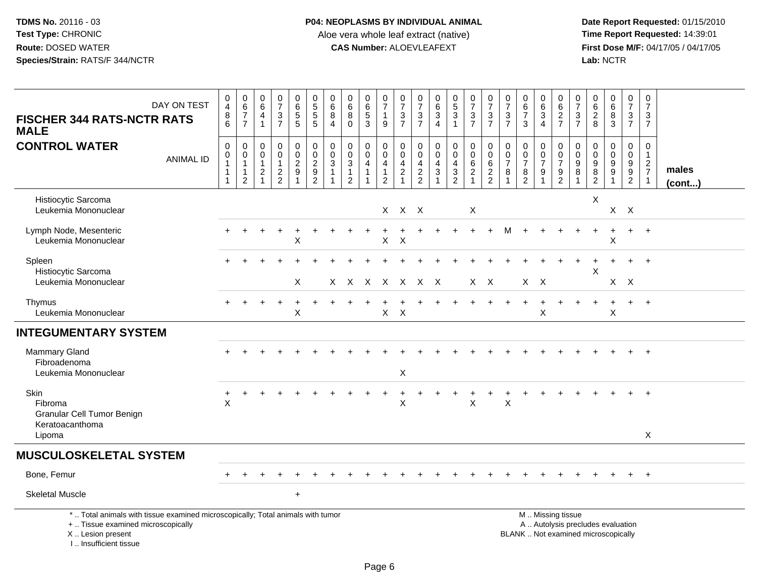TDMS No. 20116 - 03
Test Type: CHRONIC
Route: DOSED WATER
Species/Strain: RATS/F 344/NCTR

**P04: NEOPLASMS BY INDIVIDUAL ANIMAL**
Aloe vera whole leaf extract (native)
**CAS Number:** ALOEVLEAFEXT

Date Report Requested: 01/15/2010
Time Report Requested: 14:39:01
First Dose M/F: 04/17/05 / 04/17/05
Lab: NCTR

| FISCHER 344 RATS-NCTR RATS MALE — CONTROL WATER | | | | | | | | | | | | | | | | | | | | | | | | | | |
|---|---|---|---|---|---|---|---|---|---|---|---|---|---|---|---|---|---|---|---|---|---|---|---|---|---|---|
| DAY ON TEST | 0486 | 0677 | 0641 | 0737 | 0655 | 0555 | 0684 | 0680 | 0653 | 0719 | 0737 | 0737 | 0634 | 0531 | 0737 | 0737 | 0737 | 0673 | 0634 | 0627 | 0737 | 0628 | 0683 | 0737 | 0737 | |
| ANIMAL ID | 00111 | 00112 | 00121 | 00122 | 00291 | 00292 | 00311 | 00312 | 00411 | 00412 | 00421 | 00422 | 00431 | 00432 | 00621 | 00622 | 00781 | 00782 | 00791 | 00792 | 00981 | 00982 | 00991 | 00992 | 01271 | males (cont...) |
| Histiocytic Sarcoma | | | | | | | | | | | | | | | | | | | | | | X | | | | |
| Leukemia Mononuclear | | | | | | | | | | X | X | X | | | X | | | | | | | | X | X | | |
| Lymph Node, Mesenteric | + | + | + | + | + | + | + | + | + | + | + | + | + | + | + | + | M | + | + | + | + | + | + | + | + | |
| Leukemia Mononuclear | | | | | X | | | | | X | X | | | | | | | | | | | | X | | | |
| Spleen | + | + | + | + | + | + | + | + | + | + | + | + | + | + | + | + | + | + | + | + | + | + | + | + | + | |
| Histiocytic Sarcoma | | | | | | | | | | | | | | | | | | | | | | X | | | | |
| Leukemia Mononuclear | | | | | X | | X | X | X | X | X | X | X | | X | X | | X | X | | | | X | X | | |
| Thymus | + | + | + | + | + | + | + | + | + | + | + | + | + | + | + | + | + | + | + | + | + | + | + | + | + | |
| Leukemia Mononuclear | | | | | X | | | | | X | X | | | | | | | | X | | | | X | | | |
| **INTEGUMENTARY SYSTEM** | | | | | | | | | | | | | | | | | | | | | | | | | | |
| Mammary Gland | + | + | + | + | + | + | + | + | + | + | + | + | + | + | + | + | + | + | + | + | + | + | + | + | + | |
| Fibroadenoma | | | | | | | | | | | | | | | | | | | | | | | | | | |
| Leukemia Mononuclear | | | | | | | | | | | X | | | | | | | | | | | | | | | |
| Skin | + | + | + | + | + | + | + | + | + | + | + | + | + | + | + | + | + | + | + | + | + | + | + | + | + | |
| Fibroma | X | | | | | | | | | | X | | | | X | | X | | | | | | | | | |
| Granular Cell Tumor Benign | | | | | | | | | | | | | | | | | | | | | | | | | | |
| Keratoacanthoma | | | | | | | | | | | | | | | | | | | | | | | | | | |
| Lipoma | | | | | | | | | | | | | | | | | | | | | | | | | X | |
| **MUSCULOSKELETAL SYSTEM** | | | | | | | | | | | | | | | | | | | | | | | | | | |
| Bone, Femur | + | + | + | + | + | + | + | + | + | + | + | + | + | + | + | + | + | + | + | + | + | + | + | + | + | |
| Skeletal Muscle | | | | | + | | | | | | | | | | | | | | | | | | | | | |

\* .. Total animals with tissue examined microscopically; Total animals with tumor
\+ .. Tissue examined microscopically
X .. Lesion present
I .. Insufficient tissue

M .. Missing tissue
A .. Autolysis precludes evaluation
BLANK .. Not examined microscopically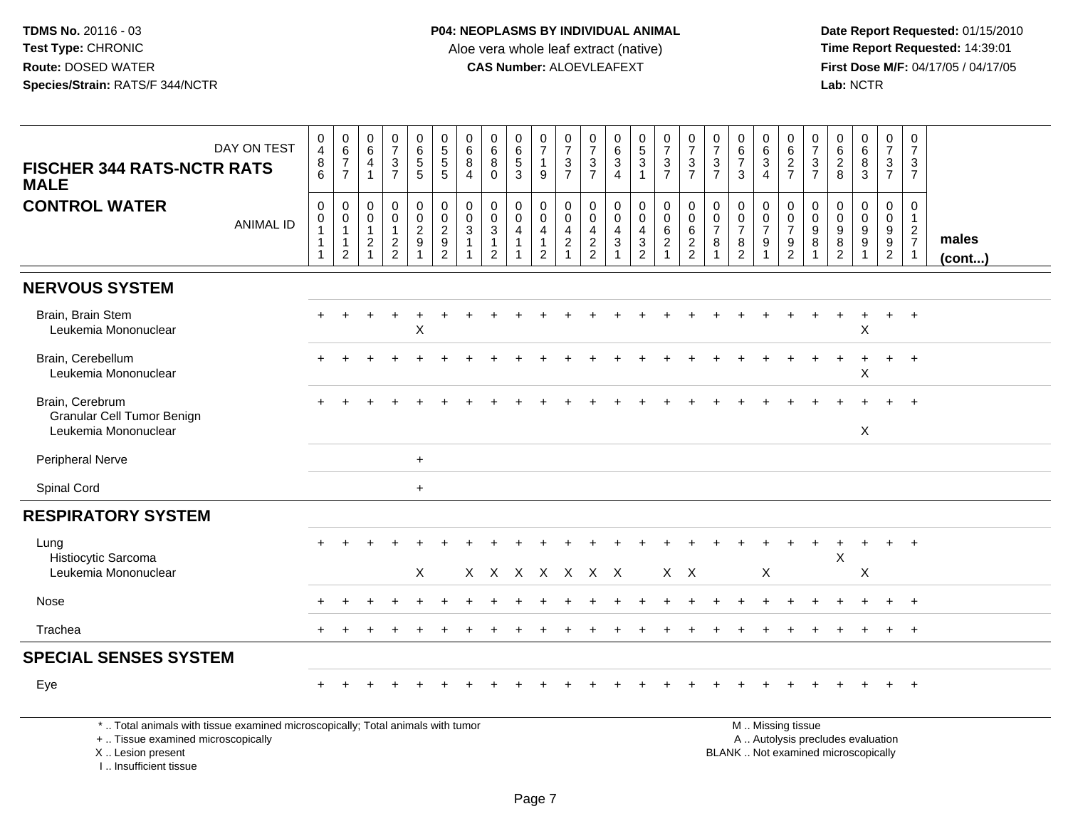**TDMS No.** 20116 - 03
**Test Type:** CHRONIC
**Route:** DOSED WATER
**Species/Strain:** RATS/F 344/NCTR

**P04: NEOPLASMS BY INDIVIDUAL ANIMAL**
Aloe vera whole leaf extract (native)
**CAS Number:** ALOEVLEAFEXT

**Date Report Requested:** 01/15/2010
**Time Report Requested:** 14:39:01
**First Dose M/F:** 04/17/05 / 04/17/05
**Lab:** NCTR

**FISCHER 344 RATS-NCTR RATS MALE**
**CONTROL WATER**

| DAY ON TEST | 0486 | 0677 | 0641 | 0737 | 0655 | 0555 | 0684 | 0680 | 0653 | 0719 | 0737 | 0737 | 0634 | 0531 | 0737 | 0737 | 0737 | 0673 | 0634 | 0627 | 0737 | 0628 | 0683 | 0737 | 0737 | |
|---|---|---|---|---|---|---|---|---|---|---|---|---|---|---|---|---|---|---|---|---|---|---|---|---|---|---|
| **ANIMAL ID** | 00111 | 00112 | 00121 | 00122 | 00291 | 00292 | 00311 | 00312 | 00411 | 00412 | 00421 | 00422 | 00431 | 00432 | 00621 | 00622 | 00781 | 00782 | 00791 | 00792 | 00981 | 00982 | 00991 | 00992 | 01271 | **males (cont...)** |
| **NERVOUS SYSTEM** | | | | | | | | | | | | | | | | | | | | | | | | | | |
| Brain, Brain Stem | + | + | + | + | + | + | + | + | + | + | + | + | + | + | + | + | + | + | + | + | + | + | + | + | + | |
| Leukemia Mononuclear | | | | | X | | | | | | | | | | | | | | | | | | X | | | |
| Brain, Cerebellum | + | + | + | + | + | + | + | + | + | + | + | + | + | + | + | + | + | + | + | + | + | + | + | + | + | |
| Leukemia Mononuclear | | | | | | | | | | | | | | | | | | | | | | | X | | | |
| Brain, Cerebrum | + | + | + | + | + | + | + | + | + | + | + | + | + | + | + | + | + | + | + | + | + | + | + | + | + | |
| Granular Cell Tumor Benign | | | | | | | | | | | | | | | | | | | | | | | | | | |
| Leukemia Mononuclear | | | | | | | | | | | | | | | | | | | | | | | X | | | |
| Peripheral Nerve | | | | | + | | | | | | | | | | | | | | | | | | | | | |
| Spinal Cord | | | | | + | | | | | | | | | | | | | | | | | | | | | |
| **RESPIRATORY SYSTEM** | | | | | | | | | | | | | | | | | | | | | | | | | | |
| Lung | + | + | + | + | + | + | + | + | + | + | + | + | + | + | + | + | + | + | + | + | + | + | + | + | + | |
| Histiocytic Sarcoma | | | | | | | | | | | | | | | | | | | | | | X | | | | |
| Leukemia Mononuclear | | | | | X | | X | X | X | X | X | X | X | | X | X | | | X | | | | X | | | |
| Nose | + | + | + | + | + | + | + | + | + | + | + | + | + | + | + | + | + | + | + | + | + | + | + | + | + | |
| Trachea | + | + | + | + | + | + | + | + | + | + | + | + | + | + | + | + | + | + | + | + | + | + | + | + | + | |
| **SPECIAL SENSES SYSTEM** | | | | | | | | | | | | | | | | | | | | | | | | | | |
| Eye | + | + | + | + | + | + | + | + | + | + | + | + | + | + | + | + | + | + | + | + | + | + | + | + | + | |

\* .. Total animals with tissue examined microscopically; Total animals with tumor
\+ .. Tissue examined microscopically
X .. Lesion present
I .. Insufficient tissue

M .. Missing tissue
A .. Autolysis precludes evaluation
BLANK .. Not examined microscopically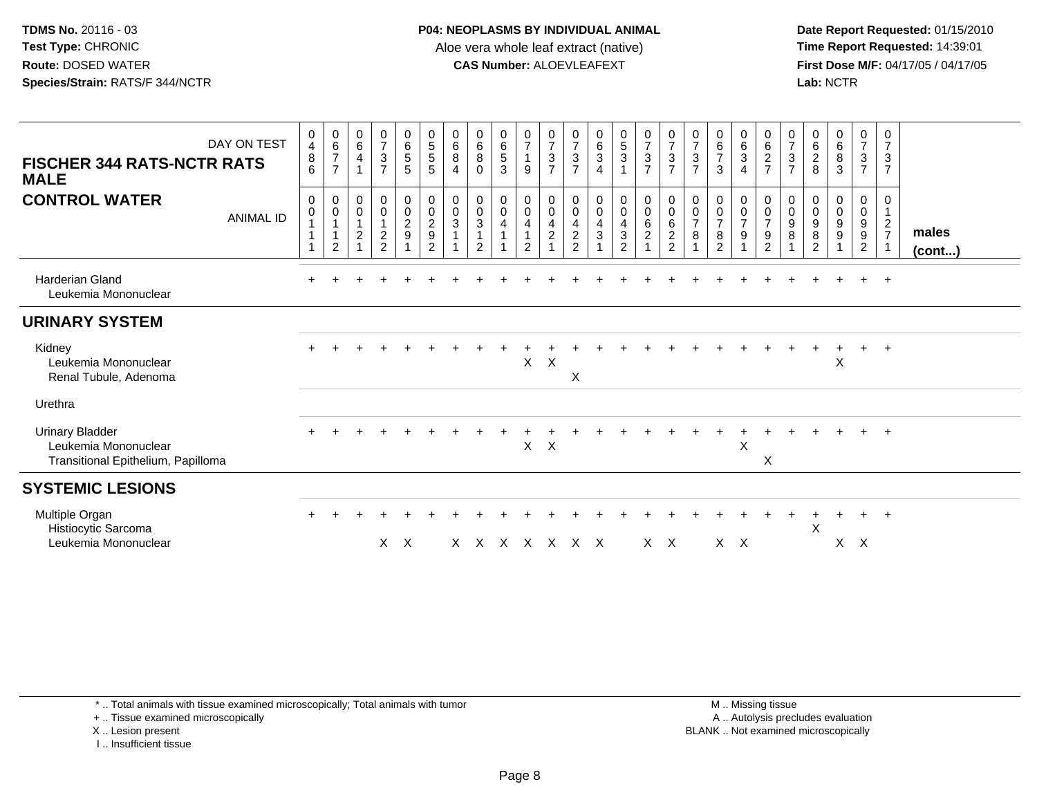# FISCHER 344 RATS-NCTR RATS MALE

## CONTROL WATER

| DAY ON TEST | 486 | 677 | 641 | 737 | 655 | 555 | 684 | 680 | 653 | 719 | 737 | 737 | 634 | 531 | 737 | 737 | 737 | 673 | 634 | 627 | 737 | 628 | 683 | 737 | 737 | |
|---|---|---|---|---|---|---|---|---|---|---|---|---|---|---|---|---|---|---|---|---|---|---|---|---|---|---|
| **ANIMAL ID** | 00111 | 00112 | 00121 | 00122 | 00291 | 00292 | 00311 | 00312 | 00411 | 00412 | 00421 | 00422 | 00431 | 00432 | 00621 | 00622 | 00781 | 00782 | 00791 | 00792 | 00981 | 00982 | 00991 | 00992 | 01271 | **males (cont...)** |
| Harderian Gland | + | + | + | + | + | + | + | + | + | + | + | + | + | + | + | + | + | + | + | + | + | + | + | + | + | |
| Leukemia Mononuclear | | | | | | | | | | | | | | | | | | | | | | | | | | |
| **URINARY SYSTEM** | | | | | | | | | | | | | | | | | | | | | | | | | | |
| Kidney | + | + | + | + | + | + | + | + | + | + | + | + | + | + | + | + | + | + | + | + | + | + | + | + | + | |
| Leukemia Mononuclear | | | | | | | | | | X | X | | | | | | | | | | | | X | | | |
| Renal Tubule, Adenoma | | | | | | | | | | | | X | | | | | | | | | | | | | | |
| Urethra | | | | | | | | | | | | | | | | | | | | | | | | | | |
| Urinary Bladder | + | + | + | + | + | + | + | + | + | + | + | + | + | + | + | + | + | + | + | + | + | + | + | + | + | |
| Leukemia Mononuclear | | | | | | | | | | X | X | | | | | | | | X | | | | | | | |
| Transitional Epithelium, Papilloma | | | | | | | | | | | | | | | | | | | | X | | | | | | |
| **SYSTEMIC LESIONS** | | | | | | | | | | | | | | | | | | | | | | | | | | |
| Multiple Organ | + | + | + | + | + | + | + | + | + | + | + | + | + | + | + | + | + | + | + | + | + | + | + | + | + | |
| Histiocytic Sarcoma | | | | | | | | | | | | | | | | | | | | | | X | | | | |
| Leukemia Mononuclear | | | | X | X | | X | X | X | X | X | X | X | | X | X | | X | X | | | | X | X | | |

\* .. Total animals with tissue examined microscopically; Total animals with tumor
\+ .. Tissue examined microscopically
X .. Lesion present
I .. Insufficient tissue

M .. Missing tissue
A .. Autolysis precludes evaluation
BLANK .. Not examined microscopically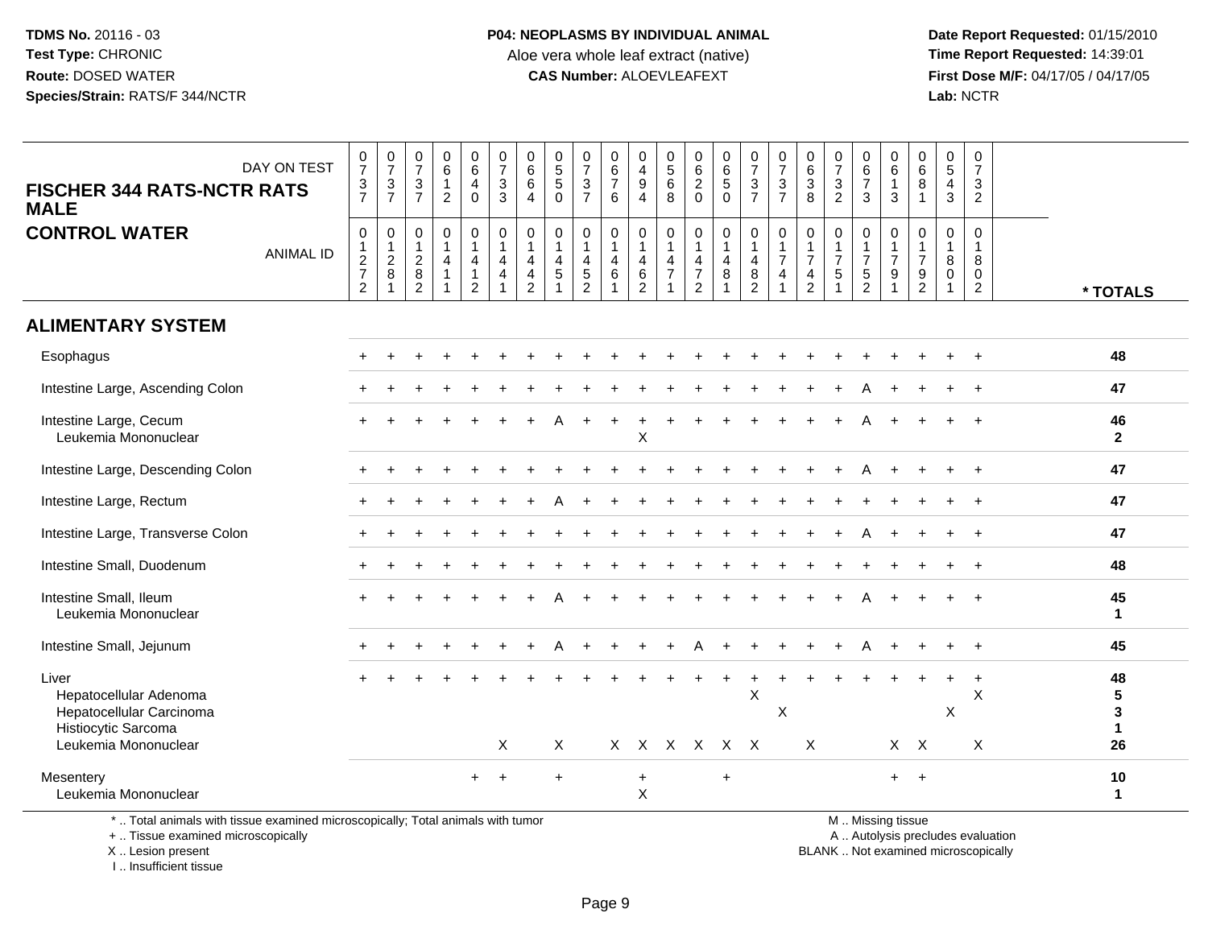**TDMS No.** 20116 - 03
**Test Type:** CHRONIC
**Route:** DOSED WATER
**Species/Strain:** RATS/F 344/NCTR

**P04: NEOPLASMS BY INDIVIDUAL ANIMAL**
Aloe vera whole leaf extract (native)
**CAS Number:** ALOEVLEAFEXT

**Date Report Requested:** 01/15/2010
**Time Report Requested:** 14:39:01
**First Dose M/F:** 04/17/05 / 04/17/05
**Lab:** NCTR

## FISCHER 344 RATS-NCTR RATS MALE
## CONTROL WATER

| DAY ON TEST | 0737 | 0737 | 0737 | 0612 | 0640 | 0733 | 0664 | 0550 | 0737 | 0676 | 0494 | 0568 | 0620 | 0650 | 0737 | 0737 | 0638 | 0732 | 0673 | 0613 | 0681 | 0543 | 0732 | |
|---|---|---|---|---|---|---|---|---|---|---|---|---|---|---|---|---|---|---|---|---|---|---|---|---|
| ANIMAL ID | 01272 | 01281 | 01282 | 01411 | 01412 | 01441 | 01442 | 01451 | 01452 | 01461 | 01462 | 01471 | 01472 | 01481 | 01482 | 01741 | 01742 | 01751 | 01752 | 01791 | 01792 | 01801 | 01802 | * TOTALS |
| **ALIMENTARY SYSTEM** | | | | | | | | | | | | | | | | | | | | | | | | |
| Esophagus | + | + | + | + | + | + | + | + | + | + | + | + | + | + | + | + | + | + | + | + | + | + | + | 48 |
| Intestine Large, Ascending Colon | + | + | + | + | + | + | + | + | + | + | + | + | + | + | + | + | + | + | A | + | + | + | + | 47 |
| Intestine Large, Cecum | + | + | + | + | + | + | + | A | + | + | + | + | + | + | + | + | + | + | A | + | + | + | + | 46 |
| Leukemia Mononuclear | | | | | | | | | | | X | | | | | | | | | | | | | 2 |
| Intestine Large, Descending Colon | + | + | + | + | + | + | + | + | + | + | + | + | + | + | + | + | + | + | A | + | + | + | + | 47 |
| Intestine Large, Rectum | + | + | + | + | + | + | + | A | + | + | + | + | + | + | + | + | + | + | + | + | + | + | + | 47 |
| Intestine Large, Transverse Colon | + | + | + | + | + | + | + | + | + | + | + | + | + | + | + | + | + | + | A | + | + | + | + | 47 |
| Intestine Small, Duodenum | + | + | + | + | + | + | + | + | + | + | + | + | + | + | + | + | + | + | + | + | + | + | + | 48 |
| Intestine Small, Ileum | + | + | + | + | + | + | + | A | + | + | + | + | + | + | + | + | + | + | A | + | + | + | + | 45 |
| Leukemia Mononuclear | | | | | | | | | | | | | | | | | | | | | | | | 1 |
| Intestine Small, Jejunum | + | + | + | + | + | + | + | A | + | + | + | + | A | + | + | + | + | + | A | + | + | + | + | 45 |
| Liver | + | + | + | + | + | + | + | + | + | + | + | + | + | + | + | + | + | + | + | + | + | + | + | 48 |
| Hepatocellular Adenoma | | | | | | | | | | | | | | | X | | | | | | | | X | 5 |
| Hepatocellular Carcinoma | | | | | | | | | | | | | | | | X | | | | | | X | | 3 |
| Histiocytic Sarcoma | | | | | | | | | | | | | | | | | | | | | | | | 1 |
| Leukemia Mononuclear | | | | | | X | | X | | X | X | X | X | X | X | | X | | | X | X | | X | 26 |
| Mesentery | | | | | + | + | | + | | | + | | | + | | | | | | + | + | | | 10 |
| Leukemia Mononuclear | | | | | | | | | | | X | | | | | | | | | | | | | 1 |

\* .. Total animals with tissue examined microscopically; Total animals with tumor
\+ .. Tissue examined microscopically
X .. Lesion present
I .. Insufficient tissue

M .. Missing tissue
A .. Autolysis precludes evaluation
BLANK .. Not examined microscopically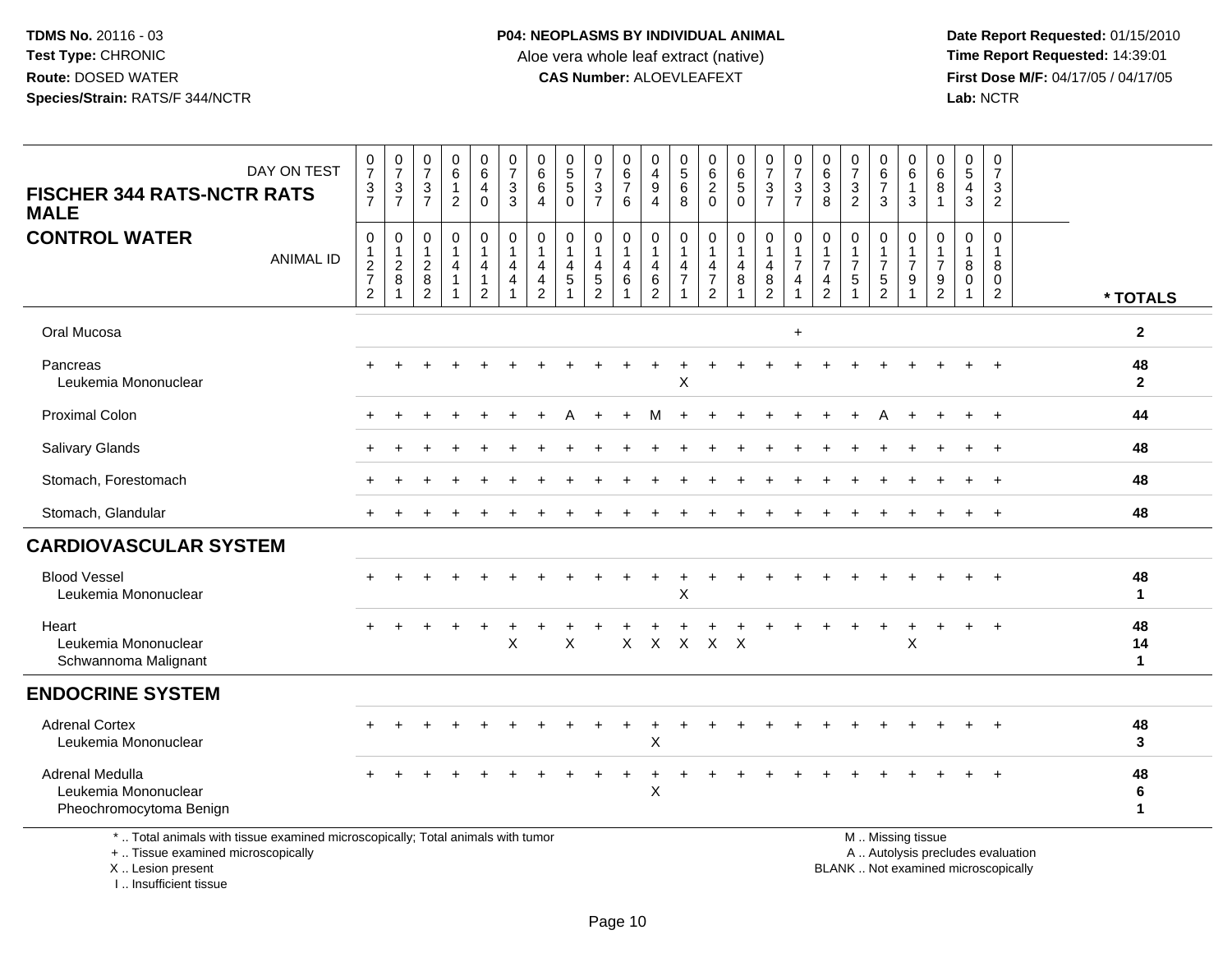TDMS No. 20116 - 03
Test Type: CHRONIC
Route: DOSED WATER
Species/Strain: RATS/F 344/NCTR

P04: NEOPLASMS BY INDIVIDUAL ANIMAL
Aloe vera whole leaf extract (native)
CAS Number: ALOEVLEAFEXT

Date Report Requested: 01/15/2010
Time Report Requested: 14:39:01
First Dose M/F: 04/17/05 / 04/17/05
Lab: NCTR

**FISCHER 344 RATS-NCTR RATS MALE**
**CONTROL WATER**

| DAY ON TEST | 0737 | 0737 | 0737 | 0612 | 0640 | 0733 | 0664 | 0550 | 0737 | 0676 | 0494 | 0568 | 0620 | 0650 | 0737 | 0737 | 0638 | 0732 | 0673 | 0613 | 0681 | 0543 | 0732 | |
|---|---|---|---|---|---|---|---|---|---|---|---|---|---|---|---|---|---|---|---|---|---|---|---|---|
| ANIMAL ID | 01272 | 01281 | 01282 | 01411 | 01412 | 01441 | 01442 | 01451 | 01452 | 01461 | 01462 | 01471 | 01472 | 01481 | 01482 | 01741 | 01742 | 01751 | 01752 | 01791 | 01792 | 01801 | 01802 | * TOTALS |
| Oral Mucosa | | | | | | | | | | | | | | | | + | | | | | | | | 2 |
| Pancreas | + | + | + | + | + | + | + | + | + | + | + | + | + | + | + | + | + | + | + | + | + | + | + | 48 |
| Leukemia Mononuclear | | | | | | | | | | | | X | | | | | | | | | | | | 2 |
| Proximal Colon | + | + | + | + | + | + | + | A | + | + | M | + | + | + | + | + | + | + | A | + | + | + | + | 44 |
| Salivary Glands | + | + | + | + | + | + | + | + | + | + | + | + | + | + | + | + | + | + | + | + | + | + | + | 48 |
| Stomach, Forestomach | + | + | + | + | + | + | + | + | + | + | + | + | + | + | + | + | + | + | + | + | + | + | + | 48 |
| Stomach, Glandular | + | + | + | + | + | + | + | + | + | + | + | + | + | + | + | + | + | + | + | + | + | + | + | 48 |
| **CARDIOVASCULAR SYSTEM** | | | | | | | | | | | | | | | | | | | | | | | | |
| Blood Vessel | + | + | + | + | + | + | + | + | + | + | + | + | + | + | + | + | + | + | + | + | + | + | + | 48 |
| Leukemia Mononuclear | | | | | | | | | | | | X | | | | | | | | | | | | 1 |
| Heart | + | + | + | + | + | + | + | + | + | + | + | + | + | + | + | + | + | + | + | + | + | + | + | 48 |
| Leukemia Mononuclear | | | | | | X | | X | | X | X | X | X | X | | | | | | X | | | | 14 |
| Schwannoma Malignant | | | | | | | | | | | | | | | | | | | | | | | | 1 |
| **ENDOCRINE SYSTEM** | | | | | | | | | | | | | | | | | | | | | | | | |
| Adrenal Cortex | + | + | + | + | + | + | + | + | + | + | + | + | + | + | + | + | + | + | + | + | + | + | + | 48 |
| Leukemia Mononuclear | | | | | | | | | | | X | | | | | | | | | | | | | 3 |
| Adrenal Medulla | + | + | + | + | + | + | + | + | + | + | + | + | + | + | + | + | + | + | + | + | + | + | + | 48 |
| Leukemia Mononuclear | | | | | | | | | | | X | | | | | | | | | | | | | 6 |
| Pheochromocytoma Benign | | | | | | | | | | | | | | | | | | | | | | | | 1 |

\* .. Total animals with tissue examined microscopically; Total animals with tumor
\+ .. Tissue examined microscopically
X .. Lesion present
I .. Insufficient tissue

M .. Missing tissue
A .. Autolysis precludes evaluation
BLANK .. Not examined microscopically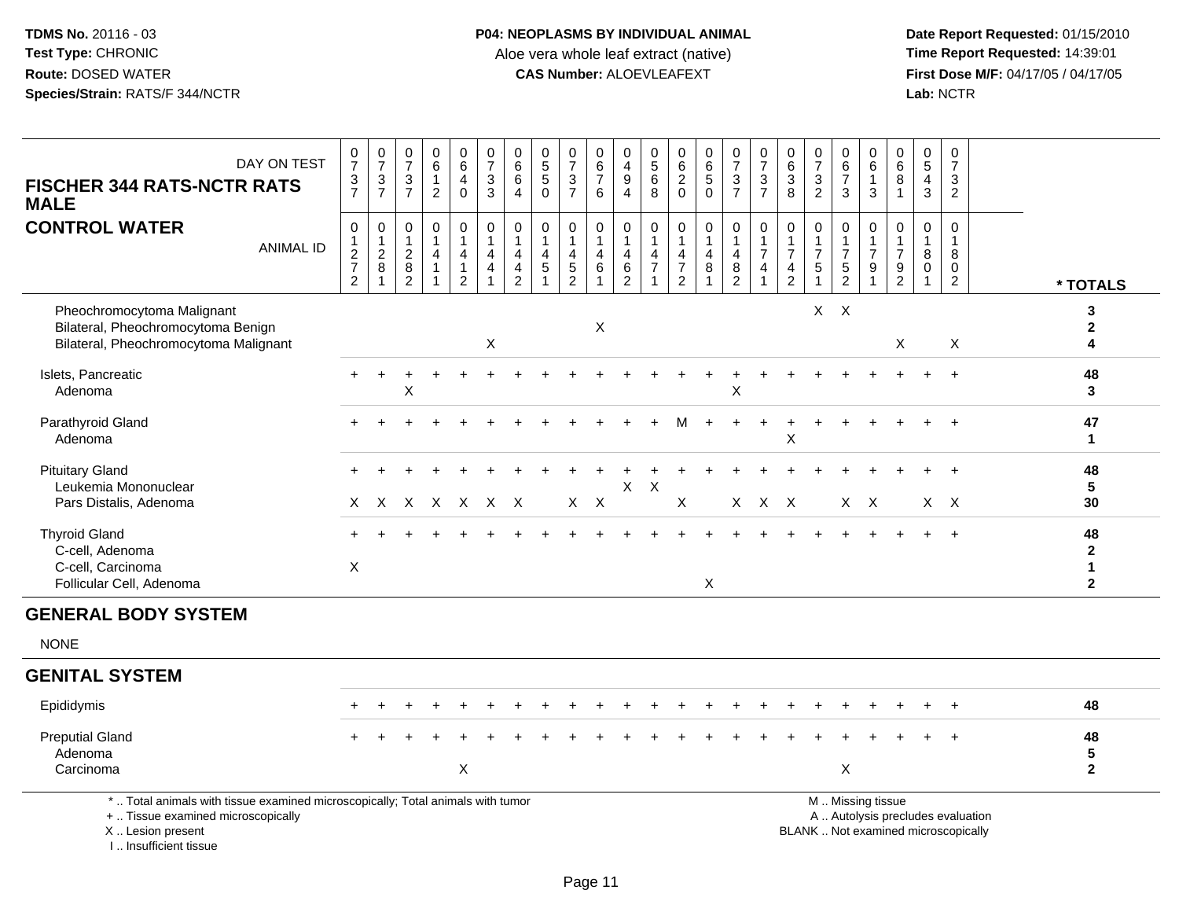**TDMS No.** 20116 - 03
**Test Type:** CHRONIC
**Route:** DOSED WATER
**Species/Strain:** RATS/F 344/NCTR

**P04: NEOPLASMS BY INDIVIDUAL ANIMAL**
Aloe vera whole leaf extract (native)
**CAS Number:** ALOEVLEAFEXT

**Date Report Requested:** 01/15/2010
**Time Report Requested:** 14:39:01
**First Dose M/F:** 04/17/05 / 04/17/05
**Lab:** NCTR

## FISCHER 344 RATS-NCTR RATS MALE
## CONTROL WATER

| DAY ON TEST | 0737 | 0737 | 0737 | 0612 | 0640 | 0733 | 0664 | 0550 | 0737 | 0676 | 0494 | 0568 | 0620 | 0650 | 0737 | 0737 | 0638 | 0732 | 0673 | 0613 | 0681 | 0543 | 0732 | |
|---|---|---|---|---|---|---|---|---|---|---|---|---|---|---|---|---|---|---|---|---|---|---|---|---|
| **ANIMAL ID** | 01272 | 01281 | 01282 | 01411 | 01412 | 01441 | 01442 | 01451 | 01452 | 01461 | 01462 | 01471 | 01472 | 01481 | 01482 | 01741 | 01742 | 01751 | 01752 | 01791 | 01792 | 01801 | 01802 | *** TOTALS** |
| Pheochromocytoma Malignant | | | | | | | | | | | | | | | | | | X | X | | | | | 3 |
| Bilateral, Pheochromocytoma Benign | | | | | | | | | | X | | | | | | | | | | | | | | 2 |
| Bilateral, Pheochromocytoma Malignant | | | | | | X | | | | | | | | | | | | | | | X | | X | 4 |
| Islets, Pancreatic | + | + | + | + | + | + | + | + | + | + | + | + | + | + | + | + | + | + | + | + | + | + | + | 48 |
| Adenoma | | | X | | | | | | | | | | | | X | | | | | | | | | 3 |
| Parathyroid Gland | + | + | + | + | + | + | + | + | + | + | + | + | M | + | + | + | + | + | + | + | + | + | + | 47 |
| Adenoma | | | | | | | | | | | | | | | | | X | | | | | | | 1 |
| Pituitary Gland | + | + | + | + | + | + | + | + | + | + | + | + | + | + | + | + | + | + | + | + | + | + | + | 48 |
| Leukemia Mononuclear | | | | | | | | | | | X | X | | | | | | | | | | | | 5 |
| Pars Distalis, Adenoma | X | X | X | X | X | X | X | | X | X | | | X | | X | X | X | | X | X | | X | X | 30 |
| Thyroid Gland | + | + | + | + | + | + | + | + | + | + | + | + | + | + | + | + | + | + | + | + | + | + | + | 48 |
| C-cell, Adenoma | | | | | | | | | | | | | | | | | | | | | | | | 2 |
| C-cell, Carcinoma | X | | | | | | | | | | | | | | | | | | | | | | | 1 |
| Follicular Cell, Adenoma | | | | | | | | | | | | | | X | | | | | | | | | | 2 |
| **GENERAL BODY SYSTEM** | | | | | | | | | | | | | | | | | | | | | | | | |
| NONE | | | | | | | | | | | | | | | | | | | | | | | | |
| **GENITAL SYSTEM** | | | | | | | | | | | | | | | | | | | | | | | | |
| Epididymis | + | + | + | + | + | + | + | + | + | + | + | + | + | + | + | + | + | + | + | + | + | + | + | 48 |
| Preputial Gland | + | + | + | + | + | + | + | + | + | + | + | + | + | + | + | + | + | + | + | + | + | + | + | 48 |
| Adenoma | | | | | | | | | | | | | | | | | | | | | | | | 5 |
| Carcinoma | | | | | X | | | | | | | | | | | | | | X | | | | | 2 |

\* .. Total animals with tissue examined microscopically; Total animals with tumor
\+ .. Tissue examined microscopically
X .. Lesion present
I .. Insufficient tissue

M .. Missing tissue
A .. Autolysis precludes evaluation
BLANK .. Not examined microscopically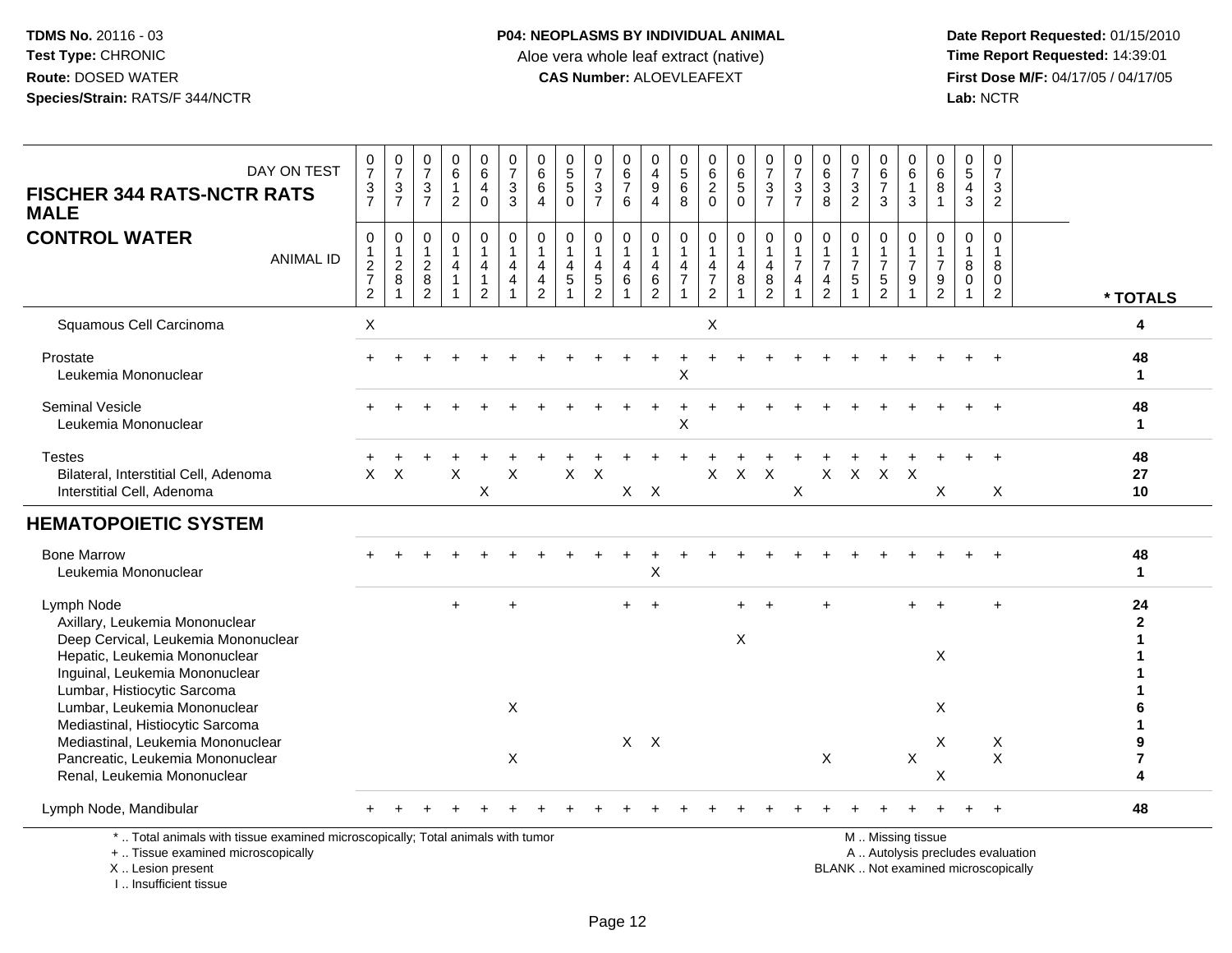TDMS No. 20116 - 03
Test Type: CHRONIC
Route: DOSED WATER
Species/Strain: RATS/F 344/NCTR

**P04: NEOPLASMS BY INDIVIDUAL ANIMAL**
Aloe vera whole leaf extract (native)
**CAS Number:** ALOEVLEAFEXT

Date Report Requested: 01/15/2010
Time Report Requested: 14:39:01
First Dose M/F: 04/17/05 / 04/17/05
Lab: NCTR

| FISCHER 344 RATS-NCTR RATS MALE — CONTROL WATER | | | | | | | | | | | | | | | | | | | | | | | | | |
|---|---|---|---|---|---|---|---|---|---|---|---|---|---|---|---|---|---|---|---|---|---|---|---|---|---|
| DAY ON TEST | 0737 | 0737 | 0737 | 0612 | 0640 | 0733 | 0664 | 0550 | 0737 | 0676 | 0494 | 0568 | 0620 | 0650 | 0737 | 0737 | 0638 | 0732 | 0673 | 0613 | 0681 | 0543 | 0732 | |
| ANIMAL ID | 01272 | 01281 | 01282 | 01411 | 01412 | 01441 | 01442 | 01451 | 01452 | 01461 | 01462 | 01471 | 01472 | 01481 | 01482 | 01741 | 01742 | 01751 | 01752 | 01791 | 01792 | 01801 | 01802 | * TOTALS |
| Squamous Cell Carcinoma | X | | | | | | | | | | | | X | | | | | | | | | | | 4 |
| Prostate | + | + | + | + | + | + | + | + | + | + | + | + | + | + | + | + | + | + | + | + | + | + | + | 48 |
| Leukemia Mononuclear | | | | | | | | | | | | X | | | | | | | | | | | | 1 |
| Seminal Vesicle | + | + | + | + | + | + | + | + | + | + | + | + | + | + | + | + | + | + | + | + | + | + | + | 48 |
| Leukemia Mononuclear | | | | | | | | | | | | X | | | | | | | | | | | | 1 |
| Testes | + | + | + | + | + | + | + | + | + | + | + | + | + | + | + | + | + | + | + | + | + | + | + | 48 |
| Bilateral, Interstitial Cell, Adenoma | X | X | | X | | X | | X | X | | | | X | X | X | | X | X | X | X | | | | 27 |
| Interstitial Cell, Adenoma | | | | | X | | | | | X | X | | | | | X | | | | | X | | X | 10 |
| **HEMATOPOIETIC SYSTEM** | | | | | | | | | | | | | | | | | | | | | | | | |
| Bone Marrow | + | + | + | + | + | + | + | + | + | + | + | + | + | + | + | + | + | + | + | + | + | + | + | 48 |
| Leukemia Mononuclear | | | | | | | | | | | X | | | | | | | | | | | | | 1 |
| Lymph Node | | | | + | | + | | | | + | + | | | + | + | | + | | | + | + | | + | 24 |
| Axillary, Leukemia Mononuclear | | | | | | | | | | | | | | | | | | | | | | | | 2 |
| Deep Cervical, Leukemia Mononuclear | | | | | | | | | | | | | | X | | | | | | | | | | 1 |
| Hepatic, Leukemia Mononuclear | | | | | | | | | | | | | | | | | | | | | X | | | 1 |
| Inguinal, Leukemia Mononuclear | | | | | | | | | | | | | | | | | | | | | | | | 1 |
| Lumbar, Histiocytic Sarcoma | | | | | | | | | | | | | | | | | | | | | | | | 1 |
| Lumbar, Leukemia Mononuclear | | | | | | X | | | | | | | | | | | | | | | X | | | 6 |
| Mediastinal, Histiocytic Sarcoma | | | | | | | | | | | | | | | | | | | | | | | | 1 |
| Mediastinal, Leukemia Mononuclear | | | | | | | | | | X | X | | | | | | | | | | X | | X | 9 |
| Pancreatic, Leukemia Mononuclear | | | | | | X | | | | | | | | | | | X | | | X | | | X | 7 |
| Renal, Leukemia Mononuclear | | | | | | | | | | | | | | | | | | | | | X | | | 4 |
| Lymph Node, Mandibular | + | + | + | + | + | + | + | + | + | + | + | + | + | + | + | + | + | + | + | + | + | + | + | 48 |

\* .. Total animals with tissue examined microscopically; Total animals with tumor
\+ .. Tissue examined microscopically
X .. Lesion present
I .. Insufficient tissue

M .. Missing tissue
A .. Autolysis precludes evaluation
BLANK .. Not examined microscopically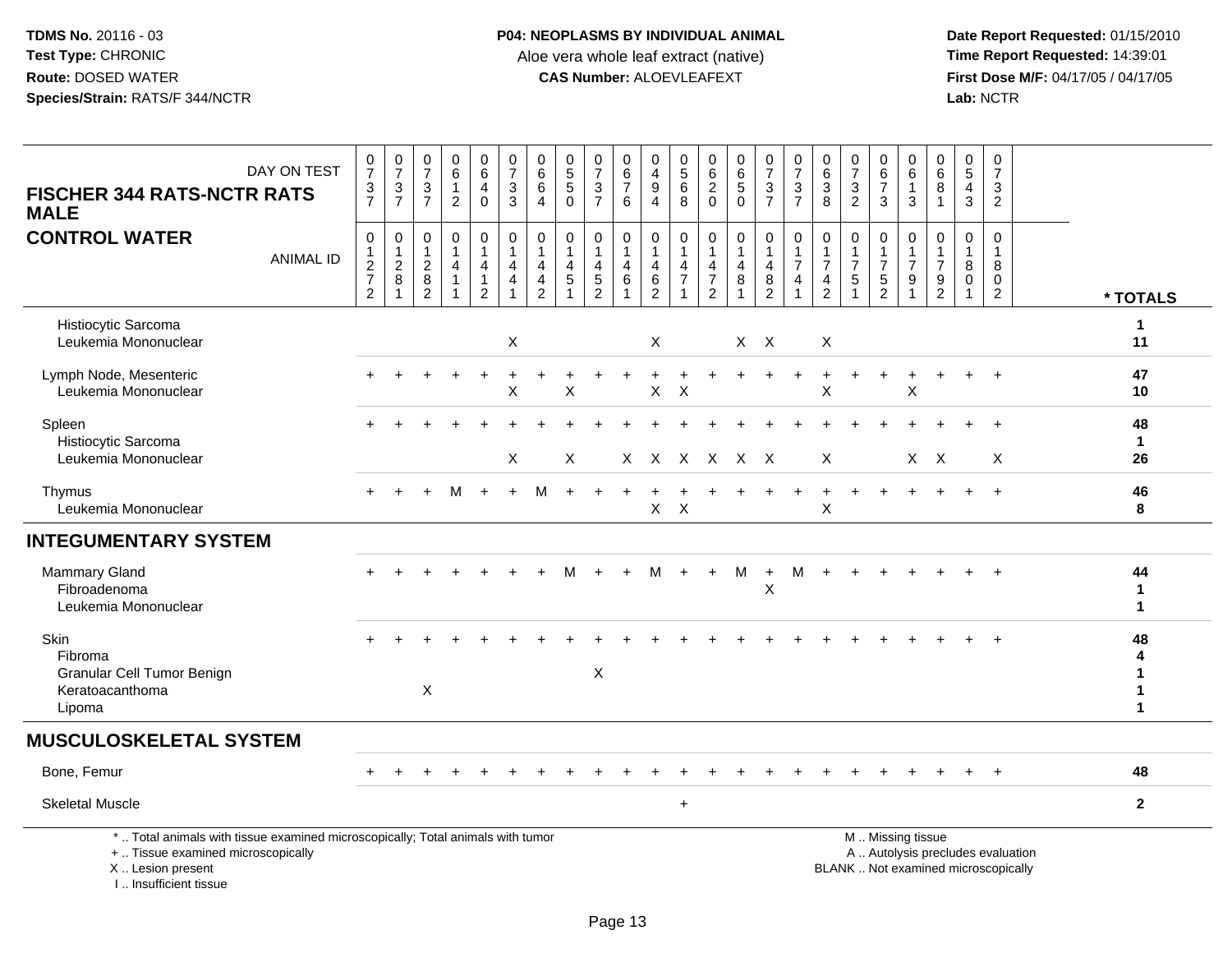**TDMS No.** 20116 - 03
**Test Type:** CHRONIC
**Route:** DOSED WATER
**Species/Strain:** RATS/F 344/NCTR

**P04: NEOPLASMS BY INDIVIDUAL ANIMAL**
Aloe vera whole leaf extract (native)
**CAS Number:** ALOEVLEAFEXT

**Date Report Requested:** 01/15/2010
**Time Report Requested:** 14:39:01
**First Dose M/F:** 04/17/05 / 04/17/05
**Lab:** NCTR

| FISCHER 344 RATS-NCTR RATS MALE — CONTROL WATER | | | | | | | | | | | | | | | | | | | | | | | | |
|---|---|---|---|---|---|---|---|---|---|---|---|---|---|---|---|---|---|---|---|---|---|---|---|---|
| DAY ON TEST | 0737 | 0737 | 0737 | 0612 | 0640 | 0733 | 0664 | 0550 | 0737 | 0676 | 0494 | 0568 | 0620 | 0650 | 0737 | 0737 | 0638 | 0732 | 0673 | 0613 | 0681 | 0543 | 0732 | |
| ANIMAL ID | 01272 | 01281 | 01282 | 01411 | 01412 | 01441 | 01442 | 01451 | 01452 | 01461 | 01462 | 01471 | 01472 | 01481 | 01482 | 01741 | 01742 | 01751 | 01752 | 01791 | 01792 | 01801 | 01802 | * TOTALS |
| Histiocytic Sarcoma | | | | | | | | | | | | | | | | | | | | | | | | 1 |
| Leukemia Mononuclear | | | | | | X | | | | | X | | | X | X | | X | | | | | | | 11 |
| Lymph Node, Mesenteric | + | + | + | + | + | + | + | + | + | + | + | + | + | + | + | + | + | + | + | + | + | + | + | 47 |
| Leukemia Mononuclear | | | | | | X | | X | | | X | X | | | | | X | | | X | | | | 10 |
| Spleen | + | + | + | + | + | + | + | + | + | + | + | + | + | + | + | + | + | + | + | + | + | + | + | 48 |
| Histiocytic Sarcoma | | | | | | | | | | | | | | | | | | | | | | | | 1 |
| Leukemia Mononuclear | | | | | | X | | X | | X | X | X | X | X | X | | X | | | X | X | | X | 26 |
| Thymus | + | + | + | M | + | + | M | + | + | + | + | + | + | + | + | + | + | + | + | + | + | + | + | 46 |
| Leukemia Mononuclear | | | | | | | | | | | X | X | | | | | X | | | | | | | 8 |
| **INTEGUMENTARY SYSTEM** | | | | | | | | | | | | | | | | | | | | | | | | |
| Mammary Gland | + | + | + | + | + | + | + | M | + | + | M | + | + | M | + | M | + | + | + | + | + | + | + | 44 |
| Fibroadenoma | | | | | | | | | | | | | | | X | | | | | | | | | 1 |
| Leukemia Mononuclear | | | | | | | | | | | | | | | | | | | | | | | | 1 |
| Skin | + | + | + | + | + | + | + | + | + | + | + | + | + | + | + | + | + | + | + | + | + | + | + | 48 |
| Fibroma | | | | | | | | | | | | | | | | | | | | | | | | 4 |
| Granular Cell Tumor Benign | | | | | | | | | X | | | | | | | | | | | | | | | 1 |
| Keratoacanthoma | | | X | | | | | | | | | | | | | | | | | | | | | 1 |
| Lipoma | | | | | | | | | | | | | | | | | | | | | | | | 1 |
| **MUSCULOSKELETAL SYSTEM** | | | | | | | | | | | | | | | | | | | | | | | | |
| Bone, Femur | + | + | + | + | + | + | + | + | + | + | + | + | + | + | + | + | + | + | + | + | + | + | + | 48 |
| Skeletal Muscle | | | | | | | | | | | | + | | | | | | | | | | | | 2 |

\* .. Total animals with tissue examined microscopically; Total animals with tumor
\+ .. Tissue examined microscopically
X .. Lesion present
I .. Insufficient tissue

M .. Missing tissue
A .. Autolysis precludes evaluation
BLANK .. Not examined microscopically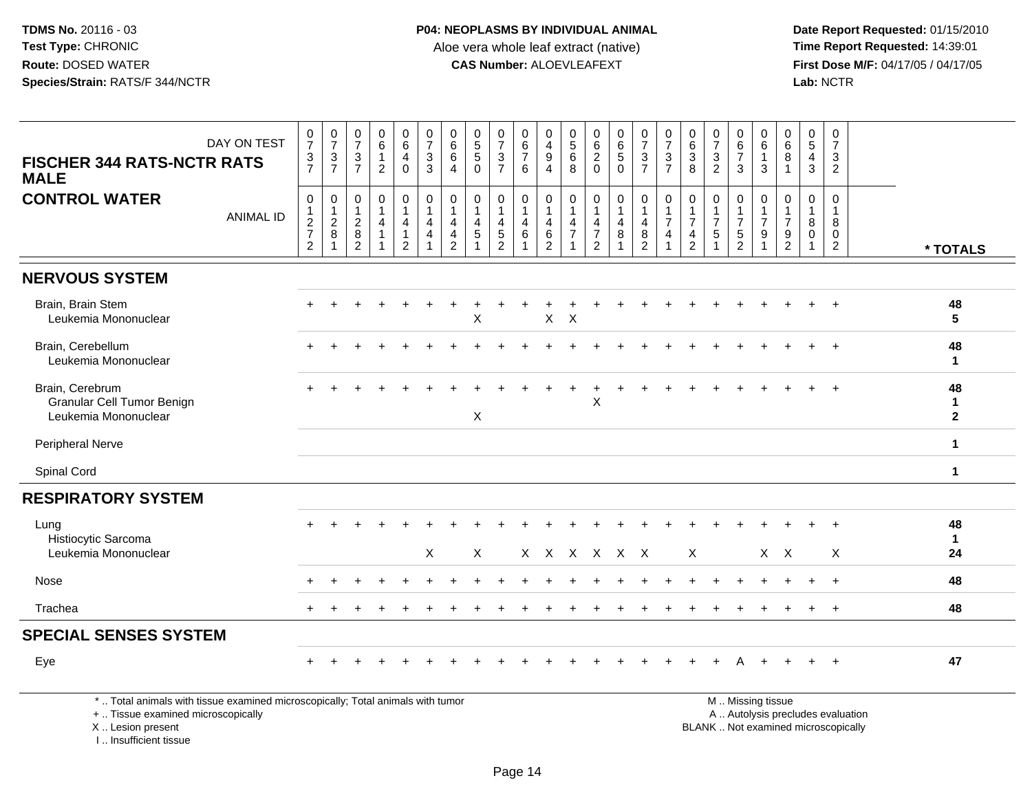**TDMS No.** 20116 - 03
**Test Type:** CHRONIC
**Route:** DOSED WATER
**Species/Strain:** RATS/F 344/NCTR

**P04: NEOPLASMS BY INDIVIDUAL ANIMAL**
Aloe vera whole leaf extract (native)
**CAS Number:** ALOEVLEAFEXT

**Date Report Requested:** 01/15/2010
**Time Report Requested:** 14:39:01
**First Dose M/F:** 04/17/05 / 04/17/05
**Lab:** NCTR

## FISCHER 344 RATS-NCTR RATS MALE
## CONTROL WATER

| DAY ON TEST | 0737 | 0737 | 0737 | 0612 | 0640 | 0733 | 0664 | 0550 | 0737 | 0676 | 0494 | 0568 | 0620 | 0650 | 0737 | 0737 | 0638 | 0732 | 0673 | 0613 | 0681 | 0543 | 0732 | * TOTALS |
|---|---|---|---|---|---|---|---|---|---|---|---|---|---|---|---|---|---|---|---|---|---|---|---|---|
| ANIMAL ID | 01272 | 01281 | 01282 | 01411 | 01412 | 01441 | 01442 | 01451 | 01452 | 01461 | 01462 | 01471 | 01472 | 01481 | 01482 | 01741 | 01742 | 01751 | 01752 | 01791 | 01792 | 01801 | 01802 | |
| **NERVOUS SYSTEM** | | | | | | | | | | | | | | | | | | | | | | | | |
| Brain, Brain Stem | + | + | + | + | + | + | + | + | + | + | + | + | + | + | + | + | + | + | + | + | + | + | + | 48 |
| Leukemia Mononuclear | | | | | | | | X | | | X | X | | | | | | | | | | | | 5 |
| Brain, Cerebellum | + | + | + | + | + | + | + | + | + | + | + | + | + | + | + | + | + | + | + | + | + | + | + | 48 |
| Leukemia Mononuclear | | | | | | | | | | | | | | | | | | | | | | | | 1 |
| Brain, Cerebrum | + | + | + | + | + | + | + | + | + | + | + | + | + | + | + | + | + | + | + | + | + | + | + | 48 |
| Granular Cell Tumor Benign | | | | | | | | | | | | | X | | | | | | | | | | | 1 |
| Leukemia Mononuclear | | | | | | | | X | | | | | | | | | | | | | | | | 2 |
| Peripheral Nerve | | | | | | | | | | | | | | | | | | | | | | | | 1 |
| Spinal Cord | | | | | | | | | | | | | | | | | | | | | | | | 1 |
| **RESPIRATORY SYSTEM** | | | | | | | | | | | | | | | | | | | | | | | | |
| Lung | + | + | + | + | + | + | + | + | + | + | + | + | + | + | + | + | + | + | + | + | + | + | + | 48 |
| Histiocytic Sarcoma | | | | | | | | | | | | | | | | | | | | | | | | 1 |
| Leukemia Mononuclear | | | | | | X | | X | | X | X | X | X | X | X | | X | | | X | X | | X | 24 |
| Nose | + | + | + | + | + | + | + | + | + | + | + | + | + | + | + | + | + | + | + | + | + | + | + | 48 |
| Trachea | + | + | + | + | + | + | + | + | + | + | + | + | + | + | + | + | + | + | + | + | + | + | + | 48 |
| **SPECIAL SENSES SYSTEM** | | | | | | | | | | | | | | | | | | | | | | | | |
| Eye | + | + | + | + | + | + | + | + | + | + | + | + | + | + | + | + | + | + | A | + | + | + | + | 47 |

\* .. Total animals with tissue examined microscopically; Total animals with tumor
\+ .. Tissue examined microscopically
X .. Lesion present
I .. Insufficient tissue

M .. Missing tissue
A .. Autolysis precludes evaluation
BLANK .. Not examined microscopically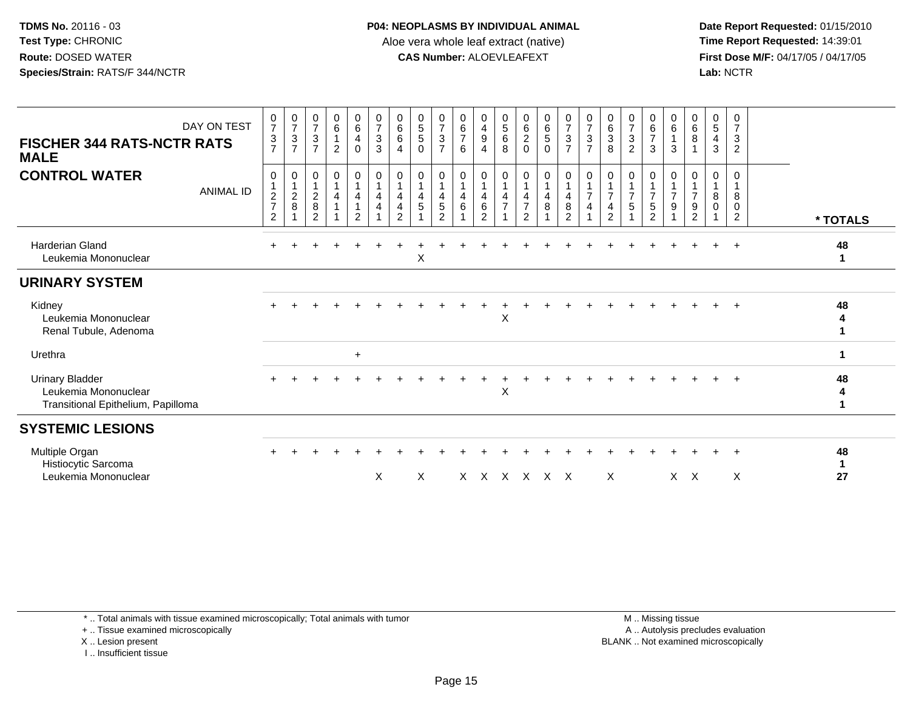**TDMS No.** 20116 - 03
**Test Type:** CHRONIC
**Route:** DOSED WATER
**Species/Strain:** RATS/F 344/NCTR

**P04: NEOPLASMS BY INDIVIDUAL ANIMAL**
Aloe vera whole leaf extract (native)
**CAS Number:** ALOEVLEAFEXT

**Date Report Requested:** 01/15/2010
**Time Report Requested:** 14:39:01
**First Dose M/F:** 04/17/05 / 04/17/05
**Lab:** NCTR

## FISCHER 344 RATS-NCTR RATS MALE

## CONTROL WATER

| DAY ON TEST | 0737 | 0737 | 0737 | 0612 | 0640 | 0733 | 0664 | 0550 | 0737 | 0676 | 0494 | 0568 | 0620 | 0650 | 0737 | 0737 | 0638 | 0732 | 0673 | 0613 | 0681 | 0543 | 0732 | |
|---|---|---|---|---|---|---|---|---|---|---|---|---|---|---|---|---|---|---|---|---|---|---|---|---|
| **ANIMAL ID** | 01272 | 01281 | 01282 | 01411 | 01412 | 01441 | 01442 | 01451 | 01452 | 01461 | 01462 | 01471 | 01472 | 01481 | 01482 | 01741 | 01742 | 01751 | 01752 | 01791 | 01792 | 01801 | 01802 | *** TOTALS** |
| Harderian Gland | + | + | + | + | + | + | + | + | + | + | + | + | + | + | + | + | + | + | + | + | + | + | + | 48 |
| Leukemia Mononuclear | | | | | | | | X | | | | | | | | | | | | | | | | 1 |
| **URINARY SYSTEM** | | | | | | | | | | | | | | | | | | | | | | | | |
| Kidney | + | + | + | + | + | + | + | + | + | + | + | + | + | + | + | + | + | + | + | + | + | + | + | 48 |
| Leukemia Mononuclear | | | | | | | | | | | | X | | | | | | | | | | | | 4 |
| Renal Tubule, Adenoma | | | | | | | | | | | | | | | | | | | | | | | | 1 |
| Urethra | | | | | + | | | | | | | | | | | | | | | | | | | 1 |
| Urinary Bladder | + | + | + | + | + | + | + | + | + | + | + | + | + | + | + | + | + | + | + | + | + | + | + | 48 |
| Leukemia Mononuclear | | | | | | | | | | | | X | | | | | | | | | | | | 4 |
| Transitional Epithelium, Papilloma | | | | | | | | | | | | | | | | | | | | | | | | 1 |
| **SYSTEMIC LESIONS** | | | | | | | | | | | | | | | | | | | | | | | | |
| Multiple Organ | + | + | + | + | + | + | + | + | + | + | + | + | + | + | + | + | + | + | + | + | + | + | + | 48 |
| Histiocytic Sarcoma | | | | | | | | | | | | | | | | | | | | | | | | 1 |
| Leukemia Mononuclear | | | | | | X | | X | | X | X | X | X | X | X | | X | | | X | X | | X | 27 |

* .. Total animals with tissue examined microscopically; Total animals with tumor
+ .. Tissue examined microscopically
X .. Lesion present
I .. Insufficient tissue

M .. Missing tissue
A .. Autolysis precludes evaluation
BLANK .. Not examined microscopically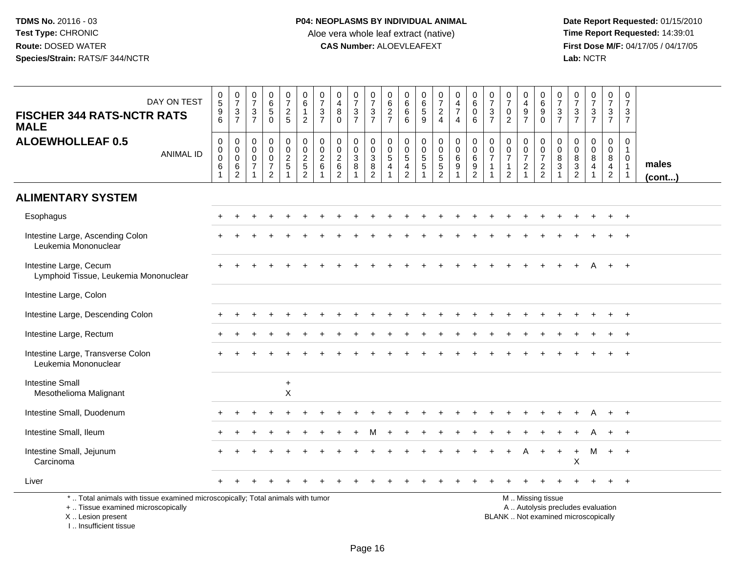TDMS No. 20116 - 03
Test Type: CHRONIC
Route: DOSED WATER
Species/Strain: RATS/F 344/NCTR

**P04: NEOPLASMS BY INDIVIDUAL ANIMAL**
Aloe vera whole leaf extract (native)
**CAS Number:** ALOEVLEAFEXT

Date Report Requested: 01/15/2010
Time Report Requested: 14:39:01
First Dose M/F: 04/17/05 / 04/17/05
Lab: NCTR

## FISCHER 344 RATS-NCTR RATS MALE
## ALOEWHOLLEAF 0.5

| DAY ON TEST | 0596 | 0737 | 0737 | 0650 | 0725 | 0612 | 0737 | 0480 | 0737 | 0737 | 0627 | 0666 | 0659 | 0724 | 0474 | 0606 | 0737 | 0702 | 0497 | 0690 | 0737 | 0737 | 0737 | 0737 | 0737 | |
|---|---|---|---|---|---|---|---|---|---|---|---|---|---|---|---|---|---|---|---|---|---|---|---|---|---|---|
| **ANIMAL ID** | 00061 | 00062 | 00071 | 00072 | 00251 | 00252 | 00261 | 00262 | 00381 | 00382 | 00541 | 00542 | 00551 | 00552 | 00691 | 00692 | 00711 | 00712 | 00721 | 00722 | 00831 | 00832 | 00841 | 00842 | 01011 | **males (cont...)** |
| **ALIMENTARY SYSTEM** | | | | | | | | | | | | | | | | | | | | | | | | | | |
| Esophagus | + | + | + | + | + | + | + | + | + | + | + | + | + | + | + | + | + | + | + | + | + | + | + | + | + | |
| Intestine Large, Ascending Colon | + | + | + | + | + | + | + | + | + | + | + | + | + | + | + | + | + | + | + | + | + | + | + | + | + | |
| Leukemia Mononuclear | | | | | | | | | | | | | | | | | | | | | | | | | | |
| Intestine Large, Cecum | + | + | + | + | + | + | + | + | + | + | + | + | + | + | + | + | + | + | + | + | + | + | A | + | + | |
| Lymphoid Tissue, Leukemia Mononuclear | | | | | | | | | | | | | | | | | | | | | | | | | | |
| Intestine Large, Colon | | | | | | | | | | | | | | | | | | | | | | | | | | |
| Intestine Large, Descending Colon | + | + | + | + | + | + | + | + | + | + | + | + | + | + | + | + | + | + | + | + | + | + | + | + | + | |
| Intestine Large, Rectum | + | + | + | + | + | + | + | + | + | + | + | + | + | + | + | + | + | + | + | + | + | + | + | + | + | |
| Intestine Large, Transverse Colon | + | + | + | + | + | + | + | + | + | + | + | + | + | + | + | + | + | + | + | + | + | + | + | + | + | |
| Leukemia Mononuclear | | | | | | | | | | | | | | | | | | | | | | | | | | |
| Intestine Small | | | | | + | | | | | | | | | | | | | | | | | | | | | |
| Mesothelioma Malignant | | | | | X | | | | | | | | | | | | | | | | | | | | | |
| Intestine Small, Duodenum | + | + | + | + | + | + | + | + | + | + | + | + | + | + | + | + | + | + | + | + | + | + | A | + | + | |
| Intestine Small, Ileum | + | + | + | + | + | + | + | + | + | M | + | + | + | + | + | + | + | + | + | + | + | + | A | + | + | |
| Intestine Small, Jejunum | + | + | + | + | + | + | + | + | + | + | + | + | + | + | + | + | + | + | A | + | + | + | M | + | + | |
| Carcinoma | | | | | | | | | | | | | | | | | | | | | | X | | | | |
| Liver | + | + | + | + | + | + | + | + | + | + | + | + | + | + | + | + | + | + | + | + | + | + | + | + | + | |

\* .. Total animals with tissue examined microscopically; Total animals with tumor
\+ .. Tissue examined microscopically
X .. Lesion present
I .. Insufficient tissue

M .. Missing tissue
A .. Autolysis precludes evaluation
BLANK .. Not examined microscopically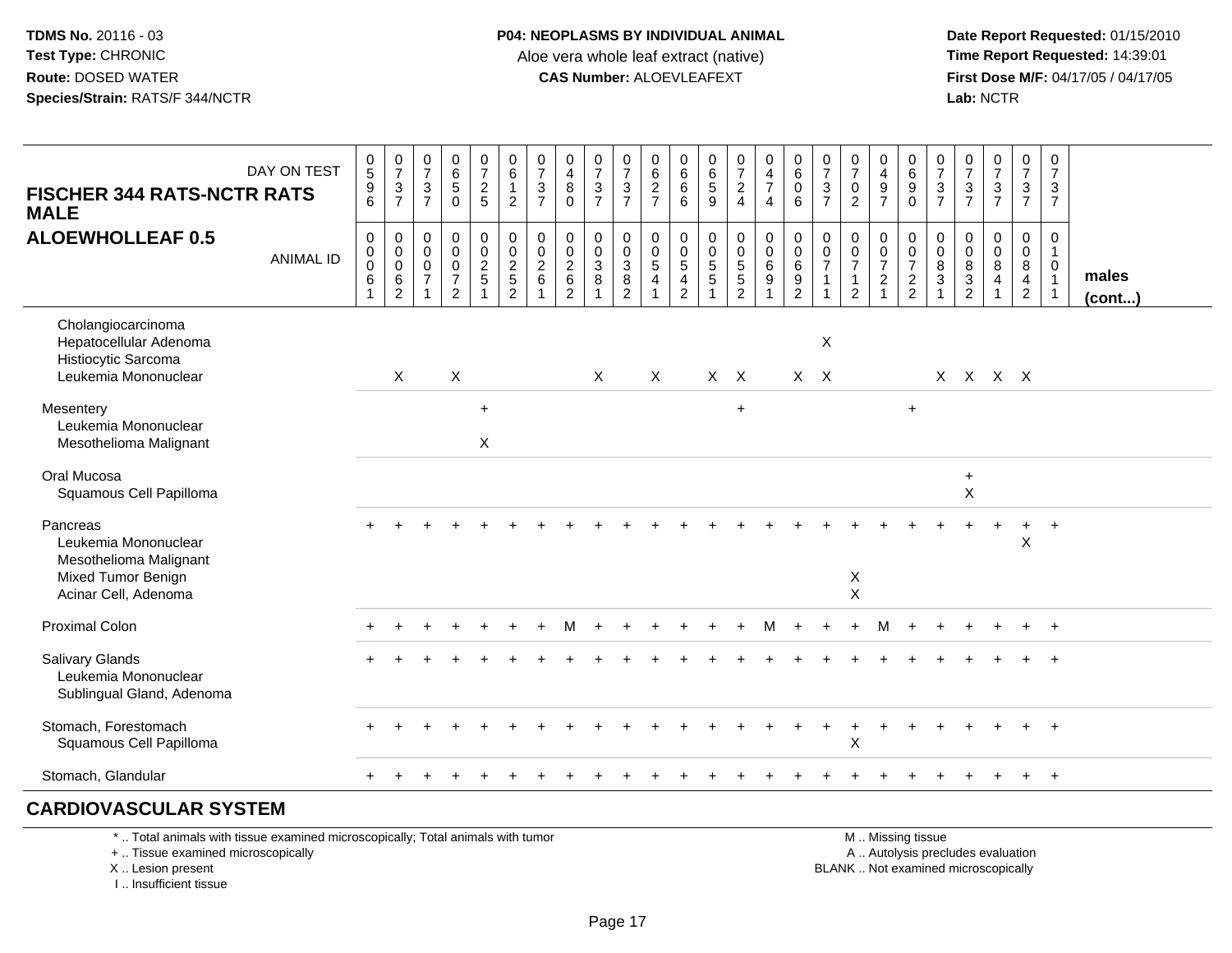**P04: NEOPLASMS BY INDIVIDUAL ANIMAL**
Aloe vera whole leaf extract (native)
**CAS Number:** ALOEVLEAFEXT

**TDMS No.** 20116 - 03
**Test Type:** CHRONIC
**Route:** DOSED WATER
**Species/Strain:** RATS/F 344/NCTR

**Date Report Requested:** 01/15/2010
**Time Report Requested:** 14:39:01
**First Dose M/F:** 04/17/05 / 04/17/05
**Lab:** NCTR

## FISCHER 344 RATS-NCTR RATS MALE
## ALOEWHOLLEAF 0.5

| DAY ON TEST | 0596 | 0737 | 0737 | 0650 | 0725 | 0612 | 0737 | 0480 | 0737 | 0737 | 0627 | 0666 | 0659 | 0724 | 0474 | 0606 | 0737 | 0702 | 0497 | 0690 | 0737 | 0737 | 0737 | 0737 | 0737 | |
|---|---|---|---|---|---|---|---|---|---|---|---|---|---|---|---|---|---|---|---|---|---|---|---|---|---|---|
| **ANIMAL ID** | 00061 | 00062 | 00071 | 00072 | 00251 | 00252 | 00261 | 00262 | 00381 | 00382 | 00541 | 00542 | 00551 | 00552 | 00691 | 00692 | 00711 | 00712 | 00721 | 00722 | 00831 | 00832 | 00841 | 00842 | 01011 | **males (cont...)** |
| Cholangiocarcinoma | | | | | | | | | | | | | | | | | | | | | | | | | | |
| Hepatocellular Adenoma | | | | | | | | | | | | | | | | | X | | | | | | | | | |
| Histiocytic Sarcoma | | | | | | | | | | | | | | | | | | | | | | | | | | |
| Leukemia Mononuclear | | X | | X | | | | | X | | X | | X | X | | X | X | | | | X | X | X | X | | |
| Mesentery | | | | | + | | | | | | | | | + | | | | | | + | | | | | | |
| Leukemia Mononuclear | | | | | | | | | | | | | | | | | | | | | | | | | | |
| Mesothelioma Malignant | | | | | X | | | | | | | | | | | | | | | | | | | | | |
| Oral Mucosa | | | | | | | | | | | | | | | | | | | | | | + | | | | |
| Squamous Cell Papilloma | | | | | | | | | | | | | | | | | | | | | | X | | | | |
| Pancreas | + | + | + | + | + | + | + | + | + | + | + | + | + | + | + | + | + | + | + | + | + | + | + | + | + | |
| Leukemia Mononuclear | | | | | | | | | | | | | | | | | | | | | | | | X | | |
| Mesothelioma Malignant | | | | | | | | | | | | | | | | | | | | | | | | | | |
| Mixed Tumor Benign | | | | | | | | | | | | | | | | | | X | | | | | | | | |
| Acinar Cell, Adenoma | | | | | | | | | | | | | | | | | | X | | | | | | | | |
| Proximal Colon | + | + | + | + | + | + | + | M | + | + | + | + | + | + | M | + | + | + | M | + | + | + | + | + | + | |
| Salivary Glands | + | + | + | + | + | + | + | + | + | + | + | + | + | + | + | + | + | + | + | + | + | + | + | + | + | |
| Leukemia Mononuclear | | | | | | | | | | | | | | | | | | | | | | | | | | |
| Sublingual Gland, Adenoma | | | | | | | | | | | | | | | | | | | | | | | | | | |
| Stomach, Forestomach | + | + | + | + | + | + | + | + | + | + | + | + | + | + | + | + | + | + | + | + | + | + | + | + | + | |
| Squamous Cell Papilloma | | | | | | | | | | | | | | | | | | X | | | | | | | | |
| Stomach, Glandular | + | + | + | + | + | + | + | + | + | + | + | + | + | + | + | + | + | + | + | + | + | + | + | + | + | |

## CARDIOVASCULAR SYSTEM

\* .. Total animals with tissue examined microscopically; Total animals with tumor
\+ .. Tissue examined microscopically
X .. Lesion present
I .. Insufficient tissue

M .. Missing tissue
A .. Autolysis precludes evaluation
BLANK .. Not examined microscopically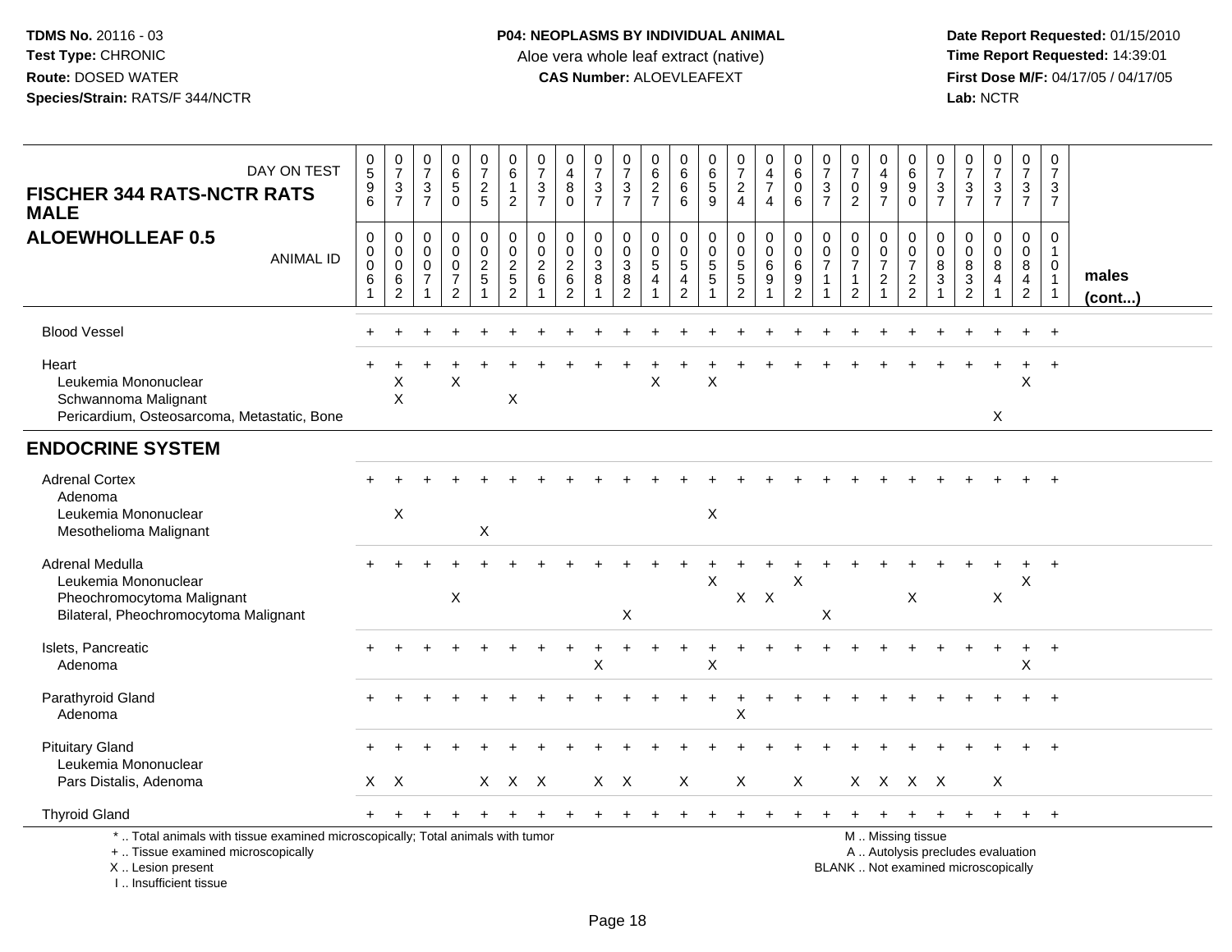**TDMS No.** 20116 - 03
**Test Type:** CHRONIC
**Route:** DOSED WATER
**Species/Strain:** RATS/F 344/NCTR

**P04: NEOPLASMS BY INDIVIDUAL ANIMAL**
Aloe vera whole leaf extract (native)
**CAS Number:** ALOEVLEAFEXT

**Date Report Requested:** 01/15/2010
**Time Report Requested:** 14:39:01
**First Dose M/F:** 04/17/05 / 04/17/05
**Lab:** NCTR

| FISCHER 344 RATS-NCTR RATS MALE — DAY ON TEST | 0596 | 0737 | 0737 | 0650 | 0725 | 0612 | 0737 | 0480 | 0737 | 0737 | 0627 | 0666 | 0659 | 0724 | 0474 | 0606 | 0737 | 0702 | 0497 | 0690 | 0737 | 0737 | 0737 | 0737 | 0737 | |
|---|---|---|---|---|---|---|---|---|---|---|---|---|---|---|---|---|---|---|---|---|---|---|---|---|---|---|
| **ALOEWHOLLEAF 0.5** — ANIMAL ID | 00061 | 00062 | 00071 | 00072 | 00251 | 00252 | 00261 | 00262 | 00381 | 00382 | 00541 | 00542 | 00551 | 00552 | 00691 | 00692 | 00711 | 00712 | 00721 | 00722 | 00831 | 00832 | 00841 | 00842 | 01011 | **males (cont...)** |
| Blood Vessel | + | + | + | + | + | + | + | + | + | + | + | + | + | + | + | + | + | + | + | + | + | + | + | + | + | |
| Heart | + | + | + | + | + | + | + | + | + | + | + | + | + | + | + | + | + | + | + | + | + | + | + | + | + | |
| Leukemia Mononuclear | | X | | X | | | | | | | X | | X | | | | | | | | | | | X | | |
| Schwannoma Malignant | | X | | | | X | | | | | | | | | | | | | | | | | | | | |
| Pericardium, Osteosarcoma, Metastatic, Bone | | | | | | | | | | | | | | | | | | | | | | | X | | | |
| **ENDOCRINE SYSTEM** | | | | | | | | | | | | | | | | | | | | | | | | | | |
| Adrenal Cortex | + | + | + | + | + | + | + | + | + | + | + | + | + | + | + | + | + | + | + | + | + | + | + | + | + | |
| Adenoma | | | | | | | | | | | | | | | | | | | | | | | | | | |
| Leukemia Mononuclear | | X | | | | | | | | | | | X | | | | | | | | | | | | | |
| Mesothelioma Malignant | | | | | X | | | | | | | | | | | | | | | | | | | | | |
| Adrenal Medulla | + | + | + | + | + | + | + | + | + | + | + | + | + | + | + | + | + | + | + | + | + | + | + | + | + | |
| Leukemia Mononuclear | | | | | | | | | | | | | X | | | X | | | | | | | | X | | |
| Pheochromocytoma Malignant | | | | X | | | | | | | | | | X | X | | | | | X | | | X | | | |
| Bilateral, Pheochromocytoma Malignant | | | | | | | | | | X | | | | | | | X | | | | | | | | | |
| Islets, Pancreatic | + | + | + | + | + | + | + | + | + | + | + | + | + | + | + | + | + | + | + | + | + | + | + | + | + | |
| Adenoma | | | | | | | | | X | | | | X | | | | | | | | | | | X | | |
| Parathyroid Gland | + | + | + | + | + | + | + | + | + | + | + | + | + | + | + | + | + | + | + | + | + | + | + | + | + | |
| Adenoma | | | | | | | | | | | | | | X | | | | | | | | | | | | |
| Pituitary Gland | + | + | + | + | + | + | + | + | + | + | + | + | + | + | + | + | + | + | + | + | + | + | + | + | + | |
| Leukemia Mononuclear | | | | | | | | | | | | | | | | | | | | | | | | | | |
| Pars Distalis, Adenoma | X | X | | | X | X | X | | X | X | | X | | X | | X | | X | X | X | X | | X | | | |
| Thyroid Gland | + | + | + | + | + | + | + | + | + | + | + | + | + | + | + | + | + | + | + | + | + | + | + | + | + | |

\* .. Total animals with tissue examined microscopically; Total animals with tumor
+ .. Tissue examined microscopically
X .. Lesion present
I .. Insufficient tissue

M .. Missing tissue
A .. Autolysis precludes evaluation
BLANK .. Not examined microscopically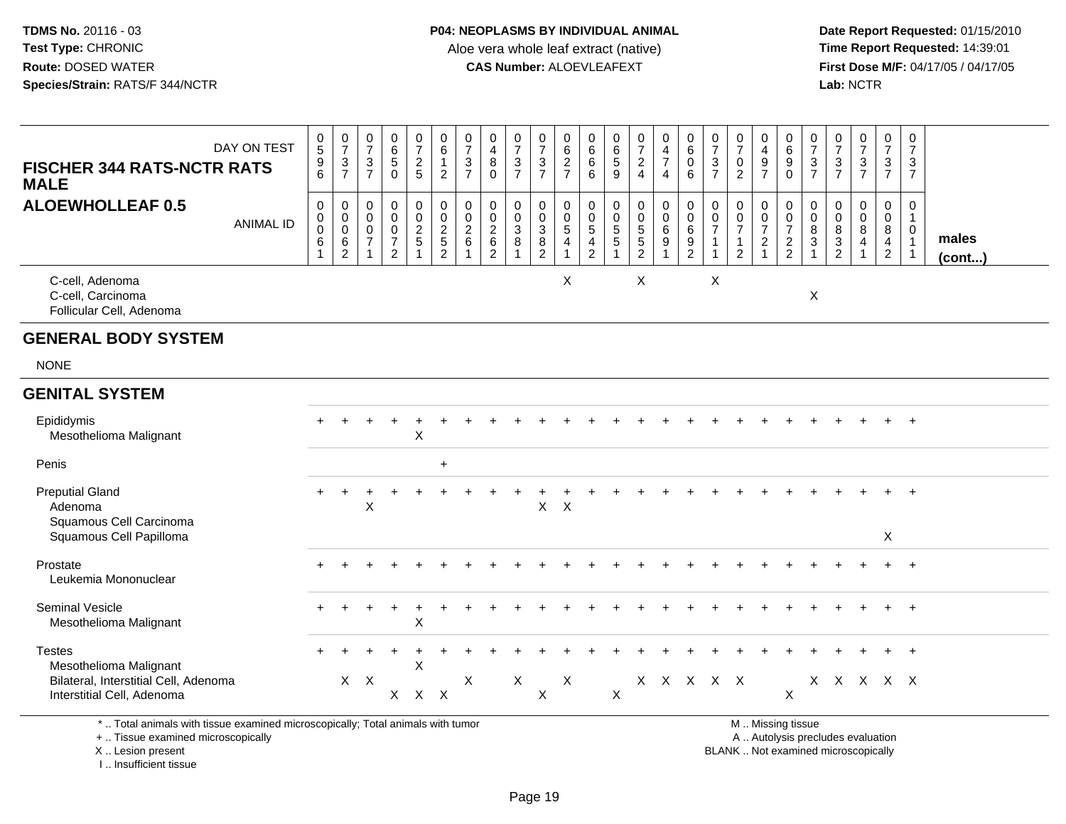**TDMS No.** 20116 - 03
**Test Type:** CHRONIC
**Route:** DOSED WATER
**Species/Strain:** RATS/F 344/NCTR

**P04: NEOPLASMS BY INDIVIDUAL ANIMAL**
Aloe vera whole leaf extract (native)
**CAS Number:** ALOEVLEAFEXT

**Date Report Requested:** 01/15/2010
**Time Report Requested:** 14:39:01
**First Dose M/F:** 04/17/05 / 04/17/05
**Lab:** NCTR

**FISCHER 344 RATS-NCTR RATS MALE**
**ALOEWHOLLEAF 0.5**

| DAY ON TEST | 0596 | 0737 | 0737 | 0650 | 0725 | 0612 | 0737 | 0480 | 0737 | 0737 | 0627 | 0666 | 0659 | 0724 | 0474 | 0606 | 0737 | 0702 | 0497 | 0690 | 0737 | 0737 | 0737 | 0737 | 0737 | |
|---|---|---|---|---|---|---|---|---|---|---|---|---|---|---|---|---|---|---|---|---|---|---|---|---|---|---|
| **ANIMAL ID** | 00061 | 00062 | 00071 | 00072 | 00251 | 00252 | 00261 | 00262 | 00381 | 00382 | 00541 | 00542 | 00551 | 00552 | 00691 | 00692 | 00711 | 00712 | 00721 | 00722 | 00831 | 00832 | 00841 | 00842 | 01011 | **males (cont...)** |
| C-cell, Adenoma | | | | | | | | | | | X | | | X | | | X | | | | | | | | | |
| C-cell, Carcinoma | | | | | | | | | | | | | | | | | | | | | X | | | | | |
| Follicular Cell, Adenoma | | | | | | | | | | | | | | | | | | | | | | | | | | |
| **GENERAL BODY SYSTEM** | | | | | | | | | | | | | | | | | | | | | | | | | | |
| NONE | | | | | | | | | | | | | | | | | | | | | | | | | | |
| **GENITAL SYSTEM** | | | | | | | | | | | | | | | | | | | | | | | | | | |
| Epididymis | + | + | + | + | + | + | + | + | + | + | + | + | + | + | + | + | + | + | + | + | + | + | + | + | + | |
| Mesothelioma Malignant | | | | | X | | | | | | | | | | | | | | | | | | | | | |
| Penis | | | | | | + | | | | | | | | | | | | | | | | | | | | |
| Preputial Gland | + | + | + | + | + | + | + | + | + | + | + | + | + | + | + | + | + | + | + | + | + | + | + | + | + | |
| Adenoma | | | X | | | | | | | X | X | | | | | | | | | | | | | | | |
| Squamous Cell Carcinoma | | | | | | | | | | | | | | | | | | | | | | | | | | |
| Squamous Cell Papilloma | | | | | | | | | | | | | | | | | | | | | | | | X | | |
| Prostate | + | + | + | + | + | + | + | + | + | + | + | + | + | + | + | + | + | + | + | + | + | + | + | + | + | |
| Leukemia Mononuclear | | | | | | | | | | | | | | | | | | | | | | | | | | |
| Seminal Vesicle | + | + | + | + | + | + | + | + | + | + | + | + | + | + | + | + | + | + | + | + | + | + | + | + | + | |
| Mesothelioma Malignant | | | | | X | | | | | | | | | | | | | | | | | | | | | |
| Testes | + | + | + | + | + | + | + | + | + | + | + | + | + | + | + | + | + | + | + | + | + | + | + | + | + | |
| Mesothelioma Malignant | | | | | X | | | | | | | | | | | | | | | | | | | | | |
| Bilateral, Interstitial Cell, Adenoma | | X | X | | | | X | | X | | X | | | X | X | X | X | X | | | X | X | X | X | X | |
| Interstitial Cell, Adenoma | | | | X | X | X | | | | X | | | X | | | | | | | X | | | | | | |

\* .. Total animals with tissue examined microscopically; Total animals with tumor
\+ .. Tissue examined microscopically
X .. Lesion present
I .. Insufficient tissue

M .. Missing tissue
A .. Autolysis precludes evaluation
BLANK .. Not examined microscopically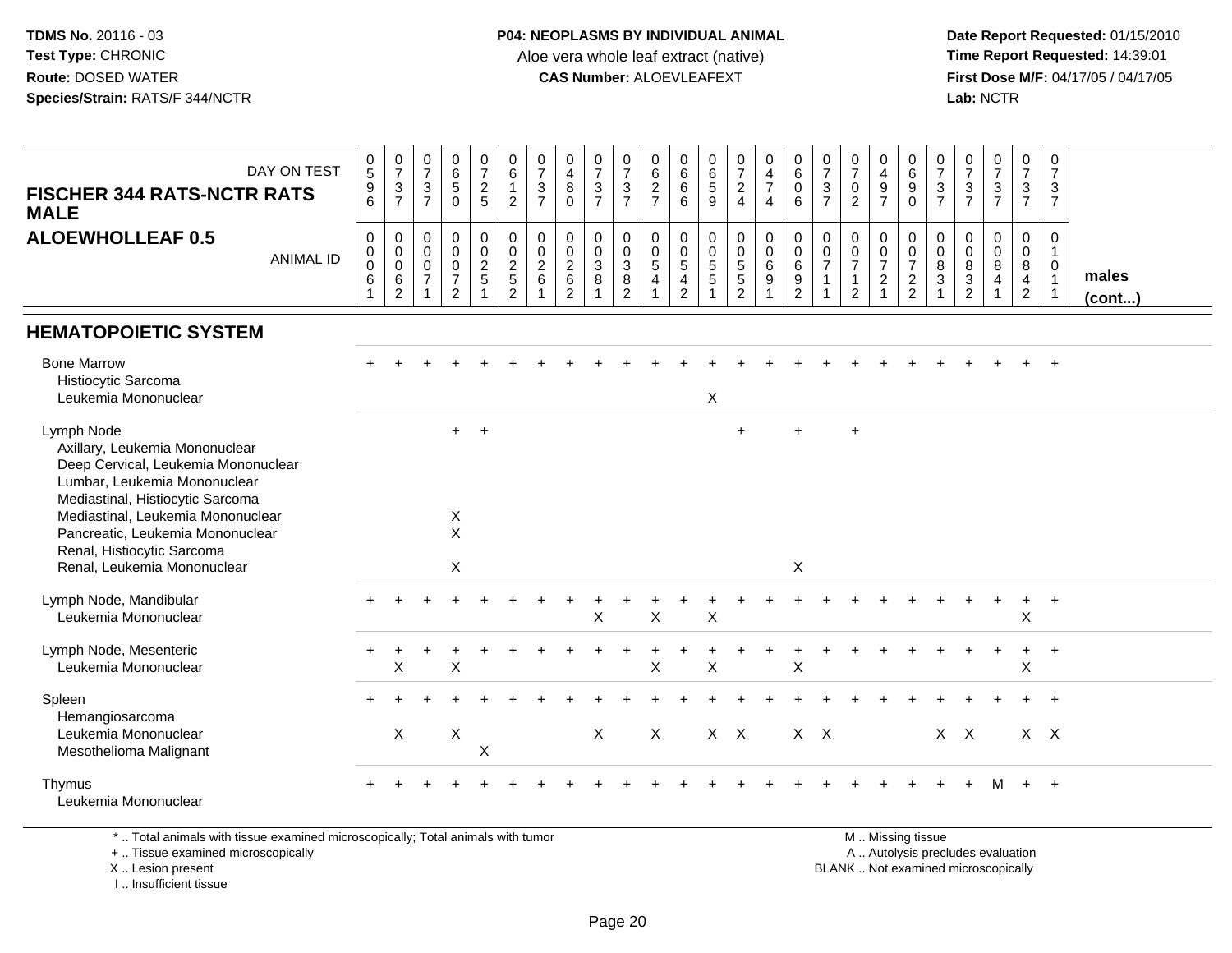TDMS No. 20116 - 03
Test Type: CHRONIC
Route: DOSED WATER
Species/Strain: RATS/F 344/NCTR

**P04: NEOPLASMS BY INDIVIDUAL ANIMAL**
Aloe vera whole leaf extract (native)
**CAS Number:** ALOEVLEAFEXT

Date Report Requested: 01/15/2010
Time Report Requested: 14:39:01
First Dose M/F: 04/17/05 / 04/17/05
Lab: NCTR

**FISCHER 344 RATS-NCTR RATS MALE**
**ALOEWHOLLEAF 0.5**

| DAY ON TEST | 0596 | 0737 | 0737 | 0650 | 0725 | 0612 | 0737 | 0480 | 0737 | 0737 | 0627 | 0666 | 0659 | 0724 | 0474 | 0606 | 0737 | 0702 | 0497 | 0690 | 0737 | 0737 | 0737 | 0737 | 0737 | |
|---|---|---|---|---|---|---|---|---|---|---|---|---|---|---|---|---|---|---|---|---|---|---|---|---|---|---|
| ANIMAL ID | 00061 | 00062 | 00071 | 00072 | 00251 | 00252 | 00261 | 00262 | 00381 | 00382 | 00541 | 00542 | 00551 | 00552 | 00691 | 00692 | 00711 | 00712 | 00721 | 00722 | 00831 | 00832 | 00841 | 00842 | 01011 | males (cont...) |
| **HEMATOPOIETIC SYSTEM** | | | | | | | | | | | | | | | | | | | | | | | | | | |
| Bone Marrow | + | + | + | + | + | + | + | + | + | + | + | + | + | + | + | + | + | + | + | + | + | + | + | + | + | |
| Histiocytic Sarcoma | | | | | | | | | | | | | | | | | | | | | | | | | | |
| Leukemia Mononuclear | | | | | | | | | | | | | X | | | | | | | | | | | | | |
| Lymph Node | | | | + | + | | | | | | | | | + | | + | | + | | | | | | | | |
| Axillary, Leukemia Mononuclear | | | | | | | | | | | | | | | | | | | | | | | | | | |
| Deep Cervical, Leukemia Mononuclear | | | | | | | | | | | | | | | | | | | | | | | | | | |
| Lumbar, Leukemia Mononuclear | | | | | | | | | | | | | | | | | | | | | | | | | | |
| Mediastinal, Histiocytic Sarcoma | | | | | | | | | | | | | | | | | | | | | | | | | | |
| Mediastinal, Leukemia Mononuclear | | | | X | | | | | | | | | | | | | | | | | | | | | | |
| Pancreatic, Leukemia Mononuclear | | | | X | | | | | | | | | | | | | | | | | | | | | | |
| Renal, Histiocytic Sarcoma | | | | | | | | | | | | | | | | | | | | | | | | | | |
| Renal, Leukemia Mononuclear | | | | X | | | | | | | | | | | | X | | | | | | | | | | |
| Lymph Node, Mandibular | + | + | + | + | + | + | + | + | + | + | + | + | + | + | + | + | + | + | + | + | + | + | + | + | + | |
| Leukemia Mononuclear | | | | | | | | | X | | X | | X | | | | | | | | | | | X | | |
| Lymph Node, Mesenteric | + | + | + | + | + | + | + | + | + | + | + | + | + | + | + | + | + | + | + | + | + | + | + | + | + | |
| Leukemia Mononuclear | | X | | X | | | | | | | X | | X | | | X | | | | | | | | X | | |
| Spleen | + | + | + | + | + | + | + | + | + | + | + | + | + | + | + | + | + | + | + | + | + | + | + | + | + | |
| Hemangiosarcoma | | | | | | | | | | | | | | | | | | | | | | | | | | |
| Leukemia Mononuclear | | X | | X | | | | | X | | X | | X | X | | X | X | | | | X | X | | X | X | |
| Mesothelioma Malignant | | | | | X | | | | | | | | | | | | | | | | | | | | | |
| Thymus | + | + | + | + | + | + | + | + | + | + | + | + | + | + | + | + | + | + | + | + | + | + | M | + | + | |
| Leukemia Mononuclear | | | | | | | | | | | | | | | | | | | | | | | | | | |

\* .. Total animals with tissue examined microscopically; Total animals with tumor
\+ .. Tissue examined microscopically
X .. Lesion present
I .. Insufficient tissue

M .. Missing tissue
A .. Autolysis precludes evaluation
BLANK .. Not examined microscopically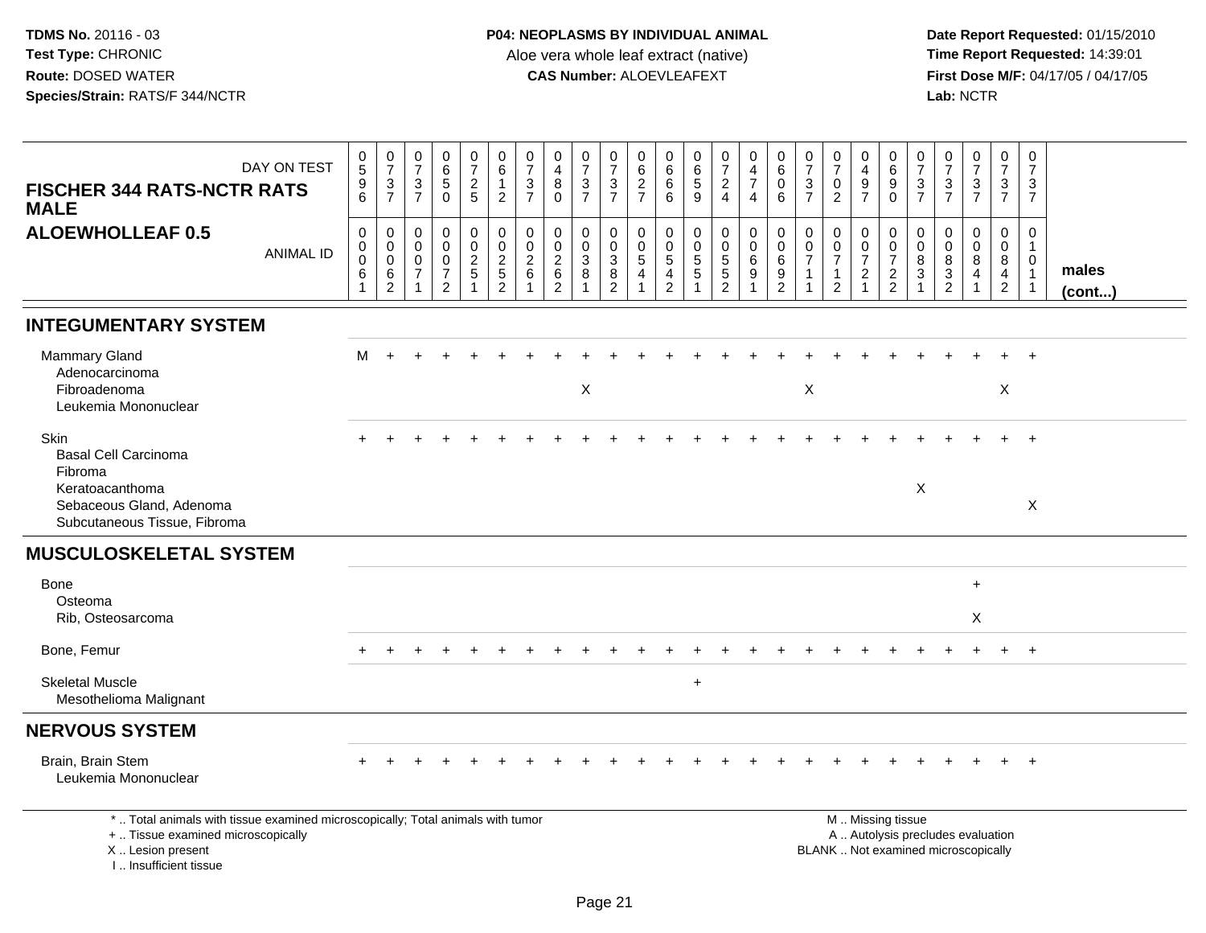**TDMS No.** 20116 - 03
**Test Type:** CHRONIC
**Route:** DOSED WATER
**Species/Strain:** RATS/F 344/NCTR

**P04: NEOPLASMS BY INDIVIDUAL ANIMAL**
Aloe vera whole leaf extract (native)
**CAS Number:** ALOEVLEAFEXT

**Date Report Requested:** 01/15/2010
**Time Report Requested:** 14:39:01
**First Dose M/F:** 04/17/05 / 04/17/05
**Lab:** NCTR

| FISCHER 344 RATS-NCTR RATS MALE ALOEWHOLLEAF 0.5 | | | | | | | | | | | | | | | | | | | | | | | | | | |
|---|---|---|---|---|---|---|---|---|---|---|---|---|---|---|---|---|---|---|---|---|---|---|---|---|---|---|
| DAY ON TEST | 0596 | 0737 | 0737 | 0650 | 0725 | 0612 | 0737 | 0480 | 0737 | 0737 | 0627 | 0666 | 0659 | 0724 | 0474 | 0606 | 0737 | 0702 | 0497 | 0690 | 0737 | 0737 | 0737 | 0737 | 0737 | |
| ANIMAL ID | 00061 | 00062 | 00071 | 00072 | 00251 | 00252 | 00261 | 00262 | 00381 | 00382 | 00541 | 00542 | 00551 | 00552 | 00691 | 00692 | 00711 | 00712 | 00721 | 00722 | 00831 | 00832 | 00841 | 00842 | 01011 | males (cont...) |
| **INTEGUMENTARY SYSTEM** | | | | | | | | | | | | | | | | | | | | | | | | | | |
| Mammary Gland | M | + | + | + | + | + | + | + | + | + | + | + | + | + | + | + | + | + | + | + | + | + | + | + | + | |
| Adenocarcinoma | | | | | | | | | | | | | | | | | | | | | | | | | | |
| Fibroadenoma | | | | | | | | | X | | | | | | | | X | | | | | | | X | | |
| Leukemia Mononuclear | | | | | | | | | | | | | | | | | | | | | | | | | | |
| Skin | + | + | + | + | + | + | + | + | + | + | + | + | + | + | + | + | + | + | + | + | + | + | + | + | + | |
| Basal Cell Carcinoma | | | | | | | | | | | | | | | | | | | | | | | | | | |
| Fibroma | | | | | | | | | | | | | | | | | | | | | | | | | | |
| Keratoacanthoma | | | | | | | | | | | | | | | | | | | | | X | | | | | |
| Sebaceous Gland, Adenoma | | | | | | | | | | | | | | | | | | | | | | | | | X | |
| Subcutaneous Tissue, Fibroma | | | | | | | | | | | | | | | | | | | | | | | | | | |
| **MUSCULOSKELETAL SYSTEM** | | | | | | | | | | | | | | | | | | | | | | | | | | |
| Bone | | | | | | | | | | | | | | | | | | | | | | | + | | | |
| Osteoma | | | | | | | | | | | | | | | | | | | | | | | | | | |
| Rib, Osteosarcoma | | | | | | | | | | | | | | | | | | | | | | | X | | | |
| Bone, Femur | + | + | + | + | + | + | + | + | + | + | + | + | + | + | + | + | + | + | + | + | + | + | + | + | + | |
| Skeletal Muscle | | | | | | | | | | | | | + | | | | | | | | | | | | | |
| Mesothelioma Malignant | | | | | | | | | | | | | | | | | | | | | | | | | | |
| **NERVOUS SYSTEM** | | | | | | | | | | | | | | | | | | | | | | | | | | |
| Brain, Brain Stem | + | + | + | + | + | + | + | + | + | + | + | + | + | + | + | + | + | + | + | + | + | + | + | + | + | |
| Leukemia Mononuclear | | | | | | | | | | | | | | | | | | | | | | | | | | |

\* .. Total animals with tissue examined microscopically; Total animals with tumor
\+ .. Tissue examined microscopically
X .. Lesion present
I .. Insufficient tissue

M .. Missing tissue
A .. Autolysis precludes evaluation
BLANK .. Not examined microscopically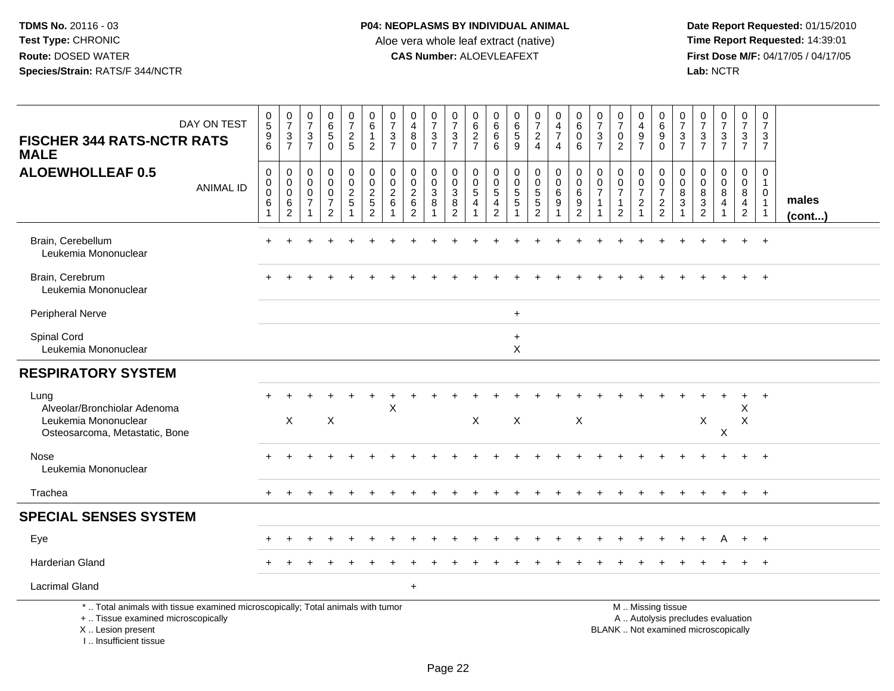**TDMS No.** 20116 - 03
**Test Type:** CHRONIC
**Route:** DOSED WATER
**Species/Strain:** RATS/F 344/NCTR

**P04: NEOPLASMS BY INDIVIDUAL ANIMAL**
Aloe vera whole leaf extract (native)
**CAS Number:** ALOEVLEAFEXT

**Date Report Requested:** 01/15/2010
**Time Report Requested:** 14:39:01
**First Dose M/F:** 04/17/05 / 04/17/05
**Lab:** NCTR

## FISCHER 344 RATS-NCTR RATS MALE
## ALOEWHOLLEAF 0.5

| DAY ON TEST | 0596 | 0737 | 0737 | 0650 | 0725 | 0612 | 0737 | 0480 | 0737 | 0737 | 0627 | 0666 | 0659 | 0724 | 0474 | 0606 | 0737 | 0702 | 0497 | 0690 | 0737 | 0737 | 0737 | 0737 | 0737 | |
|---|---|---|---|---|---|---|---|---|---|---|---|---|---|---|---|---|---|---|---|---|---|---|---|---|---|---|
| **ANIMAL ID** | 00061 | 00062 | 00071 | 00072 | 00251 | 00252 | 00261 | 00262 | 00381 | 00382 | 00541 | 00542 | 00551 | 00552 | 00691 | 00692 | 00711 | 00712 | 00721 | 00722 | 00831 | 00832 | 00841 | 00842 | 01011 | **males (cont...)** |
| Brain, Cerebellum | + | + | + | + | + | + | + | + | + | + | + | + | + | + | + | + | + | + | + | + | + | + | + | + | + | |
| Leukemia Mononuclear | | | | | | | | | | | | | | | | | | | | | | | | | | |
| Brain, Cerebrum | + | + | + | + | + | + | + | + | + | + | + | + | + | + | + | + | + | + | + | + | + | + | + | + | + | |
| Leukemia Mononuclear | | | | | | | | | | | | | | | | | | | | | | | | | | |
| Peripheral Nerve | | | | | | | | | | | | | + | | | | | | | | | | | | | |
| Spinal Cord | | | | | | | | | | | | | + | | | | | | | | | | | | | |
| Leukemia Mononuclear | | | | | | | | | | | | | X | | | | | | | | | | | | | |
| **RESPIRATORY SYSTEM** | | | | | | | | | | | | | | | | | | | | | | | | | | |
| Lung | + | + | + | + | + | + | + | + | + | + | + | + | + | + | + | + | + | + | + | + | + | + | + | + | + | |
| Alveolar/Bronchiolar Adenoma | | | | | | | X | | | | | | | | | | | | | | | | | X | | |
| Leukemia Mononuclear | | X | | X | | | | | | | X | | X | | | X | | | | | | X | | X | | |
| Osteosarcoma, Metastatic, Bone | | | | | | | | | | | | | | | | | | | | | | | X | | | |
| Nose | + | + | + | + | + | + | + | + | + | + | + | + | + | + | + | + | + | + | + | + | + | + | + | + | + | |
| Leukemia Mononuclear | | | | | | | | | | | | | | | | | | | | | | | | | | |
| Trachea | + | + | + | + | + | + | + | + | + | + | + | + | + | + | + | + | + | + | + | + | + | + | + | + | + | |
| **SPECIAL SENSES SYSTEM** | | | | | | | | | | | | | | | | | | | | | | | | | | |
| Eye | + | + | + | + | + | + | + | + | + | + | + | + | + | + | + | + | + | + | + | + | + | + | A | + | + | |
| Harderian Gland | + | + | + | + | + | + | + | + | + | + | + | + | + | + | + | + | + | + | + | + | + | + | + | + | + | |
| Lacrimal Gland | | | | | | | | + | | | | | | | | | | | | | | | | | | |

\* .. Total animals with tissue examined microscopically; Total animals with tumor
\+ .. Tissue examined microscopically
X .. Lesion present
I .. Insufficient tissue

M .. Missing tissue
A .. Autolysis precludes evaluation
BLANK .. Not examined microscopically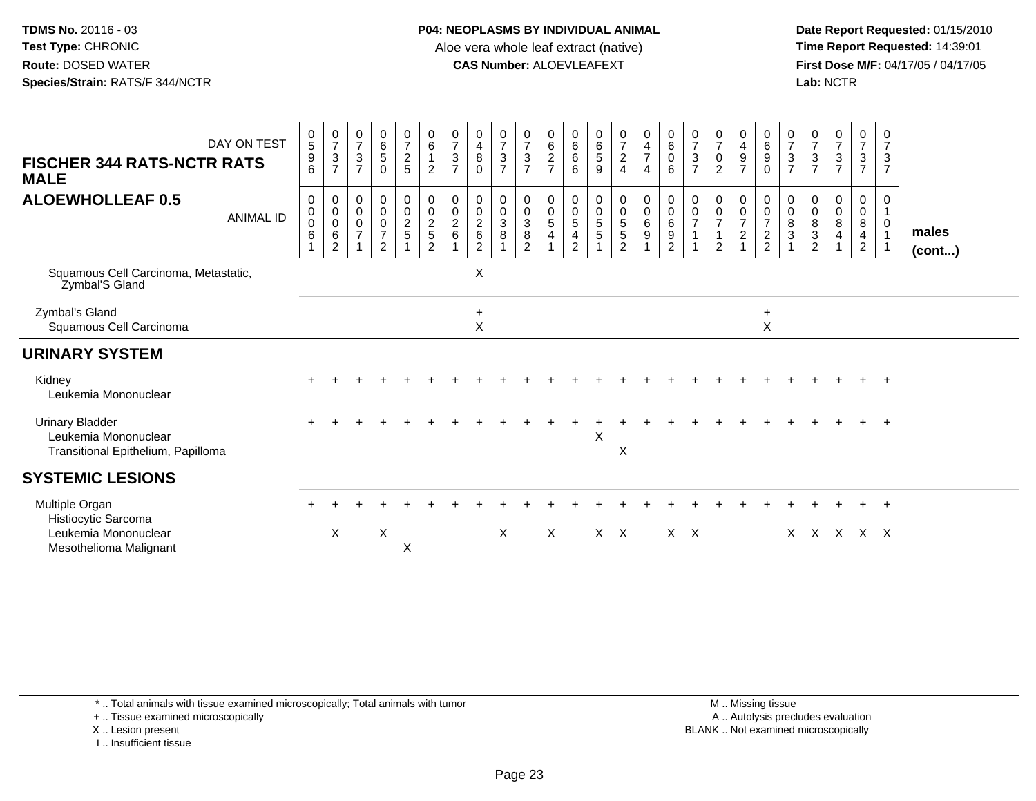**TDMS No.** 20116 - 03
**Test Type:** CHRONIC
**Route:** DOSED WATER
**Species/Strain:** RATS/F 344/NCTR

**P04: NEOPLASMS BY INDIVIDUAL ANIMAL**
Aloe vera whole leaf extract (native)
**CAS Number:** ALOEVLEAFEXT

**Date Report Requested:** 01/15/2010
**Time Report Requested:** 14:39:01
**First Dose M/F:** 04/17/05 / 04/17/05
**Lab:** NCTR

| FISCHER 344 RATS-NCTR RATS MALE ALOEWHOLLEAF 0.5 — DAY ON TEST | 0596 | 0737 | 0737 | 0650 | 0725 | 0612 | 0737 | 0480 | 0737 | 0737 | 0627 | 0666 | 0659 | 0724 | 0474 | 0606 | 0737 | 0702 | 0497 | 0690 | 0737 | 0737 | 0737 | 0737 | 0737 | |
|---|---|---|---|---|---|---|---|---|---|---|---|---|---|---|---|---|---|---|---|---|---|---|---|---|---|---|
| ANIMAL ID | 00061 | 00062 | 00071 | 00072 | 00251 | 00252 | 00261 | 00262 | 00381 | 00382 | 00541 | 00542 | 00551 | 00552 | 00691 | 00692 | 00711 | 00712 | 00721 | 00722 | 00831 | 00832 | 00841 | 00842 | 01011 | **males (cont...)** |
| Squamous Cell Carcinoma, Metastatic, Zymbal'S Gland | | | | | | | | X | | | | | | | | | | | | | | | | | | |
| Zymbal's Gland | | | | | | | | + | | | | | | | | | | | | + | | | | | | |
| Squamous Cell Carcinoma | | | | | | | | X | | | | | | | | | | | | X | | | | | | |
| **URINARY SYSTEM** | | | | | | | | | | | | | | | | | | | | | | | | | | |
| Kidney | + | + | + | + | + | + | + | + | + | + | + | + | + | + | + | + | + | + | + | + | + | + | + | + | + | |
| Leukemia Mononuclear | | | | | | | | | | | | | | | | | | | | | | | | | | |
| Urinary Bladder | + | + | + | + | + | + | + | + | + | + | + | + | + | + | + | + | + | + | + | + | + | + | + | + | + | |
| Leukemia Mononuclear | | | | | | | | | | | | | X | | | | | | | | | | | | | |
| Transitional Epithelium, Papilloma | | | | | | | | | | | | | | X | | | | | | | | | | | | |
| **SYSTEMIC LESIONS** | | | | | | | | | | | | | | | | | | | | | | | | | | |
| Multiple Organ | + | + | + | + | + | + | + | + | + | + | + | + | + | + | + | + | + | + | + | + | + | + | + | + | + | |
| Histiocytic Sarcoma | | | | | | | | | | | | | | | | | | | | | | | | | | |
| Leukemia Mononuclear | | X | | X | | | | | X | | X | | X | X | | X | X | | | | X | X | X | X | X | |
| Mesothelioma Malignant | | | | | X | | | | | | | | | | | | | | | | | | | | | |

\* .. Total animals with tissue examined microscopically; Total animals with tumor
\+ .. Tissue examined microscopically
X .. Lesion present
I .. Insufficient tissue

M .. Missing tissue
A .. Autolysis precludes evaluation
BLANK .. Not examined microscopically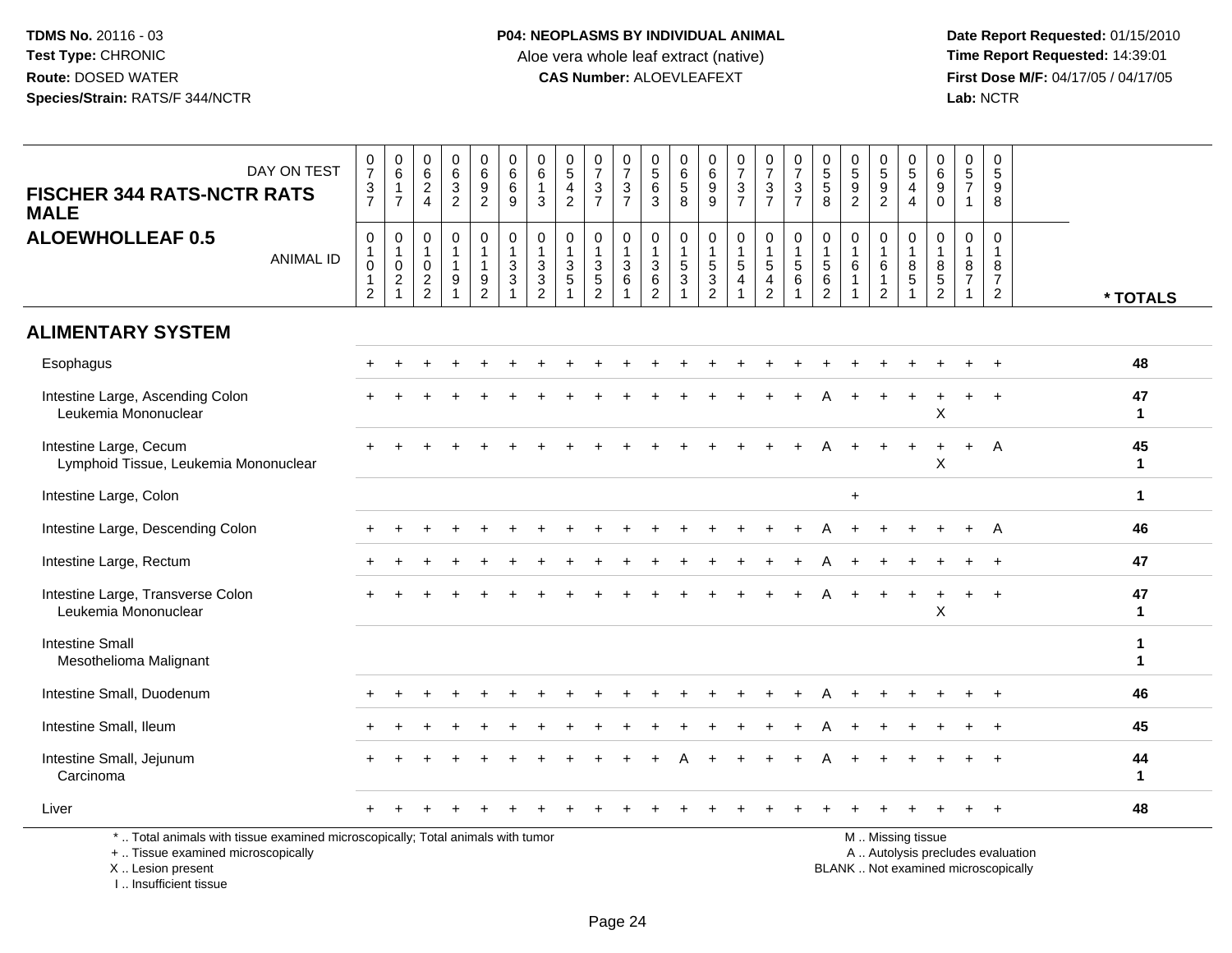**TDMS No.** 20116 - 03
**Test Type:** CHRONIC
**Route:** DOSED WATER
**Species/Strain:** RATS/F 344/NCTR

**P04: NEOPLASMS BY INDIVIDUAL ANIMAL**
Aloe vera whole leaf extract (native)
**CAS Number:** ALOEVLEAFEXT

**Date Report Requested:** 01/15/2010
**Time Report Requested:** 14:39:01
**First Dose M/F:** 04/17/05 / 04/17/05
**Lab:** NCTR

| FISCHER 344 RATS-NCTR RATS MALE / ALOEWHOLLEAF 0.5 | | | | | | | | | | | | | | | | | | | | | | | | |
|---|---|---|---|---|---|---|---|---|---|---|---|---|---|---|---|---|---|---|---|---|---|---|---|---|
| DAY ON TEST | 0737 | 0617 | 0624 | 0632 | 0692 | 0669 | 0613 | 0542 | 0737 | 0737 | 0563 | 0658 | 0699 | 0737 | 0737 | 0737 | 0558 | 0592 | 0592 | 0544 | 0690 | 0571 | 0598 | |
| ANIMAL ID | 01012 | 01021 | 01022 | 01191 | 01192 | 01331 | 01332 | 01351 | 01352 | 01361 | 01362 | 01531 | 01532 | 01541 | 01542 | 01561 | 01562 | 01611 | 01612 | 01851 | 01852 | 01871 | 01872 | * TOTALS |
| **ALIMENTARY SYSTEM** | | | | | | | | | | | | | | | | | | | | | | | | |
| Esophagus | + | + | + | + | + | + | + | + | + | + | + | + | + | + | + | + | + | + | + | + | + | + | + | **48** |
| Intestine Large, Ascending Colon | + | + | + | + | + | + | + | + | + | + | + | + | + | + | + | + | A | + | + | + | + | + | + | **47** |
| Leukemia Mononuclear | | | | | | | | | | | | | | | | | | | | | X | | | **1** |
| Intestine Large, Cecum | + | + | + | + | + | + | + | + | + | + | + | + | + | + | + | + | A | + | + | + | + | + | A | **45** |
| Lymphoid Tissue, Leukemia Mononuclear | | | | | | | | | | | | | | | | | | | | | X | | | **1** |
| Intestine Large, Colon | | | | | | | | | | | | | | | | | | + | | | | | | **1** |
| Intestine Large, Descending Colon | + | + | + | + | + | + | + | + | + | + | + | + | + | + | + | + | A | + | + | + | + | + | A | **46** |
| Intestine Large, Rectum | + | + | + | + | + | + | + | + | + | + | + | + | + | + | + | + | A | + | + | + | + | + | + | **47** |
| Intestine Large, Transverse Colon | + | + | + | + | + | + | + | + | + | + | + | + | + | + | + | + | A | + | + | + | + | + | + | **47** |
| Leukemia Mononuclear | | | | | | | | | | | | | | | | | | | | | X | | | **1** |
| Intestine Small | | | | | | | | | | | | | | | | | | | | | | | | **1** |
| Mesothelioma Malignant | | | | | | | | | | | | | | | | | | | | | | | | **1** |
| Intestine Small, Duodenum | + | + | + | + | + | + | + | + | + | + | + | + | + | + | + | + | A | + | + | + | + | + | + | **46** |
| Intestine Small, Ileum | + | + | + | + | + | + | + | + | + | + | + | + | + | + | + | + | A | + | + | + | + | + | + | **45** |
| Intestine Small, Jejunum | + | + | + | + | + | + | + | + | + | + | + | A | + | + | + | + | A | + | + | + | + | + | + | **44** |
| Carcinoma | | | | | | | | | | | | | | | | | | | | | | | | **1** |
| Liver | + | + | + | + | + | + | + | + | + | + | + | + | + | + | + | + | + | + | + | + | + | + | + | **48** |

\* .. Total animals with tissue examined microscopically; Total animals with tumor
\+ .. Tissue examined microscopically
X .. Lesion present
I .. Insufficient tissue

M .. Missing tissue
A .. Autolysis precludes evaluation
BLANK .. Not examined microscopically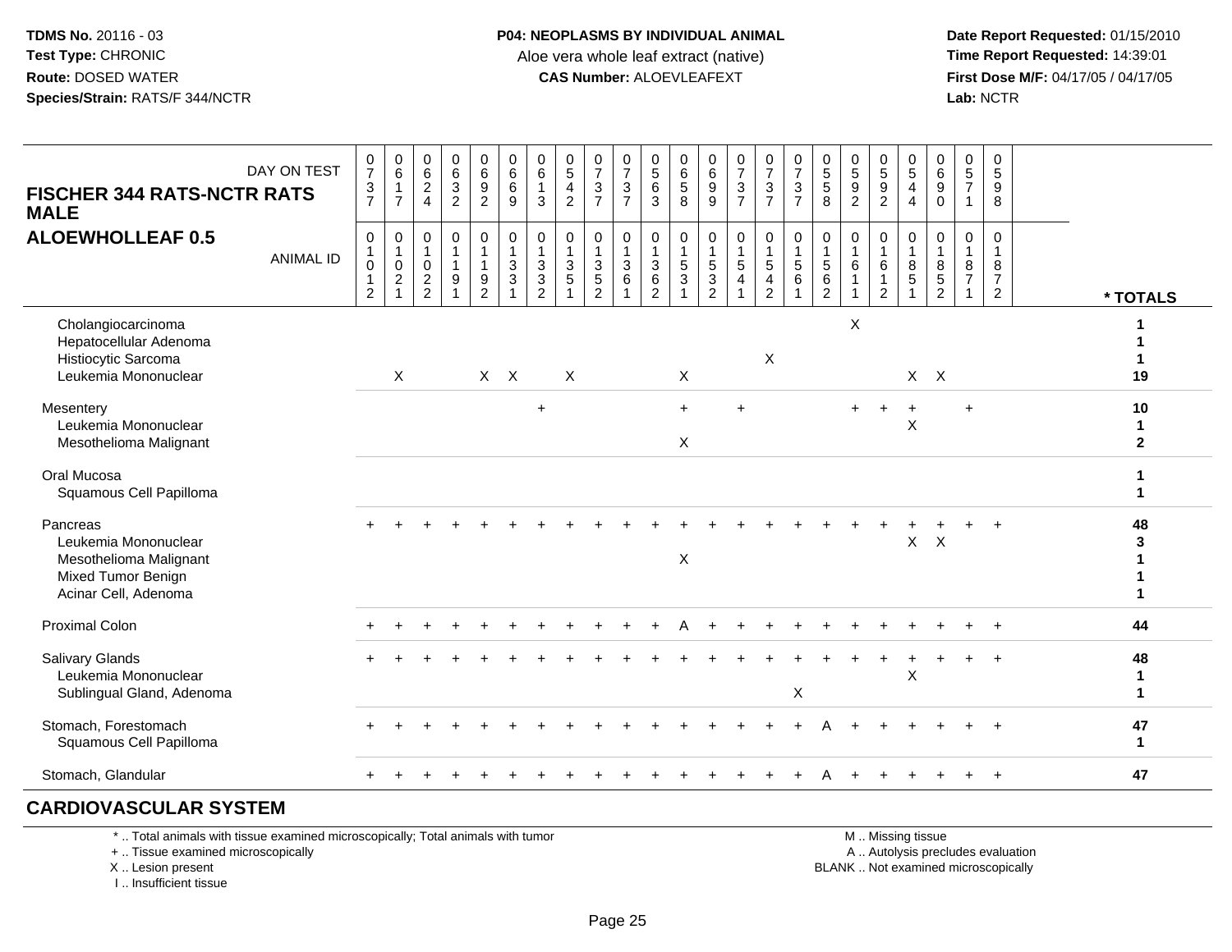**TDMS No.** 20116 - 03
**Test Type:** CHRONIC
**Route:** DOSED WATER
**Species/Strain:** RATS/F 344/NCTR

**P04: NEOPLASMS BY INDIVIDUAL ANIMAL**
Aloe vera whole leaf extract (native)
**CAS Number:** ALOEVLEAFEXT

**Date Report Requested:** 01/15/2010
**Time Report Requested:** 14:39:01
**First Dose M/F:** 04/17/05 / 04/17/05
**Lab:** NCTR

## FISCHER 344 RATS-NCTR RATS MALE
## ALOEWHOLLEAF 0.5

| DAY ON TEST | 0737 | 0617 | 0624 | 0632 | 0692 | 0669 | 0613 | 0542 | 0737 | 0737 | 0563 | 0658 | 0699 | 0737 | 0737 | 0737 | 0558 | 0592 | 0592 | 0544 | 0690 | 0571 | 0598 | |
|---|---|---|---|---|---|---|---|---|---|---|---|---|---|---|---|---|---|---|---|---|---|---|---|---|
| **ANIMAL ID** | 01012 | 01021 | 01022 | 01191 | 01192 | 01331 | 01332 | 01351 | 01352 | 01361 | 01362 | 01531 | 01532 | 01541 | 01542 | 01561 | 01562 | 01611 | 01612 | 01851 | 01852 | 01871 | 01872 | **\* TOTALS** |
| Cholangiocarcinoma | | | | | | | | | | | | | | | | | | X | | | | | | 1 |
| Hepatocellular Adenoma | | | | | | | | | | | | | | | | | | | | | | | | 1 |
| Histiocytic Sarcoma | | | | | | | | | | | | | | | X | | | | | | | | | 1 |
| Leukemia Mononuclear | | X | | | X | X | | X | | | | X | | | | | | | | X | X | | | 19 |
| Mesentery | | | | | | | + | | | | | + | | + | | | | + | + | + | | + | | 10 |
| Leukemia Mononuclear | | | | | | | | | | | | | | | | | | | | X | | | | 1 |
| Mesothelioma Malignant | | | | | | | | | | | | X | | | | | | | | | | | | 2 |
| Oral Mucosa | | | | | | | | | | | | | | | | | | | | | | | | 1 |
| Squamous Cell Papilloma | | | | | | | | | | | | | | | | | | | | | | | | 1 |
| Pancreas | + | + | + | + | + | + | + | + | + | + | + | + | + | + | + | + | + | + | + | + | + | + | + | 48 |
| Leukemia Mononuclear | | | | | | | | | | | | | | | | | | | | X | X | | | 3 |
| Mesothelioma Malignant | | | | | | | | | | | | X | | | | | | | | | | | | 1 |
| Mixed Tumor Benign | | | | | | | | | | | | | | | | | | | | | | | | 1 |
| Acinar Cell, Adenoma | | | | | | | | | | | | | | | | | | | | | | | | 1 |
| Proximal Colon | + | + | + | + | + | + | + | + | + | + | + | A | + | + | + | + | + | + | + | + | + | + | + | 44 |
| Salivary Glands | + | + | + | + | + | + | + | + | + | + | + | + | + | + | + | + | + | + | + | + | + | + | + | 48 |
| Leukemia Mononuclear | | | | | | | | | | | | | | | | | | | | X | | | | 1 |
| Sublingual Gland, Adenoma | | | | | | | | | | | | | | | | X | | | | | | | | 1 |
| Stomach, Forestomach | + | + | + | + | + | + | + | + | + | + | + | + | + | + | + | + | A | + | + | + | + | + | + | 47 |
| Squamous Cell Papilloma | | | | | | | | | | | | | | | | | | | | | | | | 1 |
| Stomach, Glandular | + | + | + | + | + | + | + | + | + | + | + | + | + | + | + | + | A | + | + | + | + | + | + | 47 |

## CARDIOVASCULAR SYSTEM

\* .. Total animals with tissue examined microscopically; Total animals with tumor
\+ .. Tissue examined microscopically
X .. Lesion present
I .. Insufficient tissue

M .. Missing tissue
A .. Autolysis precludes evaluation
BLANK .. Not examined microscopically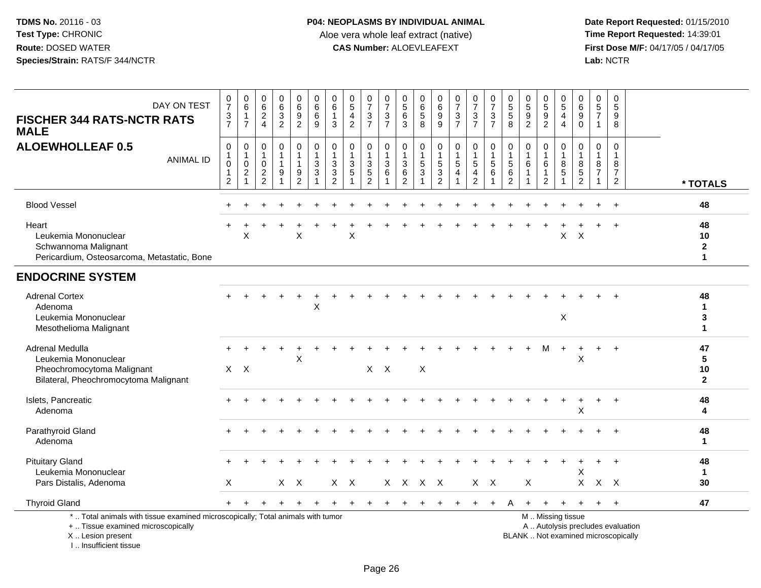**TDMS No.** 20116 - 03
**Test Type:** CHRONIC
**Route:** DOSED WATER
**Species/Strain:** RATS/F 344/NCTR

**P04: NEOPLASMS BY INDIVIDUAL ANIMAL**
Aloe vera whole leaf extract (native)
**CAS Number:** ALOEVLEAFEXT

**Date Report Requested:** 01/15/2010
**Time Report Requested:** 14:39:01
**First Dose M/F:** 04/17/05 / 04/17/05
**Lab:** NCTR

## FISCHER 344 RATS-NCTR RATS MALE
## ALOEWHOLLEAF 0.5

| DAY ON TEST | 0737 | 0617 | 0624 | 0632 | 0692 | 0669 | 0613 | 0542 | 0737 | 0737 | 0563 | 0658 | 0699 | 0737 | 0737 | 0737 | 0558 | 0592 | 0592 | 0544 | 0690 | 0571 | 0598 | |
|---|---|---|---|---|---|---|---|---|---|---|---|---|---|---|---|---|---|---|---|---|---|---|---|---|
| **ANIMAL ID** | 01012 | 01021 | 01022 | 01191 | 01192 | 01331 | 01332 | 01351 | 01352 | 01361 | 01362 | 01531 | 01532 | 01541 | 01542 | 01561 | 01562 | 01611 | 01612 | 01851 | 01852 | 01871 | 01872 | *** TOTALS** |
| Blood Vessel | + | + | + | + | + | + | + | + | + | + | + | + | + | + | + | + | + | + | + | + | + | + | + | **48** |
| Heart | + | + | + | + | + | + | + | + | + | + | + | + | + | + | + | + | + | + | + | + | + | + | + | **48** |
| Leukemia Mononuclear | | X | | | X | | | X | | | | | | | | | | | | X | X | | | **10** |
| Schwannoma Malignant | | | | | | | | | | | | | | | | | | | | | | | | **2** |
| Pericardium, Osteosarcoma, Metastatic, Bone | | | | | | | | | | | | | | | | | | | | | | | | **1** |
| **ENDOCRINE SYSTEM** | | | | | | | | | | | | | | | | | | | | | | | | |
| Adrenal Cortex | + | + | + | + | + | + | + | + | + | + | + | + | + | + | + | + | + | + | + | + | + | + | + | **48** |
| Adenoma | | | | | | X | | | | | | | | | | | | | | | | | | **1** |
| Leukemia Mononuclear | | | | | | | | | | | | | | | | | | | | X | | | | **3** |
| Mesothelioma Malignant | | | | | | | | | | | | | | | | | | | | | | | | **1** |
| Adrenal Medulla | + | + | + | + | + | + | + | + | + | + | + | + | + | + | + | + | + | + | M | + | + | + | + | **47** |
| Leukemia Mononuclear | | | | | X | | | | | | | | | | | | | | | | X | | | **5** |
| Pheochromocytoma Malignant | X | X | | | | | | | X | X | | X | | | | | | | | | | | | **10** |
| Bilateral, Pheochromocytoma Malignant | | | | | | | | | | | | | | | | | | | | | | | | **2** |
| Islets, Pancreatic | + | + | + | + | + | + | + | + | + | + | + | + | + | + | + | + | + | + | + | + | + | + | + | **48** |
| Adenoma | | | | | | | | | | | | | | | | | | | | | X | | | **4** |
| Parathyroid Gland | + | + | + | + | + | + | + | + | + | + | + | + | + | + | + | + | + | + | + | + | + | + | + | **48** |
| Adenoma | | | | | | | | | | | | | | | | | | | | | | | | **1** |
| Pituitary Gland | + | + | + | + | + | + | + | + | + | + | + | + | + | + | + | + | + | + | + | + | + | + | + | **48** |
| Leukemia Mononuclear | | | | | | | | | | | | | | | | | | | | | X | | | **1** |
| Pars Distalis, Adenoma | X | | | X | X | | X | X | | X | X | X | X | | X | X | | X | | | X | X | X | **30** |
| Thyroid Gland | + | + | + | + | + | + | + | + | + | + | + | + | + | + | + | + | A | + | + | + | + | + | + | **47** |

\* .. Total animals with tissue examined microscopically; Total animals with tumor
\+ .. Tissue examined microscopically
X .. Lesion present
I .. Insufficient tissue

M .. Missing tissue
A .. Autolysis precludes evaluation
BLANK .. Not examined microscopically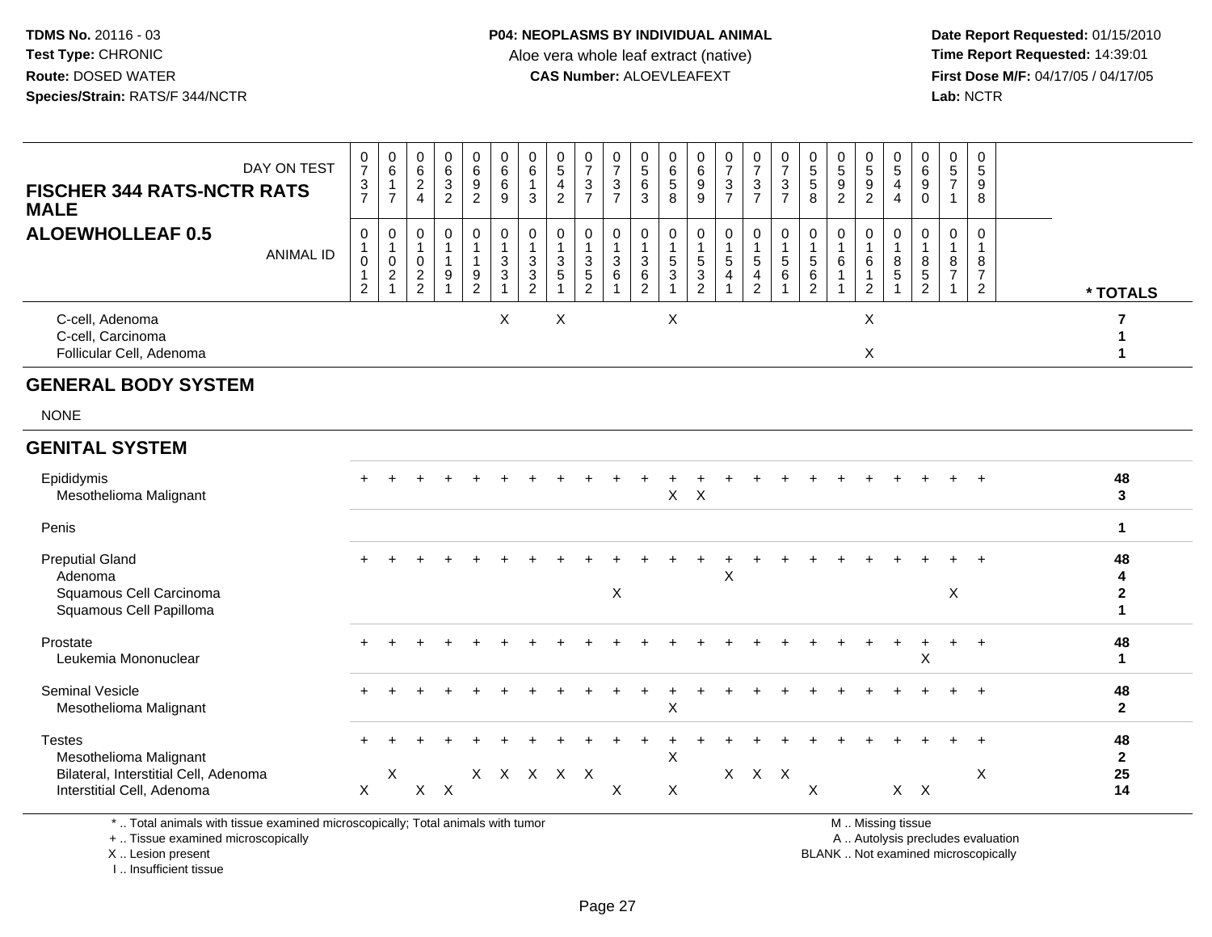**TDMS No.** 20116 - 03
**Test Type:** CHRONIC
**Route:** DOSED WATER
**Species/Strain:** RATS/F 344/NCTR

**P04: NEOPLASMS BY INDIVIDUAL ANIMAL**
Aloe vera whole leaf extract (native)
**CAS Number:** ALOEVLEAFEXT

**Date Report Requested:** 01/15/2010
**Time Report Requested:** 14:39:01
**First Dose M/F:** 04/17/05 / 04/17/05
**Lab:** NCTR

## FISCHER 344 RATS-NCTR RATS MALE
## ALOEWHOLLEAF 0.5

| DAY ON TEST | 0737 | 0617 | 0624 | 0632 | 0692 | 0669 | 0613 | 0542 | 0737 | 0737 | 0563 | 0658 | 0699 | 0737 | 0737 | 0737 | 0558 | 0592 | 0592 | 0544 | 0690 | 0571 | 0598 | |
|---|---|---|---|---|---|---|---|---|---|---|---|---|---|---|---|---|---|---|---|---|---|---|---|---|
| **ANIMAL ID** | 01012 | 01021 | 01022 | 01191 | 01192 | 01331 | 01332 | 01351 | 01352 | 01361 | 01362 | 01531 | 01532 | 01541 | 01542 | 01561 | 01562 | 01611 | 01612 | 01851 | 01852 | 01871 | 01872 | *** TOTALS** |
| C-cell, Adenoma | | | | | | X | | X | | | | X | | | | | | | X | | | | | 7 |
| C-cell, Carcinoma | | | | | | | | | | | | | | | | | | | | | | | | 1 |
| Follicular Cell, Adenoma | | | | | | | | | | | | | | | | | | | X | | | | | 1 |
| **GENERAL BODY SYSTEM** | | | | | | | | | | | | | | | | | | | | | | | | |
| NONE | | | | | | | | | | | | | | | | | | | | | | | | |
| **GENITAL SYSTEM** | | | | | | | | | | | | | | | | | | | | | | | | |
| Epididymis | + | + | + | + | + | + | + | + | + | + | + | + | + | + | + | + | + | + | + | + | + | + | + | 48 |
| Mesothelioma Malignant | | | | | | | | | | | | X | X | | | | | | | | | | | 3 |
| Penis | | | | | | | | | | | | | | | | | | | | | | | | 1 |
| Preputial Gland | + | + | + | + | + | + | + | + | + | + | + | + | + | + | + | + | + | + | + | + | + | + | + | 48 |
| Adenoma | | | | | | | | | | | | | | X | | | | | | | | | | 4 |
| Squamous Cell Carcinoma | | | | | | | | | | X | | | | | | | | | | | | X | | 2 |
| Squamous Cell Papilloma | | | | | | | | | | | | | | | | | | | | | | | | 1 |
| Prostate | + | + | + | + | + | + | + | + | + | + | + | + | + | + | + | + | + | + | + | + | + | + | + | 48 |
| Leukemia Mononuclear | | | | | | | | | | | | | | | | | | | | | X | | | 1 |
| Seminal Vesicle | + | + | + | + | + | + | + | + | + | + | + | + | + | + | + | + | + | + | + | + | + | + | + | 48 |
| Mesothelioma Malignant | | | | | | | | | | | | X | | | | | | | | | | | | 2 |
| Testes | + | + | + | + | + | + | + | + | + | + | + | + | + | + | + | + | + | + | + | + | + | + | + | 48 |
| Mesothelioma Malignant | | | | | | | | | | | | X | | | | | | | | | | | | 2 |
| Bilateral, Interstitial Cell, Adenoma | | X | | | X | X | X | X | X | | | | | X | X | X | | | | | | | X | 25 |
| Interstitial Cell, Adenoma | X | | X | X | | | | | | X | | X | | | | | X | | | X | X | | | 14 |

\* .. Total animals with tissue examined microscopically; Total animals with tumor
\+ .. Tissue examined microscopically
X .. Lesion present
I .. Insufficient tissue

M .. Missing tissue
A .. Autolysis precludes evaluation
BLANK .. Not examined microscopically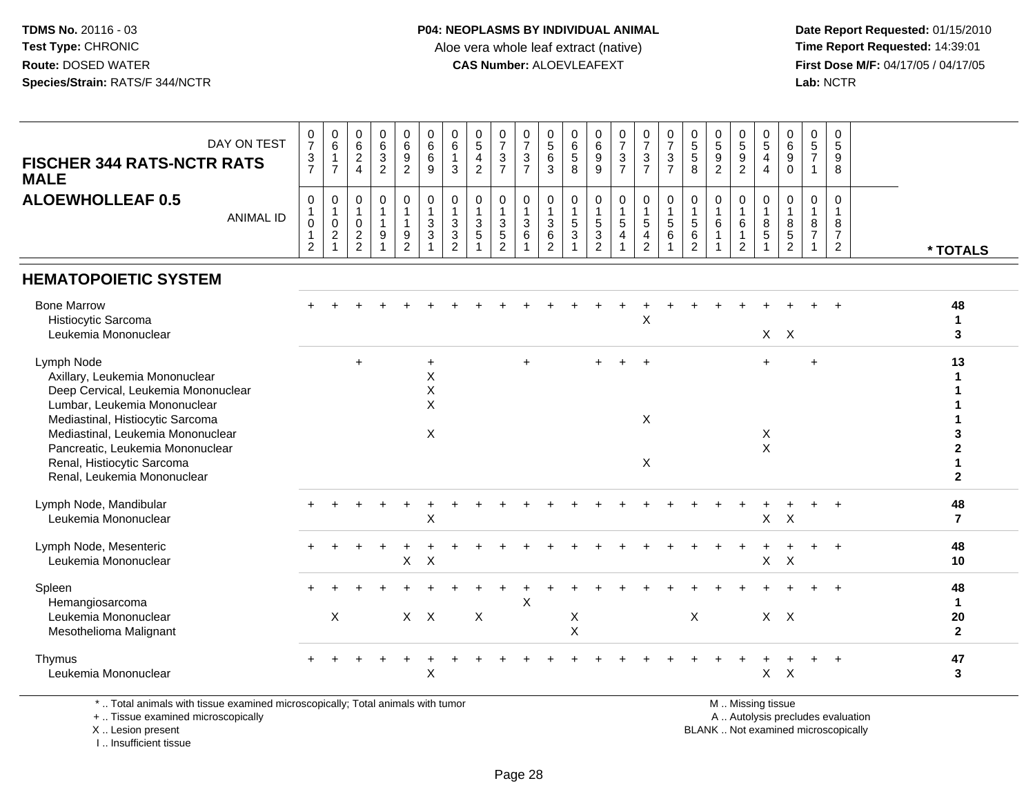**TDMS No.** 20116 - 03
**Test Type:** CHRONIC
**Route:** DOSED WATER
**Species/Strain:** RATS/F 344/NCTR

**P04: NEOPLASMS BY INDIVIDUAL ANIMAL**
Aloe vera whole leaf extract (native)
**CAS Number:** ALOEVLEAFEXT

**Date Report Requested:** 01/15/2010
**Time Report Requested:** 14:39:01
**First Dose M/F:** 04/17/05 / 04/17/05
**Lab:** NCTR

**FISCHER 344 RATS-NCTR RATS MALE**
**ALOEWHOLLEAF 0.5**

| DAY ON TEST | 0737 | 0617 | 0624 | 0632 | 0692 | 0669 | 0613 | 0542 | 0737 | 0737 | 0563 | 0658 | 0699 | 0737 | 0737 | 0737 | 0558 | 0592 | 0592 | 0544 | 0690 | 0571 | 0598 | |
|---|---|---|---|---|---|---|---|---|---|---|---|---|---|---|---|---|---|---|---|---|---|---|---|---|
| **ANIMAL ID** | 01012 | 01021 | 01022 | 01191 | 01192 | 01331 | 01332 | 01351 | 01352 | 01361 | 01362 | 01531 | 01532 | 01541 | 01542 | 01561 | 01562 | 01611 | 01612 | 01851 | 01852 | 01871 | 01872 | **\* TOTALS** |
| **HEMATOPOIETIC SYSTEM** | | | | | | | | | | | | | | | | | | | | | | | | |
| Bone Marrow | + | + | + | + | + | + | + | + | + | + | + | + | + | + | + | + | + | + | + | + | + | + | + | **48** |
| Histiocytic Sarcoma | | | | | | | | | | | | | | | X | | | | | | | | | **1** |
| Leukemia Mononuclear | | | | | | | | | | | | | | | | | | | | X | X | | | **3** |
| Lymph Node | | | + | | | + | | | | + | | | + | + | + | | | | | + | | + | | **13** |
| Axillary, Leukemia Mononuclear | | | | | | X | | | | | | | | | | | | | | | | | | **1** |
| Deep Cervical, Leukemia Mononuclear | | | | | | X | | | | | | | | | | | | | | | | | | **1** |
| Lumbar, Leukemia Mononuclear | | | | | | X | | | | | | | | | | | | | | | | | | **1** |
| Mediastinal, Histiocytic Sarcoma | | | | | | | | | | | | | | | X | | | | | | | | | **1** |
| Mediastinal, Leukemia Mononuclear | | | | | | X | | | | | | | | | | | | | | X | | | | **3** |
| Pancreatic, Leukemia Mononuclear | | | | | | | | | | | | | | | | | | | | X | | | | **2** |
| Renal, Histiocytic Sarcoma | | | | | | | | | | | | | | | X | | | | | | | | | **1** |
| Renal, Leukemia Mononuclear | | | | | | | | | | | | | | | | | | | | | | | | **2** |
| Lymph Node, Mandibular | + | + | + | + | + | + | + | + | + | + | + | + | + | + | + | + | + | + | + | + | + | + | + | **48** |
| Leukemia Mononuclear | | | | | | X | | | | | | | | | | | | | | X | X | | | **7** |
| Lymph Node, Mesenteric | + | + | + | + | + | + | + | + | + | + | + | + | + | + | + | + | + | + | + | + | + | + | + | **48** |
| Leukemia Mononuclear | | | | | X | X | | | | | | | | | | | | | | X | X | | | **10** |
| Spleen | + | + | + | + | + | + | + | + | + | + | + | + | + | + | + | + | + | + | + | + | + | + | + | **48** |
| Hemangiosarcoma | | | | | | | | | | X | | | | | | | | | | | | | | **1** |
| Leukemia Mononuclear | | X | | | X | X | | X | | | | X | | | | | X | | | X | X | | | **20** |
| Mesothelioma Malignant | | | | | | | | | | | | X | | | | | | | | | | | | **2** |
| Thymus | + | + | + | + | + | + | + | + | + | + | + | + | + | + | + | + | + | + | + | + | + | + | + | **47** |
| Leukemia Mononuclear | | | | | | X | | | | | | | | | | | | | | X | X | | | **3** |

\* .. Total animals with tissue examined microscopically; Total animals with tumor
\+ .. Tissue examined microscopically
X .. Lesion present
I .. Insufficient tissue

M .. Missing tissue
A .. Autolysis precludes evaluation
BLANK .. Not examined microscopically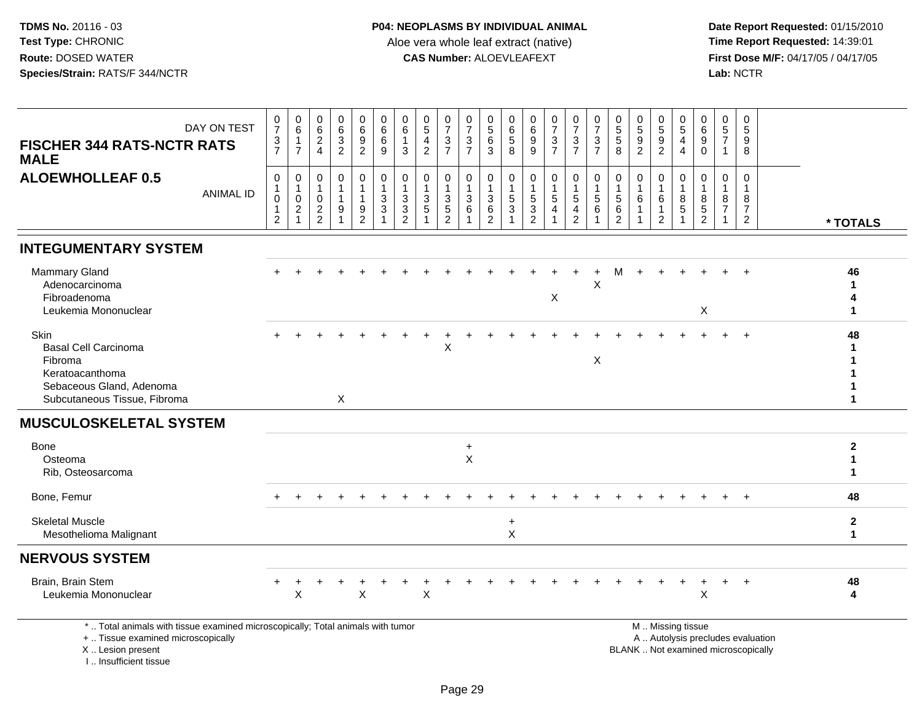**TDMS No.** 20116 - 03
**Test Type:** CHRONIC
**Route:** DOSED WATER
**Species/Strain:** RATS/F 344/NCTR

**P04: NEOPLASMS BY INDIVIDUAL ANIMAL**
Aloe vera whole leaf extract (native)
**CAS Number:** ALOEVLEAFEXT

**Date Report Requested:** 01/15/2010
**Time Report Requested:** 14:39:01
**First Dose M/F:** 04/17/05 / 04/17/05
**Lab:** NCTR

## FISCHER 344 RATS-NCTR RATS MALE
## ALOEWHOLLEAF 0.5

| DAY ON TEST | 0737 | 0617 | 0624 | 0632 | 0692 | 0669 | 0613 | 0542 | 0737 | 0737 | 0563 | 0658 | 0699 | 0737 | 0737 | 0737 | 0558 | 0592 | 0592 | 0544 | 0690 | 0571 | 0598 | |
|---|---|---|---|---|---|---|---|---|---|---|---|---|---|---|---|---|---|---|---|---|---|---|---|---|
| **ANIMAL ID** | 01012 | 01021 | 01022 | 01191 | 01192 | 01331 | 01332 | 01351 | 01352 | 01361 | 01362 | 01531 | 01532 | 01541 | 01542 | 01561 | 01562 | 01611 | 01612 | 01851 | 01852 | 01871 | 01872 | *** TOTALS** |
| **INTEGUMENTARY SYSTEM** | | | | | | | | | | | | | | | | | | | | | | | | |
| Mammary Gland | + | + | + | + | + | + | + | + | + | + | + | + | + | + | + | + | M | + | + | + | + | + | + | 46 |
| Adenocarcinoma | | | | | | | | | | | | | | | | X | | | | | | | | 1 |
| Fibroadenoma | | | | | | | | | | | | | | X | | | | | | | | | | 4 |
| Leukemia Mononuclear | | | | | | | | | | | | | | | | | | | | | X | | | 1 |
| Skin | + | + | + | + | + | + | + | + | + | + | + | + | + | + | + | + | + | + | + | + | + | + | + | 48 |
| Basal Cell Carcinoma | | | | | | | | | X | | | | | | | | | | | | | | | 1 |
| Fibroma | | | | | | | | | | | | | | | | X | | | | | | | | 1 |
| Keratoacanthoma | | | | | | | | | | | | | | | | | | | | | | | | 1 |
| Sebaceous Gland, Adenoma | | | | | | | | | | | | | | | | | | | | | | | | 1 |
| Subcutaneous Tissue, Fibroma | | | | X | | | | | | | | | | | | | | | | | | | | 1 |
| **MUSCULOSKELETAL SYSTEM** | | | | | | | | | | | | | | | | | | | | | | | | |
| Bone | | | | | | | | | | + | | | | | | | | | | | | | | 2 |
| Osteoma | | | | | | | | | | X | | | | | | | | | | | | | | 1 |
| Rib, Osteosarcoma | | | | | | | | | | | | | | | | | | | | | | | | 1 |
| Bone, Femur | + | + | + | + | + | + | + | + | + | + | + | + | + | + | + | + | + | + | + | + | + | + | + | 48 |
| Skeletal Muscle | | | | | | | | | | | | + | | | | | | | | | | | | 2 |
| Mesothelioma Malignant | | | | | | | | | | | | X | | | | | | | | | | | | 1 |
| **NERVOUS SYSTEM** | | | | | | | | | | | | | | | | | | | | | | | | |
| Brain, Brain Stem | + | + | + | + | + | + | + | + | + | + | + | + | + | + | + | + | + | + | + | + | + | + | + | 48 |
| Leukemia Mononuclear | | X | | | X | | | X | | | | | | | | | | | | | X | | | 4 |

* .. Total animals with tissue examined microscopically; Total animals with tumor
+ .. Tissue examined microscopically
X .. Lesion present
I .. Insufficient tissue

M .. Missing tissue
A .. Autolysis precludes evaluation
BLANK .. Not examined microscopically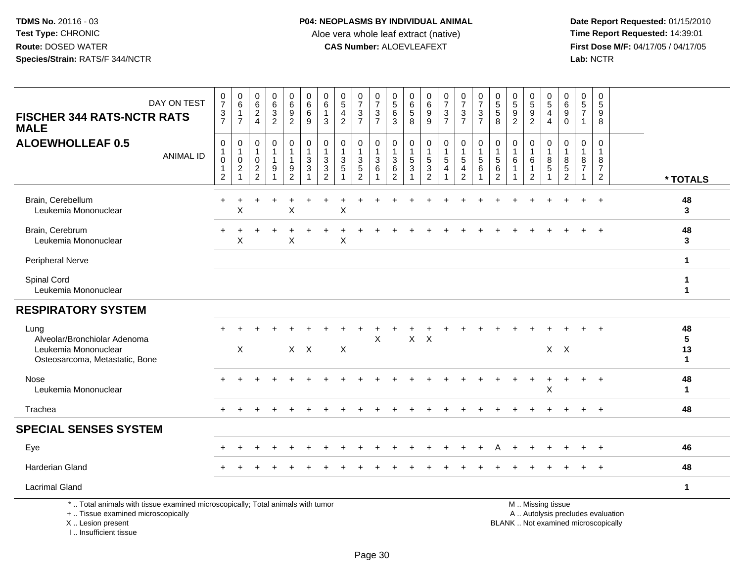**TDMS No.** 20116 - 03
**Test Type:** CHRONIC
**Route:** DOSED WATER
**Species/Strain:** RATS/F 344/NCTR

**P04: NEOPLASMS BY INDIVIDUAL ANIMAL**
Aloe vera whole leaf extract (native)
**CAS Number:** ALOEVLEAFEXT

**Date Report Requested:** 01/15/2010
**Time Report Requested:** 14:39:01
**First Dose M/F:** 04/17/05 / 04/17/05
**Lab:** NCTR

## FISCHER 344 RATS-NCTR RATS MALE
## ALOEWHOLLEAF 0.5

| DAY ON TEST | 0737 | 0617 | 0624 | 0632 | 0692 | 0669 | 0613 | 0542 | 0737 | 0737 | 0563 | 0658 | 0699 | 0737 | 0737 | 0737 | 0558 | 0592 | 0592 | 0544 | 0690 | 0571 | 0598 | |
|---|---|---|---|---|---|---|---|---|---|---|---|---|---|---|---|---|---|---|---|---|---|---|---|---|
| **ANIMAL ID** | 01012 | 01021 | 01022 | 01191 | 01192 | 01331 | 01332 | 01351 | 01352 | 01361 | 01362 | 01531 | 01532 | 01541 | 01542 | 01561 | 01562 | 01611 | 01612 | 01851 | 01852 | 01871 | 01872 | *** TOTALS** |
| Brain, Cerebellum | + | + | + | + | + | + | + | + | + | + | + | + | + | + | + | + | + | + | + | + | + | + | + | 48 |
| Leukemia Mononuclear | | X | | | X | | | X | | | | | | | | | | | | | | | | 3 |
| Brain, Cerebrum | + | + | + | + | + | + | + | + | + | + | + | + | + | + | + | + | + | + | + | + | + | + | + | 48 |
| Leukemia Mononuclear | | X | | | X | | | X | | | | | | | | | | | | | | | | 3 |
| Peripheral Nerve | | | | | | | | | | | | | | | | | | | | | | | | 1 |
| Spinal Cord | | | | | | | | | | | | | | | | | | | | | | | | 1 |
| Leukemia Mononuclear | | | | | | | | | | | | | | | | | | | | | | | | 1 |
| **RESPIRATORY SYSTEM** | | | | | | | | | | | | | | | | | | | | | | | | |
| Lung | + | + | + | + | + | + | + | + | + | + | + | + | + | + | + | + | + | + | + | + | + | + | + | 48 |
| Alveolar/Bronchiolar Adenoma | | | | | | | | | | X | | X | X | | | | | | | | | | | 5 |
| Leukemia Mononuclear | | X | | | X | X | | X | | | | | | | | | | | | X | X | | | 13 |
| Osteosarcoma, Metastatic, Bone | | | | | | | | | | | | | | | | | | | | | | | | 1 |
| Nose | + | + | + | + | + | + | + | + | + | + | + | + | + | + | + | + | + | + | + | + | + | + | + | 48 |
| Leukemia Mononuclear | | | | | | | | | | | | | | | | | | | | X | | | | 1 |
| Trachea | + | + | + | + | + | + | + | + | + | + | + | + | + | + | + | + | + | + | + | + | + | + | + | 48 |
| **SPECIAL SENSES SYSTEM** | | | | | | | | | | | | | | | | | | | | | | | | |
| Eye | + | + | + | + | + | + | + | + | + | + | + | + | + | + | + | + | A | + | + | + | + | + | + | 46 |
| Harderian Gland | + | + | + | + | + | + | + | + | + | + | + | + | + | + | + | + | + | + | + | + | + | + | + | 48 |
| Lacrimal Gland | | | | | | | | | | | | | | | | | | | | | | | | 1 |

\* .. Total animals with tissue examined microscopically; Total animals with tumor
\+ .. Tissue examined microscopically
X .. Lesion present
I .. Insufficient tissue

M .. Missing tissue
A .. Autolysis precludes evaluation
BLANK .. Not examined microscopically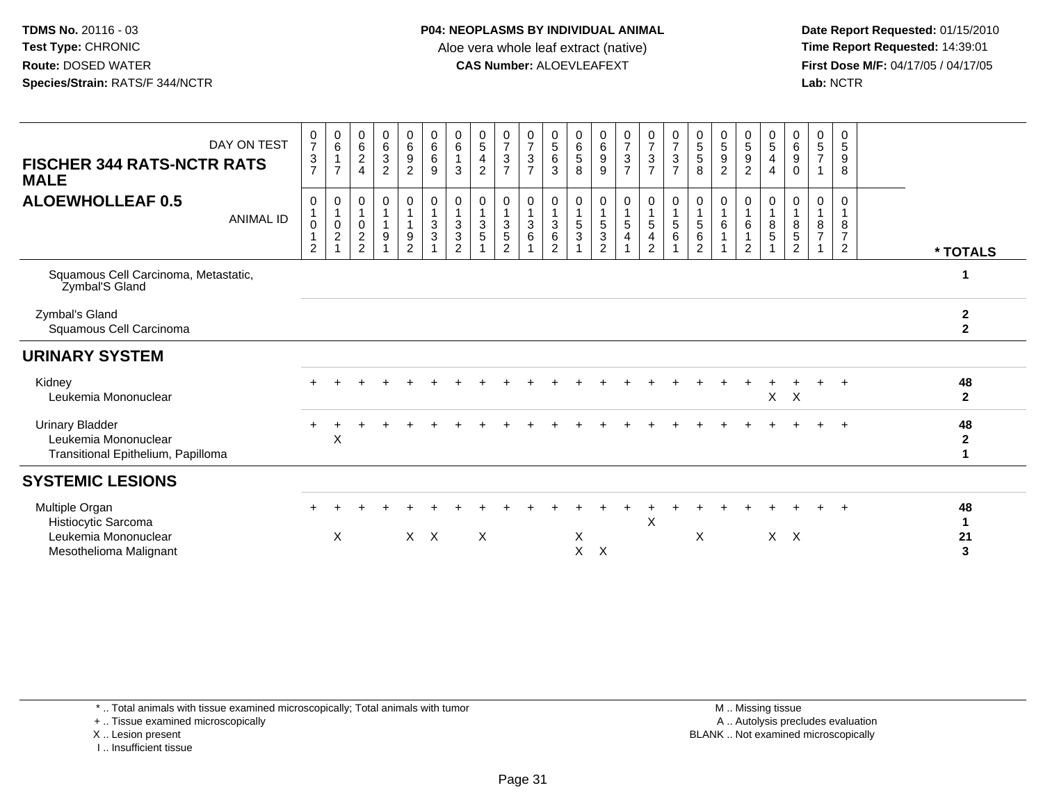**TDMS No.** 20116 - 03
**Test Type:** CHRONIC
**Route:** DOSED WATER
**Species/Strain:** RATS/F 344/NCTR

**P04: NEOPLASMS BY INDIVIDUAL ANIMAL**
Aloe vera whole leaf extract (native)
**CAS Number:** ALOEVLEAFEXT

**Date Report Requested:** 01/15/2010
**Time Report Requested:** 14:39:01
**First Dose M/F:** 04/17/05 / 04/17/05
**Lab:** NCTR

**FISCHER 344 RATS-NCTR RATS MALE**
**ALOEWHOLLEAF 0.5**

| DAY ON TEST | 0737 | 0617 | 0624 | 0632 | 0692 | 0669 | 0613 | 0542 | 0737 | 0737 | 0563 | 0658 | 0699 | 0737 | 0737 | 0737 | 0558 | 0592 | 0592 | 0544 | 0690 | 0571 | 0598 | |
|---|---|---|---|---|---|---|---|---|---|---|---|---|---|---|---|---|---|---|---|---|---|---|---|---|
| **ANIMAL ID** | 01012 | 01021 | 01022 | 01191 | 01192 | 01331 | 01332 | 01351 | 01352 | 01361 | 01362 | 01531 | 01532 | 01541 | 01542 | 01561 | 01562 | 01611 | 01612 | 01851 | 01852 | 01871 | 01872 | *** TOTALS** |
| Squamous Cell Carcinoma, Metastatic, Zymbal'S Gland | | | | | | | | | | | | | | | | | | | | | | | | 1 |
| Zymbal's Gland | | | | | | | | | | | | | | | | | | | | | | | | 2 |
| Squamous Cell Carcinoma | | | | | | | | | | | | | | | | | | | | | | | | 2 |
| **URINARY SYSTEM** | | | | | | | | | | | | | | | | | | | | | | | | |
| Kidney | + | + | + | + | + | + | + | + | + | + | + | + | + | + | + | + | + | + | + | + | + | + | + | 48 |
| Leukemia Mononuclear | | | | | | | | | | | | | | | | | | | | X | X | | | 2 |
| Urinary Bladder | + | + | + | + | + | + | + | + | + | + | + | + | + | + | + | + | + | + | + | + | + | + | + | 48 |
| Leukemia Mononuclear | | X | | | | | | | | | | | | | | | | | | | | | | 2 |
| Transitional Epithelium, Papilloma | | | | | | | | | | | | | | | | | | | | | | | | 1 |
| **SYSTEMIC LESIONS** | | | | | | | | | | | | | | | | | | | | | | | | |
| Multiple Organ | + | + | + | + | + | + | + | + | + | + | + | + | + | + | + | + | + | + | + | + | + | + | + | 48 |
| Histiocytic Sarcoma | | | | | | | | | | | | | | | X | | | | | | | | | 1 |
| Leukemia Mononuclear | | X | | | X | X | | X | | | | X | | | | | X | | | X | X | | | 21 |
| Mesothelioma Malignant | | | | | | | | | | | | X | X | | | | | | | | | | | 3 |

\* .. Total animals with tissue examined microscopically; Total animals with tumor
\+ .. Tissue examined microscopically
X .. Lesion present
I .. Insufficient tissue

M .. Missing tissue
A .. Autolysis precludes evaluation
BLANK .. Not examined microscopically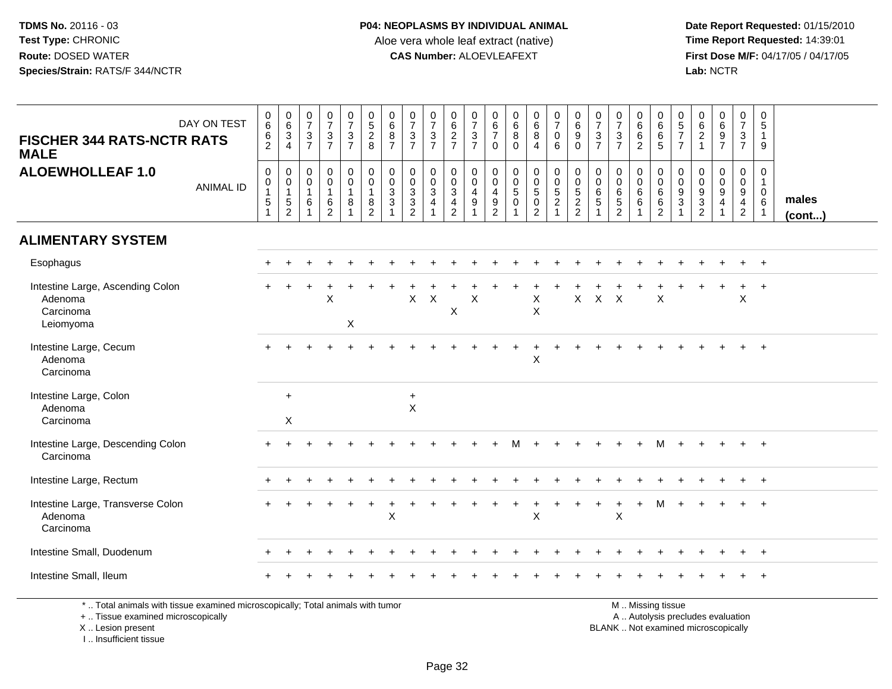TDMS No. 20116 - 03
Test Type: CHRONIC
Route: DOSED WATER
Species/Strain: RATS/F 344/NCTR

**P04: NEOPLASMS BY INDIVIDUAL ANIMAL**
Aloe vera whole leaf extract (native)
**CAS Number:** ALOEVLEAFEXT

Date Report Requested: 01/15/2010
Time Report Requested: 14:39:01
First Dose M/F: 04/17/05 / 04/17/05
Lab: NCTR

## FISCHER 344 RATS-NCTR RATS MALE
## ALOEWHOLLEAF 1.0

| DAY ON TEST | 0662 | 0634 | 0737 | 0737 | 0737 | 0528 | 0687 | 0737 | 0737 | 0627 | 0737 | 0670 | 0680 | 0684 | 0706 | 0690 | 0737 | 0737 | 0662 | 0665 | 0577 | 0621 | 0697 | 0737 | 0519 | |
|---|---|---|---|---|---|---|---|---|---|---|---|---|---|---|---|---|---|---|---|---|---|---|---|---|---|---|
| **ANIMAL ID** | 00151 | 00152 | 00161 | 00162 | 00181 | 00182 | 00331 | 00332 | 00341 | 00342 | 00491 | 00492 | 00501 | 00502 | 00521 | 00522 | 00651 | 00652 | 00661 | 00662 | 00931 | 00932 | 00941 | 00942 | 01061 | **males (cont...)** |
| **ALIMENTARY SYSTEM** | | | | | | | | | | | | | | | | | | | | | | | | | | |
| Esophagus | + | + | + | + | + | + | + | + | + | + | + | + | + | + | + | + | + | + | + | + | + | + | + | + | + | |
| Intestine Large, Ascending Colon | + | + | + | + | + | + | + | + | + | + | + | + | + | + | + | + | + | + | + | + | + | + | + | + | + | |
| Adenoma | | | | X | | | | X | X | | X | | | X | | X | X | X | | X | | | | X | | |
| Carcinoma | | | | | | | | | | X | | | | X | | | | | | | | | | | | |
| Leiomyoma | | | | | X | | | | | | | | | | | | | | | | | | | | | |
| Intestine Large, Cecum | + | + | + | + | + | + | + | + | + | + | + | + | + | + | + | + | + | + | + | + | + | + | + | + | + | |
| Adenoma | | | | | | | | | | | | | | X | | | | | | | | | | | | |
| Carcinoma | | | | | | | | | | | | | | | | | | | | | | | | | | |
| Intestine Large, Colon | | + | | | | | | + | | | | | | | | | | | | | | | | | | |
| Adenoma | | | | | | | | X | | | | | | | | | | | | | | | | | | |
| Carcinoma | | X | | | | | | | | | | | | | | | | | | | | | | | | |
| Intestine Large, Descending Colon | + | + | + | + | + | + | + | + | + | + | + | + | M | + | + | + | + | + | + | M | + | + | + | + | + | |
| Carcinoma | | | | | | | | | | | | | | | | | | | | | | | | | | |
| Intestine Large, Rectum | + | + | + | + | + | + | + | + | + | + | + | + | + | + | + | + | + | + | + | + | + | + | + | + | + | |
| Intestine Large, Transverse Colon | + | + | + | + | + | + | + | + | + | + | + | + | + | + | + | + | + | + | + | M | + | + | + | + | + | |
| Adenoma | | | | | | | X | | | | | | | X | | | | X | | | | | | | | |
| Carcinoma | | | | | | | | | | | | | | | | | | | | | | | | | | |
| Intestine Small, Duodenum | + | + | + | + | + | + | + | + | + | + | + | + | + | + | + | + | + | + | + | + | + | + | + | + | + | |
| Intestine Small, Ileum | + | + | + | + | + | + | + | + | + | + | + | + | + | + | + | + | + | + | + | + | + | + | + | + | + | |

\* .. Total animals with tissue examined microscopically; Total animals with tumor
\+ .. Tissue examined microscopically
X .. Lesion present
I .. Insufficient tissue

M .. Missing tissue
A .. Autolysis precludes evaluation
BLANK .. Not examined microscopically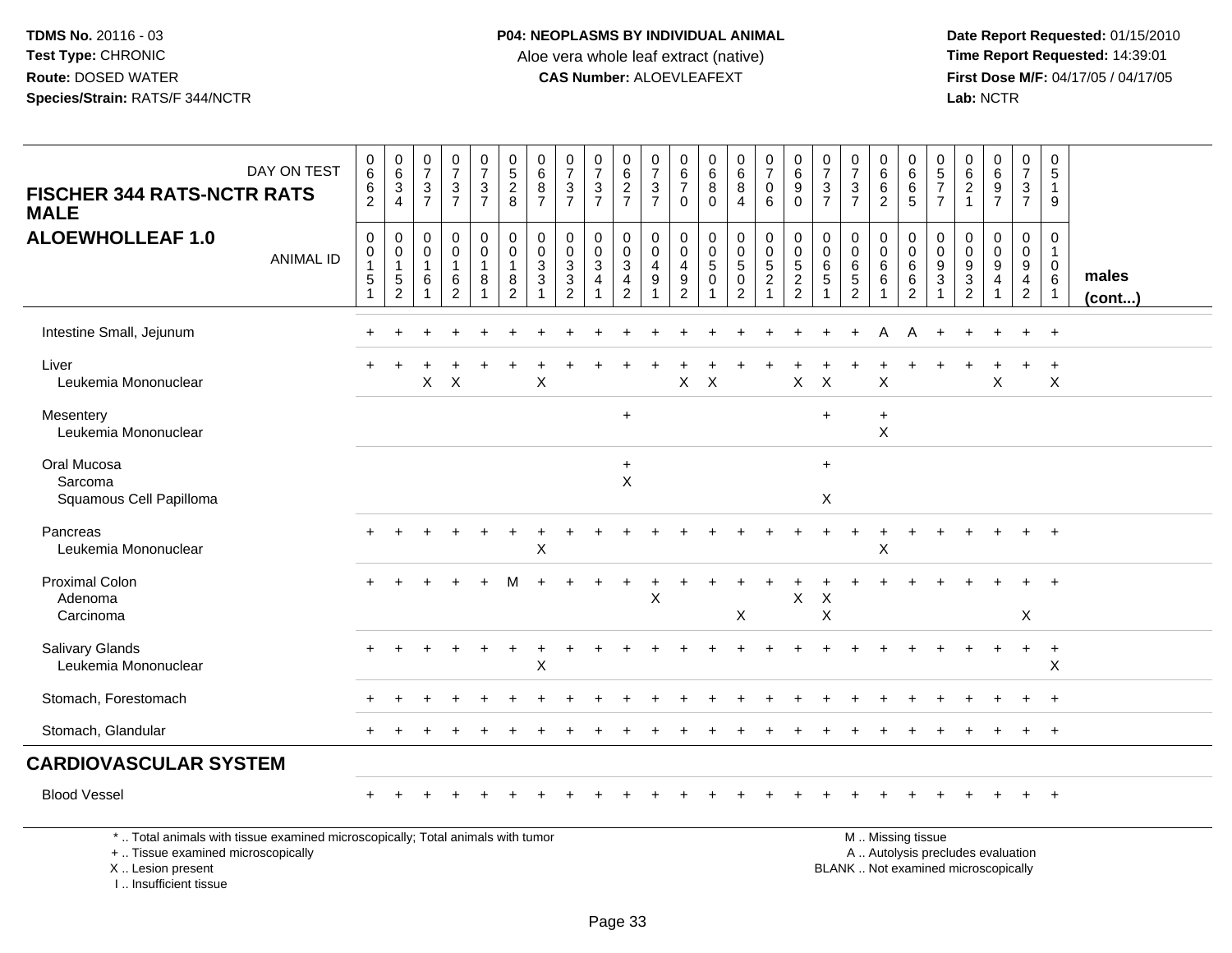**TDMS No.** 20116 - 03
**Test Type:** CHRONIC
**Route:** DOSED WATER
**Species/Strain:** RATS/F 344/NCTR

**P04: NEOPLASMS BY INDIVIDUAL ANIMAL**
Aloe vera whole leaf extract (native)
**CAS Number:** ALOEVLEAFEXT

**Date Report Requested:** 01/15/2010
**Time Report Requested:** 14:39:01
**First Dose M/F:** 04/17/05 / 04/17/05
**Lab:** NCTR

## FISCHER 344 RATS-NCTR RATS MALE
## ALOEWHOLLEAF 1.0

| DAY ON TEST | 0662 | 0634 | 0737 | 0737 | 0737 | 0528 | 0687 | 0737 | 0737 | 0627 | 0737 | 0670 | 0680 | 0684 | 0706 | 0690 | 0737 | 0737 | 0662 | 0665 | 0577 | 0621 | 0697 | 0737 | 0519 | males (cont...) |
|---|---|---|---|---|---|---|---|---|---|---|---|---|---|---|---|---|---|---|---|---|---|---|---|---|---|---|
| ANIMAL ID | 00151 | 00152 | 00161 | 00162 | 00181 | 00182 | 00331 | 00332 | 00341 | 00342 | 00491 | 00492 | 00501 | 00502 | 00521 | 00522 | 00651 | 00652 | 00661 | 00662 | 00931 | 00932 | 00941 | 00942 | 01061 | |
| Intestine Small, Jejunum | + | + | + | + | + | + | + | + | + | + | + | + | + | + | + | + | + | + | A | A | + | + | + | + | + | |
| Liver | + | + | + | + | + | + | + | + | + | + | + | + | + | + | + | + | + | + | + | + | + | + | + | + | + | |
| Leukemia Mononuclear | | | X | X | | | X | | | | | X | X | | | X | X | | X | | | | X | | X | |
| Mesentery | | | | | | | | | | + | | | | | | | + | | + | | | | | | | |
| Leukemia Mononuclear | | | | | | | | | | | | | | | | | | | X | | | | | | | |
| Oral Mucosa | | | | | | | | | | + | | | | | | | + | | | | | | | | | |
| Sarcoma | | | | | | | | | | X | | | | | | | | | | | | | | | | |
| Squamous Cell Papilloma | | | | | | | | | | | | | | | | | X | | | | | | | | | |
| Pancreas | + | + | + | + | + | + | + | + | + | + | + | + | + | + | + | + | + | + | + | + | + | + | + | + | + | |
| Leukemia Mononuclear | | | | | | | X | | | | | | | | | | | | X | | | | | | | |
| Proximal Colon | + | + | + | + | + | M | + | + | + | + | + | + | + | + | + | + | + | + | + | + | + | + | + | + | + | |
| Adenoma | | | | | | | | | | | X | | | | | X | X | | | | | | | | | |
| Carcinoma | | | | | | | | | | | | | | X | | | X | | | | | | | X | | |
| Salivary Glands | + | + | + | + | + | + | + | + | + | + | + | + | + | + | + | + | + | + | + | + | + | + | + | + | + | |
| Leukemia Mononuclear | | | | | | | X | | | | | | | | | | | | | | | | | | X | |
| Stomach, Forestomach | + | + | + | + | + | + | + | + | + | + | + | + | + | + | + | + | + | + | + | + | + | + | + | + | + | |
| Stomach, Glandular | + | + | + | + | + | + | + | + | + | + | + | + | + | + | + | + | + | + | + | + | + | + | + | + | + | |
| **CARDIOVASCULAR SYSTEM** | | | | | | | | | | | | | | | | | | | | | | | | | | |
| Blood Vessel | + | + | + | + | + | + | + | + | + | + | + | + | + | + | + | + | + | + | + | + | + | + | + | + | + | |

\* .. Total animals with tissue examined microscopically; Total animals with tumor
\+ .. Tissue examined microscopically
X .. Lesion present
I .. Insufficient tissue

M .. Missing tissue
A .. Autolysis precludes evaluation
BLANK .. Not examined microscopically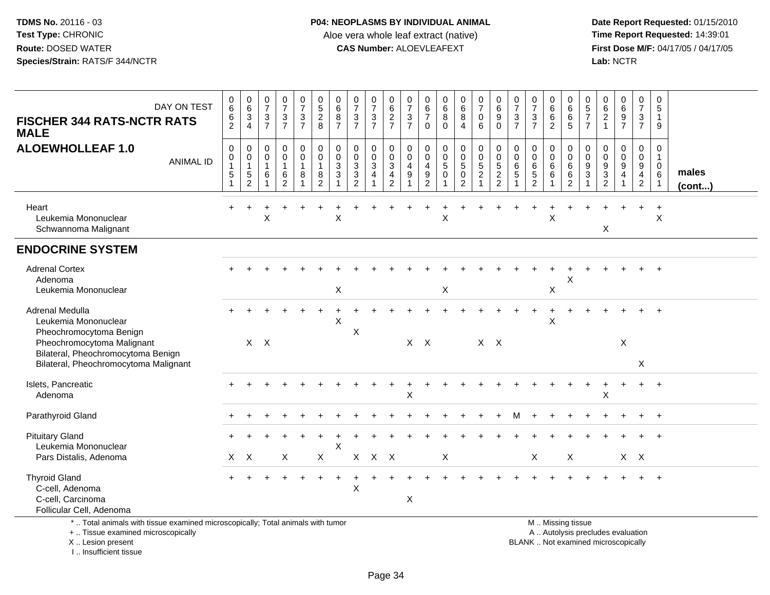**TDMS No.** 20116 - 03
**Test Type:** CHRONIC
**Route:** DOSED WATER
**Species/Strain:** RATS/F 344/NCTR

**P04: NEOPLASMS BY INDIVIDUAL ANIMAL**
Aloe vera whole leaf extract (native)
**CAS Number:** ALOEVLEAFEXT

**Date Report Requested:** 01/15/2010
**Time Report Requested:** 14:39:01
**First Dose M/F:** 04/17/05 / 04/17/05
**Lab:** NCTR

| FISCHER 344 RATS-NCTR RATS MALE / ALOEWHOLLEAF 1.0 | | | | | | | | | | | | | | | | | | | | | | | | | | males (cont...) |
|---|---|---|---|---|---|---|---|---|---|---|---|---|---|---|---|---|---|---|---|---|---|---|---|---|---|---|
| DAY ON TEST | 0662 | 0634 | 0737 | 0737 | 0737 | 0528 | 0687 | 0737 | 0737 | 0627 | 0737 | 0670 | 0680 | 0684 | 0706 | 0690 | 0737 | 0737 | 0662 | 0665 | 0577 | 0621 | 0697 | 0737 | 0519 | |
| ANIMAL ID | 00151 | 00152 | 00161 | 00162 | 00181 | 00182 | 00331 | 00332 | 00341 | 00342 | 00491 | 00492 | 00501 | 00502 | 00521 | 00522 | 00651 | 00652 | 00661 | 00662 | 00931 | 00932 | 00941 | 00942 | 01061 | |
| Heart | + | + | + | + | + | + | + | + | + | + | + | + | + | + | + | + | + | + | + | + | + | + | + | + | + | |
| Leukemia Mononuclear | | | X | | | | X | | | | | | X | | | | | | X | | | | | | X | |
| Schwannoma Malignant | | | | | | | | | | | | | | | | | | | | | | X | | | | |
| **ENDOCRINE SYSTEM** | | | | | | | | | | | | | | | | | | | | | | | | | | |
| Adrenal Cortex | + | + | + | + | + | + | + | + | + | + | + | + | + | + | + | + | + | + | + | + | + | + | + | + | + | |
| Adenoma | | | | | | | | | | | | | | | | | | | | X | | | | | | |
| Leukemia Mononuclear | | | | | | | X | | | | | | X | | | | | | X | | | | | | | |
| Adrenal Medulla | + | + | + | + | + | + | + | + | + | + | + | + | + | + | + | + | + | + | + | + | + | + | + | + | + | |
| Leukemia Mononuclear | | | | | | | X | | | | | | | | | | | | X | | | | | | | |
| Pheochromocytoma Benign | | | | | | | | X | | | | | | | | | | | | | | | | | | |
| Pheochromocytoma Malignant | | X | X | | | | | | | | X | X | | | X | X | | | | | | | X | | | |
| Bilateral, Pheochromocytoma Benign | | | | | | | | | | | | | | | | | | | | | | | | | | |
| Bilateral, Pheochromocytoma Malignant | | | | | | | | | | | | | | | | | | | | | | | | X | | |
| Islets, Pancreatic | + | + | + | + | + | + | + | + | + | + | + | + | + | + | + | + | + | + | + | + | + | + | + | + | + | |
| Adenoma | | | | | | | | | | | X | | | | | | | | | | | X | | | | |
| Parathyroid Gland | + | + | + | + | + | + | + | + | + | + | + | + | + | + | + | + | M | + | + | + | + | + | + | + | + | |
| Pituitary Gland | + | + | + | + | + | + | + | + | + | + | + | + | + | + | + | + | + | + | + | + | + | + | + | + | + | |
| Leukemia Mononuclear | | | | | | | X | | | | | | | | | | | | | | | | | | | |
| Pars Distalis, Adenoma | X | X | | X | | X | | X | X | X | | | X | | | | | X | | X | | | X | X | | |
| Thyroid Gland | + | + | + | + | + | + | + | + | + | + | + | + | + | + | + | + | + | + | + | + | + | + | + | + | + | |
| C-cell, Adenoma | | | | | | | | X | | | | | | | | | | | | | | | | | | |
| C-cell, Carcinoma | | | | | | | | | | | X | | | | | | | | | | | | | | | |
| Follicular Cell, Adenoma | | | | | | | | | | | | | | | | | | | | | | | | | | |

\* .. Total animals with tissue examined microscopically; Total animals with tumor
\+ .. Tissue examined microscopically
X .. Lesion present
I .. Insufficient tissue

M .. Missing tissue
A .. Autolysis precludes evaluation
BLANK .. Not examined microscopically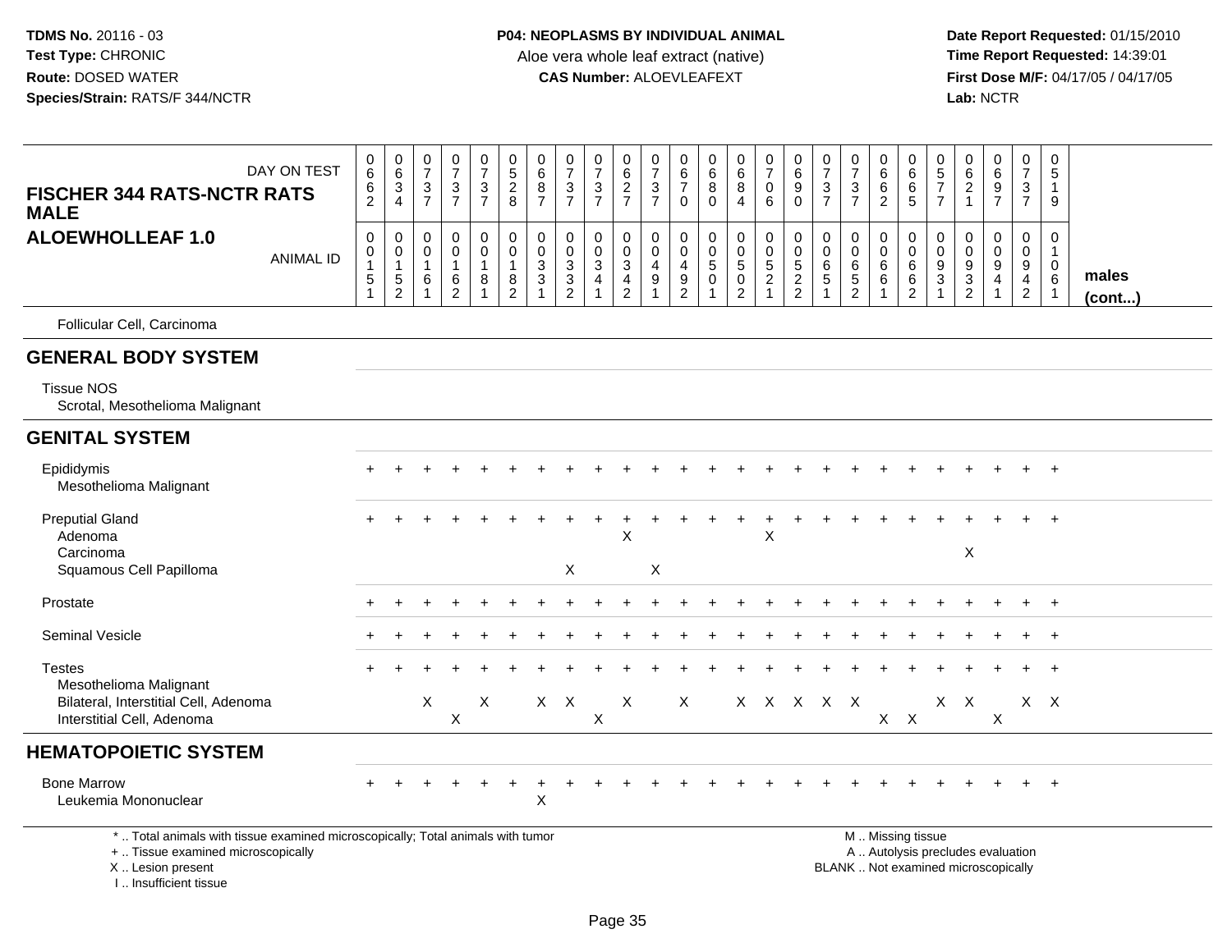**TDMS No.** 20116 - 03
**Test Type:** CHRONIC
**Route:** DOSED WATER
**Species/Strain:** RATS/F 344/NCTR

**P04: NEOPLASMS BY INDIVIDUAL ANIMAL**
Aloe vera whole leaf extract (native)
**CAS Number:** ALOEVLEAFEXT

**Date Report Requested:** 01/15/2010
**Time Report Requested:** 14:39:01
**First Dose M/F:** 04/17/05 / 04/17/05
**Lab:** NCTR

| FISCHER 344 RATS-NCTR RATS MALE / ALOEWHOLLEAF 1.0 — DAY ON TEST | 0662 | 0634 | 0737 | 0737 | 0737 | 0528 | 0687 | 0737 | 0737 | 0627 | 0737 | 0670 | 0680 | 0684 | 0706 | 0690 | 0737 | 0737 | 0662 | 0665 | 0577 | 0621 | 0697 | 0737 | 0519 | |
|---|---|---|---|---|---|---|---|---|---|---|---|---|---|---|---|---|---|---|---|---|---|---|---|---|---|---|
| ANIMAL ID | 00151 | 00152 | 00161 | 00162 | 00181 | 00182 | 00331 | 00332 | 00341 | 00342 | 00491 | 00492 | 00501 | 00502 | 00521 | 00522 | 00651 | 00652 | 00661 | 00662 | 00931 | 00932 | 00941 | 00942 | 01061 | males (cont...) |
| Follicular Cell, Carcinoma | | | | | | | | | | | | | | | | | | | | | | | | | | |
| **GENERAL BODY SYSTEM** | | | | | | | | | | | | | | | | | | | | | | | | | | |
| Tissue NOS | | | | | | | | | | | | | | | | | | | | | | | | | | |
| Scrotal, Mesothelioma Malignant | | | | | | | | | | | | | | | | | | | | | | | | | | |
| **GENITAL SYSTEM** | | | | | | | | | | | | | | | | | | | | | | | | | | |
| Epididymis | + | + | + | + | + | + | + | + | + | + | + | + | + | + | + | + | + | + | + | + | + | + | + | + | + | |
| Mesothelioma Malignant | | | | | | | | | | | | | | | | | | | | | | | | | | |
| Preputial Gland | + | + | + | + | + | + | + | + | + | + | + | + | + | + | + | + | + | + | + | + | + | + | + | + | + | |
| Adenoma | | | | | | | | | | X | | | | | X | | | | | | | | | | | |
| Carcinoma | | | | | | | | | | | | | | | | | | | | | | X | | | | |
| Squamous Cell Papilloma | | | | | | | | X | | | X | | | | | | | | | | | | | | | |
| Prostate | + | + | + | + | + | + | + | + | + | + | + | + | + | + | + | + | + | + | + | + | + | + | + | + | + | |
| Seminal Vesicle | + | + | + | + | + | + | + | + | + | + | + | + | + | + | + | + | + | + | + | + | + | + | + | + | + | |
| Testes | + | + | + | + | + | + | + | + | + | + | + | + | + | + | + | + | + | + | + | + | + | + | + | + | + | |
| Mesothelioma Malignant | | | | | | | | | | | | | | | | | | | | | | | | | | |
| Bilateral, Interstitial Cell, Adenoma | | | X | | X | | X | X | | X | | X | | X | X | X | X | X | | | X | X | | X | X | |
| Interstitial Cell, Adenoma | | | | X | | | | | X | | | | | | | | | | X | X | | | X | | | |
| **HEMATOPOIETIC SYSTEM** | | | | | | | | | | | | | | | | | | | | | | | | | | |
| Bone Marrow | + | + | + | + | + | + | + | + | + | + | + | + | + | + | + | + | + | + | + | + | + | + | + | + | + | |
| Leukemia Mononuclear | | | | | | | X | | | | | | | | | | | | | | | | | | | |

\* .. Total animals with tissue examined microscopically; Total animals with tumor
\+ .. Tissue examined microscopically
X .. Lesion present
I .. Insufficient tissue

M .. Missing tissue
A .. Autolysis precludes evaluation
BLANK .. Not examined microscopically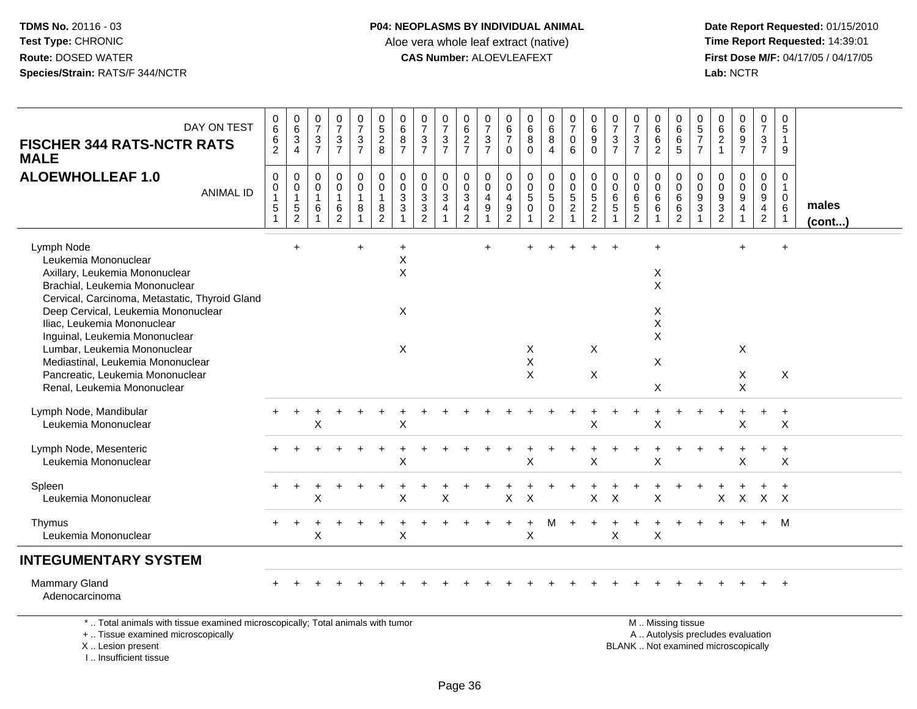TDMS No. 20116 - 03
Test Type: CHRONIC
Route: DOSED WATER
Species/Strain: RATS/F 344/NCTR

**P04: NEOPLASMS BY INDIVIDUAL ANIMAL**
Aloe vera whole leaf extract (native)
**CAS Number:** ALOEVLEAFEXT

Date Report Requested: 01/15/2010
Time Report Requested: 14:39:01
First Dose M/F: 04/17/05 / 04/17/05
Lab: NCTR

**FISCHER 344 RATS-NCTR RATS MALE**
**ALOEWHOLLEAF 1.0**

| DAY ON TEST | 0662 | 0634 | 0737 | 0737 | 0737 | 0528 | 0687 | 0737 | 0737 | 0627 | 0737 | 0670 | 0680 | 0684 | 0706 | 0690 | 0737 | 0737 | 0662 | 0665 | 0577 | 0621 | 0697 | 0737 | 0519 | |
|---|---|---|---|---|---|---|---|---|---|---|---|---|---|---|---|---|---|---|---|---|---|---|---|---|---|---|
| **ANIMAL ID** | 00151 | 00152 | 00161 | 00162 | 00181 | 00182 | 00331 | 00332 | 00341 | 00342 | 00491 | 00492 | 00501 | 00502 | 00521 | 00522 | 00651 | 00652 | 00661 | 00662 | 00931 | 00932 | 00941 | 00942 | 01061 | **males (cont...)** |
| Lymph Node | | + | | | + | | + | | | | + | | + | + | + | + | + | | + | | | | + | | + | |
| Leukemia Mononuclear | | | | | | | X | | | | | | | | | | | | | | | | | | | |
| Axillary, Leukemia Mononuclear | | | | | | | X | | | | | | | | | | | | X | | | | | | | |
| Brachial, Leukemia Mononuclear | | | | | | | | | | | | | | | | | | | X | | | | | | | |
| Cervical, Carcinoma, Metastatic, Thyroid Gland | | | | | | | | | | | | | | | | | | | | | | | | | | |
| Deep Cervical, Leukemia Mononuclear | | | | | | | X | | | | | | | | | | | | X | | | | | | | |
| Iliac, Leukemia Mononuclear | | | | | | | | | | | | | | | | | | | X | | | | | | | |
| Inguinal, Leukemia Mononuclear | | | | | | | | | | | | | | | | | | | X | | | | | | | |
| Lumbar, Leukemia Mononuclear | | | | | | | X | | | | | | X | | | X | | | | | | | X | | | |
| Mediastinal, Leukemia Mononuclear | | | | | | | | | | | | | X | | | | | | X | | | | | | | |
| Pancreatic, Leukemia Mononuclear | | | | | | | | | | | | | X | | | X | | | | | | | X | | X | |
| Renal, Leukemia Mononuclear | | | | | | | | | | | | | | | | | | | X | | | | X | | | |
| Lymph Node, Mandibular | + | + | + | + | + | + | + | + | + | + | + | + | + | + | + | + | + | + | + | + | + | + | + | + | + | |
| Leukemia Mononuclear | | | X | | | | X | | | | | | | | | X | | | X | | | | X | | X | |
| Lymph Node, Mesenteric | + | + | + | + | + | + | + | + | + | + | + | + | + | + | + | + | + | + | + | + | + | + | + | + | + | |
| Leukemia Mononuclear | | | | | | | X | | | | | | X | | | X | | | X | | | | X | | X | |
| Spleen | + | + | + | + | + | + | + | + | + | + | + | + | + | + | + | + | + | + | + | + | + | + | + | + | + | |
| Leukemia Mononuclear | | | X | | | | X | | X | | | X | X | | | X | X | | X | | | X | X | X | X | |
| Thymus | + | + | + | + | + | + | + | + | + | + | + | + | + | M | + | + | + | + | + | + | + | + | + | + | M | |
| Leukemia Mononuclear | | | X | | | | X | | | | | | X | | | | X | | X | | | | | | | |
| **INTEGUMENTARY SYSTEM** | | | | | | | | | | | | | | | | | | | | | | | | | | |
| Mammary Gland | + | + | + | + | + | + | + | + | + | + | + | + | + | + | + | + | + | + | + | + | + | + | + | + | + | |
| Adenocarcinoma | | | | | | | | | | | | | | | | | | | | | | | | | | |

\* .. Total animals with tissue examined microscopically; Total animals with tumor
\+ .. Tissue examined microscopically
X .. Lesion present
I .. Insufficient tissue

M .. Missing tissue
A .. Autolysis precludes evaluation
BLANK .. Not examined microscopically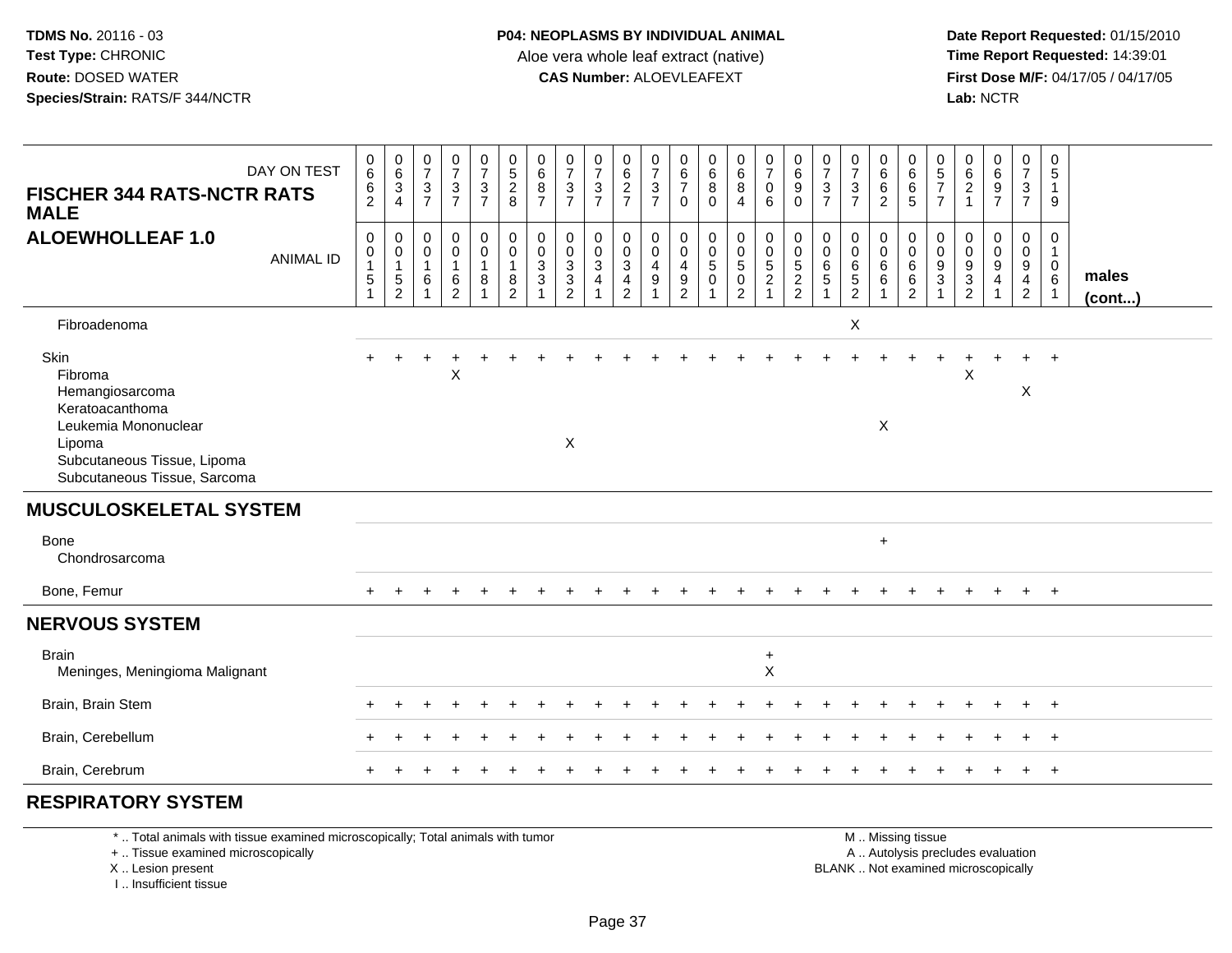TDMS No. 20116 - 03
Test Type: CHRONIC
Route: DOSED WATER
Species/Strain: RATS/F 344/NCTR

**P04: NEOPLASMS BY INDIVIDUAL ANIMAL**
Aloe vera whole leaf extract (native)
**CAS Number:** ALOEVLEAFEXT

Date Report Requested: 01/15/2010
Time Report Requested: 14:39:01
First Dose M/F: 04/17/05 / 04/17/05
Lab: NCTR

| DAY ON TEST | 0662 | 0634 | 0737 | 0737 | 0737 | 0528 | 0687 | 0737 | 0737 | 0627 | 0737 | 0670 | 0680 | 0684 | 0706 | 0690 | 0737 | 0737 | 0662 | 0665 | 0577 | 0621 | 0697 | 0737 | 0519 | |
|---|---|---|---|---|---|---|---|---|---|---|---|---|---|---|---|---|---|---|---|---|---|---|---|---|---|---|
| **FISCHER 344 RATS-NCTR RATS MALE** | | | | | | | | | | | | | | | | | | | | | | | | | | |
| **ALOEWHOLLEAF 1.0** ANIMAL ID | 00151 | 00152 | 00161 | 00162 | 00181 | 00182 | 00331 | 00332 | 00341 | 00342 | 00491 | 00492 | 00501 | 00502 | 00521 | 00522 | 00651 | 00652 | 00661 | 00662 | 00931 | 00932 | 00941 | 00942 | 01061 | **males (cont...)** |
| Fibroadenoma | | | | | | | | | | | | | | | | | | X | | | | | | | | |
| Skin | + | + | + | + | + | + | + | + | + | + | + | + | + | + | + | + | + | + | + | + | + | + | + | + | + | |
| Fibroma | | | | X | | | | | | | | | | | | | | | | | | X | | | | |
| Hemangiosarcoma | | | | | | | | | | | | | | | | | | | | | | | | X | | |
| Keratoacanthoma | | | | | | | | | | | | | | | | | | | | | | | | | | |
| Leukemia Mononuclear | | | | | | | | | | | | | | | | | | | X | | | | | | | |
| Lipoma | | | | | | | | X | | | | | | | | | | | | | | | | | | |
| Subcutaneous Tissue, Lipoma | | | | | | | | | | | | | | | | | | | | | | | | | | |
| Subcutaneous Tissue, Sarcoma | | | | | | | | | | | | | | | | | | | | | | | | | | |
| **MUSCULOSKELETAL SYSTEM** | | | | | | | | | | | | | | | | | | | | | | | | | | |
| Bone | | | | | | | | | | | | | | | | | | | + | | | | | | | |
| Chondrosarcoma | | | | | | | | | | | | | | | | | | | | | | | | | | |
| Bone, Femur | + | + | + | + | + | + | + | + | + | + | + | + | + | + | + | + | + | + | + | + | + | + | + | + | + | |
| **NERVOUS SYSTEM** | | | | | | | | | | | | | | | | | | | | | | | | | | |
| Brain | | | | | | | | | | | | | | | + | | | | | | | | | | | |
| Meninges, Meningioma Malignant | | | | | | | | | | | | | | | X | | | | | | | | | | | |
| Brain, Brain Stem | + | + | + | + | + | + | + | + | + | + | + | + | + | + | + | + | + | + | + | + | + | + | + | + | + | |
| Brain, Cerebellum | + | + | + | + | + | + | + | + | + | + | + | + | + | + | + | + | + | + | + | + | + | + | + | + | + | |
| Brain, Cerebrum | + | + | + | + | + | + | + | + | + | + | + | + | + | + | + | + | + | + | + | + | + | + | + | + | + | |
| **RESPIRATORY SYSTEM** | | | | | | | | | | | | | | | | | | | | | | | | | | |

\* .. Total animals with tissue examined microscopically; Total animals with tumor
+ .. Tissue examined microscopically
X .. Lesion present
I .. Insufficient tissue

M .. Missing tissue
A .. Autolysis precludes evaluation
BLANK .. Not examined microscopically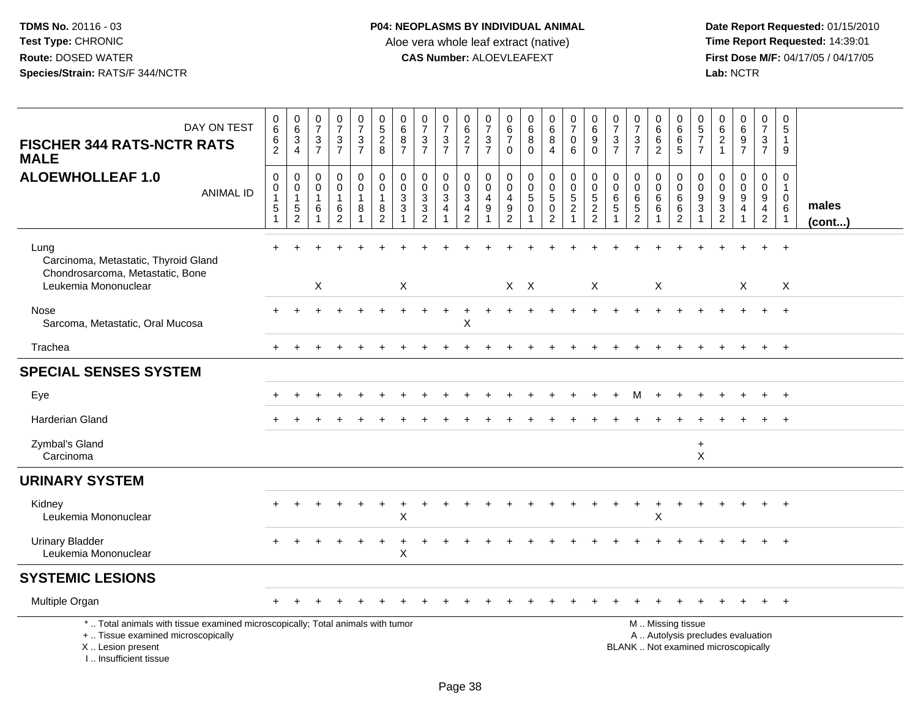TDMS No. 20116 - 03
Test Type: CHRONIC
Route: DOSED WATER
Species/Strain: RATS/F 344/NCTR

**P04: NEOPLASMS BY INDIVIDUAL ANIMAL**
Aloe vera whole leaf extract (native)
**CAS Number:** ALOEVLEAFEXT

Date Report Requested: 01/15/2010
Time Report Requested: 14:39:01
First Dose M/F: 04/17/05 / 04/17/05
Lab: NCTR

**FISCHER 344 RATS-NCTR RATS MALE**
**ALOEWHOLLEAF 1.0**

| DAY ON TEST | 0662 | 0634 | 0737 | 0737 | 0737 | 0528 | 0687 | 0737 | 0737 | 0627 | 0737 | 0670 | 0680 | 0684 | 0706 | 0690 | 0737 | 0737 | 0662 | 0665 | 0577 | 0621 | 0697 | 0737 | 0519 | |
|---|---|---|---|---|---|---|---|---|---|---|---|---|---|---|---|---|---|---|---|---|---|---|---|---|---|---|
| **ANIMAL ID** | 00151 | 00152 | 00161 | 00162 | 00181 | 00182 | 00331 | 00332 | 00341 | 00342 | 00491 | 00492 | 00501 | 00502 | 00521 | 00522 | 00651 | 00652 | 00661 | 00662 | 00931 | 00932 | 00941 | 00942 | 01061 | **males (cont...)** |
| Lung | + | + | + | + | + | + | + | + | + | + | + | + | + | + | + | + | + | + | + | + | + | + | + | + | + | |
| Carcinoma, Metastatic, Thyroid Gland | | | | | | | | | | | | | | | | | | | | | | | | | | |
| Chondrosarcoma, Metastatic, Bone | | | | | | | | | | | | | | | | | | | | | | | | | | |
| Leukemia Mononuclear | | | X | | | | X | | | | | X | X | | | X | | | X | | | | X | | X | |
| Nose | + | + | + | + | + | + | + | + | + | + | + | + | + | + | + | + | + | + | + | + | + | + | + | + | + | |
| Sarcoma, Metastatic, Oral Mucosa | | | | | | | | | | X | | | | | | | | | | | | | | | | |
| Trachea | + | + | + | + | + | + | + | + | + | + | + | + | + | + | + | + | + | + | + | + | + | + | + | + | + | |
| **SPECIAL SENSES SYSTEM** | | | | | | | | | | | | | | | | | | | | | | | | | | |
| Eye | + | + | + | + | + | + | + | + | + | + | + | + | + | + | + | + | + | M | + | + | + | + | + | + | + | |
| Harderian Gland | + | + | + | + | + | + | + | + | + | + | + | + | + | + | + | + | + | + | + | + | + | + | + | + | + | |
| Zymbal's Gland | | | | | | | | | | | | | | | | | | | | | + | | | | | |
| Carcinoma | | | | | | | | | | | | | | | | | | | | | X | | | | | |
| **URINARY SYSTEM** | | | | | | | | | | | | | | | | | | | | | | | | | | |
| Kidney | + | + | + | + | + | + | + | + | + | + | + | + | + | + | + | + | + | + | + | + | + | + | + | + | + | |
| Leukemia Mononuclear | | | | | | | X | | | | | | | | | | | | X | | | | | | | |
| Urinary Bladder | + | + | + | + | + | + | + | + | + | + | + | + | + | + | + | + | + | + | + | + | + | + | + | + | + | |
| Leukemia Mononuclear | | | | | | | X | | | | | | | | | | | | | | | | | | | |
| **SYSTEMIC LESIONS** | | | | | | | | | | | | | | | | | | | | | | | | | | |
| Multiple Organ | + | + | + | + | + | + | + | + | + | + | + | + | + | + | + | + | + | + | + | + | + | + | + | + | + | |

\* .. Total animals with tissue examined microscopically; Total animals with tumor
\+ .. Tissue examined microscopically
X .. Lesion present
I .. Insufficient tissue

M .. Missing tissue
A .. Autolysis precludes evaluation
BLANK .. Not examined microscopically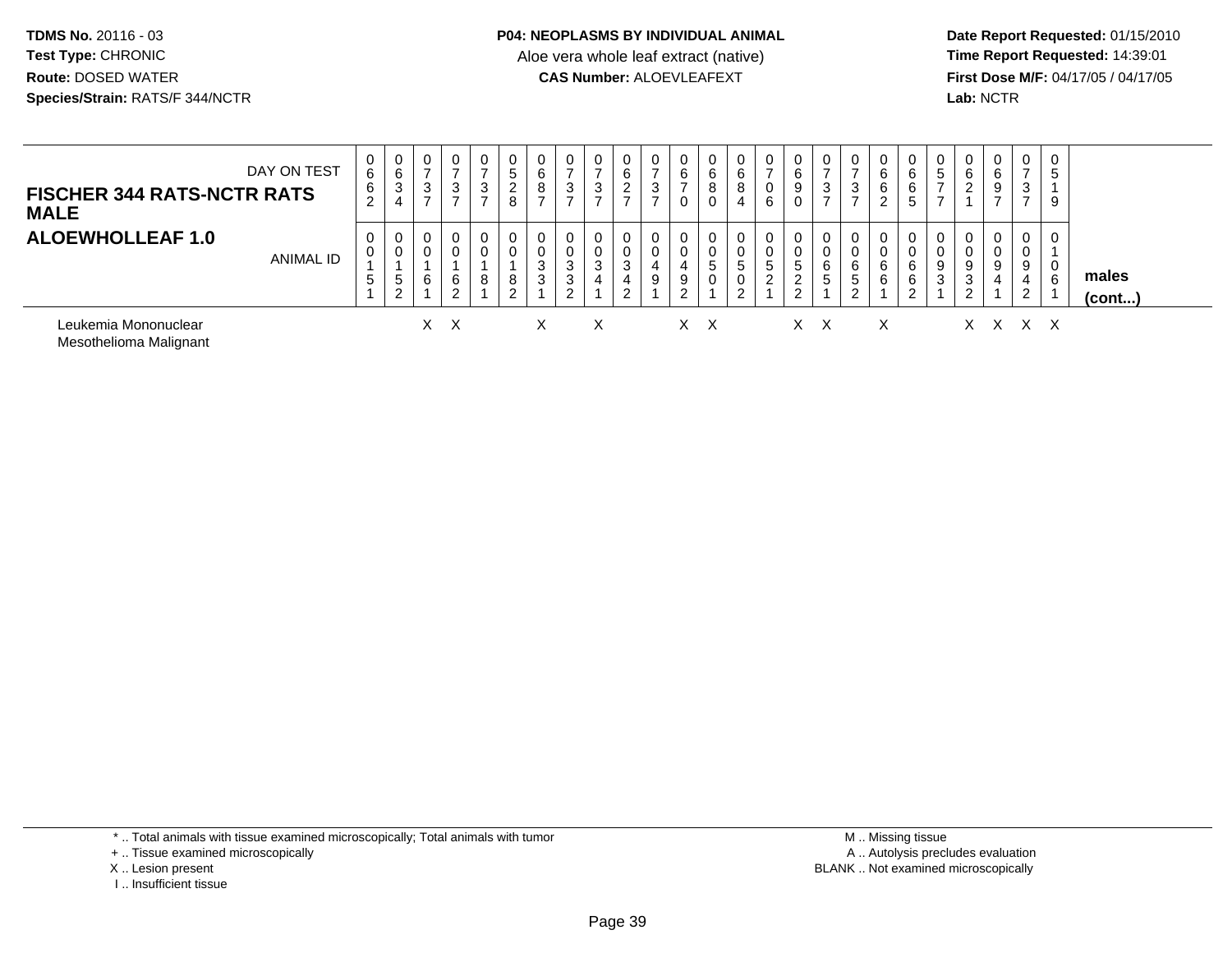**P04: NEOPLASMS BY INDIVIDUAL ANIMAL**
Aloe vera whole leaf extract (native)
**CAS Number:** ALOEVLEAFEXT

**TDMS No.** 20116 - 03
**Test Type:** CHRONIC
**Route:** DOSED WATER
**Species/Strain:** RATS/F 344/NCTR

**Date Report Requested:** 01/15/2010
**Time Report Requested:** 14:39:01
**First Dose M/F:** 04/17/05 / 04/17/05
**Lab:** NCTR

## FISCHER 344 RATS-NCTR RATS MALE
## ALOEWHOLLEAF 1.0

| DAY ON TEST | 0662 | 0634 | 0737 | 0737 | 0737 | 0528 | 0687 | 0737 | 0737 | 0627 | 0737 | 0670 | 0680 | 0684 | 0706 | 0690 | 0737 | 0737 | 0662 | 0665 | 0577 | 0621 | 0697 | 0737 | 0519 | |
|---|---|---|---|---|---|---|---|---|---|---|---|---|---|---|---|---|---|---|---|---|---|---|---|---|---|---|
| ANIMAL ID | 00151 | 00152 | 00161 | 00162 | 00181 | 00182 | 00331 | 00332 | 00341 | 00342 | 00491 | 00492 | 00501 | 00502 | 00521 | 00522 | 00651 | 00652 | 00661 | 00662 | 00931 | 00932 | 00941 | 00942 | 01061 | **males (cont...)** |
| Leukemia Mononuclear | | | X | X | | | X | | X | | | X | X | | | X | X | | X | | | X | X | X | X | |
| Mesothelioma Malignant | | | | | | | | | | | | | | | | | | | | | | | | | | |

\* .. Total animals with tissue examined microscopically; Total animals with tumor
\+ .. Tissue examined microscopically
X .. Lesion present
I .. Insufficient tissue

M .. Missing tissue
A .. Autolysis precludes evaluation
BLANK .. Not examined microscopically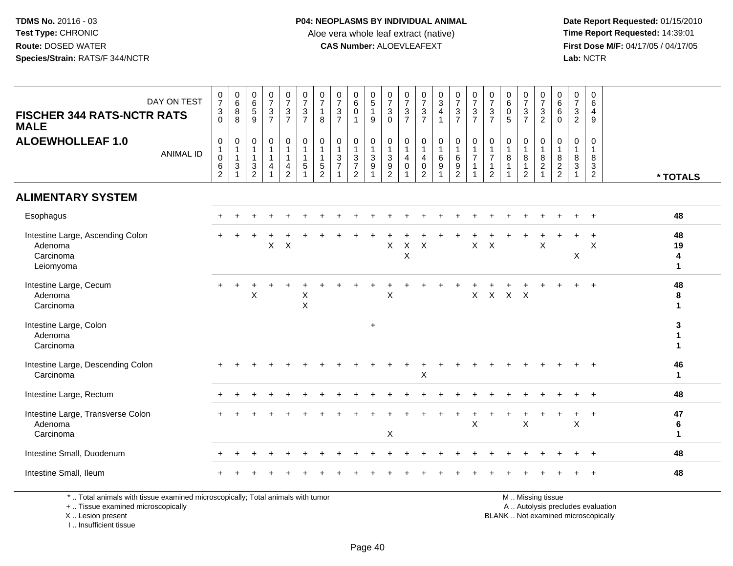**TDMS No.** 20116 - 03
**Test Type:** CHRONIC
**Route:** DOSED WATER
**Species/Strain:** RATS/F 344/NCTR

**P04: NEOPLASMS BY INDIVIDUAL ANIMAL**
Aloe vera whole leaf extract (native)
**CAS Number:** ALOEVLEAFEXT

**Date Report Requested:** 01/15/2010
**Time Report Requested:** 14:39:01
**First Dose M/F:** 04/17/05 / 04/17/05
**Lab:** NCTR

## FISCHER 344 RATS-NCTR RATS MALE
## ALOEWHOLLEAF 1.0

| DAY ON TEST | 0730 | 0688 | 0659 | 0737 | 0737 | 0737 | 0718 | 0737 | 0601 | 0519 | 0730 | 0737 | 0737 | 0341 | 0737 | 0737 | 0737 | 0605 | 0737 | 0732 | 0660 | 0732 | 0649 | |
|---|---|---|---|---|---|---|---|---|---|---|---|---|---|---|---|---|---|---|---|---|---|---|---|---|
| **ANIMAL ID** | 01062 | 01131 | 01132 | 01141 | 01142 | 01151 | 01152 | 01371 | 01372 | 01391 | 01392 | 01401 | 01402 | 01691 | 01692 | 01711 | 01712 | 01811 | 01812 | 01821 | 01822 | 01831 | 01832 | *** TOTALS** |
| **ALIMENTARY SYSTEM** | | | | | | | | | | | | | | | | | | | | | | | | |
| Esophagus | + | + | + | + | + | + | + | + | + | + | + | + | + | + | + | + | + | + | + | + | + | + | + | **48** |
| Intestine Large, Ascending Colon | + | + | + | + | + | + | + | + | + | + | + | + | + | + | + | + | + | + | + | + | + | + | + | **48** |
| Adenoma | | | | X | X | | | | | | X | X | X | | | X | X | | | X | | | X | **19** |
| Carcinoma | | | | | | | | | | | | X | | | | | | | | | | X | | **4** |
| Leiomyoma | | | | | | | | | | | | | | | | | | | | | | | | **1** |
| Intestine Large, Cecum | + | + | + | + | + | + | + | + | + | + | + | + | + | + | + | + | + | + | + | + | + | + | + | **48** |
| Adenoma | | | X | | | X | | | | | X | | | | | X | X | X | X | | | | | **8** |
| Carcinoma | | | | | | X | | | | | | | | | | | | | | | | | | **1** |
| Intestine Large, Colon | | | | | | | | | | + | | | | | | | | | | | | | | **3** |
| Adenoma | | | | | | | | | | | | | | | | | | | | | | | | **1** |
| Carcinoma | | | | | | | | | | | | | | | | | | | | | | | | **1** |
| Intestine Large, Descending Colon | + | + | + | + | + | + | + | + | + | + | + | + | + | + | + | + | + | + | + | + | + | + | + | **46** |
| Carcinoma | | | | | | | | | | | | | X | | | | | | | | | | | **1** |
| Intestine Large, Rectum | + | + | + | + | + | + | + | + | + | + | + | + | + | + | + | + | + | + | + | + | + | + | + | **48** |
| Intestine Large, Transverse Colon | + | + | + | + | + | + | + | + | + | + | + | + | + | + | + | + | + | + | + | + | + | + | + | **47** |
| Adenoma | | | | | | | | | | | | | | | | X | | | X | | | X | | **6** |
| Carcinoma | | | | | | | | | | | X | | | | | | | | | | | | | **1** |
| Intestine Small, Duodenum | + | + | + | + | + | + | + | + | + | + | + | + | + | + | + | + | + | + | + | + | + | + | + | **48** |
| Intestine Small, Ileum | + | + | + | + | + | + | + | + | + | + | + | + | + | + | + | + | + | + | + | + | + | + | + | **48** |

* .. Total animals with tissue examined microscopically; Total animals with tumor
+ .. Tissue examined microscopically
X .. Lesion present
I .. Insufficient tissue

M .. Missing tissue
A .. Autolysis precludes evaluation
BLANK .. Not examined microscopically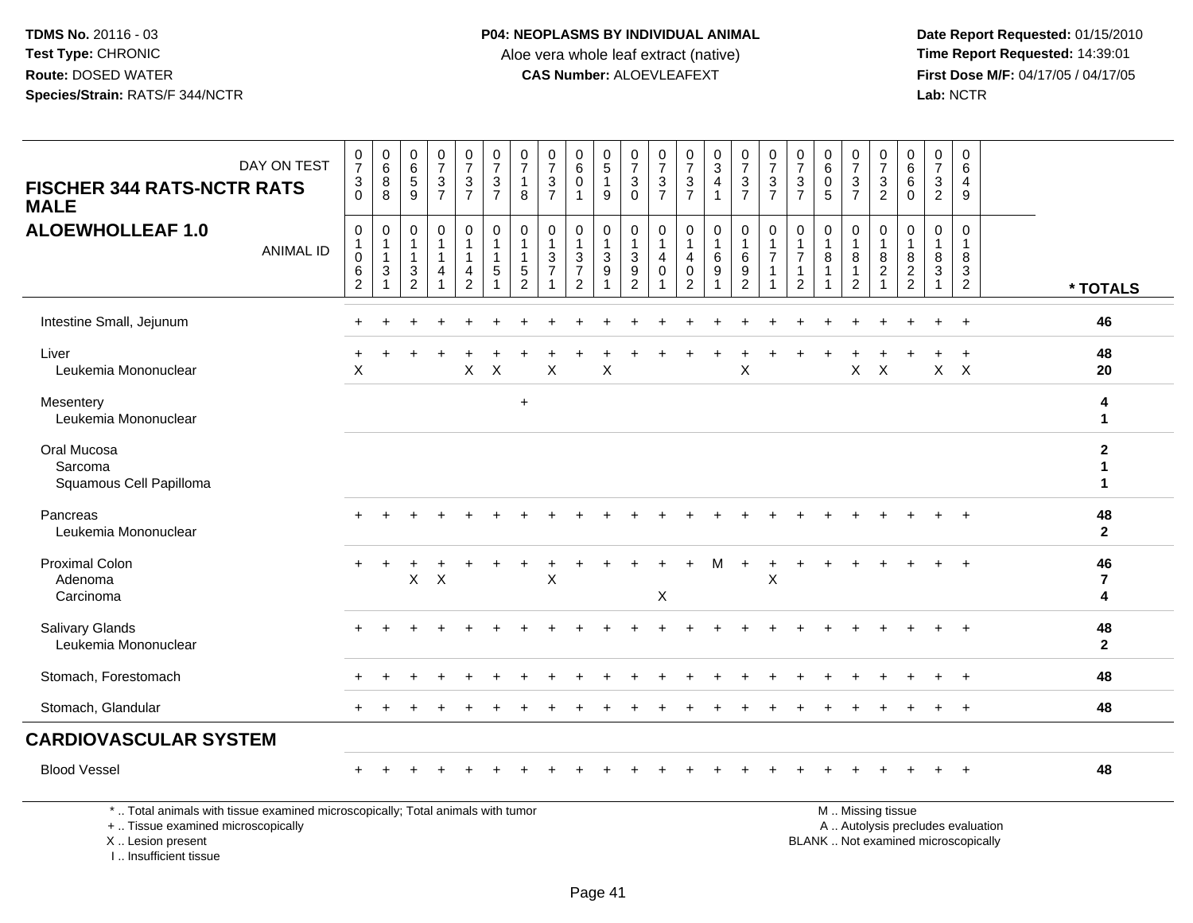**TDMS No.** 20116 - 03
**Test Type:** CHRONIC
**Route:** DOSED WATER
**Species/Strain:** RATS/F 344/NCTR

**P04: NEOPLASMS BY INDIVIDUAL ANIMAL**
Aloe vera whole leaf extract (native)
**CAS Number:** ALOEVLEAFEXT

**Date Report Requested:** 01/15/2010
**Time Report Requested:** 14:39:01
**First Dose M/F:** 04/17/05 / 04/17/05
**Lab:** NCTR

## FISCHER 344 RATS-NCTR RATS MALE
## ALOEWHOLLEAF 1.0

| DAY ON TEST | 0730 | 0688 | 0659 | 0737 | 0737 | 0737 | 0718 | 0737 | 0601 | 0519 | 0730 | 0737 | 0737 | 0341 | 0737 | 0737 | 0737 | 0605 | 0737 | 0732 | 0660 | 0732 | 0649 | |
|---|---|---|---|---|---|---|---|---|---|---|---|---|---|---|---|---|---|---|---|---|---|---|---|---|
| **ANIMAL ID** | 01062 | 01131 | 01132 | 01141 | 01142 | 01151 | 01152 | 01371 | 01372 | 01391 | 01392 | 01401 | 01402 | 01691 | 01692 | 01711 | 01712 | 01811 | 01812 | 01821 | 01822 | 01831 | 01832 | **\* TOTALS** |
| Intestine Small, Jejunum | + | + | + | + | + | + | + | + | + | + | + | + | + | + | + | + | + | + | + | + | + | + | + | 46 |
| Liver | + | + | + | + | + | + | + | + | + | + | + | + | + | + | + | + | + | + | + | + | + | + | + | 48 |
| Leukemia Mononuclear | X | | | | X | X | | X | | X | | | | | X | | | | X | X | | X | X | 20 |
| Mesentery | | | | | | | + | | | | | | | | | | | | | | | | | 4 |
| Leukemia Mononuclear | | | | | | | | | | | | | | | | | | | | | | | | 1 |
| Oral Mucosa | | | | | | | | | | | | | | | | | | | | | | | | 2 |
| Sarcoma | | | | | | | | | | | | | | | | | | | | | | | | 1 |
| Squamous Cell Papilloma | | | | | | | | | | | | | | | | | | | | | | | | 1 |
| Pancreas | + | + | + | + | + | + | + | + | + | + | + | + | + | + | + | + | + | + | + | + | + | + | + | 48 |
| Leukemia Mononuclear | | | | | | | | | | | | | | | | | | | | | | | | 2 |
| Proximal Colon | + | + | + | + | + | + | + | + | + | + | + | + | + | M | + | + | + | + | + | + | + | + | + | 46 |
| Adenoma | | | X | X | | | | X | | | | | | | | X | | | | | | | | 7 |
| Carcinoma | | | | | | | | | | | | X | | | | | | | | | | | | 4 |
| Salivary Glands | + | + | + | + | + | + | + | + | + | + | + | + | + | + | + | + | + | + | + | + | + | + | + | 48 |
| Leukemia Mononuclear | | | | | | | | | | | | | | | | | | | | | | | | 2 |
| Stomach, Forestomach | + | + | + | + | + | + | + | + | + | + | + | + | + | + | + | + | + | + | + | + | + | + | + | 48 |
| Stomach, Glandular | + | + | + | + | + | + | + | + | + | + | + | + | + | + | + | + | + | + | + | + | + | + | + | 48 |
| **CARDIOVASCULAR SYSTEM** | | | | | | | | | | | | | | | | | | | | | | | | |
| Blood Vessel | + | + | + | + | + | + | + | + | + | + | + | + | + | + | + | + | + | + | + | + | + | + | + | 48 |

\* .. Total animals with tissue examined microscopically; Total animals with tumor
\+ .. Tissue examined microscopically
X .. Lesion present
I .. Insufficient tissue

M .. Missing tissue
A .. Autolysis precludes evaluation
BLANK .. Not examined microscopically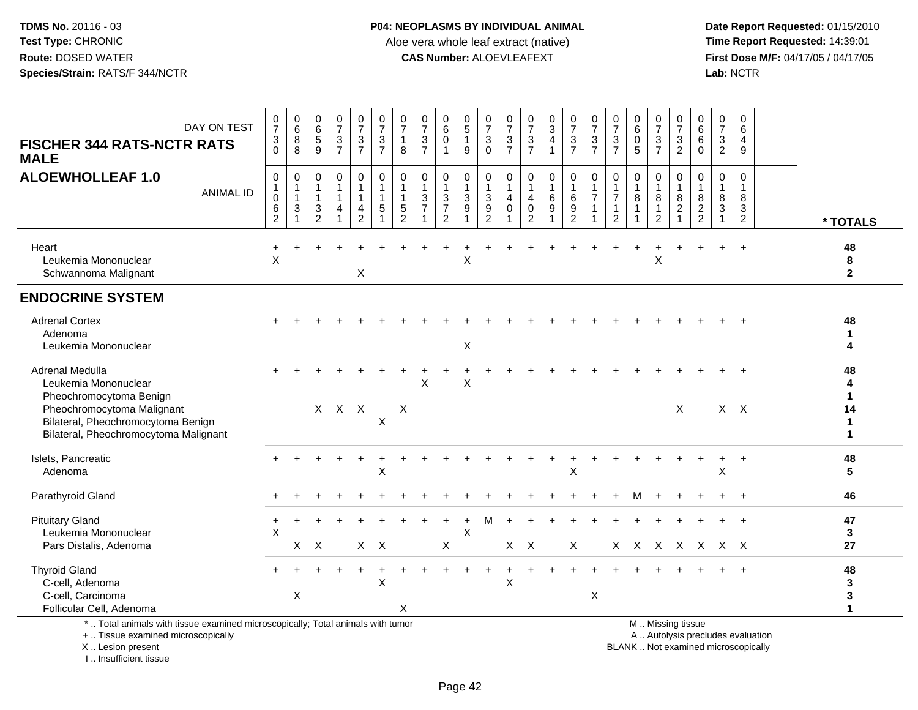**TDMS No.** 20116 - 03
**Test Type:** CHRONIC
**Route:** DOSED WATER
**Species/Strain:** RATS/F 344/NCTR

**P04: NEOPLASMS BY INDIVIDUAL ANIMAL**
Aloe vera whole leaf extract (native)
**CAS Number:** ALOEVLEAFEXT

**Date Report Requested:** 01/15/2010
**Time Report Requested:** 14:39:01
**First Dose M/F:** 04/17/05 / 04/17/05
**Lab:** NCTR

## FISCHER 344 RATS-NCTR RATS MALE
## ALOEWHOLLEAF 1.0

| DAY ON TEST | 0730 | 0688 | 0659 | 0737 | 0737 | 0737 | 0718 | 0737 | 0601 | 0519 | 0730 | 0737 | 0737 | 0341 | 0737 | 0737 | 0737 | 0605 | 0737 | 0732 | 0660 | 0732 | 0649 | |
|---|---|---|---|---|---|---|---|---|---|---|---|---|---|---|---|---|---|---|---|---|---|---|---|---|
| **ANIMAL ID** | 01062 | 01131 | 01132 | 01141 | 01142 | 01151 | 01152 | 01371 | 01372 | 01391 | 01392 | 01401 | 01402 | 01691 | 01692 | 01711 | 01712 | 01811 | 01812 | 01821 | 01822 | 01831 | 01832 | *** TOTALS** |
| Heart | + | + | + | + | + | + | + | + | + | + | + | + | + | + | + | + | + | + | + | + | + | + | + | **48** |
| Leukemia Mononuclear | X | | | | | | | | | X | | | | | | | | | X | | | | | **8** |
| Schwannoma Malignant | | | | | X | | | | | | | | | | | | | | | | | | | **2** |
| **ENDOCRINE SYSTEM** | | | | | | | | | | | | | | | | | | | | | | | | |
| Adrenal Cortex | + | + | + | + | + | + | + | + | + | + | + | + | + | + | + | + | + | + | + | + | + | + | + | **48** |
| Adenoma | | | | | | | | | | | | | | | | | | | | | | | | **1** |
| Leukemia Mononuclear | | | | | | | | | | X | | | | | | | | | | | | | | **4** |
| Adrenal Medulla | + | + | + | + | + | + | + | + | + | + | + | + | + | + | + | + | + | + | + | + | + | + | + | **48** |
| Leukemia Mononuclear | | | | | | | | X | | X | | | | | | | | | | | | | | **4** |
| Pheochromocytoma Benign | | | | | | | | | | | | | | | | | | | | | | | | **1** |
| Pheochromocytoma Malignant | | | X | X | X | | X | | | | | | | | | | | | | X | | X | X | **14** |
| Bilateral, Pheochromocytoma Benign | | | | | | X | | | | | | | | | | | | | | | | | | **1** |
| Bilateral, Pheochromocytoma Malignant | | | | | | | | | | | | | | | | | | | | | | | | **1** |
| Islets, Pancreatic | + | + | + | + | + | + | + | + | + | + | + | + | + | + | + | + | + | + | + | + | + | + | + | **48** |
| Adenoma | | | | | | X | | | | | | | | | X | | | | | | | X | | **5** |
| Parathyroid Gland | + | + | + | + | + | + | + | + | + | + | + | + | + | + | + | + | + | M | + | + | + | + | + | **46** |
| Pituitary Gland | + | + | + | + | + | + | + | + | + | + | M | + | + | + | + | + | + | + | + | + | + | + | + | **47** |
| Leukemia Mononuclear | X | | | | | | | | | X | | | | | | | | | | | | | | **3** |
| Pars Distalis, Adenoma | | X | X | | X | X | | | X | | | X | X | | X | | X | X | X | X | X | X | X | **27** |
| Thyroid Gland | + | + | + | + | + | + | + | + | + | + | + | + | + | + | + | + | + | + | + | + | + | + | + | **48** |
| C-cell, Adenoma | | | | | | X | | | | | | X | | | | | | | | | | | | **3** |
| C-cell, Carcinoma | | X | | | | | | | | | | | | | | X | | | | | | | | **3** |
| Follicular Cell, Adenoma | | | | | | | X | | | | | | | | | | | | | | | | | **1** |

\* .. Total animals with tissue examined microscopically; Total animals with tumor
\+ .. Tissue examined microscopically
X .. Lesion present
I .. Insufficient tissue

M .. Missing tissue
A .. Autolysis precludes evaluation
BLANK .. Not examined microscopically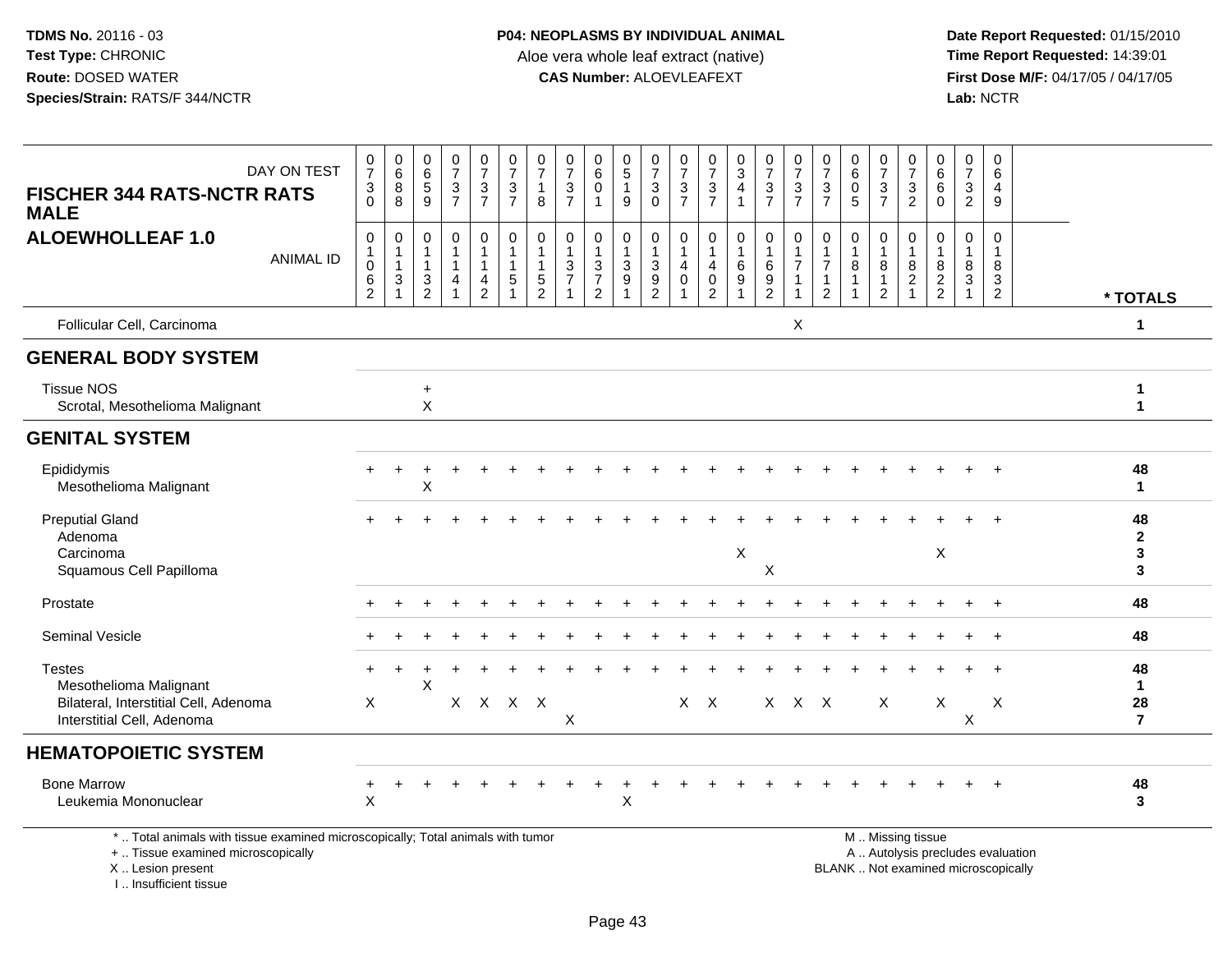**TDMS No.** 20116 - 03
**Test Type:** CHRONIC
**Route:** DOSED WATER
**Species/Strain:** RATS/F 344/NCTR

**P04: NEOPLASMS BY INDIVIDUAL ANIMAL**
Aloe vera whole leaf extract (native)
**CAS Number:** ALOEVLEAFEXT

**Date Report Requested:** 01/15/2010
**Time Report Requested:** 14:39:01
**First Dose M/F:** 04/17/05 / 04/17/05
**Lab:** NCTR

## FISCHER 344 RATS-NCTR RATS MALE
## ALOEWHOLLEAF 1.0

| DAY ON TEST | 0730 | 0688 | 0659 | 0737 | 0737 | 0737 | 0718 | 0737 | 0601 | 0519 | 0730 | 0737 | 0737 | 0341 | 0737 | 0737 | 0737 | 0605 | 0737 | 0732 | 0660 | 0732 | 0649 | |
|---|---|---|---|---|---|---|---|---|---|---|---|---|---|---|---|---|---|---|---|---|---|---|---|---|
| **ANIMAL ID** | 01062 | 01131 | 01132 | 01141 | 01142 | 01151 | 01152 | 01371 | 01372 | 01391 | 01392 | 01401 | 01402 | 01691 | 01692 | 01711 | 01712 | 01811 | 01812 | 01821 | 01822 | 01831 | 01832 | *** TOTALS** |
| Follicular Cell, Carcinoma | | | | | | | | | | | | | | | | X | | | | | | | | 1 |
| **GENERAL BODY SYSTEM** | | | | | | | | | | | | | | | | | | | | | | | | |
| Tissue NOS | | | + | | | | | | | | | | | | | | | | | | | | | 1 |
| Scrotal, Mesothelioma Malignant | | | X | | | | | | | | | | | | | | | | | | | | | 1 |
| **GENITAL SYSTEM** | | | | | | | | | | | | | | | | | | | | | | | | |
| Epididymis | + | + | + | + | + | + | + | + | + | + | + | + | + | + | + | + | + | + | + | + | + | + | + | 48 |
| Mesothelioma Malignant | | | X | | | | | | | | | | | | | | | | | | | | | 1 |
| Preputial Gland | + | + | + | + | + | + | + | + | + | + | + | + | + | + | + | + | + | + | + | + | + | + | + | 48 |
| Adenoma | | | | | | | | | | | | | | | | | | | | | | | | 2 |
| Carcinoma | | | | | | | | | | | | | | X | | | | | | | X | | | 3 |
| Squamous Cell Papilloma | | | | | | | | | | | | | | | X | | | | | | | | | 3 |
| Prostate | + | + | + | + | + | + | + | + | + | + | + | + | + | + | + | + | + | + | + | + | + | + | + | 48 |
| Seminal Vesicle | + | + | + | + | + | + | + | + | + | + | + | + | + | + | + | + | + | + | + | + | + | + | + | 48 |
| Testes | + | + | + | + | + | + | + | + | + | + | + | + | + | + | + | + | + | + | + | + | + | + | + | 48 |
| Mesothelioma Malignant | | | X | | | | | | | | | | | | | | | | | | | | | 1 |
| Bilateral, Interstitial Cell, Adenoma | X | | | X | X | X | X | | | | | X | X | | X | X | X | | X | | X | | X | 28 |
| Interstitial Cell, Adenoma | | | | | | | | X | | | | | | | | | | | | | | X | | 7 |
| **HEMATOPOIETIC SYSTEM** | | | | | | | | | | | | | | | | | | | | | | | | |
| Bone Marrow | + | + | + | + | + | + | + | + | + | + | + | + | + | + | + | + | + | + | + | + | + | + | + | 48 |
| Leukemia Mononuclear | X | | | | | | | | | X | | | | | | | | | | | | | | 3 |

\* .. Total animals with tissue examined microscopically; Total animals with tumor
\+ .. Tissue examined microscopically
X .. Lesion present
I .. Insufficient tissue

M .. Missing tissue
A .. Autolysis precludes evaluation
BLANK .. Not examined microscopically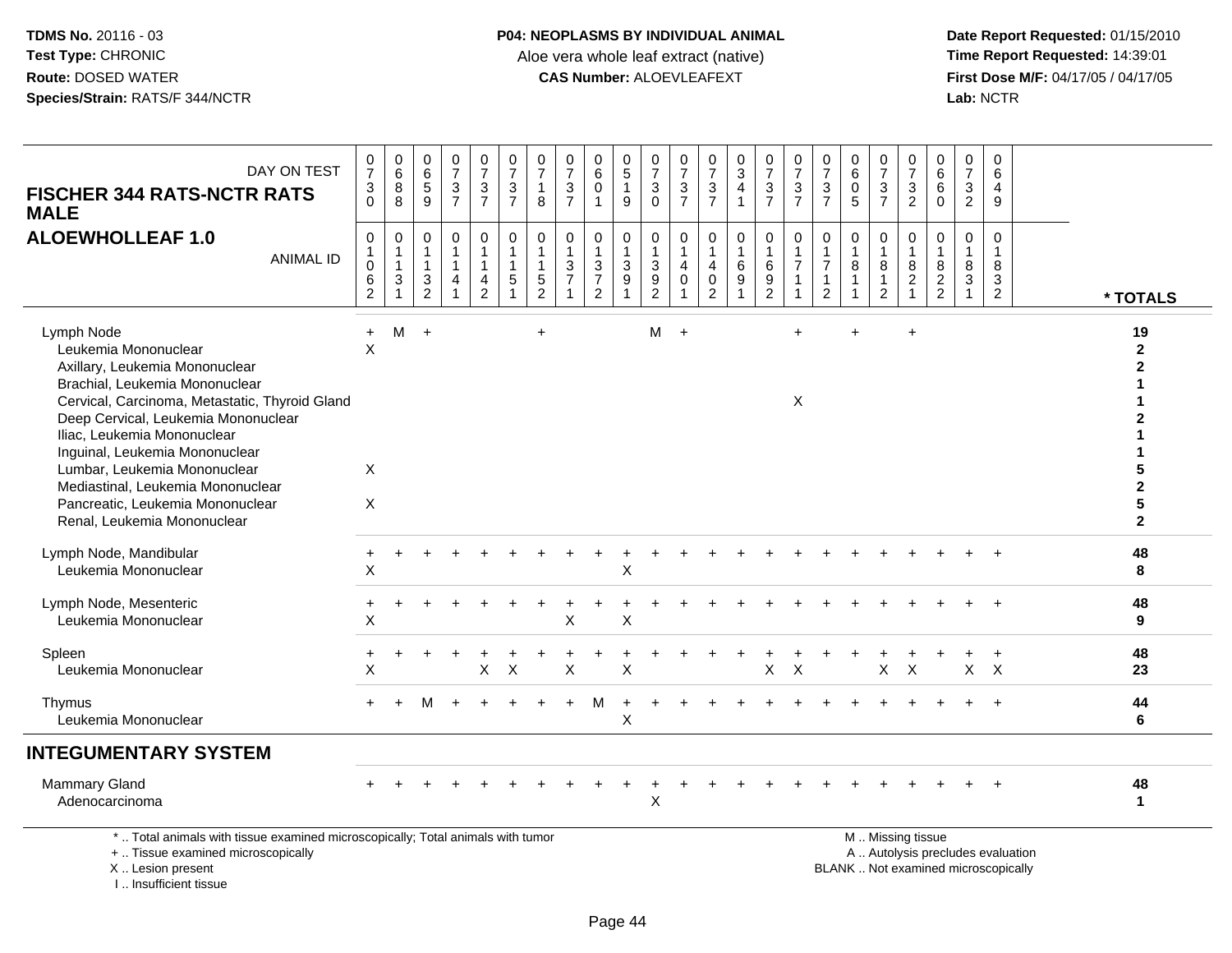**TDMS No.** 20116 - 03
**Test Type:** CHRONIC
**Route:** DOSED WATER
**Species/Strain:** RATS/F 344/NCTR

**P04: NEOPLASMS BY INDIVIDUAL ANIMAL**
Aloe vera whole leaf extract (native)
**CAS Number:** ALOEVLEAFEXT

**Date Report Requested:** 01/15/2010
**Time Report Requested:** 14:39:01
**First Dose M/F:** 04/17/05 / 04/17/05
**Lab:** NCTR

## FISCHER 344 RATS-NCTR RATS MALE
## ALOEWHOLLEAF 1.0

| DAY ON TEST | 0730 | 0688 | 0659 | 0737 | 0737 | 0737 | 0718 | 0737 | 0601 | 0519 | 0730 | 0737 | 0737 | 0341 | 0737 | 0737 | 0737 | 0605 | 0737 | 0732 | 0660 | 0732 | 0649 | |
|---|---|---|---|---|---|---|---|---|---|---|---|---|---|---|---|---|---|---|---|---|---|---|---|---|
| **ANIMAL ID** | 01062 | 01131 | 01132 | 01141 | 01142 | 01151 | 01152 | 01371 | 01372 | 01391 | 01392 | 01401 | 01402 | 01691 | 01692 | 01711 | 01712 | 01811 | 01812 | 01821 | 01822 | 01831 | 01832 | *** TOTALS** |
| Lymph Node | + | M | + | | | | + | | | | M | + | | | | + | | + | | + | | | | 19 |
| Leukemia Mononuclear | X | | | | | | | | | | | | | | | | | | | | | | | 2 |
| Axillary, Leukemia Mononuclear | | | | | | | | | | | | | | | | | | | | | | | | 2 |
| Brachial, Leukemia Mononuclear | | | | | | | | | | | | | | | | | | | | | | | | 1 |
| Cervical, Carcinoma, Metastatic, Thyroid Gland | | | | | | | | | | | | | | | | X | | | | | | | | 1 |
| Deep Cervical, Leukemia Mononuclear | | | | | | | | | | | | | | | | | | | | | | | | 2 |
| Iliac, Leukemia Mononuclear | | | | | | | | | | | | | | | | | | | | | | | | 1 |
| Inguinal, Leukemia Mononuclear | | | | | | | | | | | | | | | | | | | | | | | | 1 |
| Lumbar, Leukemia Mononuclear | X | | | | | | | | | | | | | | | | | | | | | | | 5 |
| Mediastinal, Leukemia Mononuclear | | | | | | | | | | | | | | | | | | | | | | | | 2 |
| Pancreatic, Leukemia Mononuclear | X | | | | | | | | | | | | | | | | | | | | | | | 5 |
| Renal, Leukemia Mononuclear | | | | | | | | | | | | | | | | | | | | | | | | 2 |
| Lymph Node, Mandibular | + | + | + | + | + | + | + | + | + | + | + | + | + | + | + | + | + | + | + | + | + | + | + | 48 |
| Leukemia Mononuclear | X | | | | | | | | | X | | | | | | | | | | | | | | 8 |
| Lymph Node, Mesenteric | + | + | + | + | + | + | + | + | + | + | + | + | + | + | + | + | + | + | + | + | + | + | + | 48 |
| Leukemia Mononuclear | X | | | | | | | X | | X | | | | | | | | | | | | | | 9 |
| Spleen | + | + | + | + | + | + | + | + | + | + | + | + | + | + | + | + | + | + | + | + | + | + | + | 48 |
| Leukemia Mononuclear | X | | | | X | X | | X | | X | | | | | X | X | | | X | X | | X | X | 23 |
| Thymus | + | + | M | + | + | + | + | + | M | + | + | + | + | + | + | + | + | + | + | + | + | + | + | 44 |
| Leukemia Mononuclear | | | | | | | | | | X | | | | | | | | | | | | | | 6 |

## INTEGUMENTARY SYSTEM

| | | | | | | | | | | | | | | | | | | | | | | | | |
|---|---|---|---|---|---|---|---|---|---|---|---|---|---|---|---|---|---|---|---|---|---|---|---|---|
| Mammary Gland | + | + | + | + | + | + | + | + | + | + | + | + | + | + | + | + | + | + | + | + | + | + | + | 48 |
| Adenocarcinoma | | | | | | | | | | | X | | | | | | | | | | | | | 1 |

\* .. Total animals with tissue examined microscopically; Total animals with tumor
\+ .. Tissue examined microscopically
X .. Lesion present
I .. Insufficient tissue

M .. Missing tissue
A .. Autolysis precludes evaluation
BLANK .. Not examined microscopically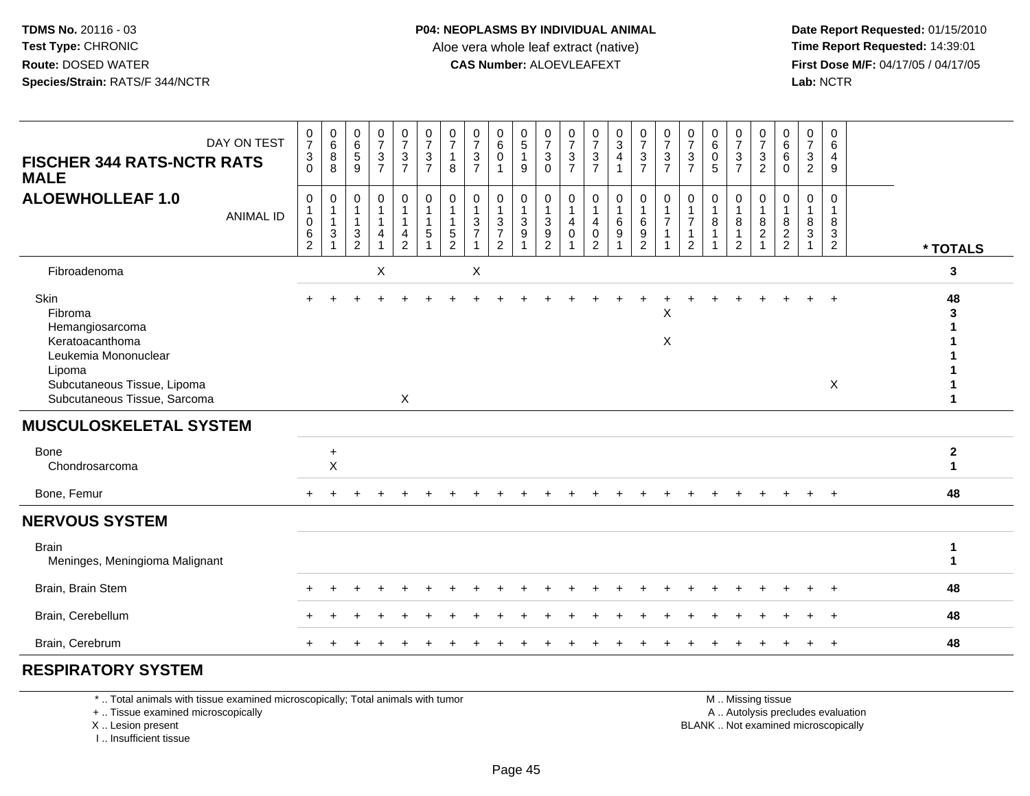**TDMS No.** 20116 - 03
**Test Type:** CHRONIC
**Route:** DOSED WATER
**Species/Strain:** RATS/F 344/NCTR

**P04: NEOPLASMS BY INDIVIDUAL ANIMAL**
Aloe vera whole leaf extract (native)
**CAS Number:** ALOEVLEAFEXT

**Date Report Requested:** 01/15/2010
**Time Report Requested:** 14:39:01
**First Dose M/F:** 04/17/05 / 04/17/05
**Lab:** NCTR

## FISCHER 344 RATS-NCTR RATS MALE
## ALOEWHOLLEAF 1.0

| DAY ON TEST | 0730 | 0688 | 0659 | 0737 | 0737 | 0737 | 0718 | 0737 | 0601 | 0519 | 0730 | 0737 | 0737 | 0341 | 0737 | 0737 | 0737 | 0605 | 0737 | 0732 | 0660 | 0732 | 0649 | |
|---|---|---|---|---|---|---|---|---|---|---|---|---|---|---|---|---|---|---|---|---|---|---|---|---|
| **ANIMAL ID** | 01062 | 01131 | 01132 | 01141 | 01142 | 01151 | 01152 | 01371 | 01372 | 01391 | 01392 | 01401 | 01402 | 01691 | 01692 | 01711 | 01712 | 01811 | 01812 | 01821 | 01822 | 01831 | 01832 | *** TOTALS** |
| Fibroadenoma | | | | X | | | | X | | | | | | | | | | | | | | | | 3 |
| Skin | + | + | + | + | + | + | + | + | + | + | + | + | + | + | + | + | + | + | + | + | + | + | + | 48 |
| Fibroma | | | | | | | | | | | | | | | | X | | | | | | | | 3 |
| Hemangiosarcoma | | | | | | | | | | | | | | | | | | | | | | | | 1 |
| Keratoacanthoma | | | | | | | | | | | | | | | | X | | | | | | | | 1 |
| Leukemia Mononuclear | | | | | | | | | | | | | | | | | | | | | | | | 1 |
| Lipoma | | | | | | | | | | | | | | | | | | | | | | | | 1 |
| Subcutaneous Tissue, Lipoma | | | | | | | | | | | | | | | | | | | | | | | X | 1 |
| Subcutaneous Tissue, Sarcoma | | | | | X | | | | | | | | | | | | | | | | | | | 1 |
| **MUSCULOSKELETAL SYSTEM** | | | | | | | | | | | | | | | | | | | | | | | | |
| Bone | | + | | | | | | | | | | | | | | | | | | | | | | 2 |
| Chondrosarcoma | | X | | | | | | | | | | | | | | | | | | | | | | 1 |
| Bone, Femur | + | + | + | + | + | + | + | + | + | + | + | + | + | + | + | + | + | + | + | + | + | + | + | 48 |
| **NERVOUS SYSTEM** | | | | | | | | | | | | | | | | | | | | | | | | |
| Brain | | | | | | | | | | | | | | | | | | | | | | | | 1 |
| Meninges, Meningioma Malignant | | | | | | | | | | | | | | | | | | | | | | | | 1 |
| Brain, Brain Stem | + | + | + | + | + | + | + | + | + | + | + | + | + | + | + | + | + | + | + | + | + | + | + | 48 |
| Brain, Cerebellum | + | + | + | + | + | + | + | + | + | + | + | + | + | + | + | + | + | + | + | + | + | + | + | 48 |
| Brain, Cerebrum | + | + | + | + | + | + | + | + | + | + | + | + | + | + | + | + | + | + | + | + | + | + | + | 48 |
| **RESPIRATORY SYSTEM** | | | | | | | | | | | | | | | | | | | | | | | | |

* .. Total animals with tissue examined microscopically; Total animals with tumor
+ .. Tissue examined microscopically
X .. Lesion present
I .. Insufficient tissue

M .. Missing tissue
A .. Autolysis precludes evaluation
BLANK .. Not examined microscopically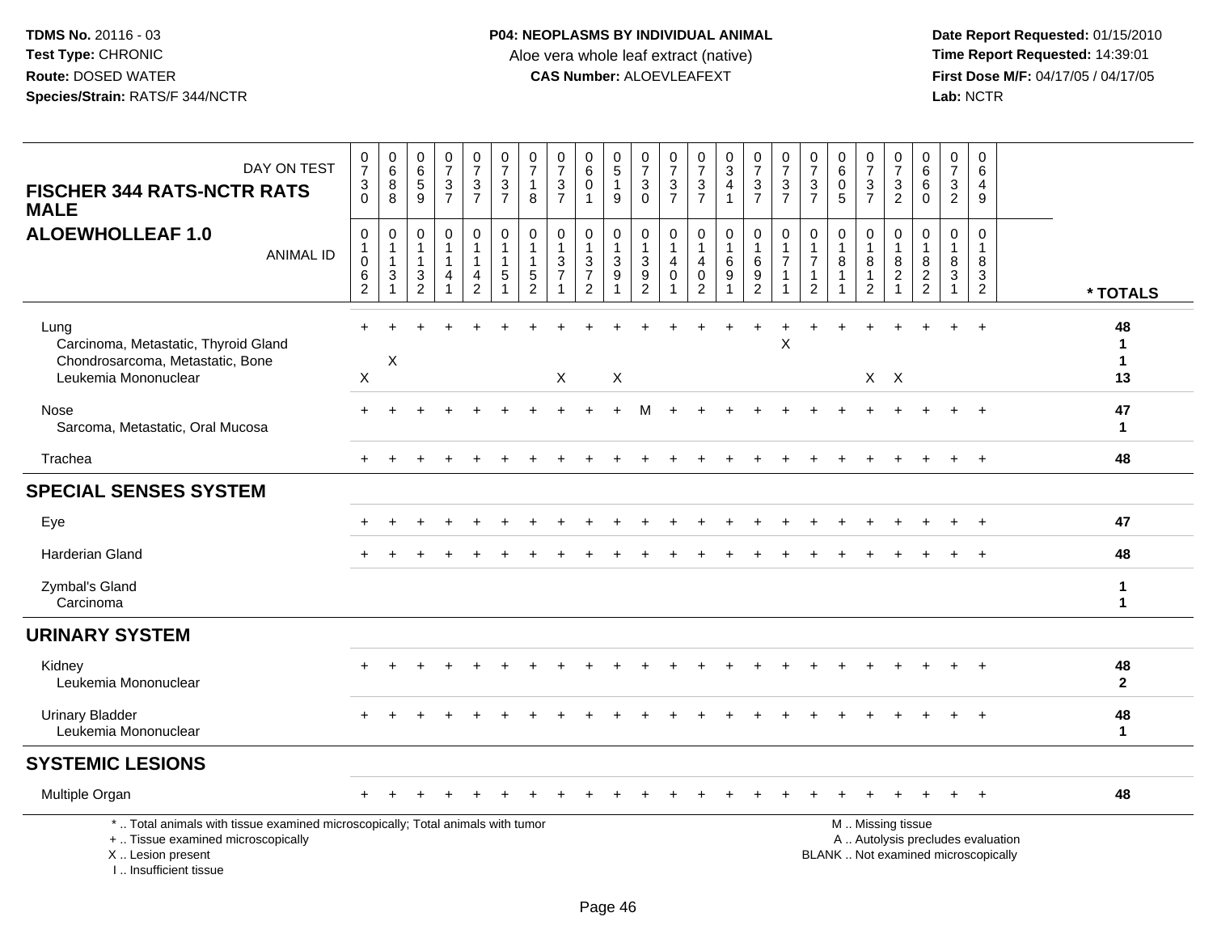**TDMS No.** 20116 - 03
**Test Type:** CHRONIC
**Route:** DOSED WATER
**Species/Strain:** RATS/F 344/NCTR

**P04: NEOPLASMS BY INDIVIDUAL ANIMAL**
Aloe vera whole leaf extract (native)
**CAS Number:** ALOEVLEAFEXT

**Date Report Requested:** 01/15/2010
**Time Report Requested:** 14:39:01
**First Dose M/F:** 04/17/05 / 04/17/05
**Lab:** NCTR

## FISCHER 344 RATS-NCTR RATS MALE
## ALOEWHOLLEAF 1.0

| DAY ON TEST | 0730 | 0688 | 0659 | 0737 | 0737 | 0737 | 0718 | 0737 | 0601 | 0519 | 0730 | 0737 | 0737 | 0341 | 0737 | 0737 | 0737 | 0605 | 0737 | 0732 | 0660 | 0732 | 0649 | |
|---|---|---|---|---|---|---|---|---|---|---|---|---|---|---|---|---|---|---|---|---|---|---|---|---|
| ANIMAL ID | 01062 | 01131 | 01132 | 01141 | 01142 | 01151 | 01152 | 01371 | 01372 | 01391 | 01392 | 01401 | 01402 | 01691 | 01692 | 01711 | 01712 | 01811 | 01812 | 01821 | 01822 | 01831 | 01832 | * TOTALS |
| Lung | + | + | + | + | + | + | + | + | + | + | + | + | + | + | + | + | + | + | + | + | + | + | + | 48 |
| Carcinoma, Metastatic, Thyroid Gland | | | | | | | | | | | | | | | | X | | | | | | | | 1 |
| Chondrosarcoma, Metastatic, Bone | | X | | | | | | | | | | | | | | | | | | | | | | 1 |
| Leukemia Mononuclear | X | | | | | | | X | | X | | | | | | | | | X | X | | | | 13 |
| Nose | + | + | + | + | + | + | + | + | + | + | M | + | + | + | + | + | + | + | + | + | + | + | + | 47 |
| Sarcoma, Metastatic, Oral Mucosa | | | | | | | | | | | | | | | | | | | | | | | | 1 |
| Trachea | + | + | + | + | + | + | + | + | + | + | + | + | + | + | + | + | + | + | + | + | + | + | + | 48 |
| **SPECIAL SENSES SYSTEM** | | | | | | | | | | | | | | | | | | | | | | | | |
| Eye | + | + | + | + | + | + | + | + | + | + | + | + | + | + | + | + | + | + | + | + | + | + | + | 47 |
| Harderian Gland | + | + | + | + | + | + | + | + | + | + | + | + | + | + | + | + | + | + | + | + | + | + | + | 48 |
| Zymbal's Gland | | | | | | | | | | | | | | | | | | | | | | | | 1 |
| Carcinoma | | | | | | | | | | | | | | | | | | | | | | | | 1 |
| **URINARY SYSTEM** | | | | | | | | | | | | | | | | | | | | | | | | |
| Kidney | + | + | + | + | + | + | + | + | + | + | + | + | + | + | + | + | + | + | + | + | + | + | + | 48 |
| Leukemia Mononuclear | | | | | | | | | | | | | | | | | | | | | | | | 2 |
| Urinary Bladder | + | + | + | + | + | + | + | + | + | + | + | + | + | + | + | + | + | + | + | + | + | + | + | 48 |
| Leukemia Mononuclear | | | | | | | | | | | | | | | | | | | | | | | | 1 |
| **SYSTEMIC LESIONS** | | | | | | | | | | | | | | | | | | | | | | | | |
| Multiple Organ | + | + | + | + | + | + | + | + | + | + | + | + | + | + | + | + | + | + | + | + | + | + | + | 48 |

\* .. Total animals with tissue examined microscopically; Total animals with tumor
\+ .. Tissue examined microscopically
X .. Lesion present
I .. Insufficient tissue

M .. Missing tissue
A .. Autolysis precludes evaluation
BLANK .. Not examined microscopically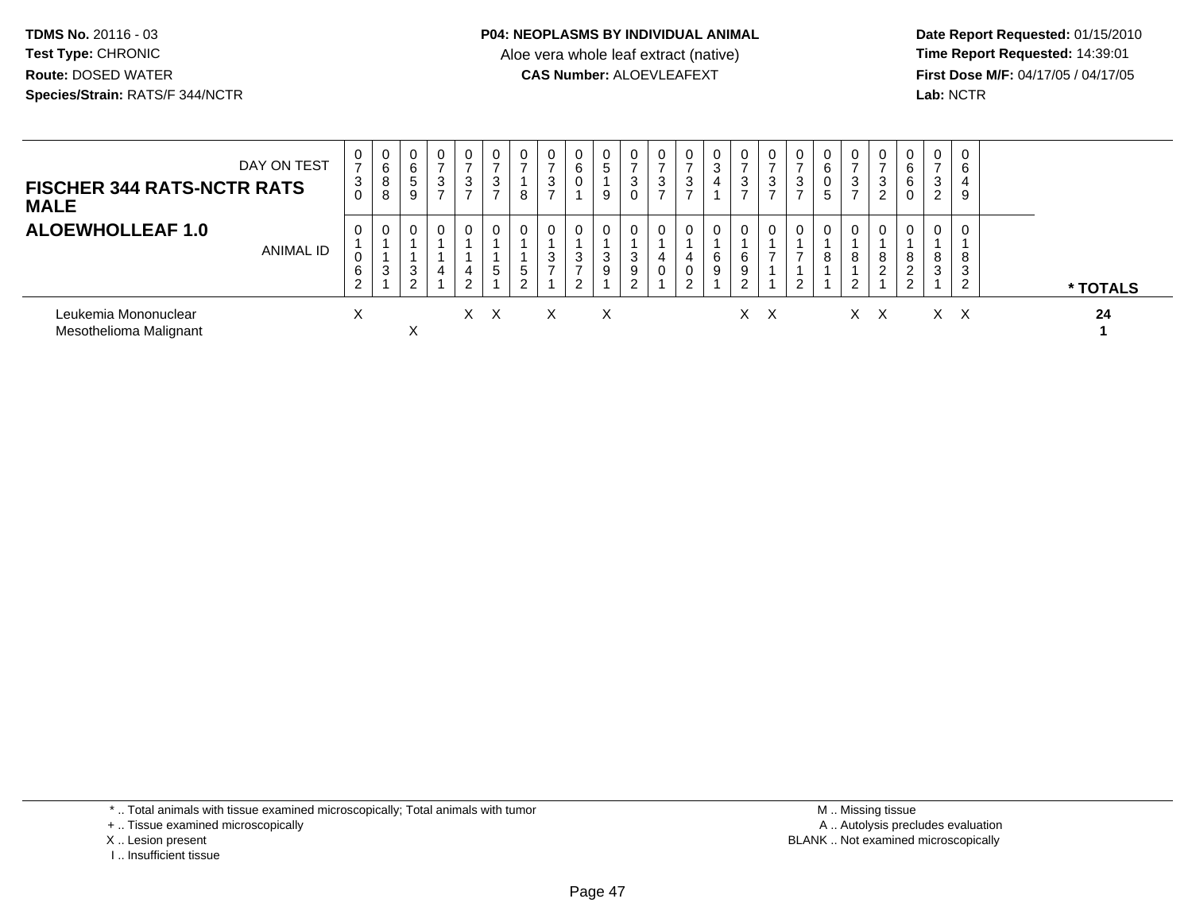TDMS No. 20116 - 03
Test Type: CHRONIC
Route: DOSED WATER
Species/Strain: RATS/F 344/NCTR

**P04: NEOPLASMS BY INDIVIDUAL ANIMAL**
Aloe vera whole leaf extract (native)
**CAS Number:** ALOEVLEAFEXT

Date Report Requested: 01/15/2010
Time Report Requested: 14:39:01
First Dose M/F: 04/17/05 / 04/17/05
Lab: NCTR

| FISCHER 344 RATS-NCTR RATS MALE — ALOEWHOLLEAF 1.0 | | | | | | | | | | | | | | | | | | | | | | | | | | |
|---|---|---|---|---|---|---|---|---|---|---|---|---|---|---|---|---|---|---|---|---|---|---|---|---|---|---|
| DAY ON TEST | 0730 | 0688 | 0659 | 0737 | 0737 | 0737 | 0718 | 0737 | 0601 | 0519 | 0730 | 0737 | 0737 | 0341 | 0737 | 0737 | 0737 | 0605 | 0737 | 0732 | 0660 | 0732 | 0649 | |
| ANIMAL ID | 01062 | 01131 | 01132 | 01141 | 01142 | 01151 | 01152 | 01371 | 01372 | 01391 | 01392 | 01401 | 01402 | 01691 | 01692 | 01711 | 01712 | 01811 | 01812 | 01821 | 01822 | 01831 | 01832 | * TOTALS |
| Leukemia Mononuclear | X | | | | X | X | | X | | X | | | | | X | X | | | X | X | | X | X | 24 |
| Mesothelioma Malignant | | | X | | | | | | | | | | | | | | | | | | | | | 1 |

\* .. Total animals with tissue examined microscopically; Total animals with tumor
\+ .. Tissue examined microscopically
X .. Lesion present
I .. Insufficient tissue

M .. Missing tissue
A .. Autolysis precludes evaluation
BLANK .. Not examined microscopically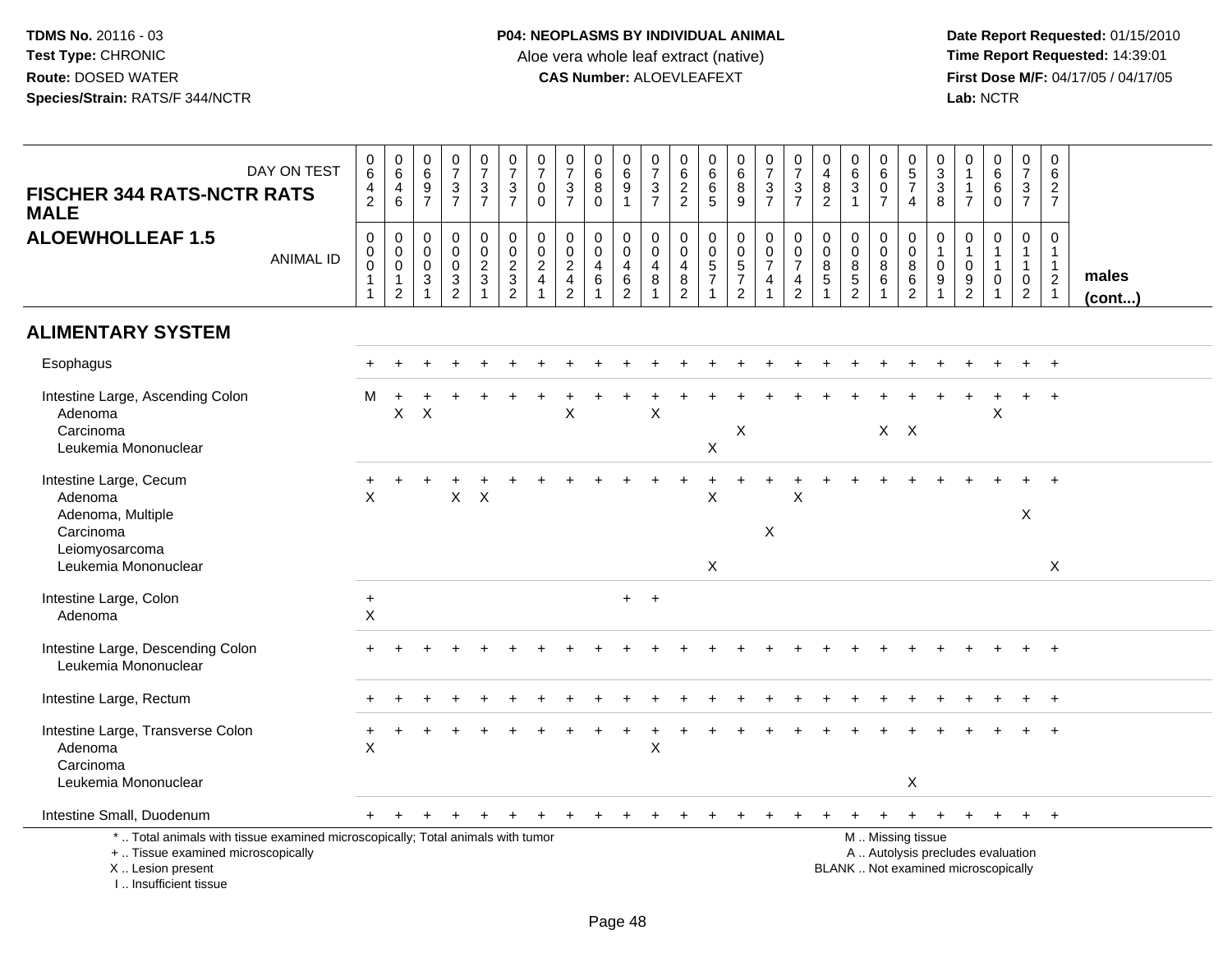**TDMS No.** 20116 - 03
**Test Type:** CHRONIC
**Route:** DOSED WATER
**Species/Strain:** RATS/F 344/NCTR

**P04: NEOPLASMS BY INDIVIDUAL ANIMAL**
Aloe vera whole leaf extract (native)
**CAS Number:** ALOEVLEAFEXT

**Date Report Requested:** 01/15/2010
**Time Report Requested:** 14:39:01
**First Dose M/F:** 04/17/05 / 04/17/05
**Lab:** NCTR

**FISCHER 344 RATS-NCTR RATS MALE**
**ALOEWHOLLEAF 1.5**

| DAY ON TEST | 0642 | 0646 | 0697 | 0737 | 0737 | 0737 | 0700 | 0737 | 0680 | 0691 | 0737 | 0622 | 0665 | 0689 | 0737 | 0737 | 0482 | 0631 | 0607 | 0574 | 0338 | 0117 | 0660 | 0737 | 0627 | |
|---|---|---|---|---|---|---|---|---|---|---|---|---|---|---|---|---|---|---|---|---|---|---|---|---|---|---|
| ANIMAL ID | 00011 | 00012 | 00031 | 00032 | 00231 | 00232 | 00241 | 00242 | 00461 | 00462 | 00481 | 00482 | 00571 | 00572 | 00741 | 00742 | 00851 | 00852 | 00861 | 00862 | 01091 | 01092 | 01101 | 01102 | 01121 | **males (cont...)** |
| **ALIMENTARY SYSTEM** | | | | | | | | | | | | | | | | | | | | | | | | | | |
| Esophagus | + | + | + | + | + | + | + | + | + | + | + | + | + | + | + | + | + | + | + | + | + | + | + | + | + | |
| Intestine Large, Ascending Colon | M | + | + | + | + | + | + | + | + | + | + | + | + | + | + | + | + | + | + | + | + | + | + | + | + | |
| Adenoma | | X | X | | | | | X | | | X | | | | | | | | | | | | X | | | |
| Carcinoma | | | | | | | | | | | | | | X | | | | | X | X | | | | | | |
| Leukemia Mononuclear | | | | | | | | | | | | | X | | | | | | | | | | | | | |
| Intestine Large, Cecum | + | + | + | + | + | + | + | + | + | + | + | + | + | + | + | + | + | + | + | + | + | + | + | + | + | |
| Adenoma | X | | | X | X | | | | | | | | X | | | X | | | | | | | | | | |
| Adenoma, Multiple | | | | | | | | | | | | | | | | | | | | | | | | X | | |
| Carcinoma | | | | | | | | | | | | | | | X | | | | | | | | | | | |
| Leiomyosarcoma | | | | | | | | | | | | | | | | | | | | | | | | | | |
| Leukemia Mononuclear | | | | | | | | | | | | | X | | | | | | | | | | | | X | |
| Intestine Large, Colon | + | | | | | | | | | + | + | | | | | | | | | | | | | | | |
| Adenoma | X | | | | | | | | | | | | | | | | | | | | | | | | | |
| Intestine Large, Descending Colon | + | + | + | + | + | + | + | + | + | + | + | + | + | + | + | + | + | + | + | + | + | + | + | + | + | |
| Leukemia Mononuclear | | | | | | | | | | | | | | | | | | | | | | | | | | |
| Intestine Large, Rectum | + | + | + | + | + | + | + | + | + | + | + | + | + | + | + | + | + | + | + | + | + | + | + | + | + | |
| Intestine Large, Transverse Colon | + | + | + | + | + | + | + | + | + | + | + | + | + | + | + | + | + | + | + | + | + | + | + | + | + | |
| Adenoma | X | | | | | | | | | | X | | | | | | | | | | | | | | | |
| Carcinoma | | | | | | | | | | | | | | | | | | | | | | | | | | |
| Leukemia Mononuclear | | | | | | | | | | | | | | | | | | | | X | | | | | | |
| Intestine Small, Duodenum | + | + | + | + | + | + | + | + | + | + | + | + | + | + | + | + | + | + | + | + | + | + | + | + | + | |

\* .. Total animals with tissue examined microscopically; Total animals with tumor
\+ .. Tissue examined microscopically
X .. Lesion present
I .. Insufficient tissue

M .. Missing tissue
A .. Autolysis precludes evaluation
BLANK .. Not examined microscopically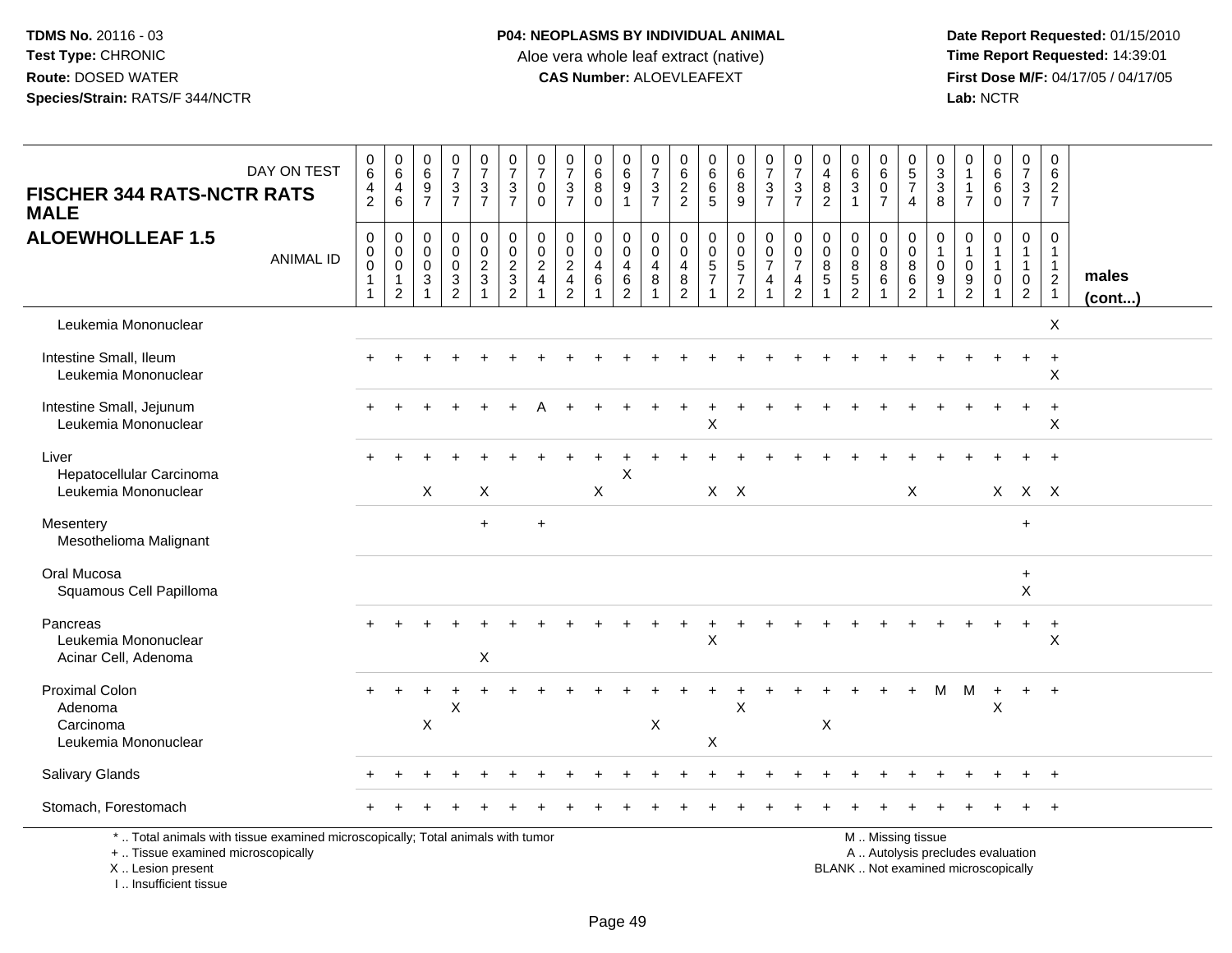**TDMS No.** 20116 - 03
**Test Type:** CHRONIC
**Route:** DOSED WATER
**Species/Strain:** RATS/F 344/NCTR

**P04: NEOPLASMS BY INDIVIDUAL ANIMAL**
Aloe vera whole leaf extract (native)
**CAS Number:** ALOEVLEAFEXT

**Date Report Requested:** 01/15/2010
**Time Report Requested:** 14:39:01
**First Dose M/F:** 04/17/05 / 04/17/05
**Lab:** NCTR

## FISCHER 344 RATS-NCTR RATS MALE
## ALOEWHOLLEAF 1.5

| DAY ON TEST | 0642 | 0646 | 0697 | 0737 | 0737 | 0737 | 0700 | 0737 | 0680 | 0691 | 0737 | 0622 | 0665 | 0689 | 0737 | 0737 | 0482 | 0631 | 0607 | 0574 | 0338 | 0117 | 0660 | 0737 | 0627 | |
|---|---|---|---|---|---|---|---|---|---|---|---|---|---|---|---|---|---|---|---|---|---|---|---|---|---|---|
| **ANIMAL ID** | 00011 | 00012 | 00031 | 00032 | 00231 | 00232 | 00241 | 00242 | 00461 | 00462 | 00481 | 00482 | 00571 | 00572 | 00741 | 00742 | 00851 | 00852 | 00861 | 00862 | 01091 | 01092 | 01101 | 01102 | 01121 | **males (cont...)** |
| Leukemia Mononuclear | | | | | | | | | | | | | | | | | | | | | | | | | X | |
| Intestine Small, Ileum | + | + | + | + | + | + | + | + | + | + | + | + | + | + | + | + | + | + | + | + | + | + | + | + | + | |
| Leukemia Mononuclear | | | | | | | | | | | | | | | | | | | | | | | | | X | |
| Intestine Small, Jejunum | + | + | + | + | + | + | A | + | + | + | + | + | + | + | + | + | + | + | + | + | + | + | + | + | + | |
| Leukemia Mononuclear | | | | | | | | | | | | | X | | | | | | | | | | | | X | |
| Liver | + | + | + | + | + | + | + | + | + | + | + | + | + | + | + | + | + | + | + | + | + | + | + | + | + | |
| Hepatocellular Carcinoma | | | | | | | | | | X | | | | | | | | | | | | | | | | |
| Leukemia Mononuclear | | | X | | X | | | | X | | | | X | X | | | | | | X | | | X | X | X | |
| Mesentery | | | | | + | | + | | | | | | | | | | | | | | | | | + | | |
| Mesothelioma Malignant | | | | | | | | | | | | | | | | | | | | | | | | | | |
| Oral Mucosa | | | | | | | | | | | | | | | | | | | | | | | | + | | |
| Squamous Cell Papilloma | | | | | | | | | | | | | | | | | | | | | | | | X | | |
| Pancreas | + | + | + | + | + | + | + | + | + | + | + | + | + | + | + | + | + | + | + | + | + | + | + | + | + | |
| Leukemia Mononuclear | | | | | | | | | | | | | X | | | | | | | | | | | | X | |
| Acinar Cell, Adenoma | | | | | X | | | | | | | | | | | | | | | | | | | | | |
| Proximal Colon | + | + | + | + | + | + | + | + | + | + | + | + | + | + | + | + | + | + | + | + | M | M | + | + | + | |
| Adenoma | | | | X | | | | | | | | | | X | | | | | | | | | X | | | |
| Carcinoma | | | X | | | | | | | | X | | | | | | X | | | | | | | | | |
| Leukemia Mononuclear | | | | | | | | | | | | | X | | | | | | | | | | | | | |
| Salivary Glands | + | + | + | + | + | + | + | + | + | + | + | + | + | + | + | + | + | + | + | + | + | + | + | + | + | |
| Stomach, Forestomach | + | + | + | + | + | + | + | + | + | + | + | + | + | + | + | + | + | + | + | + | + | + | + | + | + | |

\* .. Total animals with tissue examined microscopically; Total animals with tumor
+ .. Tissue examined microscopically
X .. Lesion present
I .. Insufficient tissue

M .. Missing tissue
A .. Autolysis precludes evaluation
BLANK .. Not examined microscopically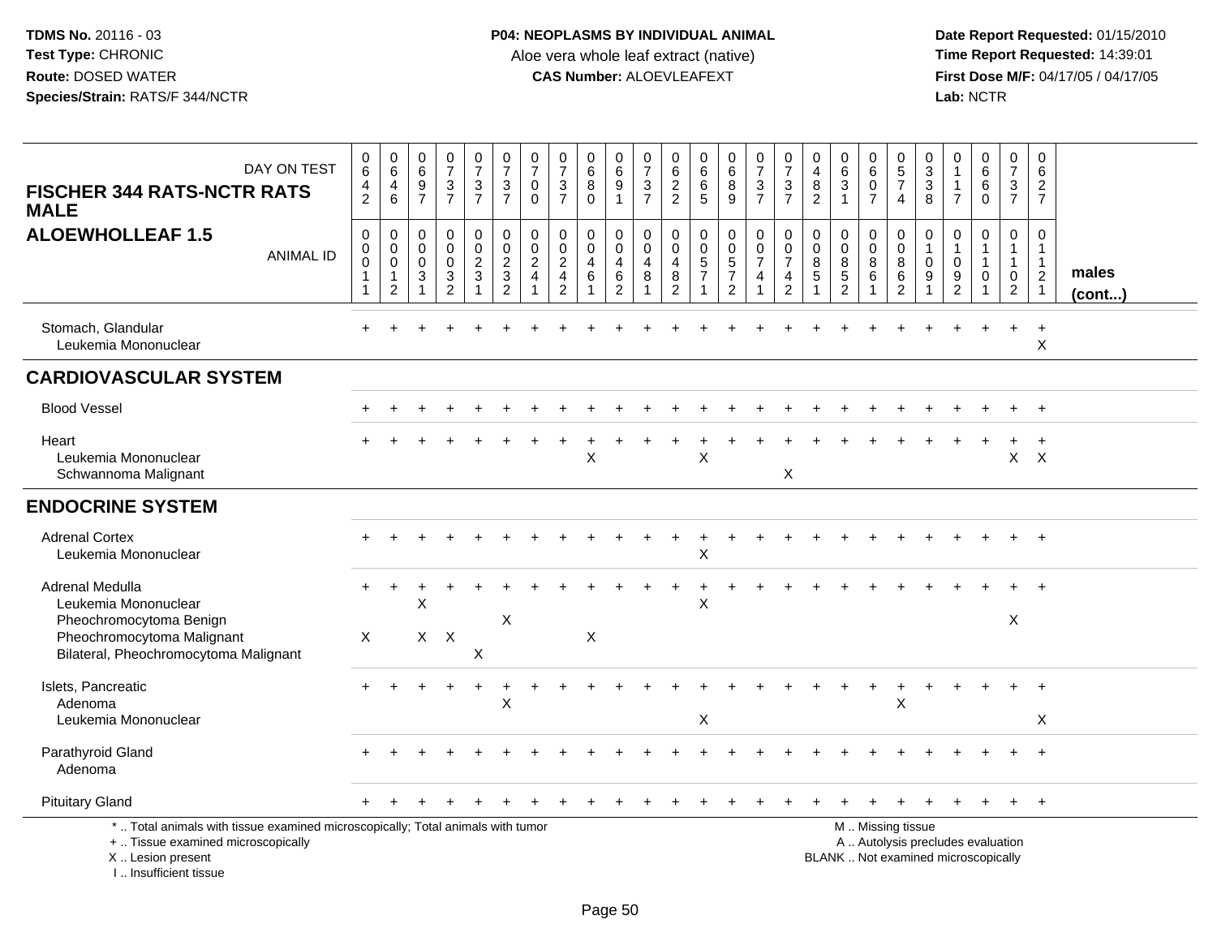**TDMS No.** 20116 - 03
**Test Type:** CHRONIC
**Route:** DOSED WATER
**Species/Strain:** RATS/F 344/NCTR

**P04: NEOPLASMS BY INDIVIDUAL ANIMAL**
Aloe vera whole leaf extract (native)
**CAS Number:** ALOEVLEAFEXT

**Date Report Requested:** 01/15/2010
**Time Report Requested:** 14:39:01
**First Dose M/F:** 04/17/05 / 04/17/05
**Lab:** NCTR

| FISCHER 344 RATS-NCTR RATS MALE / ALOEWHOLLEAF 1.5 — DAY ON TEST | 0642 | 0646 | 0697 | 0737 | 0737 | 0737 | 0700 | 0737 | 0680 | 0691 | 0737 | 0622 | 0665 | 0689 | 0737 | 0737 | 0482 | 0631 | 0607 | 0574 | 0338 | 0117 | 0660 | 0737 | 0627 | |
|---|---|---|---|---|---|---|---|---|---|---|---|---|---|---|---|---|---|---|---|---|---|---|---|---|---|---|
| ANIMAL ID | 00011 | 00012 | 00031 | 00032 | 00231 | 00232 | 00241 | 00242 | 00461 | 00462 | 00481 | 00482 | 00571 | 00572 | 00741 | 00742 | 00851 | 00852 | 00861 | 00862 | 01091 | 01092 | 01101 | 01102 | 01121 | males (cont...) |
| Stomach, Glandular | + | + | + | + | + | + | + | + | + | + | + | + | + | + | + | + | + | + | + | + | + | + | + | + | + | |
| Leukemia Mononuclear | | | | | | | | | | | | | | | | | | | | | | | | | X | |
| **CARDIOVASCULAR SYSTEM** | | | | | | | | | | | | | | | | | | | | | | | | | | |
| Blood Vessel | + | + | + | + | + | + | + | + | + | + | + | + | + | + | + | + | + | + | + | + | + | + | + | + | + | |
| Heart | + | + | + | + | + | + | + | + | + | + | + | + | + | + | + | + | + | + | + | + | + | + | + | + | + | |
| Leukemia Mononuclear | | | | | | | | | X | | | | X | | | | | | | | | | | X | X | |
| Schwannoma Malignant | | | | | | | | | | | | | | | | X | | | | | | | | | | |
| **ENDOCRINE SYSTEM** | | | | | | | | | | | | | | | | | | | | | | | | | | |
| Adrenal Cortex | + | + | + | + | + | + | + | + | + | + | + | + | + | + | + | + | + | + | + | + | + | + | + | + | + | |
| Leukemia Mononuclear | | | | | | | | | | | | | X | | | | | | | | | | | | | |
| Adrenal Medulla | + | + | + | + | + | + | + | + | + | + | + | + | + | + | + | + | + | + | + | + | + | + | + | + | + | |
| Leukemia Mononuclear | | | X | | | | | | | | | | X | | | | | | | | | | | | | |
| Pheochromocytoma Benign | | | | | | X | | | | | | | | | | | | | | | | | | X | | |
| Pheochromocytoma Malignant | X | | X | X | | | | | X | | | | | | | | | | | | | | | | | |
| Bilateral, Pheochromocytoma Malignant | | | | | X | | | | | | | | | | | | | | | | | | | | | |
| Islets, Pancreatic | + | + | + | + | + | + | + | + | + | + | + | + | + | + | + | + | + | + | + | + | + | + | + | + | + | |
| Adenoma | | | | | | X | | | | | | | | | | | | | | X | | | | | | |
| Leukemia Mononuclear | | | | | | | | | | | | | X | | | | | | | | | | | | X | |
| Parathyroid Gland | + | + | + | + | + | + | + | + | + | + | + | + | + | + | + | + | + | + | + | + | + | + | + | + | + | |
| Adenoma | | | | | | | | | | | | | | | | | | | | | | | | | | |
| Pituitary Gland | + | + | + | + | + | + | + | + | + | + | + | + | + | + | + | + | + | + | + | + | + | + | + | + | + | |

\* .. Total animals with tissue examined microscopically; Total animals with tumor
\+ .. Tissue examined microscopically
X .. Lesion present
I .. Insufficient tissue

M .. Missing tissue
A .. Autolysis precludes evaluation
BLANK .. Not examined microscopically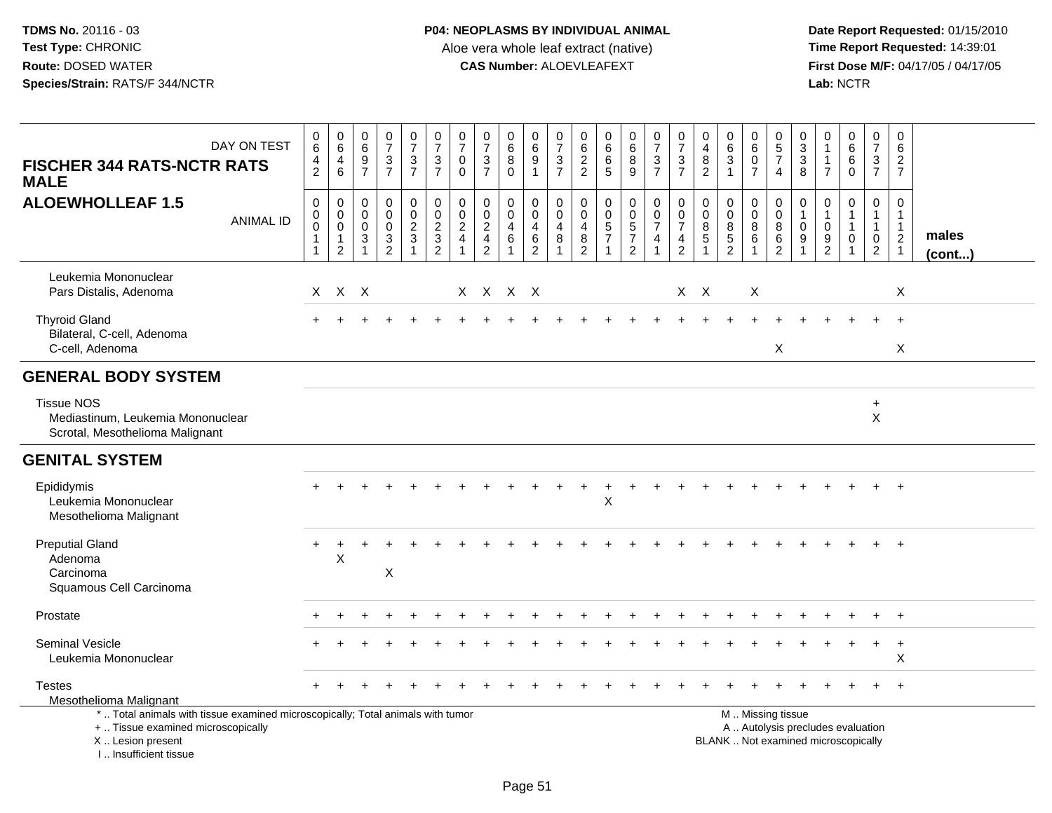**TDMS No.** 20116 - 03
**Test Type:** CHRONIC
**Route:** DOSED WATER
**Species/Strain:** RATS/F 344/NCTR

**P04: NEOPLASMS BY INDIVIDUAL ANIMAL**
Aloe vera whole leaf extract (native)
**CAS Number:** ALOEVLEAFEXT

**Date Report Requested:** 01/15/2010
**Time Report Requested:** 14:39:01
**First Dose M/F:** 04/17/05 / 04/17/05
**Lab:** NCTR

| FISCHER 344 RATS-NCTR RATS MALE / ALOEWHOLLEAF 1.5 | | | | | | | | | | | | | | | | | | | | | | | | | | |
|---|---|---|---|---|---|---|---|---|---|---|---|---|---|---|---|---|---|---|---|---|---|---|---|---|---|---|
| DAY ON TEST | 0642 | 0646 | 0697 | 0737 | 0737 | 0737 | 0700 | 0737 | 0680 | 0691 | 0737 | 0622 | 0665 | 0689 | 0737 | 0737 | 0482 | 0631 | 0607 | 0574 | 0338 | 0117 | 0660 | 0737 | 0627 | |
| ANIMAL ID | 00011 | 00012 | 00031 | 00032 | 00231 | 00232 | 00241 | 00242 | 00461 | 00462 | 00481 | 00482 | 00571 | 00572 | 00741 | 00742 | 00851 | 00852 | 00861 | 00862 | 01091 | 01092 | 01101 | 01102 | 01121 | males (cont...) |
| Leukemia Mononuclear | | | | | | | | | | | | | | | | | | | | | | | | | | |
| Pars Distalis, Adenoma | X | X | X | | | | X | X | X | X | | | | | | X | X | | X | | | | | | X | |
| Thyroid Gland | + | + | + | + | + | + | + | + | + | + | + | + | + | + | + | + | + | + | + | + | + | + | + | + | + | |
| Bilateral, C-cell, Adenoma | | | | | | | | | | | | | | | | | | | | | | | | | | |
| C-cell, Adenoma | | | | | | | | | | | | | | | | | | | | X | | | | | X | |
| **GENERAL BODY SYSTEM** | | | | | | | | | | | | | | | | | | | | | | | | | | |
| Tissue NOS | | | | | | | | | | | | | | | | | | | | | | | | + | | |
| Mediastinum, Leukemia Mononuclear | | | | | | | | | | | | | | | | | | | | | | | | X | | |
| Scrotal, Mesothelioma Malignant | | | | | | | | | | | | | | | | | | | | | | | | | | |
| **GENITAL SYSTEM** | | | | | | | | | | | | | | | | | | | | | | | | | | |
| Epididymis | + | + | + | + | + | + | + | + | + | + | + | + | + | + | + | + | + | + | + | + | + | + | + | + | + | |
| Leukemia Mononuclear | | | | | | | | | | | | | X | | | | | | | | | | | | | |
| Mesothelioma Malignant | | | | | | | | | | | | | | | | | | | | | | | | | | |
| Preputial Gland | + | + | + | + | + | + | + | + | + | + | + | + | + | + | + | + | + | + | + | + | + | + | + | + | + | |
| Adenoma | | X | | | | | | | | | | | | | | | | | | | | | | | | |
| Carcinoma | | | | X | | | | | | | | | | | | | | | | | | | | | | |
| Squamous Cell Carcinoma | | | | | | | | | | | | | | | | | | | | | | | | | | |
| Prostate | + | + | + | + | + | + | + | + | + | + | + | + | + | + | + | + | + | + | + | + | + | + | + | + | + | |
| Seminal Vesicle | + | + | + | + | + | + | + | + | + | + | + | + | + | + | + | + | + | + | + | + | + | + | + | + | + | |
| Leukemia Mononuclear | | | | | | | | | | | | | | | | | | | | | | | | | X | |
| Testes | + | + | + | + | + | + | + | + | + | + | + | + | + | + | + | + | + | + | + | + | + | + | + | + | + | |
| Mesothelioma Malignant | | | | | | | | | | | | | | | | | | | | | | | | | | |

\* .. Total animals with tissue examined microscopically; Total animals with tumor
\+ .. Tissue examined microscopically
X .. Lesion present
I .. Insufficient tissue

M .. Missing tissue
A .. Autolysis precludes evaluation
BLANK .. Not examined microscopically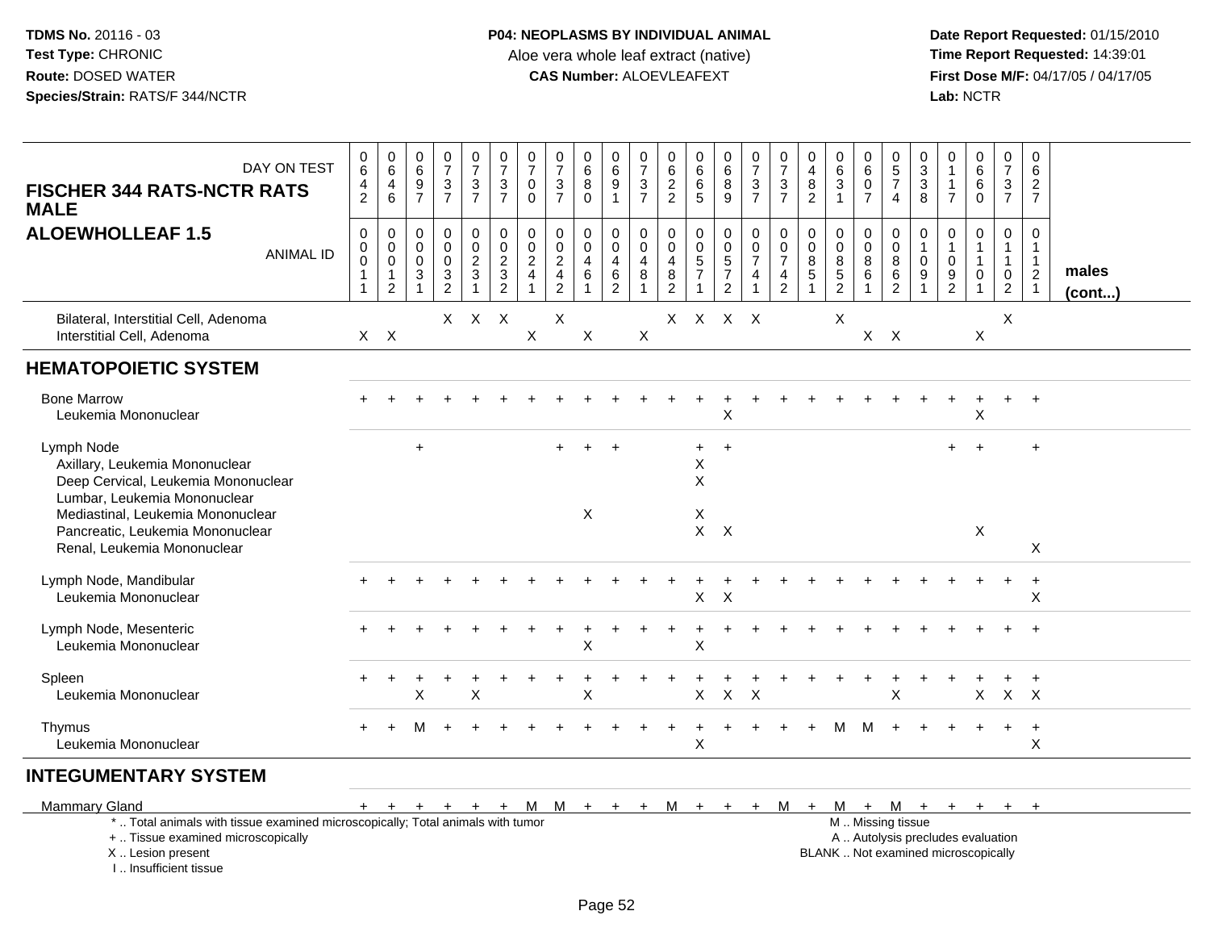TDMS No. 20116 - 03
Test Type: CHRONIC
Route: DOSED WATER
Species/Strain: RATS/F 344/NCTR

**P04: NEOPLASMS BY INDIVIDUAL ANIMAL**
Aloe vera whole leaf extract (native)
**CAS Number:** ALOEVLEAFEXT

Date Report Requested: 01/15/2010
Time Report Requested: 14:39:01
First Dose M/F: 04/17/05 / 04/17/05
Lab: NCTR

**FISCHER 344 RATS-NCTR RATS MALE**
**ALOEWHOLLEAF 1.5**

| DAY ON TEST | 0642 | 0646 | 0697 | 0737 | 0737 | 0737 | 0700 | 0737 | 0680 | 0691 | 0737 | 0622 | 0665 | 0689 | 0737 | 0737 | 0482 | 0631 | 0607 | 0574 | 0338 | 0117 | 0660 | 0737 | 0627 | |
|---|---|---|---|---|---|---|---|---|---|---|---|---|---|---|---|---|---|---|---|---|---|---|---|---|---|---|
| ANIMAL ID | 00011 | 00012 | 00031 | 00032 | 00231 | 00232 | 00241 | 00242 | 00461 | 00462 | 00481 | 00482 | 00571 | 00572 | 00741 | 00742 | 00851 | 00852 | 00861 | 00862 | 01091 | 01092 | 01101 | 01102 | 01121 | males (cont...) |
| Bilateral, Interstitial Cell, Adenoma | | | | X | X | X | | X | | | | X | X | X | X | | | X | | | | | | X | | |
| Interstitial Cell, Adenoma | X | X | | | | | X | | X | | X | | | | | | | | X | X | | | X | | | |
| **HEMATOPOIETIC SYSTEM** | | | | | | | | | | | | | | | | | | | | | | | | | | |
| Bone Marrow | + | + | + | + | + | + | + | + | + | + | + | + | + | + | + | + | + | + | + | + | + | + | + | + | + | |
| Leukemia Mononuclear | | | | | | | | | | | | | | X | | | | | | | | | X | | | |
| Lymph Node | | | + | | | | | + | + | + | | | + | + | | | | | | | | + | + | | + | |
| Axillary, Leukemia Mononuclear | | | | | | | | | | | | | X | | | | | | | | | | | | | |
| Deep Cervical, Leukemia Mononuclear | | | | | | | | | | | | | X | | | | | | | | | | | | | |
| Lumbar, Leukemia Mononuclear | | | | | | | | | | | | | | | | | | | | | | | | | | |
| Mediastinal, Leukemia Mononuclear | | | | | | | | | X | | | | X | | | | | | | | | | | | | |
| Pancreatic, Leukemia Mononuclear | | | | | | | | | | | | | X | X | | | | | | | | | X | | | |
| Renal, Leukemia Mononuclear | | | | | | | | | | | | | | | | | | | | | | | | | X | |
| Lymph Node, Mandibular | + | + | + | + | + | + | + | + | + | + | + | + | + | + | + | + | + | + | + | + | + | + | + | + | + | |
| Leukemia Mononuclear | | | | | | | | | | | | | X | X | | | | | | | | | | | X | |
| Lymph Node, Mesenteric | + | + | + | + | + | + | + | + | + | + | + | + | + | + | + | + | + | + | + | + | + | + | + | + | + | |
| Leukemia Mononuclear | | | | | | | | | X | | | | X | | | | | | | | | | | | | |
| Spleen | + | + | + | + | + | + | + | + | + | + | + | + | + | + | + | + | + | + | + | + | + | + | + | + | + | |
| Leukemia Mononuclear | | | X | | X | | | | X | | | | X | X | X | | | | | X | | | X | X | X | |
| Thymus | + | + | M | + | + | + | + | + | + | + | + | + | + | + | + | + | + | M | M | + | + | + | + | + | + | |
| Leukemia Mononuclear | | | | | | | | | | | | | X | | | | | | | | | | | | X | |
| **INTEGUMENTARY SYSTEM** | | | | | | | | | | | | | | | | | | | | | | | | | | |
| Mammary Gland | + | + | + | + | + | + | M | M | + | + | + | M | + | + | + | M | + | M | + | M | + | + | + | + | + | |

\* .. Total animals with tissue examined microscopically; Total animals with tumor
\+ .. Tissue examined microscopically
X .. Lesion present
I .. Insufficient tissue

M .. Missing tissue
A .. Autolysis precludes evaluation
BLANK .. Not examined microscopically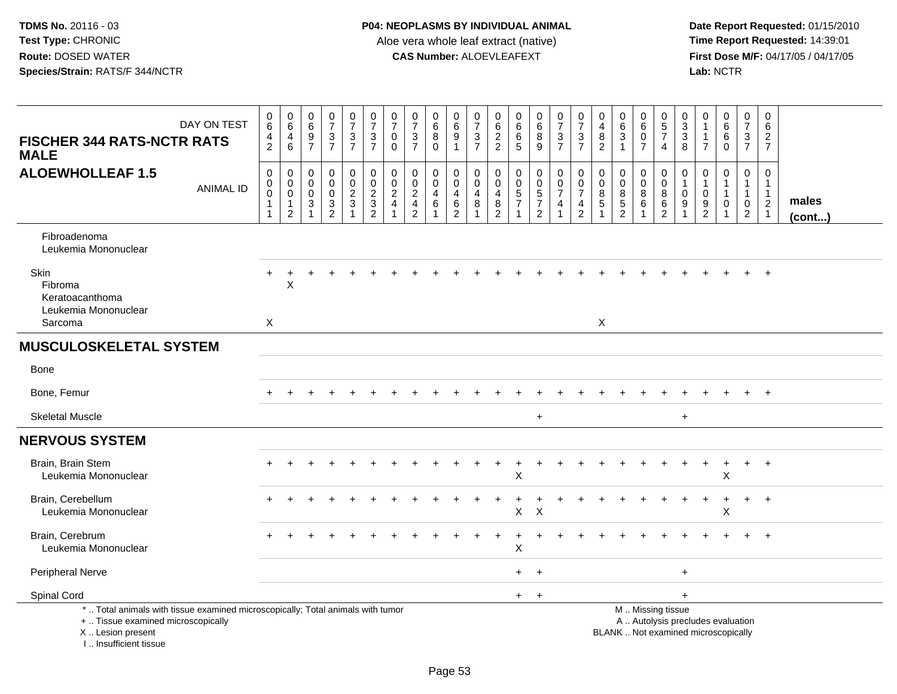**TDMS No.** 20116 - 03
**Test Type:** CHRONIC
**Route:** DOSED WATER
**Species/Strain:** RATS/F 344/NCTR

**P04: NEOPLASMS BY INDIVIDUAL ANIMAL**
Aloe vera whole leaf extract (native)
**CAS Number:** ALOEVLEAFEXT

**Date Report Requested:** 01/15/2010
**Time Report Requested:** 14:39:01
**First Dose M/F:** 04/17/05 / 04/17/05
**Lab:** NCTR

| FISCHER 344 RATS-NCTR RATS MALE — DAY ON TEST | 0642 | 0646 | 0697 | 0737 | 0737 | 0737 | 0700 | 0737 | 0680 | 0691 | 0737 | 0622 | 0665 | 0689 | 0737 | 0737 | 0482 | 0631 | 0607 | 0574 | 0338 | 0117 | 0660 | 0737 | 0627 | |
|---|---|---|---|---|---|---|---|---|---|---|---|---|---|---|---|---|---|---|---|---|---|---|---|---|---|---|
| **ALOEWHOLLEAF 1.5** — ANIMAL ID | 00011 | 00012 | 00031 | 00032 | 00231 | 00232 | 00241 | 00242 | 00461 | 00462 | 00481 | 00482 | 00571 | 00572 | 00741 | 00742 | 00851 | 00852 | 00861 | 00862 | 01091 | 01092 | 01101 | 01102 | 01121 | **males (cont...)** |
| Fibroadenoma | | | | | | | | | | | | | | | | | | | | | | | | | | |
| Leukemia Mononuclear | | | | | | | | | | | | | | | | | | | | | | | | | | |
| Skin | + | + | + | + | + | + | + | + | + | + | + | + | + | + | + | + | + | + | + | + | + | + | + | + | + | |
| Fibroma | | X | | | | | | | | | | | | | | | | | | | | | | | | |
| Keratoacanthoma | | | | | | | | | | | | | | | | | | | | | | | | | | |
| Leukemia Mononuclear | | | | | | | | | | | | | | | | | | | | | | | | | | |
| Sarcoma | X | | | | | | | | | | | | | | | | X | | | | | | | | | |
| **MUSCULOSKELETAL SYSTEM** | | | | | | | | | | | | | | | | | | | | | | | | | | |
| Bone | | | | | | | | | | | | | | | | | | | | | | | | | | |
| Bone, Femur | + | + | + | + | + | + | + | + | + | + | + | + | + | + | + | + | + | + | + | + | + | + | + | + | + | |
| Skeletal Muscle | | | | | | | | | | | | | | + | | | | | | | + | | | | | |
| **NERVOUS SYSTEM** | | | | | | | | | | | | | | | | | | | | | | | | | | |
| Brain, Brain Stem | + | + | + | + | + | + | + | + | + | + | + | + | + | + | + | + | + | + | + | + | + | + | + | + | + | |
| Leukemia Mononuclear | | | | | | | | | | | | | X | | | | | | | | | | X | | | |
| Brain, Cerebellum | + | + | + | + | + | + | + | + | + | + | + | + | + | + | + | + | + | + | + | + | + | + | + | + | + | |
| Leukemia Mononuclear | | | | | | | | | | | | | X | X | | | | | | | | | X | | | |
| Brain, Cerebrum | + | + | + | + | + | + | + | + | + | + | + | + | + | + | + | + | + | + | + | + | + | + | + | + | + | |
| Leukemia Mononuclear | | | | | | | | | | | | | X | | | | | | | | | | | | | |
| Peripheral Nerve | | | | | | | | | | | | | + | + | | | | | | | + | | | | | |
| Spinal Cord | | | | | | | | | | | | | + | + | | | | | | | + | | | | | |

\* .. Total animals with tissue examined microscopically; Total animals with tumor
\+ .. Tissue examined microscopically
X .. Lesion present
I .. Insufficient tissue

M .. Missing tissue
A .. Autolysis precludes evaluation
BLANK .. Not examined microscopically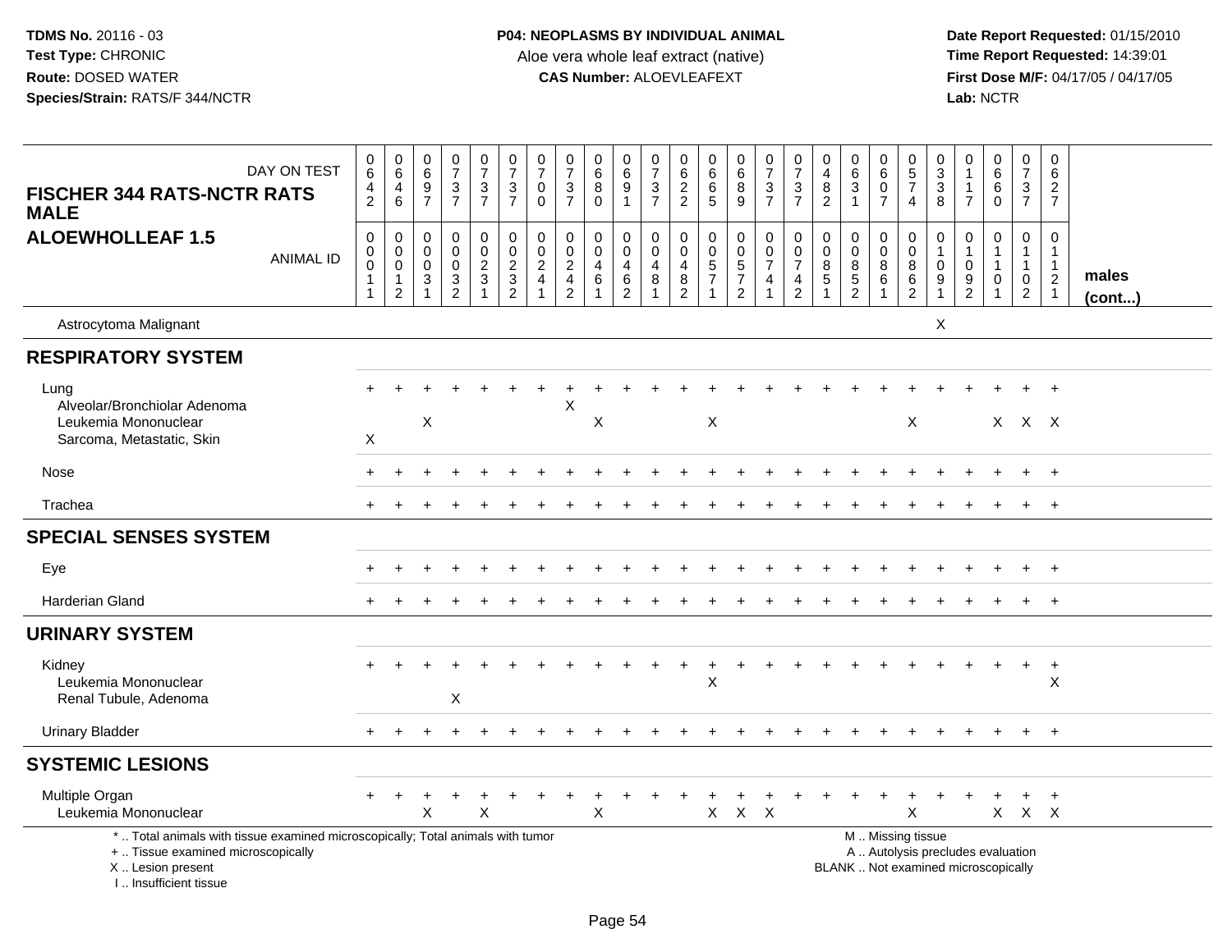**TDMS No.** 20116 - 03
**Test Type:** CHRONIC
**Route:** DOSED WATER
**Species/Strain:** RATS/F 344/NCTR

**P04: NEOPLASMS BY INDIVIDUAL ANIMAL**
Aloe vera whole leaf extract (native)
**CAS Number:** ALOEVLEAFEXT

**Date Report Requested:** 01/15/2010
**Time Report Requested:** 14:39:01
**First Dose M/F:** 04/17/05 / 04/17/05
**Lab:** NCTR

## FISCHER 344 RATS-NCTR RATS MALE
## ALOEWHOLLEAF 1.5

| DAY ON TEST | 0642 | 0646 | 0697 | 0737 | 0737 | 0737 | 0700 | 0737 | 0680 | 0691 | 0737 | 0622 | 0665 | 0689 | 0737 | 0737 | 0482 | 0631 | 0607 | 0574 | 0338 | 0117 | 0660 | 0737 | 0627 | |
|---|---|---|---|---|---|---|---|---|---|---|---|---|---|---|---|---|---|---|---|---|---|---|---|---|---|---|
| **ANIMAL ID** | 00011 | 00012 | 00031 | 00032 | 00231 | 00232 | 00241 | 00242 | 00461 | 00462 | 00481 | 00482 | 00571 | 00572 | 00741 | 00742 | 00851 | 00852 | 00861 | 00862 | 01091 | 01092 | 01101 | 01102 | 01121 | **males (cont...)** |
| Astrocytoma Malignant | | | | | | | | | | | | | | | | | | | | | X | | | | | |
| **RESPIRATORY SYSTEM** | | | | | | | | | | | | | | | | | | | | | | | | | | |
| Lung | + | + | + | + | + | + | + | + | + | + | + | + | + | + | + | + | + | + | + | + | + | + | + | + | + | |
| Alveolar/Bronchiolar Adenoma | | | | | | | | X | | | | | | | | | | | | | | | | | | |
| Leukemia Mononuclear | | | X | | | | | | X | | | | X | | | | | | | X | | | X | X | X | |
| Sarcoma, Metastatic, Skin | X | | | | | | | | | | | | | | | | | | | | | | | | | |
| Nose | + | + | + | + | + | + | + | + | + | + | + | + | + | + | + | + | + | + | + | + | + | + | + | + | + | |
| Trachea | + | + | + | + | + | + | + | + | + | + | + | + | + | + | + | + | + | + | + | + | + | + | + | + | + | |
| **SPECIAL SENSES SYSTEM** | | | | | | | | | | | | | | | | | | | | | | | | | | |
| Eye | + | + | + | + | + | + | + | + | + | + | + | + | + | + | + | + | + | + | + | + | + | + | + | + | + | |
| Harderian Gland | + | + | + | + | + | + | + | + | + | + | + | + | + | + | + | + | + | + | + | + | + | + | + | + | + | |
| **URINARY SYSTEM** | | | | | | | | | | | | | | | | | | | | | | | | | | |
| Kidney | + | + | + | + | + | + | + | + | + | + | + | + | + | + | + | + | + | + | + | + | + | + | + | + | + | |
| Leukemia Mononuclear | | | | | | | | | | | | | X | | | | | | | | | | | | X | |
| Renal Tubule, Adenoma | | | | X | | | | | | | | | | | | | | | | | | | | | | |
| Urinary Bladder | + | + | + | + | + | + | + | + | + | + | + | + | + | + | + | + | + | + | + | + | + | + | + | + | + | |
| **SYSTEMIC LESIONS** | | | | | | | | | | | | | | | | | | | | | | | | | | |
| Multiple Organ | + | + | + | + | + | + | + | + | + | + | + | + | + | + | + | + | + | + | + | + | + | + | + | + | + | |
| Leukemia Mononuclear | | | X | | X | | | | X | | | | X | X | X | | | | | X | | | X | X | X | |

\* .. Total animals with tissue examined microscopically; Total animals with tumor
\+ .. Tissue examined microscopically
X .. Lesion present
I .. Insufficient tissue

M .. Missing tissue
A .. Autolysis precludes evaluation
BLANK .. Not examined microscopically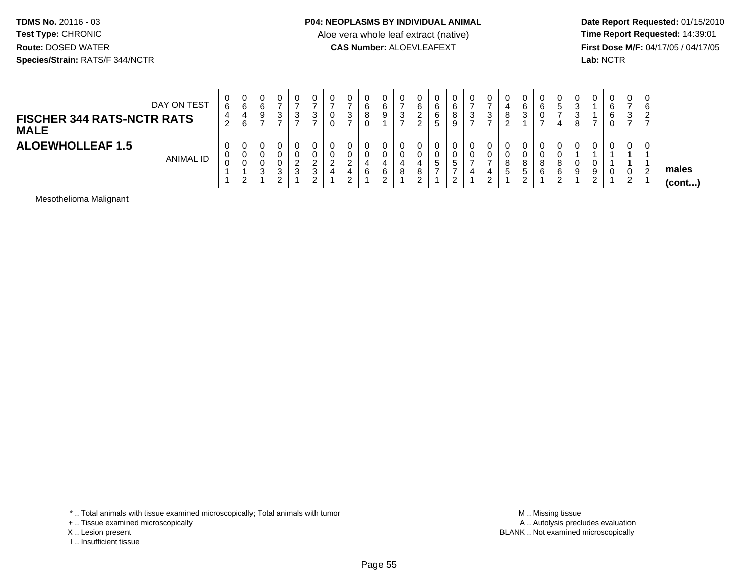**TDMS No.** 20116 - 03
**Test Type:** CHRONIC
**Route:** DOSED WATER
**Species/Strain:** RATS/F 344/NCTR

**P04: NEOPLASMS BY INDIVIDUAL ANIMAL**
Aloe vera whole leaf extract (native)
**CAS Number:** ALOEVLEAFEXT

**Date Report Requested:** 01/15/2010
**Time Report Requested:** 14:39:01
**First Dose M/F:** 04/17/05 / 04/17/05
**Lab:** NCTR

| **FISCHER 344 RATS-NCTR RATS MALE** DAY ON TEST | 0 6 4 2 | 0 6 4 6 | 0 6 9 7 | 0 7 3 7 | 0 7 3 7 | 0 7 3 7 | 0 7 0 0 | 0 7 3 7 | 0 6 8 0 | 0 6 9 1 | 0 7 3 7 | 0 6 2 2 | 0 6 6 5 | 0 6 8 9 | 0 7 3 7 | 0 7 3 7 | 0 4 8 2 | 0 6 3 1 | 0 6 0 7 | 0 5 7 4 | 0 3 3 8 | 0 1 1 7 | 0 6 6 0 | 0 7 3 7 | 0 6 2 7 | |
|---|---|---|---|---|---|---|---|---|---|---|---|---|---|---|---|---|---|---|---|---|---|---|---|---|---|---|
| **ALOEWHOLLEAF 1.5** ANIMAL ID | 0 0 0 1 1 | 0 0 0 1 2 | 0 0 0 3 1 | 0 0 0 3 2 | 0 0 2 3 1 | 0 0 2 3 2 | 0 0 2 4 1 | 0 0 2 4 2 | 0 0 4 6 1 | 0 0 4 6 2 | 0 0 4 8 1 | 0 0 4 8 2 | 0 0 5 7 1 | 0 0 5 7 2 | 0 0 7 4 1 | 0 0 7 4 2 | 0 0 8 5 1 | 0 0 8 5 2 | 0 0 8 6 1 | 0 0 8 6 2 | 0 1 0 9 1 | 0 1 0 9 2 | 0 1 1 0 1 | 0 1 1 0 2 | 0 1 1 2 1 | **males (cont...)** |
| Mesothelioma Malignant | | | | | | | | | | | | | | | | | | | | | | | | | | |

\* .. Total animals with tissue examined microscopically; Total animals with tumor
\+ .. Tissue examined microscopically
X .. Lesion present
I .. Insufficient tissue

M .. Missing tissue
A .. Autolysis precludes evaluation
BLANK .. Not examined microscopically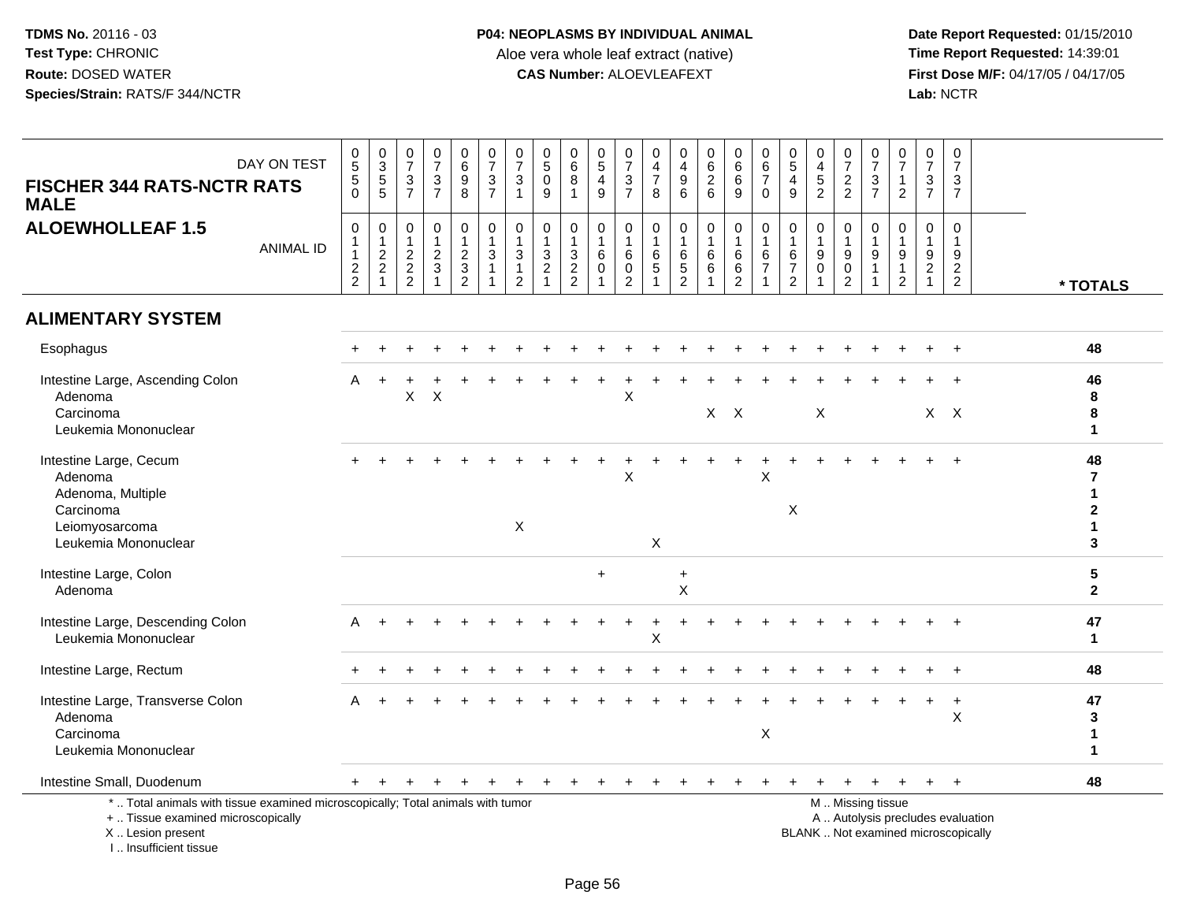**TDMS No.** 20116 - 03
**Test Type:** CHRONIC
**Route:** DOSED WATER
**Species/Strain:** RATS/F 344/NCTR

**P04: NEOPLASMS BY INDIVIDUAL ANIMAL**
Aloe vera whole leaf extract (native)
**CAS Number:** ALOEVLEAFEXT

**Date Report Requested:** 01/15/2010
**Time Report Requested:** 14:39:01
**First Dose M/F:** 04/17/05 / 04/17/05
**Lab:** NCTR

**FISCHER 344 RATS-NCTR RATS MALE**
**ALOEWHOLLEAF 1.5**

| DAY ON TEST | 0550 | 0355 | 0737 | 0737 | 0698 | 0737 | 0731 | 0509 | 0681 | 0549 | 0737 | 0478 | 0496 | 0626 | 0669 | 0670 | 0549 | 0452 | 0722 | 0737 | 0712 | 0737 | 0737 | |
|---|---|---|---|---|---|---|---|---|---|---|---|---|---|---|---|---|---|---|---|---|---|---|---|---|
| **ANIMAL ID** | 01122 | 01221 | 01222 | 01231 | 01232 | 01311 | 01312 | 01321 | 01322 | 01601 | 01602 | 01651 | 01652 | 01661 | 01662 | 01671 | 01672 | 01901 | 01902 | 01911 | 01912 | 01921 | 01922 | *** TOTALS** |
| **ALIMENTARY SYSTEM** | | | | | | | | | | | | | | | | | | | | | | | | |
| Esophagus | + | + | + | + | + | + | + | + | + | + | + | + | + | + | + | + | + | + | + | + | + | + | + | **48** |
| Intestine Large, Ascending Colon | A | + | + | + | + | + | + | + | + | + | + | + | + | + | + | + | + | + | + | + | + | + | + | **46** |
| Adenoma | | | X | X | | | | | | | X | | | | | | | | | | | | | **8** |
| Carcinoma | | | | | | | | | | | | | | X | X | | | X | | | | X | X | **8** |
| Leukemia Mononuclear | | | | | | | | | | | | | | | | | | | | | | | | **1** |
| Intestine Large, Cecum | + | + | + | + | + | + | + | + | + | + | + | + | + | + | + | + | + | + | + | + | + | + | + | **48** |
| Adenoma | | | | | | | | | | | X | | | | | X | | | | | | | | **7** |
| Adenoma, Multiple | | | | | | | | | | | | | | | | | | | | | | | | **1** |
| Carcinoma | | | | | | | | | | | | | | | | | X | | | | | | | **2** |
| Leiomyosarcoma | | | | | | | X | | | | | | | | | | | | | | | | | **1** |
| Leukemia Mononuclear | | | | | | | | | | | | X | | | | | | | | | | | | **3** |
| Intestine Large, Colon | | | | | | | | | | + | | | + | | | | | | | | | | | **5** |
| Adenoma | | | | | | | | | | | | | X | | | | | | | | | | | **2** |
| Intestine Large, Descending Colon | A | + | + | + | + | + | + | + | + | + | + | + | + | + | + | + | + | + | + | + | + | + | + | **47** |
| Leukemia Mononuclear | | | | | | | | | | | | X | | | | | | | | | | | | **1** |
| Intestine Large, Rectum | + | + | + | + | + | + | + | + | + | + | + | + | + | + | + | + | + | + | + | + | + | + | + | **48** |
| Intestine Large, Transverse Colon | A | + | + | + | + | + | + | + | + | + | + | + | + | + | + | + | + | + | + | + | + | + | + | **47** |
| Adenoma | | | | | | | | | | | | | | | | | | | | | | | X | **3** |
| Carcinoma | | | | | | | | | | | | | | | | X | | | | | | | | **1** |
| Leukemia Mononuclear | | | | | | | | | | | | | | | | | | | | | | | | **1** |
| Intestine Small, Duodenum | + | + | + | + | + | + | + | + | + | + | + | + | + | + | + | + | + | + | + | + | + | + | + | **48** |

\* .. Total animals with tissue examined microscopically; Total animals with tumor
\+ .. Tissue examined microscopically
X .. Lesion present
I .. Insufficient tissue

M .. Missing tissue
A .. Autolysis precludes evaluation
BLANK .. Not examined microscopically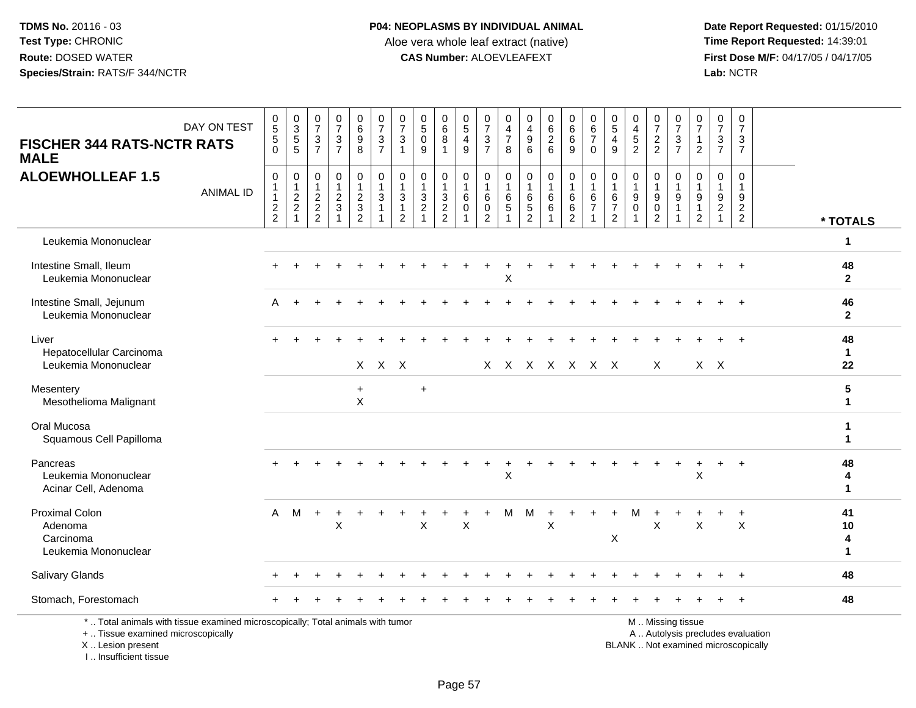**TDMS No.** 20116 - 03
**Test Type:** CHRONIC
**Route:** DOSED WATER
**Species/Strain:** RATS/F 344/NCTR

**P04: NEOPLASMS BY INDIVIDUAL ANIMAL**
Aloe vera whole leaf extract (native)
**CAS Number:** ALOEVLEAFEXT

**Date Report Requested:** 01/15/2010
**Time Report Requested:** 14:39:01
**First Dose M/F:** 04/17/05 / 04/17/05
**Lab:** NCTR

## FISCHER 344 RATS-NCTR RATS MALE
## ALOEWHOLLEAF 1.5

| DAY ON TEST | 0550 | 0355 | 0737 | 0737 | 0698 | 0737 | 0731 | 0509 | 0681 | 0549 | 0737 | 0478 | 0496 | 0626 | 0669 | 0670 | 0549 | 0452 | 0722 | 0737 | 0712 | 0737 | 0737 | |
|---|---|---|---|---|---|---|---|---|---|---|---|---|---|---|---|---|---|---|---|---|---|---|---|---|
| **ANIMAL ID** | 01122 | 01221 | 01222 | 01231 | 01232 | 01311 | 01312 | 01321 | 01322 | 01601 | 01602 | 01651 | 01652 | 01661 | 01662 | 01671 | 01672 | 01901 | 01902 | 01911 | 01912 | 01921 | 01922 | **\* TOTALS** |
| Leukemia Mononuclear | | | | | | | | | | | | | | | | | | | | | | | | **1** |
| Intestine Small, Ileum | + | + | + | + | + | + | + | + | + | + | + | + | + | + | + | + | + | + | + | + | + | + | + | **48** |
| Leukemia Mononuclear | | | | | | | | | | | | X | | | | | | | | | | | | **2** |
| Intestine Small, Jejunum | A | + | + | + | + | + | + | + | + | + | + | + | + | + | + | + | + | + | + | + | + | + | + | **46** |
| Leukemia Mononuclear | | | | | | | | | | | | | | | | | | | | | | | | **2** |
| Liver | + | + | + | + | + | + | + | + | + | + | + | + | + | + | + | + | + | + | + | + | + | + | + | **48** |
| Hepatocellular Carcinoma | | | | | | | | | | | | | | | | | | | | | | | | **1** |
| Leukemia Mononuclear | | | | | X | X | X | | | | X | X | X | X | X | X | X | | X | | X | X | | **22** |
| Mesentery | | | | | + | | | + | | | | | | | | | | | | | | | | **5** |
| Mesothelioma Malignant | | | | | X | | | | | | | | | | | | | | | | | | | **1** |
| Oral Mucosa | | | | | | | | | | | | | | | | | | | | | | | | **1** |
| Squamous Cell Papilloma | | | | | | | | | | | | | | | | | | | | | | | | **1** |
| Pancreas | + | + | + | + | + | + | + | + | + | + | + | + | + | + | + | + | + | + | + | + | + | + | + | **48** |
| Leukemia Mononuclear | | | | | | | | | | | | X | | | | | | | | | X | | | **4** |
| Acinar Cell, Adenoma | | | | | | | | | | | | | | | | | | | | | | | | **1** |
| Proximal Colon | A | M | + | + | + | + | + | + | + | + | + | M | M | + | + | + | + | M | + | + | + | + | + | **41** |
| Adenoma | | | | X | | | | X | | X | | | | X | | | | | X | | X | | X | **10** |
| Carcinoma | | | | | | | | | | | | | | | | | X | | | | | | | **4** |
| Leukemia Mononuclear | | | | | | | | | | | | | | | | | | | | | | | | **1** |
| Salivary Glands | + | + | + | + | + | + | + | + | + | + | + | + | + | + | + | + | + | + | + | + | + | + | + | **48** |
| Stomach, Forestomach | + | + | + | + | + | + | + | + | + | + | + | + | + | + | + | + | + | + | + | + | + | + | + | **48** |

\* .. Total animals with tissue examined microscopically; Total animals with tumor
\+ .. Tissue examined microscopically
X .. Lesion present
I .. Insufficient tissue

M .. Missing tissue
A .. Autolysis precludes evaluation
BLANK .. Not examined microscopically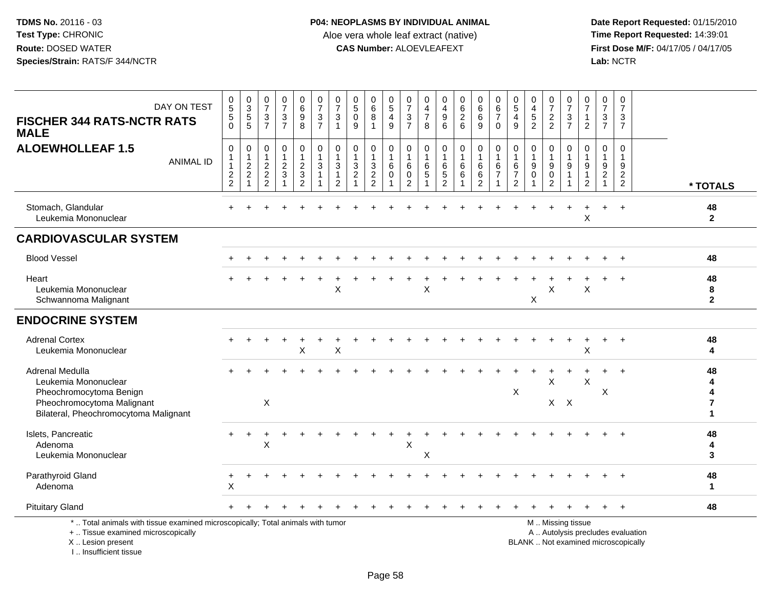**TDMS No.** 20116 - 03
**Test Type:** CHRONIC
**Route:** DOSED WATER
**Species/Strain:** RATS/F 344/NCTR

**P04: NEOPLASMS BY INDIVIDUAL ANIMAL**
Aloe vera whole leaf extract (native)
**CAS Number:** ALOEVLEAFEXT

**Date Report Requested:** 01/15/2010
**Time Report Requested:** 14:39:01
**First Dose M/F:** 04/17/05 / 04/17/05
**Lab:** NCTR

## FISCHER 344 RATS-NCTR RATS MALE — ALOEWHOLLEAF 1.5

| DAY ON TEST | 0550 | 0355 | 0737 | 0737 | 0698 | 0737 | 0731 | 0509 | 0681 | 0549 | 0737 | 0478 | 0496 | 0626 | 0669 | 0670 | 0549 | 0452 | 0722 | 0737 | 0712 | 0737 | 0737 | |
|---|---|---|---|---|---|---|---|---|---|---|---|---|---|---|---|---|---|---|---|---|---|---|---|---|
| **ANIMAL ID** | 01122 | 01221 | 01222 | 01231 | 01232 | 01311 | 01312 | 01321 | 01322 | 01601 | 01602 | 01651 | 01652 | 01661 | 01662 | 01671 | 01672 | 01901 | 01902 | 01911 | 01912 | 01921 | 01922 | *** TOTALS** |
| Stomach, Glandular | + | + | + | + | + | + | + | + | + | + | + | + | + | + | + | + | + | + | + | + | + | + | + | 48 |
| Leukemia Mononuclear | | | | | | | | | | | | | | | | | | | | | X | | | 2 |
| **CARDIOVASCULAR SYSTEM** | | | | | | | | | | | | | | | | | | | | | | | | |
| Blood Vessel | + | + | + | + | + | + | + | + | + | + | + | + | + | + | + | + | + | + | + | + | + | + | + | 48 |
| Heart | + | + | + | + | + | + | + | + | + | + | + | + | + | + | + | + | + | + | + | + | + | + | + | 48 |
| Leukemia Mononuclear | | | | | | | X | | | | | X | | | | | | | X | | X | | | 8 |
| Schwannoma Malignant | | | | | | | | | | | | | | | | | | X | | | | | | 2 |
| **ENDOCRINE SYSTEM** | | | | | | | | | | | | | | | | | | | | | | | | |
| Adrenal Cortex | + | + | + | + | + | + | + | + | + | + | + | + | + | + | + | + | + | + | + | + | + | + | + | 48 |
| Leukemia Mononuclear | | | | | X | | X | | | | | | | | | | | | | | X | | | 4 |
| Adrenal Medulla | + | + | + | + | + | + | + | + | + | + | + | + | + | + | + | + | + | + | + | + | + | + | + | 48 |
| Leukemia Mononuclear | | | | | | | | | | | | | | | | | | | X | | X | | | 4 |
| Pheochromocytoma Benign | | | | | | | | | | | | | | | | | X | | | | | X | | 4 |
| Pheochromocytoma Malignant | | | X | | | | | | | | | | | | | | | | X | X | | | | 7 |
| Bilateral, Pheochromocytoma Malignant | | | | | | | | | | | | | | | | | | | | | | | | 1 |
| Islets, Pancreatic | + | + | + | + | + | + | + | + | + | + | + | + | + | + | + | + | + | + | + | + | + | + | + | 48 |
| Adenoma | | | X | | | | | | | | X | | | | | | | | | | | | | 4 |
| Leukemia Mononuclear | | | | | | | | | | | | X | | | | | | | | | | | | 3 |
| Parathyroid Gland | + | + | + | + | + | + | + | + | + | + | + | + | + | + | + | + | + | + | + | + | + | + | + | 48 |
| Adenoma | X | | | | | | | | | | | | | | | | | | | | | | | 1 |
| Pituitary Gland | + | + | + | + | + | + | + | + | + | + | + | + | + | + | + | + | + | + | + | + | + | + | + | 48 |

\* .. Total animals with tissue examined microscopically; Total animals with tumor
\+ .. Tissue examined microscopically
X .. Lesion present
I .. Insufficient tissue

M .. Missing tissue
A .. Autolysis precludes evaluation
BLANK .. Not examined microscopically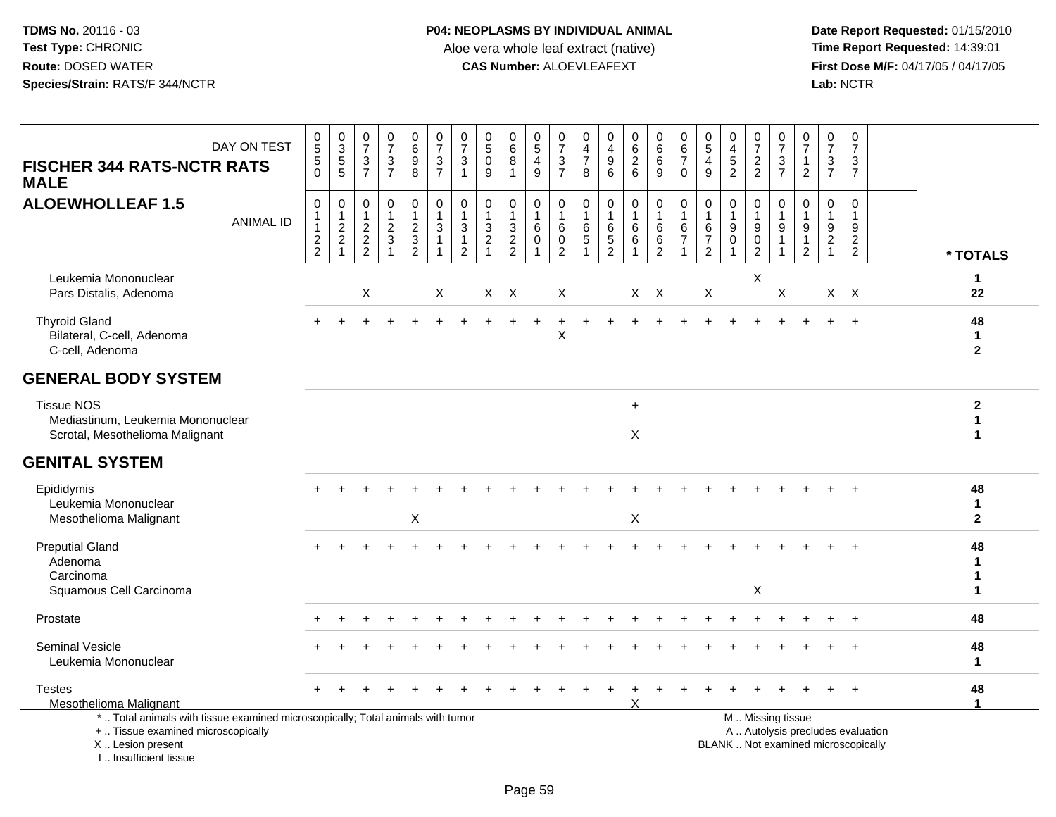**TDMS No.** 20116 - 03
**Test Type:** CHRONIC
**Route:** DOSED WATER
**Species/Strain:** RATS/F 344/NCTR

**P04: NEOPLASMS BY INDIVIDUAL ANIMAL**
Aloe vera whole leaf extract (native)
**CAS Number:** ALOEVLEAFEXT

**Date Report Requested:** 01/15/2010
**Time Report Requested:** 14:39:01
**First Dose M/F:** 04/17/05 / 04/17/05
**Lab:** NCTR

## FISCHER 344 RATS-NCTR RATS MALE
## ALOEWHOLLEAF 1.5

| DAY ON TEST | 0550 | 0355 | 0737 | 0737 | 0698 | 0737 | 0731 | 0509 | 0681 | 0549 | 0737 | 0478 | 0496 | 0626 | 0669 | 0670 | 0549 | 0452 | 0722 | 0737 | 0712 | 0737 | 0737 | |
|---|---|---|---|---|---|---|---|---|---|---|---|---|---|---|---|---|---|---|---|---|---|---|---|---|
| **ANIMAL ID** | 01122 | 01221 | 01222 | 01231 | 01232 | 01311 | 01312 | 01321 | 01322 | 01601 | 01602 | 01651 | 01652 | 01661 | 01662 | 01671 | 01672 | 01901 | 01902 | 01911 | 01912 | 01921 | 01922 | *** TOTALS** |
| Leukemia Mononuclear | | | | | | | | | | | | | | | | | | | X | | | | | 1 |
| Pars Distalis, Adenoma | | | X | | | X | | X | X | | X | | | X | X | | X | | | X | | X | X | 22 |
| Thyroid Gland | + | + | + | + | + | + | + | + | + | + | + | + | + | + | + | + | + | + | + | + | + | + | + | 48 |
| Bilateral, C-cell, Adenoma | | | | | | | | | | | X | | | | | | | | | | | | | 1 |
| C-cell, Adenoma | | | | | | | | | | | | | | | | | | | | | | | | 2 |
| **GENERAL BODY SYSTEM** | | | | | | | | | | | | | | | | | | | | | | | | |
| Tissue NOS | | | | | | | | | | | | | | + | | | | | | | | | | 2 |
| Mediastinum, Leukemia Mononuclear | | | | | | | | | | | | | | | | | | | | | | | | 1 |
| Scrotal, Mesothelioma Malignant | | | | | | | | | | | | | | X | | | | | | | | | | 1 |
| **GENITAL SYSTEM** | | | | | | | | | | | | | | | | | | | | | | | | |
| Epididymis | + | + | + | + | + | + | + | + | + | + | + | + | + | + | + | + | + | + | + | + | + | + | + | 48 |
| Leukemia Mononuclear | | | | | | | | | | | | | | | | | | | | | | | | 1 |
| Mesothelioma Malignant | | | | | X | | | | | | | | | X | | | | | | | | | | 2 |
| Preputial Gland | + | + | + | + | + | + | + | + | + | + | + | + | + | + | + | + | + | + | + | + | + | + | + | 48 |
| Adenoma | | | | | | | | | | | | | | | | | | | | | | | | 1 |
| Carcinoma | | | | | | | | | | | | | | | | | | | | | | | | 1 |
| Squamous Cell Carcinoma | | | | | | | | | | | | | | | | | | | X | | | | | 1 |
| Prostate | + | + | + | + | + | + | + | + | + | + | + | + | + | + | + | + | + | + | + | + | + | + | + | 48 |
| Seminal Vesicle | + | + | + | + | + | + | + | + | + | + | + | + | + | + | + | + | + | + | + | + | + | + | + | 48 |
| Leukemia Mononuclear | | | | | | | | | | | | | | | | | | | | | | | | 1 |
| Testes | + | + | + | + | + | + | + | + | + | + | + | + | + | + | + | + | + | + | + | + | + | + | + | 48 |
| Mesothelioma Malignant | | | | | | | | | | | | | | X | | | | | | | | | | 1 |

\* .. Total animals with tissue examined microscopically; Total animals with tumor
\+ .. Tissue examined microscopically
X .. Lesion present
I .. Insufficient tissue

M .. Missing tissue
A .. Autolysis precludes evaluation
BLANK .. Not examined microscopically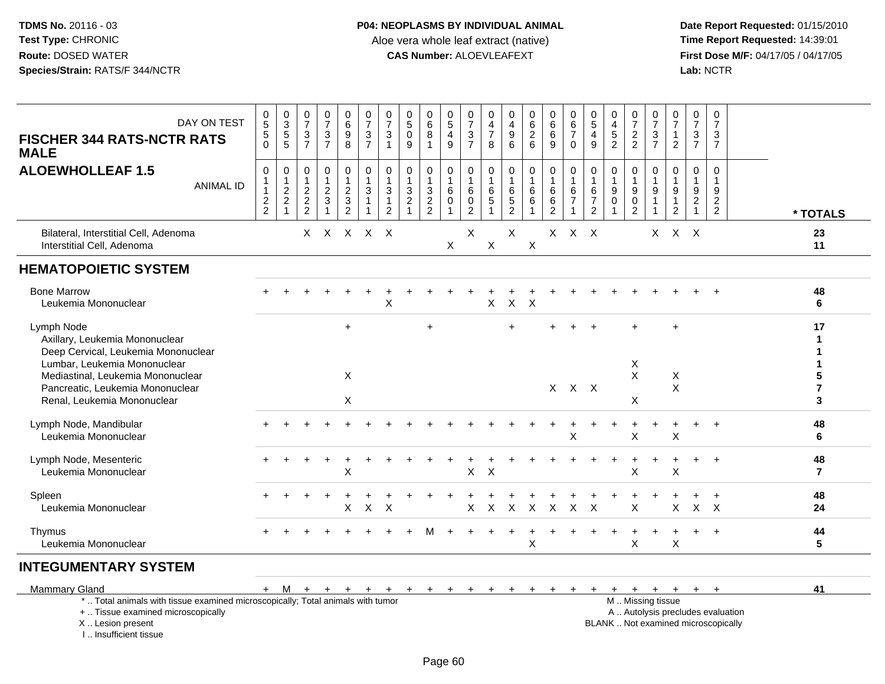## FISCHER 344 RATS-NCTR RATS MALE
## ALOEWHOLLEAF 1.5

| DAY ON TEST | 0550 | 0355 | 0737 | 0737 | 0698 | 0737 | 0731 | 0509 | 0681 | 0549 | 0737 | 0478 | 0496 | 0626 | 0669 | 0670 | 0549 | 0452 | 0722 | 0737 | 0712 | 0737 | 0737 | |
|---|---|---|---|---|---|---|---|---|---|---|---|---|---|---|---|---|---|---|---|---|---|---|---|---|
| **ANIMAL ID** | 01122 | 01221 | 01222 | 01231 | 01232 | 01311 | 01312 | 01321 | 01322 | 01601 | 01602 | 01651 | 01652 | 01661 | 01662 | 01671 | 01672 | 01901 | 01902 | 01911 | 01912 | 01921 | 01922 | **\* TOTALS** |
| Bilateral, Interstitial Cell, Adenoma | | | X | X | X | X | X | | | | X | | X | | X | X | X | | | X | X | X | | 23 |
| Interstitial Cell, Adenoma | | | | | | | | | | X | | X | | X | | | | | | | | | | 11 |
| **HEMATOPOIETIC SYSTEM** | | | | | | | | | | | | | | | | | | | | | | | | |
| Bone Marrow | + | + | + | + | + | + | + | + | + | + | + | + | + | + | + | + | + | + | + | + | + | + | + | 48 |
| Leukemia Mononuclear | | | | | | | X | | | | | X | X | X | | | | | | | | | | 6 |
| Lymph Node | | | | | + | | | | + | | | | + | | + | + | + | | + | | + | | | 17 |
| Axillary, Leukemia Mononuclear | | | | | | | | | | | | | | | | | | | | | | | | 1 |
| Deep Cervical, Leukemia Mononuclear | | | | | | | | | | | | | | | | | | | | | | | | 1 |
| Lumbar, Leukemia Mononuclear | | | | | | | | | | | | | | | | | | | X | | | | | 1 |
| Mediastinal, Leukemia Mononuclear | | | | | X | | | | | | | | | | | | | | X | | X | | | 5 |
| Pancreatic, Leukemia Mononuclear | | | | | | | | | | | | | | | X | X | X | | | | X | | | 7 |
| Renal, Leukemia Mononuclear | | | | | X | | | | | | | | | | | | | | X | | | | | 3 |
| Lymph Node, Mandibular | + | + | + | + | + | + | + | + | + | + | + | + | + | + | + | + | + | + | + | + | + | + | + | 48 |
| Leukemia Mononuclear | | | | | | | | | | | | | | | | X | | | X | | X | | | 6 |
| Lymph Node, Mesenteric | + | + | + | + | + | + | + | + | + | + | + | + | + | + | + | + | + | + | + | + | + | + | + | 48 |
| Leukemia Mononuclear | | | | | X | | | | | | X | X | | | | | | | X | | X | | | 7 |
| Spleen | + | + | + | + | + | + | + | + | + | + | + | + | + | + | + | + | + | + | + | + | + | + | + | 48 |
| Leukemia Mononuclear | | | | | X | X | X | | | | X | X | X | X | X | X | X | | X | | X | X | X | 24 |
| Thymus | + | + | + | + | + | + | + | + | M | + | + | + | + | + | + | + | + | + | + | + | + | + | + | 44 |
| Leukemia Mononuclear | | | | | | | | | | | | | | X | | | | | X | | X | | | 5 |
| **INTEGUMENTARY SYSTEM** | | | | | | | | | | | | | | | | | | | | | | | | |
| Mammary Gland | + | M | + | + | + | + | + | + | + | + | + | + | + | + | + | + | + | + | + | + | + | + | + | 41 |

\* .. Total animals with tissue examined microscopically; Total animals with tumor
+ .. Tissue examined microscopically
X .. Lesion present
I .. Insufficient tissue

M .. Missing tissue
A .. Autolysis precludes evaluation
BLANK .. Not examined microscopically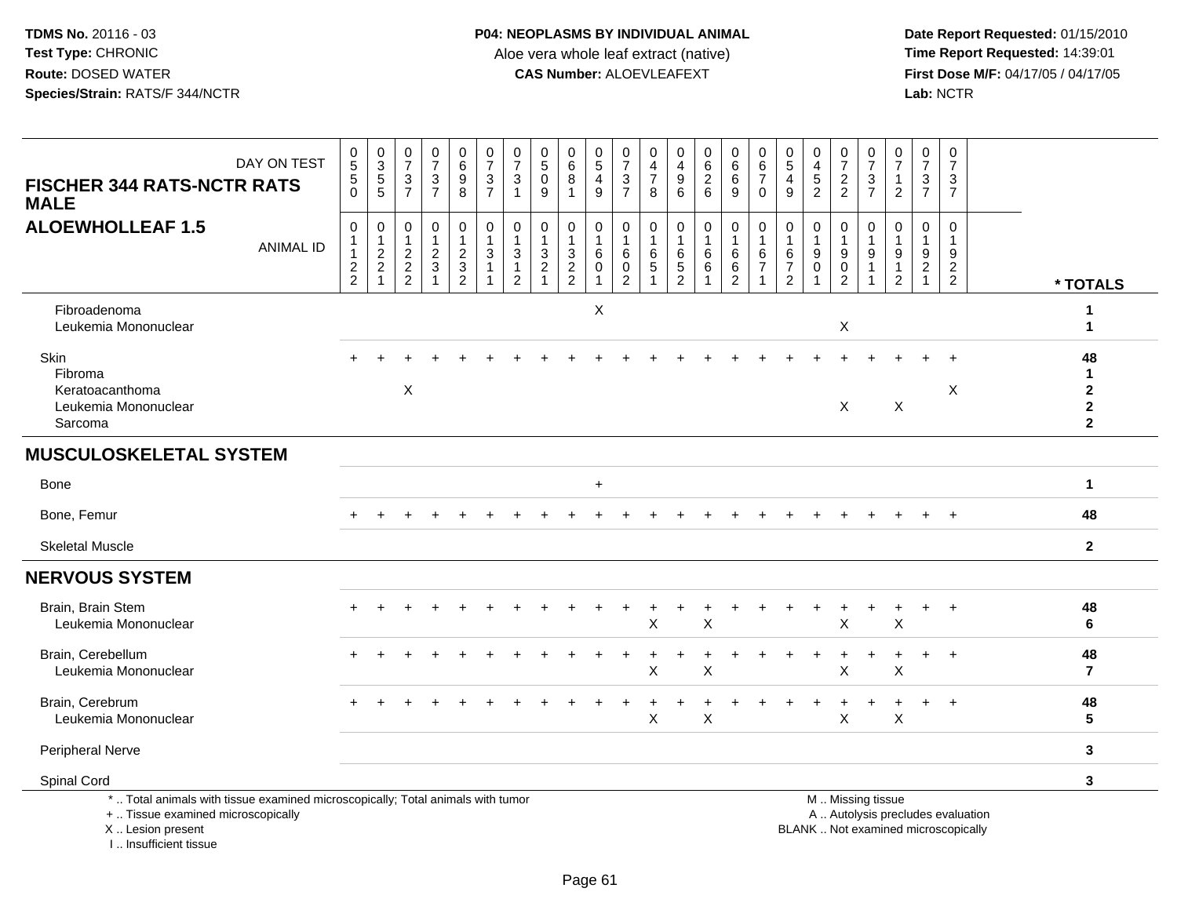**TDMS No.** 20116 - 03
**Test Type:** CHRONIC
**Route:** DOSED WATER
**Species/Strain:** RATS/F 344/NCTR

**P04: NEOPLASMS BY INDIVIDUAL ANIMAL**
Aloe vera whole leaf extract (native)
**CAS Number:** ALOEVLEAFEXT

**Date Report Requested:** 01/15/2010
**Time Report Requested:** 14:39:01
**First Dose M/F:** 04/17/05 / 04/17/05
**Lab:** NCTR

**FISCHER 344 RATS-NCTR RATS MALE**
**ALOEWHOLLEAF 1.5**

| DAY ON TEST | 0550 | 0355 | 0737 | 0737 | 0698 | 0737 | 0731 | 0509 | 0681 | 0549 | 0737 | 0478 | 0496 | 0626 | 0669 | 0670 | 0549 | 0452 | 0722 | 0737 | 0712 | 0737 | 0737 | |
|---|---|---|---|---|---|---|---|---|---|---|---|---|---|---|---|---|---|---|---|---|---|---|---|---|
| **ANIMAL ID** | 01122 | 01221 | 01222 | 01231 | 01232 | 01311 | 01312 | 01321 | 01322 | 01601 | 01602 | 01651 | 01652 | 01661 | 01662 | 01671 | 01672 | 01901 | 01902 | 01911 | 01912 | 01921 | 01922 | *** TOTALS** |
| Fibroadenoma | | | | | | | | | | X | | | | | | | | | | | | | | 1 |
| Leukemia Mononuclear | | | | | | | | | | | | | | | | | | | X | | | | | 1 |
| Skin | + | + | + | + | + | + | + | + | + | + | + | + | + | + | + | + | + | + | + | + | + | + | + | 48 |
| Fibroma | | | | | | | | | | | | | | | | | | | | | | | | 1 |
| Keratoacanthoma | | | X | | | | | | | | | | | | | | | | | | | | X | 2 |
| Leukemia Mononuclear | | | | | | | | | | | | | | | | | | | X | | X | | | 2 |
| Sarcoma | | | | | | | | | | | | | | | | | | | | | | | | 2 |
| **MUSCULOSKELETAL SYSTEM** | | | | | | | | | | | | | | | | | | | | | | | | |
| Bone | | | | | | | | | | + | | | | | | | | | | | | | | 1 |
| Bone, Femur | + | + | + | + | + | + | + | + | + | + | + | + | + | + | + | + | + | + | + | + | + | + | + | 48 |
| Skeletal Muscle | | | | | | | | | | | | | | | | | | | | | | | | 2 |
| **NERVOUS SYSTEM** | | | | | | | | | | | | | | | | | | | | | | | | |
| Brain, Brain Stem | + | + | + | + | + | + | + | + | + | + | + | + | + | + | + | + | + | + | + | + | + | + | + | 48 |
| Leukemia Mononuclear | | | | | | | | | | | | X | | X | | | | | X | | X | | | 6 |
| Brain, Cerebellum | + | + | + | + | + | + | + | + | + | + | + | + | + | + | + | + | + | + | + | + | + | + | + | 48 |
| Leukemia Mononuclear | | | | | | | | | | | | X | | X | | | | | X | | X | | | 7 |
| Brain, Cerebrum | + | + | + | + | + | + | + | + | + | + | + | + | + | + | + | + | + | + | + | + | + | + | + | 48 |
| Leukemia Mononuclear | | | | | | | | | | | | X | | X | | | | | X | | X | | | 5 |
| Peripheral Nerve | | | | | | | | | | | | | | | | | | | | | | | | 3 |
| Spinal Cord | | | | | | | | | | | | | | | | | | | | | | | | 3 |

\* .. Total animals with tissue examined microscopically; Total animals with tumor
\+ .. Tissue examined microscopically
X .. Lesion present
I .. Insufficient tissue

M .. Missing tissue
A .. Autolysis precludes evaluation
BLANK .. Not examined microscopically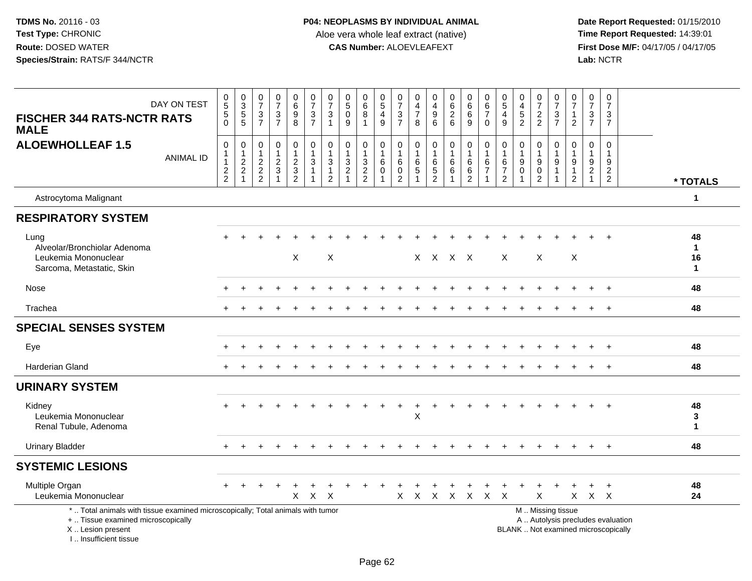**TDMS No.** 20116 - 03
**Test Type:** CHRONIC
**Route:** DOSED WATER
**Species/Strain:** RATS/F 344/NCTR

**P04: NEOPLASMS BY INDIVIDUAL ANIMAL**
Aloe vera whole leaf extract (native)
**CAS Number:** ALOEVLEAFEXT

**Date Report Requested:** 01/15/2010
**Time Report Requested:** 14:39:01
**First Dose M/F:** 04/17/05 / 04/17/05
**Lab:** NCTR

**FISCHER 344 RATS-NCTR RATS MALE**
**ALOEWHOLLEAF 1.5**

| DAY ON TEST | 0550 | 0355 | 0737 | 0737 | 0698 | 0737 | 0731 | 0509 | 0681 | 0549 | 0737 | 0478 | 0496 | 0626 | 0669 | 0670 | 0549 | 0452 | 0722 | 0737 | 0712 | 0737 | 0737 | |
|---|---|---|---|---|---|---|---|---|---|---|---|---|---|---|---|---|---|---|---|---|---|---|---|---|
| **ANIMAL ID** | 01122 | 01221 | 01222 | 01231 | 01232 | 01311 | 01312 | 01321 | 01322 | 01601 | 01602 | 01651 | 01652 | 01661 | 01662 | 01671 | 01672 | 01901 | 01902 | 01911 | 01912 | 01921 | 01922 | **\* TOTALS** |
| Astrocytoma Malignant | | | | | | | | | | | | | | | | | | | | | | | | **1** |
| **RESPIRATORY SYSTEM** | | | | | | | | | | | | | | | | | | | | | | | | |
| Lung | + | + | + | + | + | + | + | + | + | + | + | + | + | + | + | + | + | + | + | + | + | + | + | **48** |
| Alveolar/Bronchiolar Adenoma | | | | | | | | | | | | | | | | | | | | | | | | **1** |
| Leukemia Mononuclear | | | | | X | | X | | | | | X | X | X | X | | X | | X | | X | | | **16** |
| Sarcoma, Metastatic, Skin | | | | | | | | | | | | | | | | | | | | | | | | **1** |
| Nose | + | + | + | + | + | + | + | + | + | + | + | + | + | + | + | + | + | + | + | + | + | + | + | **48** |
| Trachea | + | + | + | + | + | + | + | + | + | + | + | + | + | + | + | + | + | + | + | + | + | + | + | **48** |
| **SPECIAL SENSES SYSTEM** | | | | | | | | | | | | | | | | | | | | | | | | |
| Eye | + | + | + | + | + | + | + | + | + | + | + | + | + | + | + | + | + | + | + | + | + | + | + | **48** |
| Harderian Gland | + | + | + | + | + | + | + | + | + | + | + | + | + | + | + | + | + | + | + | + | + | + | + | **48** |
| **URINARY SYSTEM** | | | | | | | | | | | | | | | | | | | | | | | | |
| Kidney | + | + | + | + | + | + | + | + | + | + | + | + | + | + | + | + | + | + | + | + | + | + | + | **48** |
| Leukemia Mononuclear | | | | | | | | | | | | X | | | | | | | | | | | | **3** |
| Renal Tubule, Adenoma | | | | | | | | | | | | | | | | | | | | | | | | **1** |
| Urinary Bladder | + | + | + | + | + | + | + | + | + | + | + | + | + | + | + | + | + | + | + | + | + | + | + | **48** |
| **SYSTEMIC LESIONS** | | | | | | | | | | | | | | | | | | | | | | | | |
| Multiple Organ | + | + | + | + | + | + | + | + | + | + | + | + | + | + | + | + | + | + | + | + | + | + | + | **48** |
| Leukemia Mononuclear | | | | | X | X | X | | | | X | X | X | X | X | X | X | | X | | X | X | X | **24** |

\* .. Total animals with tissue examined microscopically; Total animals with tumor
\+ .. Tissue examined microscopically
X .. Lesion present
I .. Insufficient tissue

M .. Missing tissue
A .. Autolysis precludes evaluation
BLANK .. Not examined microscopically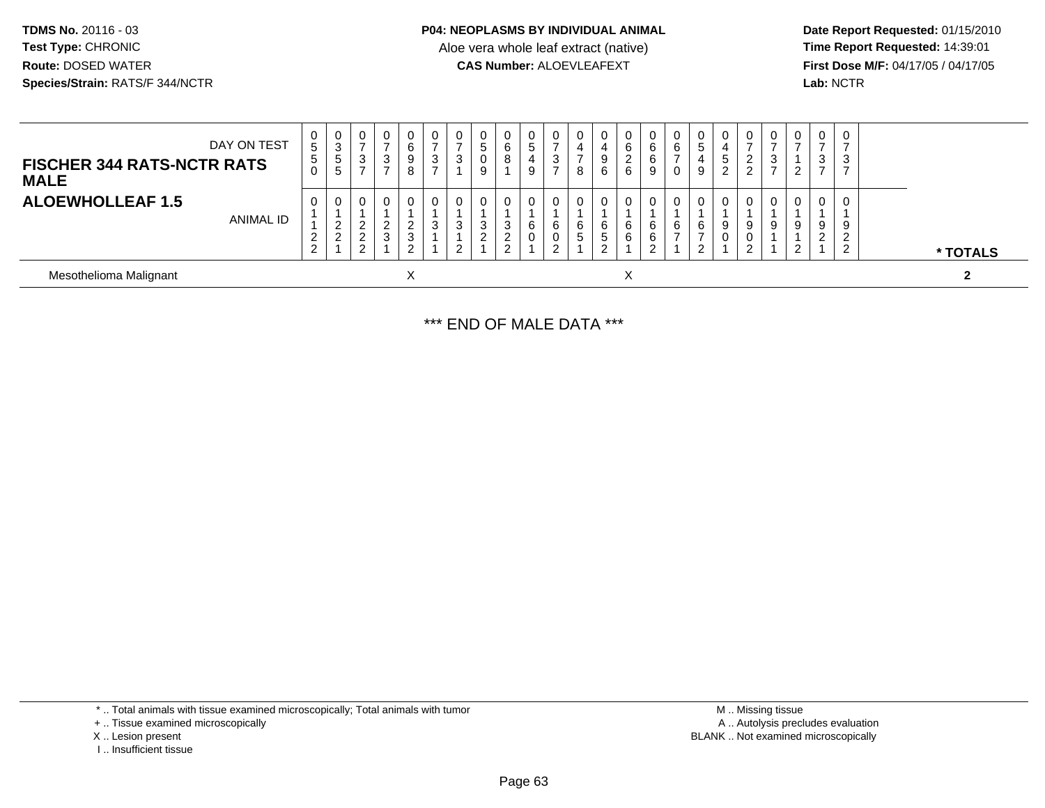**TDMS No.** 20116 - 03
**Test Type:** CHRONIC
**Route:** DOSED WATER
**Species/Strain:** RATS/F 344/NCTR

**P04: NEOPLASMS BY INDIVIDUAL ANIMAL**
Aloe vera whole leaf extract (native)
**CAS Number:** ALOEVLEAFEXT

**Date Report Requested:** 01/15/2010
**Time Report Requested:** 14:39:01
**First Dose M/F:** 04/17/05 / 04/17/05
**Lab:** NCTR

| FISCHER 344 RATS-NCTR RATS MALE ALOEWHOLLEAF 1.5 | | | | | | | | | | | | | | | | | | | | | | | | | | |
|---|---|---|---|---|---|---|---|---|---|---|---|---|---|---|---|---|---|---|---|---|---|---|---|---|---|---|
| DAY ON TEST | 0550 | 0355 | 0737 | 0737 | 0698 | 0737 | 0731 | 0509 | 0681 | 0549 | 0737 | 0478 | 0496 | 0626 | 0669 | 0670 | 0549 | 0452 | 0722 | 0737 | 0712 | 0737 | 0737 | |
| ANIMAL ID | 01122 | 01221 | 01222 | 01231 | 01232 | 01311 | 01312 | 01321 | 01322 | 01601 | 01602 | 01651 | 01652 | 01661 | 01662 | 01671 | 01672 | 01901 | 01902 | 01911 | 01912 | 01921 | 01922 | * TOTALS |
| Mesothelioma Malignant | | | | | X | | | | | | | | | X | | | | | | | | | | 2 |

*** END OF MALE DATA ***

\* .. Total animals with tissue examined microscopically; Total animals with tumor
\+ .. Tissue examined microscopically
X .. Lesion present
I .. Insufficient tissue

M .. Missing tissue
A .. Autolysis precludes evaluation
BLANK .. Not examined microscopically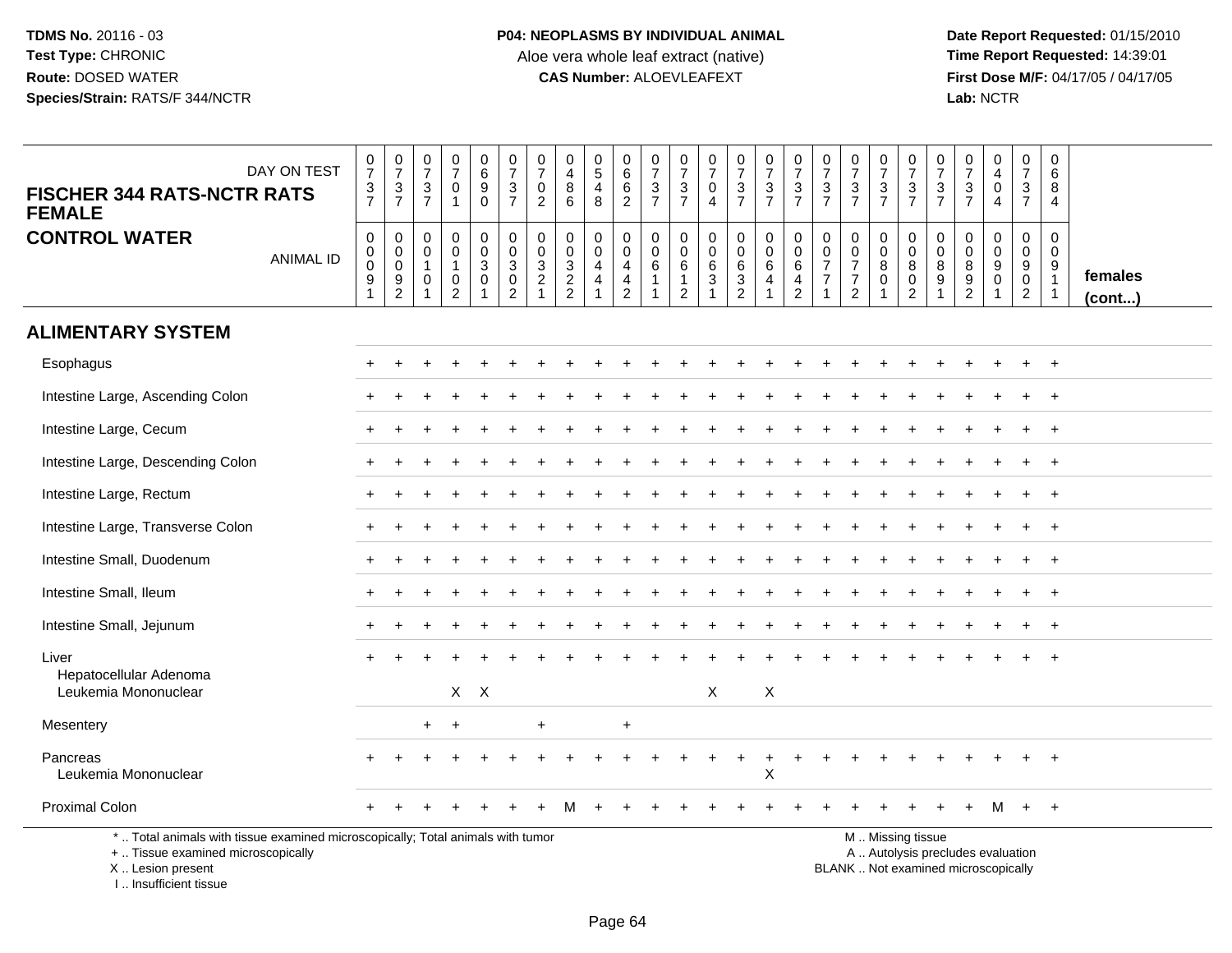**TDMS No.** 20116 - 03
**Test Type:** CHRONIC
**Route:** DOSED WATER
**Species/Strain:** RATS/F 344/NCTR

**P04: NEOPLASMS BY INDIVIDUAL ANIMAL**
Aloe vera whole leaf extract (native)
**CAS Number:** ALOEVLEAFEXT

**Date Report Requested:** 01/15/2010
**Time Report Requested:** 14:39:01
**First Dose M/F:** 04/17/05 / 04/17/05
**Lab:** NCTR

## FISCHER 344 RATS-NCTR RATS FEMALE
## CONTROL WATER

| DAY ON TEST | 0737 | 0737 | 0737 | 0701 | 0690 | 0737 | 0702 | 0486 | 0548 | 0662 | 0737 | 0737 | 0704 | 0737 | 0737 | 0737 | 0737 | 0737 | 0737 | 0737 | 0737 | 0737 | 0404 | 0737 | 0684 | |
|---|---|---|---|---|---|---|---|---|---|---|---|---|---|---|---|---|---|---|---|---|---|---|---|---|---|---|
| **ANIMAL ID** | 00091 | 00092 | 00101 | 00102 | 00301 | 00302 | 00321 | 00322 | 00441 | 00442 | 00611 | 00612 | 00631 | 00632 | 00641 | 00642 | 00771 | 00772 | 00801 | 00802 | 00891 | 00892 | 00901 | 00902 | 00911 | **females (cont...)** |
| **ALIMENTARY SYSTEM** | | | | | | | | | | | | | | | | | | | | | | | | | | |
| Esophagus | + | + | + | + | + | + | + | + | + | + | + | + | + | + | + | + | + | + | + | + | + | + | + | + | + | |
| Intestine Large, Ascending Colon | + | + | + | + | + | + | + | + | + | + | + | + | + | + | + | + | + | + | + | + | + | + | + | + | + | |
| Intestine Large, Cecum | + | + | + | + | + | + | + | + | + | + | + | + | + | + | + | + | + | + | + | + | + | + | + | + | + | |
| Intestine Large, Descending Colon | + | + | + | + | + | + | + | + | + | + | + | + | + | + | + | + | + | + | + | + | + | + | + | + | + | |
| Intestine Large, Rectum | + | + | + | + | + | + | + | + | + | + | + | + | + | + | + | + | + | + | + | + | + | + | + | + | + | |
| Intestine Large, Transverse Colon | + | + | + | + | + | + | + | + | + | + | + | + | + | + | + | + | + | + | + | + | + | + | + | + | + | |
| Intestine Small, Duodenum | + | + | + | + | + | + | + | + | + | + | + | + | + | + | + | + | + | + | + | + | + | + | + | + | + | |
| Intestine Small, Ileum | + | + | + | + | + | + | + | + | + | + | + | + | + | + | + | + | + | + | + | + | + | + | + | + | + | |
| Intestine Small, Jejunum | + | + | + | + | + | + | + | + | + | + | + | + | + | + | + | + | + | + | + | + | + | + | + | + | + | |
| Liver | + | + | + | + | + | + | + | + | + | + | + | + | + | + | + | + | + | + | + | + | + | + | + | + | + | |
| Hepatocellular Adenoma | | | | | | | | | | | | | | | | | | | | | | | | | | |
| Leukemia Mononuclear | | | | X | X | | | | | | | | X | | X | | | | | | | | | | | |
| Mesentery | | | + | + | | | + | | | + | | | | | | | | | | | | | | | | |
| Pancreas | + | + | + | + | + | + | + | + | + | + | + | + | + | + | + | + | + | + | + | + | + | + | + | + | + | |
| Leukemia Mononuclear | | | | | | | | | | | | | | | X | | | | | | | | | | | |
| Proximal Colon | + | + | + | + | + | + | + | M | + | + | + | + | + | + | + | + | + | + | + | + | + | + | M | + | + | |

\* .. Total animals with tissue examined microscopically; Total animals with tumor
\+ .. Tissue examined microscopically
X .. Lesion present
I .. Insufficient tissue

M .. Missing tissue
A .. Autolysis precludes evaluation
BLANK .. Not examined microscopically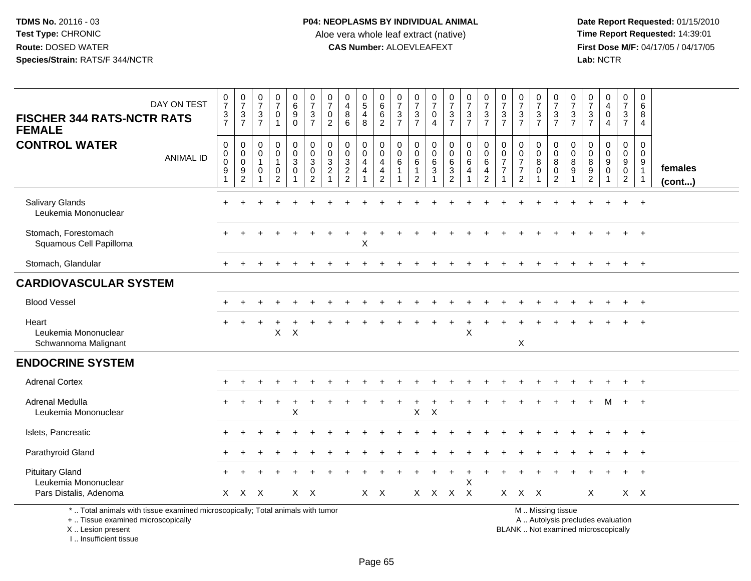TDMS No. 20116 - 03
Test Type: CHRONIC
Route: DOSED WATER
Species/Strain: RATS/F 344/NCTR

**P04: NEOPLASMS BY INDIVIDUAL ANIMAL**
Aloe vera whole leaf extract (native)
**CAS Number:** ALOEVLEAFEXT

Date Report Requested: 01/15/2010
Time Report Requested: 14:39:01
First Dose M/F: 04/17/05 / 04/17/05
Lab: NCTR

## FISCHER 344 RATS-NCTR RATS FEMALE — CONTROL WATER

| DAY ON TEST | 0737 | 0737 | 0737 | 0701 | 0690 | 0737 | 0702 | 0486 | 0548 | 0662 | 0737 | 0737 | 0704 | 0737 | 0737 | 0737 | 0737 | 0737 | 0737 | 0737 | 0737 | 0737 | 0404 | 0737 | 0684 | |
|---|---|---|---|---|---|---|---|---|---|---|---|---|---|---|---|---|---|---|---|---|---|---|---|---|---|---|
| **ANIMAL ID** | 00091 | 00092 | 00101 | 00102 | 00301 | 00302 | 00321 | 00322 | 00441 | 00442 | 00611 | 00612 | 00631 | 00632 | 00641 | 00642 | 00771 | 00772 | 00801 | 00802 | 00891 | 00892 | 00901 | 00902 | 00911 | **females (cont...)** |
| Salivary Glands | + | + | + | + | + | + | + | + | + | + | + | + | + | + | + | + | + | + | + | + | + | + | + | + | + | |
| Leukemia Mononuclear | | | | | | | | | | | | | | | | | | | | | | | | | | |
| Stomach, Forestomach | + | + | + | + | + | + | + | + | + | + | + | + | + | + | + | + | + | + | + | + | + | + | + | + | + | |
| Squamous Cell Papilloma | | | | | | | | | X | | | | | | | | | | | | | | | | | |
| Stomach, Glandular | + | + | + | + | + | + | + | + | + | + | + | + | + | + | + | + | + | + | + | + | + | + | + | + | + | |
| **CARDIOVASCULAR SYSTEM** | | | | | | | | | | | | | | | | | | | | | | | | | | |
| Blood Vessel | + | + | + | + | + | + | + | + | + | + | + | + | + | + | + | + | + | + | + | + | + | + | + | + | + | |
| Heart | + | + | + | + | + | + | + | + | + | + | + | + | + | + | + | + | + | + | + | + | + | + | + | + | + | |
| Leukemia Mononuclear | | | | X | X | | | | | | | | | | X | | | | | | | | | | | |
| Schwannoma Malignant | | | | | | | | | | | | | | | | | | X | | | | | | | | |
| **ENDOCRINE SYSTEM** | | | | | | | | | | | | | | | | | | | | | | | | | | |
| Adrenal Cortex | + | + | + | + | + | + | + | + | + | + | + | + | + | + | + | + | + | + | + | + | + | + | + | + | + | |
| Adrenal Medulla | + | + | + | + | + | + | + | + | + | + | + | + | + | + | + | + | + | + | + | + | + | + | M | + | + | |
| Leukemia Mononuclear | | | | | X | | | | | | | X | X | | | | | | | | | | | | | |
| Islets, Pancreatic | + | + | + | + | + | + | + | + | + | + | + | + | + | + | + | + | + | + | + | + | + | + | + | + | + | |
| Parathyroid Gland | + | + | + | + | + | + | + | + | + | + | + | + | + | + | + | + | + | + | + | + | + | + | + | + | + | |
| Pituitary Gland | + | + | + | + | + | + | + | + | + | + | + | + | + | + | + | + | + | + | + | + | + | + | + | + | + | |
| Leukemia Mononuclear | | | | | | | | | | | | | | | X | | | | | | | | | | | |
| Pars Distalis, Adenoma | X | X | X | | X | X | | | X | X | | X | X | X | X | | X | X | X | | | X | | X | X | |

* .. Total animals with tissue examined microscopically; Total animals with tumor
+ .. Tissue examined microscopically
X .. Lesion present
I .. Insufficient tissue

M .. Missing tissue
A .. Autolysis precludes evaluation
BLANK .. Not examined microscopically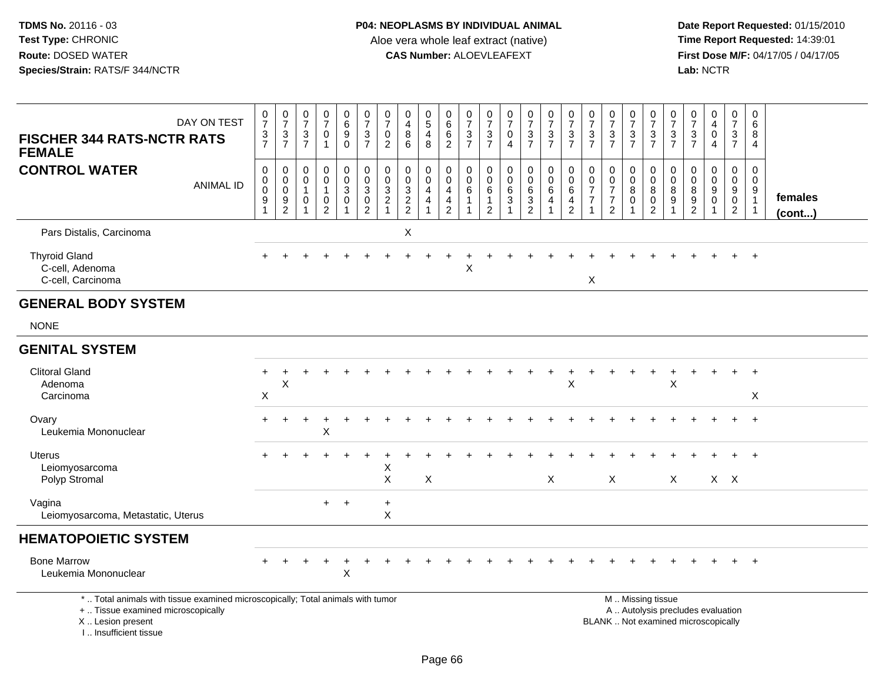**TDMS No.** 20116 - 03
**Test Type:** CHRONIC
**Route:** DOSED WATER
**Species/Strain:** RATS/F 344/NCTR

**P04: NEOPLASMS BY INDIVIDUAL ANIMAL**
Aloe vera whole leaf extract (native)
**CAS Number:** ALOEVLEAFEXT

**Date Report Requested:** 01/15/2010
**Time Report Requested:** 14:39:01
**First Dose M/F:** 04/17/05 / 04/17/05
**Lab:** NCTR

**FISCHER 344 RATS-NCTR RATS FEMALE**
**CONTROL WATER**

| DAY ON TEST | 0737 | 0737 | 0737 | 0701 | 0690 | 0737 | 0702 | 0486 | 0548 | 0662 | 0737 | 0737 | 0704 | 0737 | 0737 | 0737 | 0737 | 0737 | 0737 | 0737 | 0737 | 0737 | 0404 | 0737 | 0684 | |
|---|---|---|---|---|---|---|---|---|---|---|---|---|---|---|---|---|---|---|---|---|---|---|---|---|---|---|
| ANIMAL ID | 00091 | 00092 | 00101 | 00102 | 00301 | 00302 | 00321 | 00322 | 00441 | 00442 | 00611 | 00612 | 00631 | 00632 | 00641 | 00642 | 00771 | 00772 | 00801 | 00802 | 00891 | 00892 | 00901 | 00902 | 00911 | **females (cont...)** |
| Pars Distalis, Carcinoma | | | | | | | | X | | | | | | | | | | | | | | | | | | |
| Thyroid Gland | + | + | + | + | + | + | + | + | + | + | + | + | + | + | + | + | + | + | + | + | + | + | + | + | + | |
| C-cell, Adenoma | | | | | | | | | | | X | | | | | | | | | | | | | | | |
| C-cell, Carcinoma | | | | | | | | | | | | | | | | | X | | | | | | | | | |
| **GENERAL BODY SYSTEM** | | | | | | | | | | | | | | | | | | | | | | | | | | |
| NONE | | | | | | | | | | | | | | | | | | | | | | | | | | |
| **GENITAL SYSTEM** | | | | | | | | | | | | | | | | | | | | | | | | | | |
| Clitoral Gland | + | + | + | + | + | + | + | + | + | + | + | + | + | + | + | + | + | + | + | + | + | + | + | + | + | |
| Adenoma | | X | | | | | | | | | | | | | | X | | | | | X | | | | | |
| Carcinoma | X | | | | | | | | | | | | | | | | | | | | | | | | X | |
| Ovary | + | + | + | + | + | + | + | + | + | + | + | + | + | + | + | + | + | + | + | + | + | + | + | + | + | |
| Leukemia Mononuclear | | | | X | | | | | | | | | | | | | | | | | | | | | | |
| Uterus | + | + | + | + | + | + | + | + | + | + | + | + | + | + | + | + | + | + | + | + | + | + | + | + | + | |
| Leiomyosarcoma | | | | | | | X | | | | | | | | | | | | | | | | | | | |
| Polyp Stromal | | | | | | | X | | X | | | | | | X | | | X | | | X | | X | X | | |
| Vagina | | | | + | + | | + | | | | | | | | | | | | | | | | | | | |
| Leiomyosarcoma, Metastatic, Uterus | | | | | | | X | | | | | | | | | | | | | | | | | | | |
| **HEMATOPOIETIC SYSTEM** | | | | | | | | | | | | | | | | | | | | | | | | | | |
| Bone Marrow | + | + | + | + | + | + | + | + | + | + | + | + | + | + | + | + | + | + | + | + | + | + | + | + | + | |
| Leukemia Mononuclear | | | | | X | | | | | | | | | | | | | | | | | | | | | |

\* .. Total animals with tissue examined microscopically; Total animals with tumor
\+ .. Tissue examined microscopically
X .. Lesion present
I .. Insufficient tissue

M .. Missing tissue
A .. Autolysis precludes evaluation
BLANK .. Not examined microscopically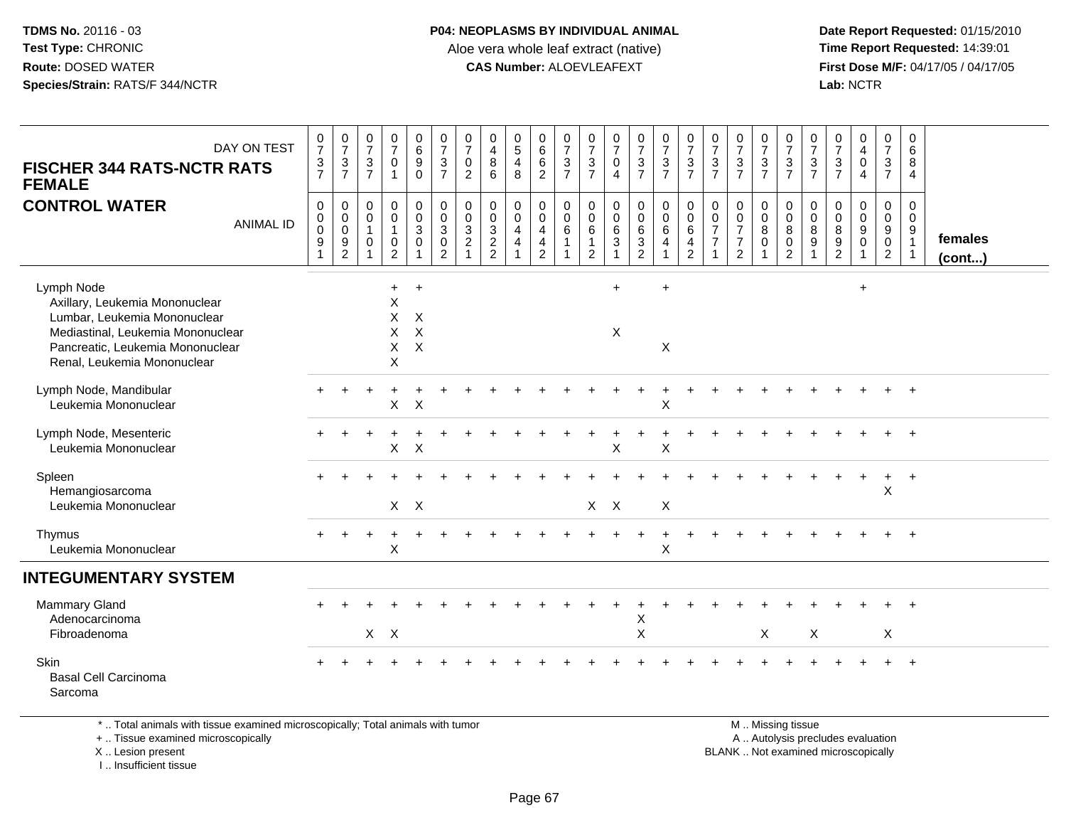**FISCHER 344 RATS-NCTR RATS FEMALE**

**CONTROL WATER**

| DAY ON TEST | 0737 | 0737 | 0737 | 0701 | 0690 | 0737 | 0702 | 0486 | 0548 | 0662 | 0737 | 0737 | 0704 | 0737 | 0737 | 0737 | 0737 | 0737 | 0737 | 0737 | 0737 | 0737 | 0404 | 0737 | 0684 | |
|---|---|---|---|---|---|---|---|---|---|---|---|---|---|---|---|---|---|---|---|---|---|---|---|---|---|---|
| **ANIMAL ID** | 00091 | 00092 | 00101 | 00102 | 00301 | 00302 | 00321 | 00322 | 00441 | 00442 | 00611 | 00612 | 00631 | 00632 | 00641 | 00642 | 00771 | 00772 | 00801 | 00802 | 00891 | 00892 | 00901 | 00902 | 00911 | **females (cont...)** |
| Lymph Node | | | | + | + | | | | | | | | + | | + | | | | | | | | + | | | |
| Axillary, Leukemia Mononuclear | | | | X | | | | | | | | | | | | | | | | | | | | | | |
| Lumbar, Leukemia Mononuclear | | | | X | X | | | | | | | | | | | | | | | | | | | | | |
| Mediastinal, Leukemia Mononuclear | | | | X | X | | | | | | | | X | | | | | | | | | | | | | |
| Pancreatic, Leukemia Mononuclear | | | | X | X | | | | | | | | | | X | | | | | | | | | | | |
| Renal, Leukemia Mononuclear | | | | X | | | | | | | | | | | | | | | | | | | | | | |
| Lymph Node, Mandibular | + | + | + | + | + | + | + | + | + | + | + | + | + | + | + | + | + | + | + | + | + | + | + | + | + | |
| Leukemia Mononuclear | | | | X | X | | | | | | | | | | X | | | | | | | | | | | |
| Lymph Node, Mesenteric | + | + | + | + | + | + | + | + | + | + | + | + | + | + | + | + | + | + | + | + | + | + | + | + | + | |
| Leukemia Mononuclear | | | | X | X | | | | | | | | X | | X | | | | | | | | | | | |
| Spleen | + | + | + | + | + | + | + | + | + | + | + | + | + | + | + | + | + | + | + | + | + | + | + | + | + | |
| Hemangiosarcoma | | | | | | | | | | | | | | | | | | | | | | | | X | | |
| Leukemia Mononuclear | | | | X | X | | | | | | | X | X | | X | | | | | | | | | | | |
| Thymus | + | + | + | + | + | + | + | + | + | + | + | + | + | + | + | + | + | + | + | + | + | + | + | + | + | |
| Leukemia Mononuclear | | | | X | | | | | | | | | | | X | | | | | | | | | | | |
| **INTEGUMENTARY SYSTEM** | | | | | | | | | | | | | | | | | | | | | | | | | | |
| Mammary Gland | + | + | + | + | + | + | + | + | + | + | + | + | + | + | + | + | + | + | + | + | + | + | + | + | + | |
| Adenocarcinoma | | | | | | | | | | | | | | X | | | | | | | | | | | | |
| Fibroadenoma | | | X | X | | | | | | | | | | X | | | | | X | | X | | | X | | |
| Skin | + | + | + | + | + | + | + | + | + | + | + | + | + | + | + | + | + | + | + | + | + | + | + | + | + | |
| Basal Cell Carcinoma | | | | | | | | | | | | | | | | | | | | | | | | | | |
| Sarcoma | | | | | | | | | | | | | | | | | | | | | | | | | | |

\* .. Total animals with tissue examined microscopically; Total animals with tumor
\+ .. Tissue examined microscopically
X .. Lesion present
I .. Insufficient tissue

M .. Missing tissue
A .. Autolysis precludes evaluation
BLANK .. Not examined microscopically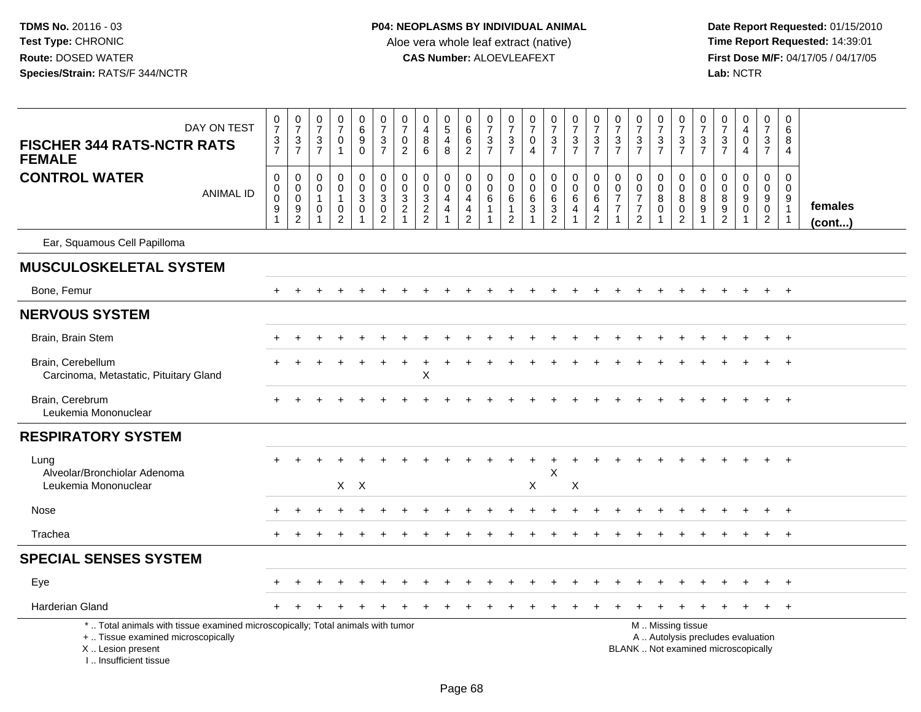**TDMS No.** 20116 - 03
**Test Type:** CHRONIC
**Route:** DOSED WATER
**Species/Strain:** RATS/F 344/NCTR

**P04: NEOPLASMS BY INDIVIDUAL ANIMAL**
Aloe vera whole leaf extract (native)
**CAS Number:** ALOEVLEAFEXT

**Date Report Requested:** 01/15/2010
**Time Report Requested:** 14:39:01
**First Dose M/F:** 04/17/05 / 04/17/05
**Lab:** NCTR

| FISCHER 344 RATS-NCTR RATS FEMALE / CONTROL WATER | DAY ON TEST | 0737 | 0737 | 0737 | 0701 | 0690 | 0737 | 0702 | 0486 | 0548 | 0662 | 0737 | 0737 | 0704 | 0737 | 0737 | 0737 | 0737 | 0737 | 0737 | 0737 | 0737 | 0737 | 0404 | 0737 | 0684 | |
|---|---|---|---|---|---|---|---|---|---|---|---|---|---|---|---|---|---|---|---|---|---|---|---|---|---|---|---|
| | ANIMAL ID | 00091 | 00092 | 00101 | 00102 | 00301 | 00302 | 00321 | 00322 | 00441 | 00442 | 00611 | 00612 | 00631 | 00632 | 00641 | 00642 | 00771 | 00772 | 00801 | 00802 | 00891 | 00892 | 00901 | 00902 | 00911 | females (cont...) |
| Ear, Squamous Cell Papilloma | | | | | | | | | | | | | | | | | | | | | | | | | | | |
| **MUSCULOSKELETAL SYSTEM** | | | | | | | | | | | | | | | | | | | | | | | | | | | |
| Bone, Femur | | + | + | + | + | + | + | + | + | + | + | + | + | + | + | + | + | + | + | + | + | + | + | + | + | + | |
| **NERVOUS SYSTEM** | | | | | | | | | | | | | | | | | | | | | | | | | | | |
| Brain, Brain Stem | | + | + | + | + | + | + | + | + | + | + | + | + | + | + | + | + | + | + | + | + | + | + | + | + | + | |
| Brain, Cerebellum | | + | + | + | + | + | + | + | + | + | + | + | + | + | + | + | + | + | + | + | + | + | + | + | + | + | |
| Carcinoma, Metastatic, Pituitary Gland | | | | | | | | | X | | | | | | | | | | | | | | | | | | |
| Brain, Cerebrum | | + | + | + | + | + | + | + | + | + | + | + | + | + | + | + | + | + | + | + | + | + | + | + | + | + | |
| Leukemia Mononuclear | | | | | | | | | | | | | | | | | | | | | | | | | | | |
| **RESPIRATORY SYSTEM** | | | | | | | | | | | | | | | | | | | | | | | | | | | |
| Lung | | + | + | + | + | + | + | + | + | + | + | + | + | + | + | + | + | + | + | + | + | + | + | + | + | + | |
| Alveolar/Bronchiolar Adenoma | | | | | | | | | | | | | | | X | | | | | | | | | | | | |
| Leukemia Mononuclear | | | | | X | X | | | | | | | | X | | X | | | | | | | | | | | |
| Nose | | + | + | + | + | + | + | + | + | + | + | + | + | + | + | + | + | + | + | + | + | + | + | + | + | + | |
| Trachea | | + | + | + | + | + | + | + | + | + | + | + | + | + | + | + | + | + | + | + | + | + | + | + | + | + | |
| **SPECIAL SENSES SYSTEM** | | | | | | | | | | | | | | | | | | | | | | | | | | | |
| Eye | | + | + | + | + | + | + | + | + | + | + | + | + | + | + | + | + | + | + | + | + | + | + | + | + | + | |
| Harderian Gland | | + | + | + | + | + | + | + | + | + | + | + | + | + | + | + | + | + | + | + | + | + | + | + | + | + | |

\* .. Total animals with tissue examined microscopically; Total animals with tumor
\+ .. Tissue examined microscopically
X .. Lesion present
I .. Insufficient tissue

M .. Missing tissue
A .. Autolysis precludes evaluation
BLANK .. Not examined microscopically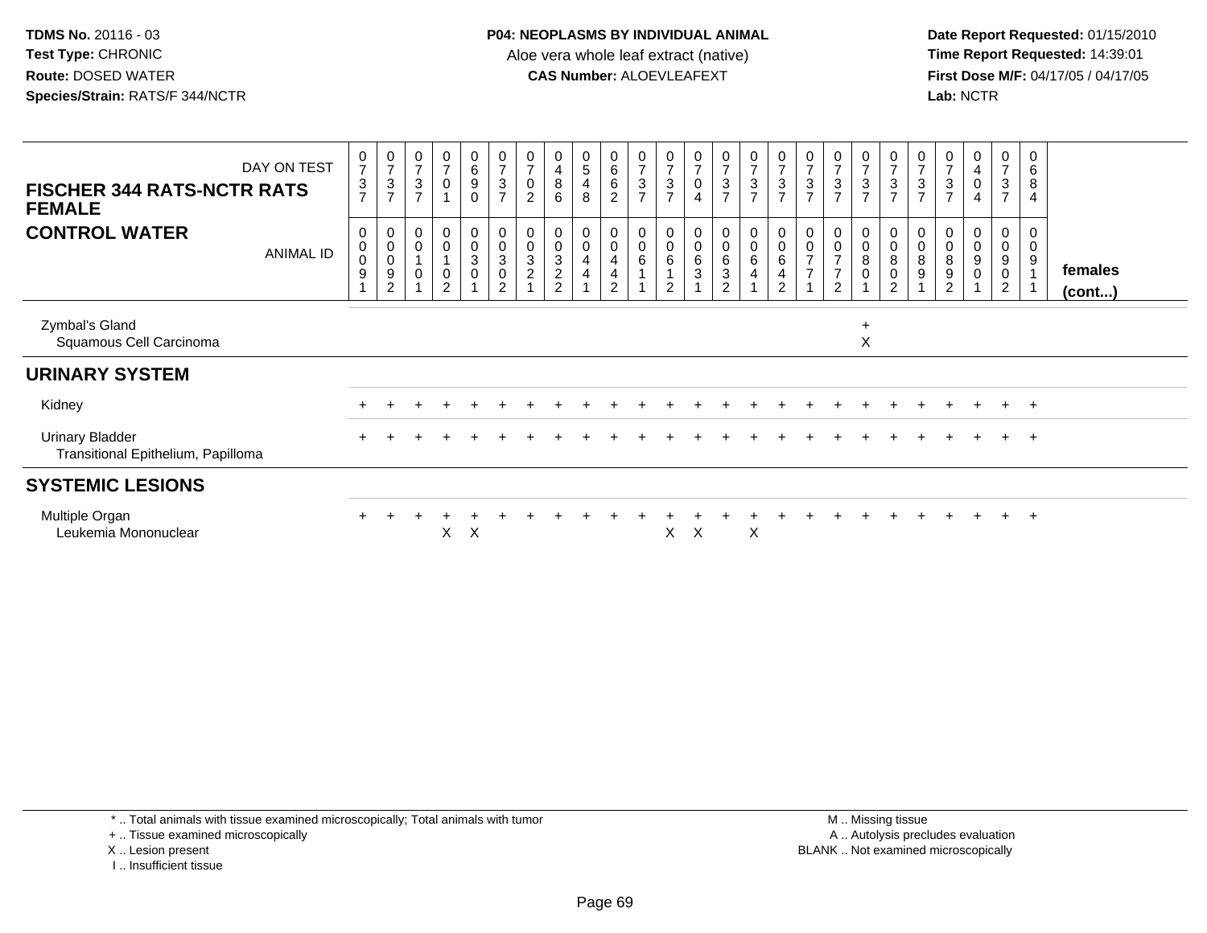**TDMS No.** 20116 - 03
**Test Type:** CHRONIC
**Route:** DOSED WATER
**Species/Strain:** RATS/F 344/NCTR

**P04: NEOPLASMS BY INDIVIDUAL ANIMAL**
Aloe vera whole leaf extract (native)
**CAS Number:** ALOEVLEAFEXT

**Date Report Requested:** 01/15/2010
**Time Report Requested:** 14:39:01
**First Dose M/F:** 04/17/05 / 04/17/05
**Lab:** NCTR

## FISCHER 344 RATS-NCTR RATS FEMALE
## CONTROL WATER

| DAY ON TEST | 0737 | 0737 | 0737 | 0701 | 0690 | 0737 | 0702 | 0486 | 0548 | 0662 | 0737 | 0737 | 0704 | 0737 | 0737 | 0737 | 0737 | 0737 | 0737 | 0737 | 0737 | 0737 | 0404 | 0737 | 0684 | |
|---|---|---|---|---|---|---|---|---|---|---|---|---|---|---|---|---|---|---|---|---|---|---|---|---|---|---|
| **ANIMAL ID** | 00091 | 00092 | 00101 | 00102 | 00301 | 00302 | 00321 | 00322 | 00441 | 00442 | 00611 | 00612 | 00631 | 00632 | 00641 | 00642 | 00771 | 00772 | 00801 | 00802 | 00891 | 00892 | 00901 | 00902 | 00911 | **females (cont...)** |
| Zymbal's Gland | | | | | | | | | | | | | | | | | | | + | | | | | | | |
| Squamous Cell Carcinoma | | | | | | | | | | | | | | | | | | | X | | | | | | | |
| **URINARY SYSTEM** | | | | | | | | | | | | | | | | | | | | | | | | | | |
| Kidney | + | + | + | + | + | + | + | + | + | + | + | + | + | + | + | + | + | + | + | + | + | + | + | + | + | |
| Urinary Bladder | + | + | + | + | + | + | + | + | + | + | + | + | + | + | + | + | + | + | + | + | + | + | + | + | + | |
| Transitional Epithelium, Papilloma | | | | | | | | | | | | | | | | | | | | | | | | | | |
| **SYSTEMIC LESIONS** | | | | | | | | | | | | | | | | | | | | | | | | | | |
| Multiple Organ | + | + | + | + | + | + | + | + | + | + | + | + | + | + | + | + | + | + | + | + | + | + | + | + | + | |
| Leukemia Mononuclear | | | | X | X | | | | | | | X | X | | X | | | | | | | | | | | |

\* .. Total animals with tissue examined microscopically; Total animals with tumor
\+ .. Tissue examined microscopically
X .. Lesion present
I .. Insufficient tissue

M .. Missing tissue
A .. Autolysis precludes evaluation
BLANK .. Not examined microscopically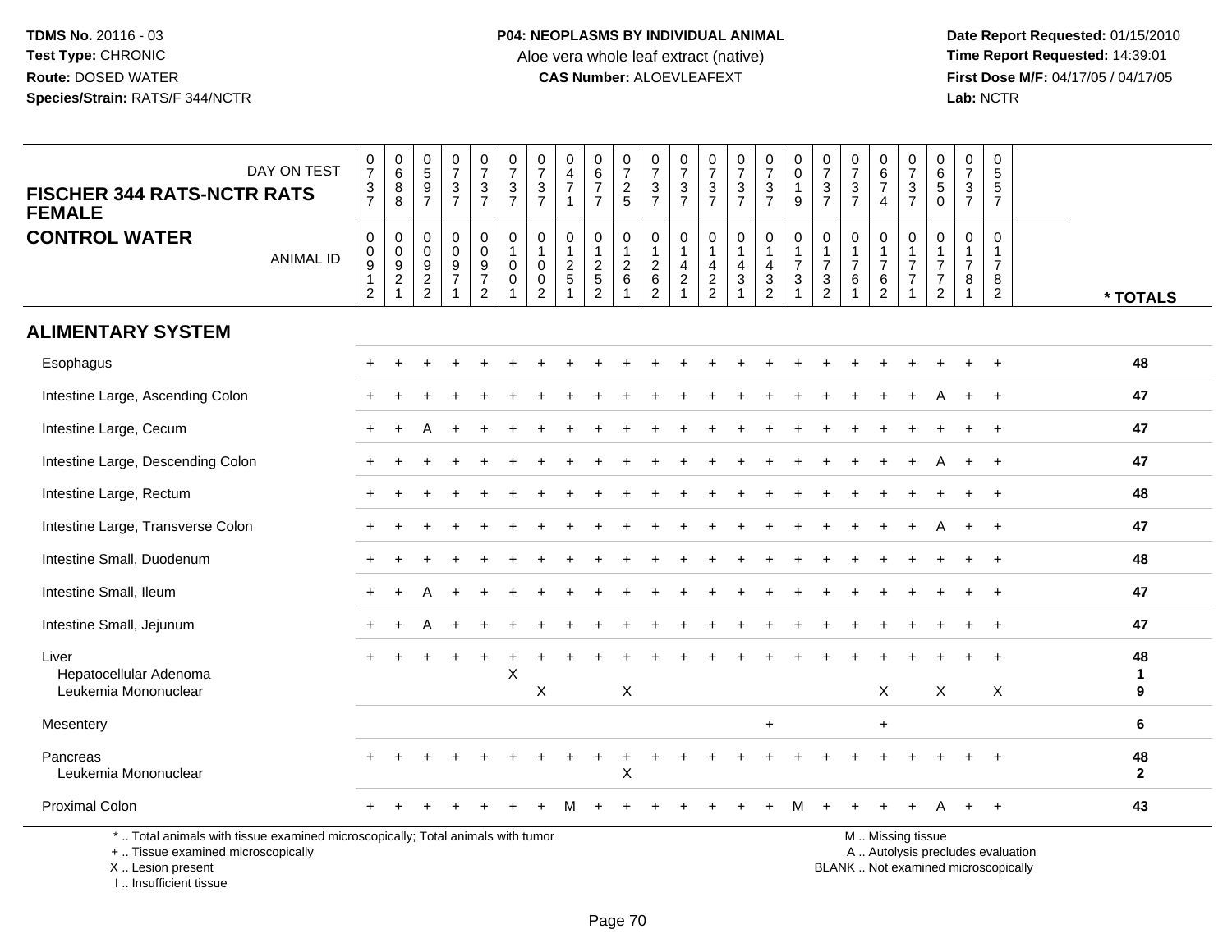**TDMS No.** 20116 - 03
**Test Type:** CHRONIC
**Route:** DOSED WATER
**Species/Strain:** RATS/F 344/NCTR

**P04: NEOPLASMS BY INDIVIDUAL ANIMAL**
Aloe vera whole leaf extract (native)
**CAS Number:** ALOEVLEAFEXT

**Date Report Requested:** 01/15/2010
**Time Report Requested:** 14:39:01
**First Dose M/F:** 04/17/05 / 04/17/05
**Lab:** NCTR

**FISCHER 344 RATS-NCTR RATS FEMALE**
**CONTROL WATER**

| DAY ON TEST | 0737 | 0688 | 0597 | 0737 | 0737 | 0737 | 0737 | 0471 | 0677 | 0725 | 0737 | 0737 | 0737 | 0737 | 0737 | 0019 | 0737 | 0737 | 0674 | 0737 | 0650 | 0737 | 0557 | |
|---|---|---|---|---|---|---|---|---|---|---|---|---|---|---|---|---|---|---|---|---|---|---|---|---|
| ANIMAL ID | 00912 | 00921 | 00922 | 00971 | 00972 | 01001 | 01002 | 01251 | 01252 | 01261 | 01262 | 01421 | 01422 | 01431 | 01432 | 01731 | 01732 | 01761 | 01762 | 01771 | 01772 | 01781 | 01782 | * TOTALS |
| **ALIMENTARY SYSTEM** | | | | | | | | | | | | | | | | | | | | | | | | |
| Esophagus | + | + | + | + | + | + | + | + | + | + | + | + | + | + | + | + | + | + | + | + | + | + | + | **48** |
| Intestine Large, Ascending Colon | + | + | + | + | + | + | + | + | + | + | + | + | + | + | + | + | + | + | + | + | A | + | + | **47** |
| Intestine Large, Cecum | + | + | A | + | + | + | + | + | + | + | + | + | + | + | + | + | + | + | + | + | + | + | + | **47** |
| Intestine Large, Descending Colon | + | + | + | + | + | + | + | + | + | + | + | + | + | + | + | + | + | + | + | + | A | + | + | **47** |
| Intestine Large, Rectum | + | + | + | + | + | + | + | + | + | + | + | + | + | + | + | + | + | + | + | + | + | + | + | **48** |
| Intestine Large, Transverse Colon | + | + | + | + | + | + | + | + | + | + | + | + | + | + | + | + | + | + | + | + | A | + | + | **47** |
| Intestine Small, Duodenum | + | + | + | + | + | + | + | + | + | + | + | + | + | + | + | + | + | + | + | + | + | + | + | **48** |
| Intestine Small, Ileum | + | + | A | + | + | + | + | + | + | + | + | + | + | + | + | + | + | + | + | + | + | + | + | **47** |
| Intestine Small, Jejunum | + | + | A | + | + | + | + | + | + | + | + | + | + | + | + | + | + | + | + | + | + | + | + | **47** |
| Liver | + | + | + | + | + | + | + | + | + | + | + | + | + | + | + | + | + | + | + | + | + | + | + | **48** |
| Hepatocellular Adenoma | | | | | | X | | | | | | | | | | | | | | | | | | **1** |
| Leukemia Mononuclear | | | | | | | X | | | X | | | | | | | | | X | | X | | X | **9** |
| Mesentery | | | | | | | | | | | | | | | + | | | | + | | | | | **6** |
| Pancreas | + | + | + | + | + | + | + | + | + | + | + | + | + | + | + | + | + | + | + | + | + | + | + | **48** |
| Leukemia Mononuclear | | | | | | | | | | X | | | | | | | | | | | | | | **2** |
| Proximal Colon | + | + | + | + | + | + | + | M | + | + | + | + | + | + | + | M | + | + | + | + | A | + | + | **43** |

\* .. Total animals with tissue examined microscopically; Total animals with tumor
\+ .. Tissue examined microscopically
X .. Lesion present
I .. Insufficient tissue

M .. Missing tissue
A .. Autolysis precludes evaluation
BLANK .. Not examined microscopically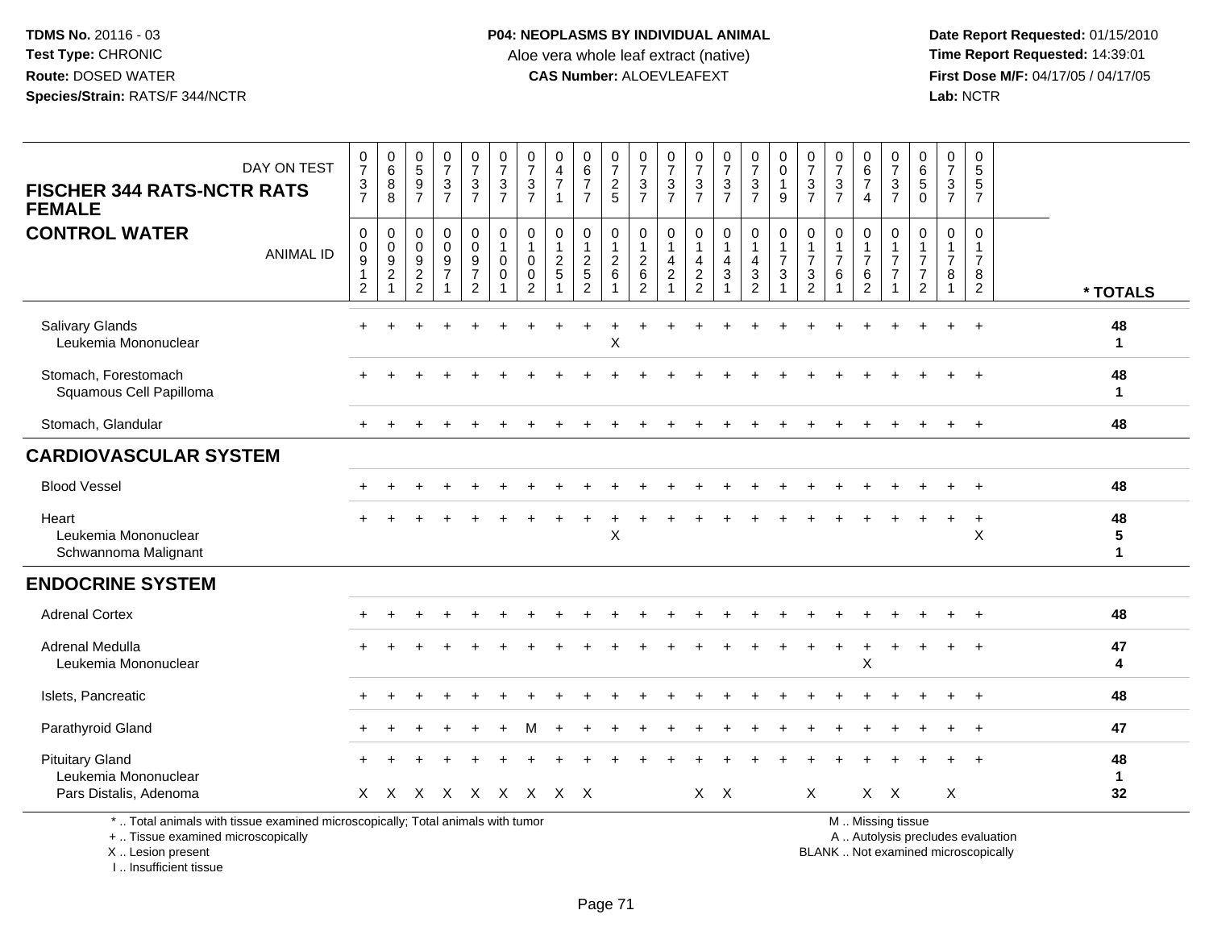**TDMS No.** 20116 - 03
**Test Type:** CHRONIC
**Route:** DOSED WATER
**Species/Strain:** RATS/F 344/NCTR

**P04: NEOPLASMS BY INDIVIDUAL ANIMAL**
Aloe vera whole leaf extract (native)
**CAS Number:** ALOEVLEAFEXT

**Date Report Requested:** 01/15/2010
**Time Report Requested:** 14:39:01
**First Dose M/F:** 04/17/05 / 04/17/05
**Lab:** NCTR

**FISCHER 344 RATS-NCTR RATS FEMALE**
**CONTROL WATER**

| DAY ON TEST | 0737 | 0688 | 0597 | 0737 | 0737 | 0737 | 0737 | 0471 | 0677 | 0725 | 0737 | 0737 | 0737 | 0737 | 0737 | 0019 | 0737 | 0737 | 0674 | 0737 | 0650 | 0737 | 0557 | |
|---|---|---|---|---|---|---|---|---|---|---|---|---|---|---|---|---|---|---|---|---|---|---|---|---|
| **ANIMAL ID** | 00912 | 00921 | 00922 | 00971 | 00972 | 01001 | 01002 | 01251 | 01252 | 01261 | 01262 | 01421 | 01422 | 01431 | 01432 | 01731 | 01732 | 01761 | 01762 | 01771 | 01772 | 01781 | 01782 | *** TOTALS** |
| Salivary Glands | + | + | + | + | + | + | + | + | + | + | + | + | + | + | + | + | + | + | + | + | + | + | + | **48** |
| Leukemia Mononuclear | | | | | | | | | | X | | | | | | | | | | | | | | **1** |
| Stomach, Forestomach | + | + | + | + | + | + | + | + | + | + | + | + | + | + | + | + | + | + | + | + | + | + | + | **48** |
| Squamous Cell Papilloma | | | | | | | | | | | | | | | | | | | | | | | | **1** |
| Stomach, Glandular | + | + | + | + | + | + | + | + | + | + | + | + | + | + | + | + | + | + | + | + | + | + | + | **48** |
| **CARDIOVASCULAR SYSTEM** | | | | | | | | | | | | | | | | | | | | | | | | |
| Blood Vessel | + | + | + | + | + | + | + | + | + | + | + | + | + | + | + | + | + | + | + | + | + | + | + | **48** |
| Heart | + | + | + | + | + | + | + | + | + | + | + | + | + | + | + | + | + | + | + | + | + | + | + | **48** |
| Leukemia Mononuclear | | | | | | | | | | X | | | | | | | | | | | | | X | **5** |
| Schwannoma Malignant | | | | | | | | | | | | | | | | | | | | | | | | **1** |
| **ENDOCRINE SYSTEM** | | | | | | | | | | | | | | | | | | | | | | | | |
| Adrenal Cortex | + | + | + | + | + | + | + | + | + | + | + | + | + | + | + | + | + | + | + | + | + | + | + | **48** |
| Adrenal Medulla | + | + | + | + | + | + | + | + | + | + | + | + | + | + | + | + | + | + | + | + | + | + | + | **47** |
| Leukemia Mononuclear | | | | | | | | | | | | | | | | | | | X | | | | | **4** |
| Islets, Pancreatic | + | + | + | + | + | + | + | + | + | + | + | + | + | + | + | + | + | + | + | + | + | + | + | **48** |
| Parathyroid Gland | + | + | + | + | + | + | M | + | + | + | + | + | + | + | + | + | + | + | + | + | + | + | + | **47** |
| Pituitary Gland | + | + | + | + | + | + | + | + | + | + | + | + | + | + | + | + | + | + | + | + | + | + | + | **48** |
| Leukemia Mononuclear | | | | | | | | | | | | | | | | | | | | | | | | **1** |
| Pars Distalis, Adenoma | X | X | X | X | X | X | X | X | X | | | | X | X | | | X | | X | X | | X | | **32** |

\* .. Total animals with tissue examined microscopically; Total animals with tumor
\+ .. Tissue examined microscopically
X .. Lesion present
I .. Insufficient tissue

M .. Missing tissue
A .. Autolysis precludes evaluation
BLANK .. Not examined microscopically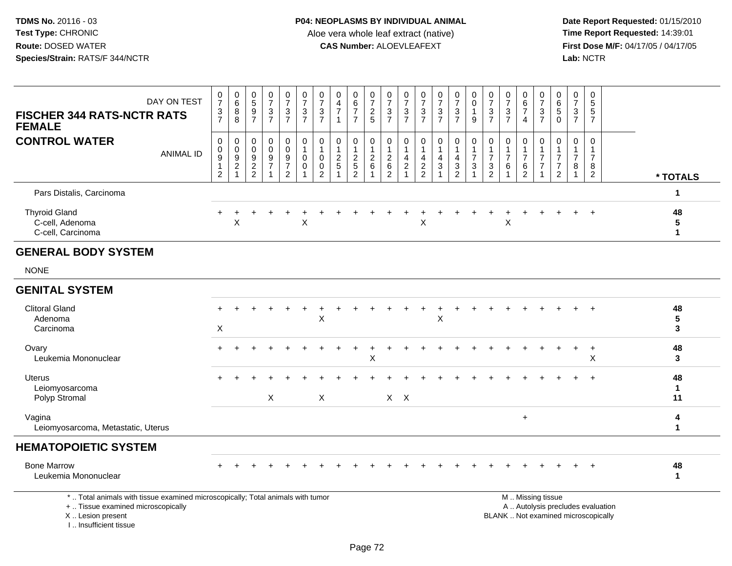**TDMS No.** 20116 - 03
**Test Type:** CHRONIC
**Route:** DOSED WATER
**Species/Strain:** RATS/F 344/NCTR

**P04: NEOPLASMS BY INDIVIDUAL ANIMAL**
Aloe vera whole leaf extract (native)
**CAS Number:** ALOEVLEAFEXT

**Date Report Requested:** 01/15/2010
**Time Report Requested:** 14:39:01
**First Dose M/F:** 04/17/05 / 04/17/05
**Lab:** NCTR

**FISCHER 344 RATS-NCTR RATS FEMALE**
**CONTROL WATER**

| DAY ON TEST | 0737 | 0688 | 0597 | 0737 | 0737 | 0737 | 0737 | 0471 | 0677 | 0725 | 0737 | 0737 | 0737 | 0737 | 0737 | 0019 | 0737 | 0737 | 0674 | 0737 | 0650 | 0737 | 0557 | |
|---|---|---|---|---|---|---|---|---|---|---|---|---|---|---|---|---|---|---|---|---|---|---|---|---|
| **ANIMAL ID** | 00912 | 00921 | 00922 | 00971 | 00972 | 01001 | 01002 | 01251 | 01252 | 01261 | 01262 | 01421 | 01422 | 01431 | 01432 | 01731 | 01732 | 01761 | 01762 | 01771 | 01772 | 01781 | 01782 | *** TOTALS** |
| Pars Distalis, Carcinoma | | | | | | | | | | | | | | | | | | | | | | | | 1 |
| Thyroid Gland | + | + | + | + | + | + | + | + | + | + | + | + | + | + | + | + | + | + | + | + | + | + | + | 48 |
| C-cell, Adenoma | | X | | | | X | | | | | | | X | | | | | X | | | | | | 5 |
| C-cell, Carcinoma | | | | | | | | | | | | | | | | | | | | | | | | 1 |
| **GENERAL BODY SYSTEM** | | | | | | | | | | | | | | | | | | | | | | | | |
| NONE | | | | | | | | | | | | | | | | | | | | | | | | |
| **GENITAL SYSTEM** | | | | | | | | | | | | | | | | | | | | | | | | |
| Clitoral Gland | + | + | + | + | + | + | + | + | + | + | + | + | + | + | + | + | + | + | + | + | + | + | + | 48 |
| Adenoma | | | | | | | X | | | | | | | X | | | | | | | | | | 5 |
| Carcinoma | X | | | | | | | | | | | | | | | | | | | | | | | 3 |
| Ovary | + | + | + | + | + | + | + | + | + | + | + | + | + | + | + | + | + | + | + | + | + | + | + | 48 |
| Leukemia Mononuclear | | | | | | | | | | X | | | | | | | | | | | | | X | 3 |
| Uterus | + | + | + | + | + | + | + | + | + | + | + | + | + | + | + | + | + | + | + | + | + | + | + | 48 |
| Leiomyosarcoma | | | | | | | | | | | | | | | | | | | | | | | | 1 |
| Polyp Stromal | | | | X | | | X | | | | X | X | | | | | | | | | | | | 11 |
| Vagina | | | | | | | | | | | | | | | | | | | + | | | | | 4 |
| Leiomyosarcoma, Metastatic, Uterus | | | | | | | | | | | | | | | | | | | | | | | | 1 |
| **HEMATOPOIETIC SYSTEM** | | | | | | | | | | | | | | | | | | | | | | | | |
| Bone Marrow | + | + | + | + | + | + | + | + | + | + | + | + | + | + | + | + | + | + | + | + | + | + | + | 48 |
| Leukemia Mononuclear | | | | | | | | | | | | | | | | | | | | | | | | 1 |

\* .. Total animals with tissue examined microscopically; Total animals with tumor
\+ .. Tissue examined microscopically
X .. Lesion present
I .. Insufficient tissue

M .. Missing tissue
A .. Autolysis precludes evaluation
BLANK .. Not examined microscopically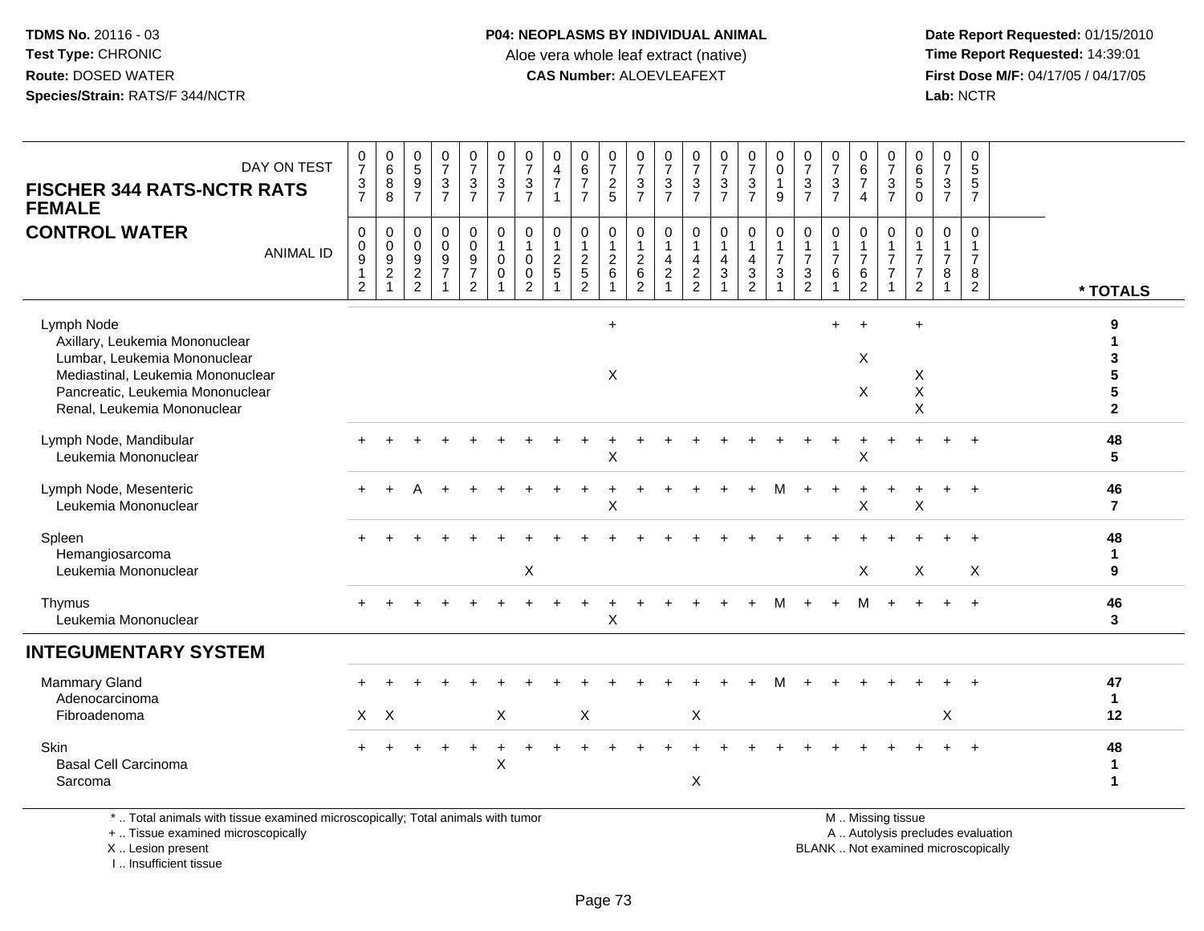**TDMS No.** 20116 - 03
**Test Type:** CHRONIC
**Route:** DOSED WATER
**Species/Strain:** RATS/F 344/NCTR

**P04: NEOPLASMS BY INDIVIDUAL ANIMAL**
Aloe vera whole leaf extract (native)
**CAS Number:** ALOEVLEAFEXT

**Date Report Requested:** 01/15/2010
**Time Report Requested:** 14:39:01
**First Dose M/F:** 04/17/05 / 04/17/05
**Lab:** NCTR

## FISCHER 344 RATS-NCTR RATS FEMALE
## CONTROL WATER

| DAY ON TEST | 737 | 688 | 597 | 737 | 737 | 737 | 737 | 471 | 677 | 725 | 737 | 737 | 737 | 737 | 737 | 019 | 737 | 737 | 674 | 737 | 650 | 737 | 557 | |
|---|---|---|---|---|---|---|---|---|---|---|---|---|---|---|---|---|---|---|---|---|---|---|---|---|
| **ANIMAL ID** | 00912 | 00921 | 00922 | 00971 | 00972 | 01001 | 01002 | 01251 | 01252 | 01261 | 01262 | 01421 | 01422 | 01431 | 01432 | 01731 | 01732 | 01761 | 01762 | 01771 | 01772 | 01781 | 01782 | **\* TOTALS** |
| Lymph Node | | | | | | | | | | + | | | | | | | | + | + | | + | | | **9** |
| Axillary, Leukemia Mononuclear | | | | | | | | | | | | | | | | | | | | | | | | **1** |
| Lumbar, Leukemia Mononuclear | | | | | | | | | | | | | | | | | | | X | | | | | **3** |
| Mediastinal, Leukemia Mononuclear | | | | | | | | | | X | | | | | | | | | | | X | | | **5** |
| Pancreatic, Leukemia Mononuclear | | | | | | | | | | | | | | | | | | | X | | X | | | **5** |
| Renal, Leukemia Mononuclear | | | | | | | | | | | | | | | | | | | | | X | | | **2** |
| Lymph Node, Mandibular | + | + | + | + | + | + | + | + | + | + | + | + | + | + | + | + | + | + | + | + | + | + | + | **48** |
| Leukemia Mononuclear | | | | | | | | | | X | | | | | | | | | X | | | | | **5** |
| Lymph Node, Mesenteric | + | + | A | + | + | + | + | + | + | + | + | + | + | + | + | M | + | + | + | + | + | + | + | **46** |
| Leukemia Mononuclear | | | | | | | | | | X | | | | | | | | | X | | X | | | **7** |
| Spleen | + | + | + | + | + | + | + | + | + | + | + | + | + | + | + | + | + | + | + | + | + | + | + | **48** |
| Hemangiosarcoma | | | | | | | | | | | | | | | | | | | | | | | | **1** |
| Leukemia Mononuclear | | | | | | | X | | | | | | | | | | | | X | | X | | X | **9** |
| Thymus | + | + | + | + | + | + | + | + | + | + | + | + | + | + | + | M | + | + | M | + | + | + | + | **46** |
| Leukemia Mononuclear | | | | | | | | | | X | | | | | | | | | | | | | | **3** |
| **INTEGUMENTARY SYSTEM** | | | | | | | | | | | | | | | | | | | | | | | | |
| Mammary Gland | + | + | + | + | + | + | + | + | + | + | + | + | + | + | + | M | + | + | + | + | + | + | + | **47** |
| Adenocarcinoma | | | | | | | | | | | | | | | | | | | | | | | | **1** |
| Fibroadenoma | X | X | | | | X | | | X | | | | X | | | | | | | | | X | | **12** |
| Skin | + | + | + | + | + | + | + | + | + | + | + | + | + | + | + | + | + | + | + | + | + | + | + | **48** |
| Basal Cell Carcinoma | | | | | | X | | | | | | | | | | | | | | | | | | **1** |
| Sarcoma | | | | | | | | | | | | | X | | | | | | | | | | | **1** |

\* .. Total animals with tissue examined microscopically; Total animals with tumor
\+ .. Tissue examined microscopically
X .. Lesion present
I .. Insufficient tissue

M .. Missing tissue
A .. Autolysis precludes evaluation
BLANK .. Not examined microscopically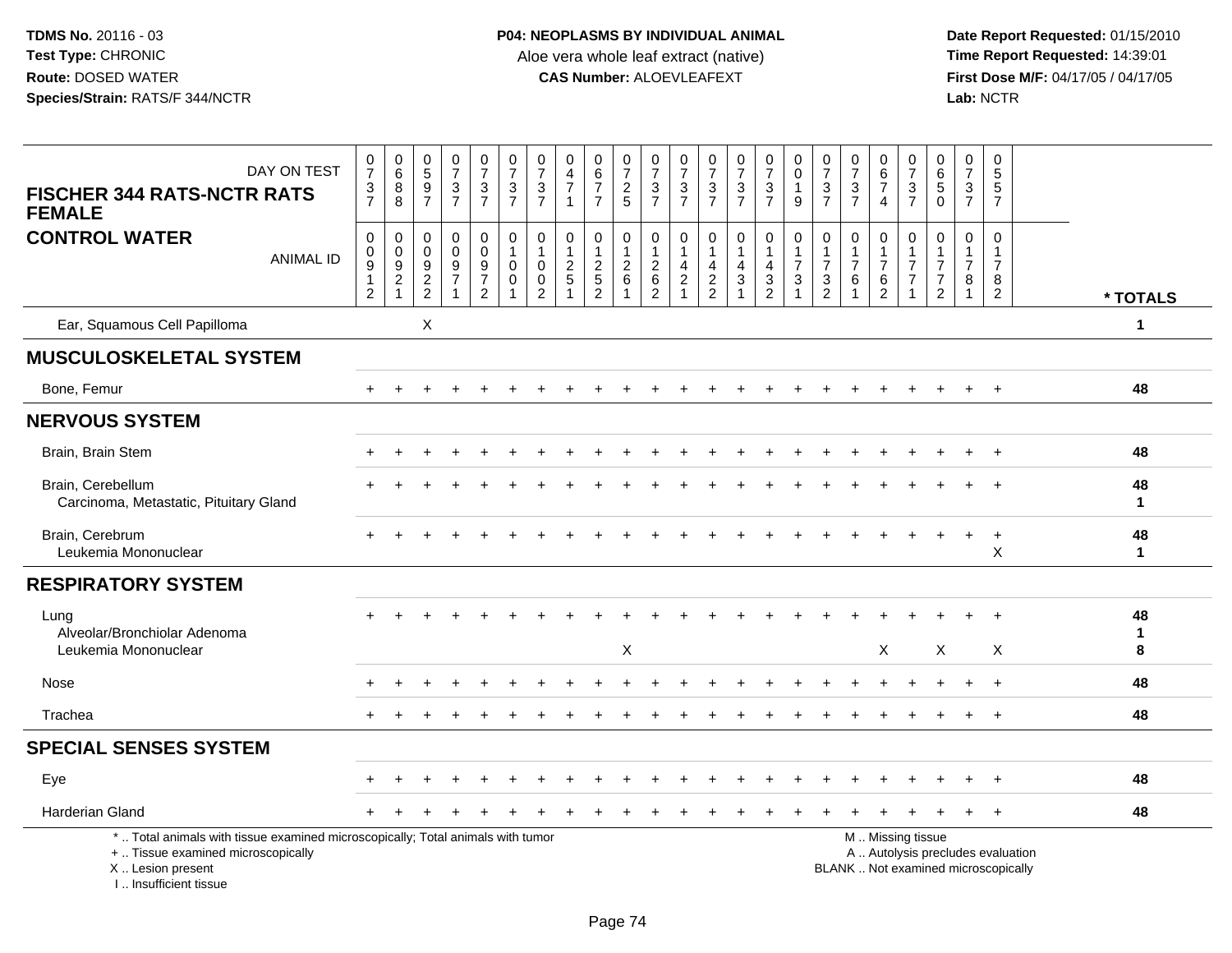**TDMS No.** 20116 - 03
**Test Type:** CHRONIC
**Route:** DOSED WATER
**Species/Strain:** RATS/F 344/NCTR

**P04: NEOPLASMS BY INDIVIDUAL ANIMAL**
Aloe vera whole leaf extract (native)
**CAS Number:** ALOEVLEAFEXT

**Date Report Requested:** 01/15/2010
**Time Report Requested:** 14:39:01
**First Dose M/F:** 04/17/05 / 04/17/05
**Lab:** NCTR

**FISCHER 344 RATS-NCTR RATS FEMALE**
**CONTROL WATER**

| DAY ON TEST | 0737 | 0688 | 0597 | 0737 | 0737 | 0737 | 0737 | 0471 | 0677 | 0725 | 0737 | 0737 | 0737 | 0737 | 0737 | 0019 | 0737 | 0737 | 0674 | 0737 | 0650 | 0737 | 0557 | |
|---|---|---|---|---|---|---|---|---|---|---|---|---|---|---|---|---|---|---|---|---|---|---|---|---|
| **ANIMAL ID** | 00912 | 00921 | 00922 | 00971 | 00972 | 01001 | 01002 | 01251 | 01252 | 01261 | 01262 | 01421 | 01422 | 01431 | 01432 | 01731 | 01732 | 01761 | 01762 | 01771 | 01772 | 01781 | 01782 | *** TOTALS** |
| Ear, Squamous Cell Papilloma | | | X | | | | | | | | | | | | | | | | | | | | | 1 |
| **MUSCULOSKELETAL SYSTEM** | | | | | | | | | | | | | | | | | | | | | | | | |
| Bone, Femur | + | + | + | + | + | + | + | + | + | + | + | + | + | + | + | + | + | + | + | + | + | + | + | 48 |
| **NERVOUS SYSTEM** | | | | | | | | | | | | | | | | | | | | | | | | |
| Brain, Brain Stem | + | + | + | + | + | + | + | + | + | + | + | + | + | + | + | + | + | + | + | + | + | + | + | 48 |
| Brain, Cerebellum | + | + | + | + | + | + | + | + | + | + | + | + | + | + | + | + | + | + | + | + | + | + | + | 48 |
| Carcinoma, Metastatic, Pituitary Gland | | | | | | | | | | | | | | | | | | | | | | | | 1 |
| Brain, Cerebrum | + | + | + | + | + | + | + | + | + | + | + | + | + | + | + | + | + | + | + | + | + | + | + | 48 |
| Leukemia Mononuclear | | | | | | | | | | | | | | | | | | | | | | | X | 1 |
| **RESPIRATORY SYSTEM** | | | | | | | | | | | | | | | | | | | | | | | | |
| Lung | + | + | + | + | + | + | + | + | + | + | + | + | + | + | + | + | + | + | + | + | + | + | + | 48 |
| Alveolar/Bronchiolar Adenoma | | | | | | | | | | | | | | | | | | | | | | | | 1 |
| Leukemia Mononuclear | | | | | | | | | | X | | | | | | | | | X | | X | | X | 8 |
| Nose | + | + | + | + | + | + | + | + | + | + | + | + | + | + | + | + | + | + | + | + | + | + | + | 48 |
| Trachea | + | + | + | + | + | + | + | + | + | + | + | + | + | + | + | + | + | + | + | + | + | + | + | 48 |
| **SPECIAL SENSES SYSTEM** | | | | | | | | | | | | | | | | | | | | | | | | |
| Eye | + | + | + | + | + | + | + | + | + | + | + | + | + | + | + | + | + | + | + | + | + | + | + | 48 |
| Harderian Gland | + | + | + | + | + | + | + | + | + | + | + | + | + | + | + | + | + | + | + | + | + | + | + | 48 |

\* .. Total animals with tissue examined microscopically; Total animals with tumor
\+ .. Tissue examined microscopically
X .. Lesion present
I .. Insufficient tissue

M .. Missing tissue
A .. Autolysis precludes evaluation
BLANK .. Not examined microscopically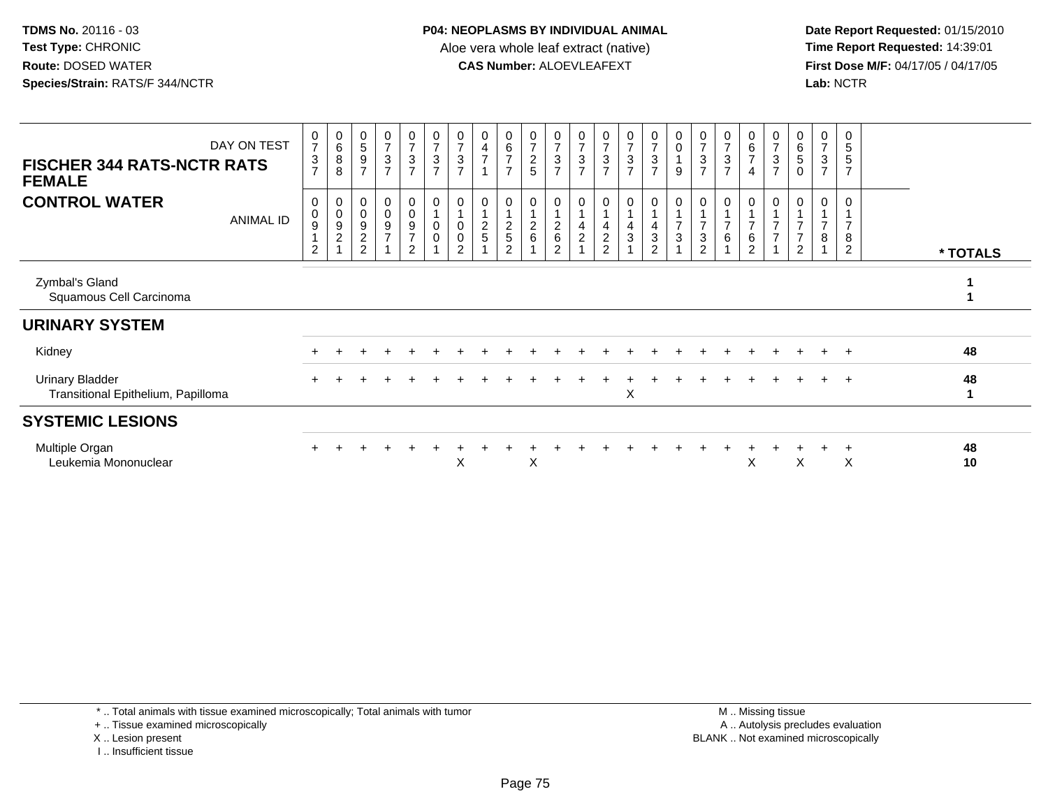**TDMS No.** 20116 - 03
**Test Type:** CHRONIC
**Route:** DOSED WATER
**Species/Strain:** RATS/F 344/NCTR

**P04: NEOPLASMS BY INDIVIDUAL ANIMAL**
Aloe vera whole leaf extract (native)
**CAS Number:** ALOEVLEAFEXT

**Date Report Requested:** 01/15/2010
**Time Report Requested:** 14:39:01
**First Dose M/F:** 04/17/05 / 04/17/05
**Lab:** NCTR

**FISCHER 344 RATS-NCTR RATS FEMALE**
**CONTROL WATER**

| DAY ON TEST | 0737 | 0688 | 0597 | 0737 | 0737 | 0737 | 0737 | 0471 | 0677 | 0725 | 0737 | 0737 | 0737 | 0737 | 0737 | 0019 | 0737 | 0737 | 0674 | 0737 | 0650 | 0737 | 0557 | |
|---|---|---|---|---|---|---|---|---|---|---|---|---|---|---|---|---|---|---|---|---|---|---|---|---|
| **ANIMAL ID** | 00912 | 00921 | 00922 | 00971 | 00972 | 01001 | 01002 | 01251 | 01252 | 01261 | 01262 | 01421 | 01422 | 01431 | 01432 | 01731 | 01732 | 01761 | 01762 | 01771 | 01772 | 01781 | 01782 | *** TOTALS** |
| Zymbal's Gland | | | | | | | | | | | | | | | | | | | | | | | | **1** |
| Squamous Cell Carcinoma | | | | | | | | | | | | | | | | | | | | | | | | **1** |
| **URINARY SYSTEM** | | | | | | | | | | | | | | | | | | | | | | | | |
| Kidney | + | + | + | + | + | + | + | + | + | + | + | + | + | + | + | + | + | + | + | + | + | + | + | **48** |
| Urinary Bladder | + | + | + | + | + | + | + | + | + | + | + | + | + | + | + | + | + | + | + | + | + | + | + | **48** |
| Transitional Epithelium, Papilloma | | | | | | | | | | | | | | X | | | | | | | | | | **1** |
| **SYSTEMIC LESIONS** | | | | | | | | | | | | | | | | | | | | | | | | |
| Multiple Organ | + | + | + | + | + | + | + | + | + | + | + | + | + | + | + | + | + | + | + | + | + | + | + | **48** |
| Leukemia Mononuclear | | | | | | | X | | | X | | | | | | | | | X | | X | | X | **10** |

\* .. Total animals with tissue examined microscopically; Total animals with tumor
\+ .. Tissue examined microscopically
X .. Lesion present
I .. Insufficient tissue

M .. Missing tissue
A .. Autolysis precludes evaluation
BLANK .. Not examined microscopically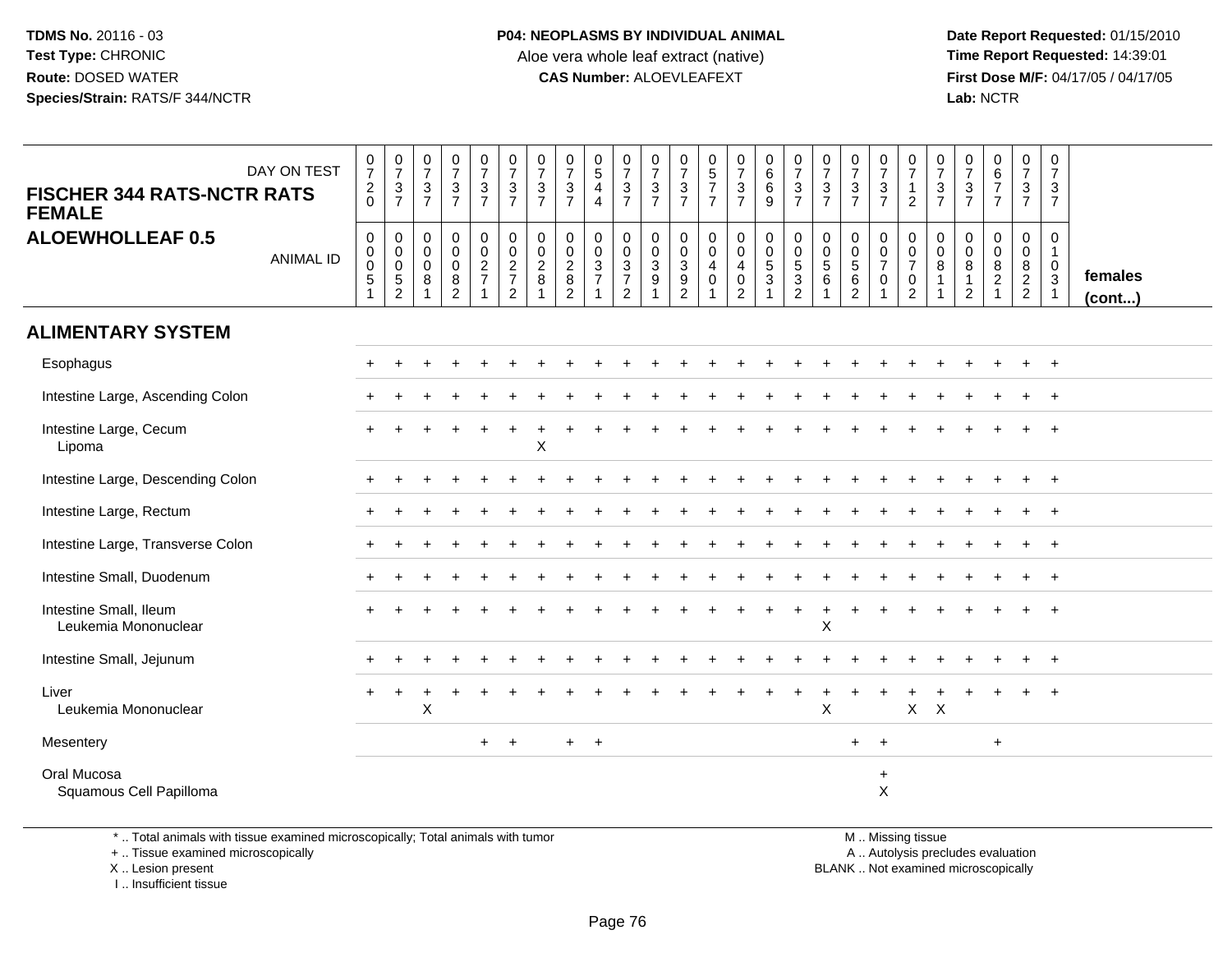**TDMS No.** 20116 - 03
**Test Type:** CHRONIC
**Route:** DOSED WATER
**Species/Strain:** RATS/F 344/NCTR

**P04: NEOPLASMS BY INDIVIDUAL ANIMAL**
Aloe vera whole leaf extract (native)
**CAS Number:** ALOEVLEAFEXT

**Date Report Requested:** 01/15/2010
**Time Report Requested:** 14:39:01
**First Dose M/F:** 04/17/05 / 04/17/05
**Lab:** NCTR

| FISCHER 344 RATS-NCTR RATS FEMALE ALOEWHOLLEAF 0.5 | | | | | | | | | | | | | | | | | | | | | | | | | | |
|---|---|---|---|---|---|---|---|---|---|---|---|---|---|---|---|---|---|---|---|---|---|---|---|---|---|---|
| DAY ON TEST | 0720 | 0737 | 0737 | 0737 | 0737 | 0737 | 0737 | 0737 | 0544 | 0737 | 0737 | 0737 | 0577 | 0737 | 0669 | 0737 | 0737 | 0737 | 0737 | 0712 | 0737 | 0737 | 0677 | 0737 | 0737 | |
| ANIMAL ID | 00051 | 00052 | 00081 | 00082 | 00271 | 00272 | 00281 | 00282 | 00371 | 00372 | 00391 | 00392 | 00401 | 00402 | 00531 | 00532 | 00561 | 00562 | 00701 | 00702 | 00811 | 00812 | 00821 | 00822 | 01031 | females (cont...) |
| **ALIMENTARY SYSTEM** | | | | | | | | | | | | | | | | | | | | | | | | | | |
| Esophagus | + | + | + | + | + | + | + | + | + | + | + | + | + | + | + | + | + | + | + | + | + | + | + | + | + | |
| Intestine Large, Ascending Colon | + | + | + | + | + | + | + | + | + | + | + | + | + | + | + | + | + | + | + | + | + | + | + | + | + | |
| Intestine Large, Cecum | + | + | + | + | + | + | + | + | + | + | + | + | + | + | + | + | + | + | + | + | + | + | + | + | + | |
| Lipoma | | | | | | | X | | | | | | | | | | | | | | | | | | | |
| Intestine Large, Descending Colon | + | + | + | + | + | + | + | + | + | + | + | + | + | + | + | + | + | + | + | + | + | + | + | + | + | |
| Intestine Large, Rectum | + | + | + | + | + | + | + | + | + | + | + | + | + | + | + | + | + | + | + | + | + | + | + | + | + | |
| Intestine Large, Transverse Colon | + | + | + | + | + | + | + | + | + | + | + | + | + | + | + | + | + | + | + | + | + | + | + | + | + | |
| Intestine Small, Duodenum | + | + | + | + | + | + | + | + | + | + | + | + | + | + | + | + | + | + | + | + | + | + | + | + | + | |
| Intestine Small, Ileum | + | + | + | + | + | + | + | + | + | + | + | + | + | + | + | + | + | + | + | + | + | + | + | + | + | |
| Leukemia Mononuclear | | | | | | | | | | | | | | | | | X | | | | | | | | | |
| Intestine Small, Jejunum | + | + | + | + | + | + | + | + | + | + | + | + | + | + | + | + | + | + | + | + | + | + | + | + | + | |
| Liver | + | + | + | + | + | + | + | + | + | + | + | + | + | + | + | + | + | + | + | + | + | + | + | + | + | |
| Leukemia Mononuclear | | | X | | | | | | | | | | | | | | X | | | X | X | | | | | |
| Mesentery | | | | | + | + | | + | + | | | | | | | | | + | + | | | | + | | | |
| Oral Mucosa | | | | | | | | | | | | | | | | | | | + | | | | | | | |
| Squamous Cell Papilloma | | | | | | | | | | | | | | | | | | | X | | | | | | | |

\* .. Total animals with tissue examined microscopically; Total animals with tumor
\+ .. Tissue examined microscopically
X .. Lesion present
I .. Insufficient tissue

M .. Missing tissue
A .. Autolysis precludes evaluation
BLANK .. Not examined microscopically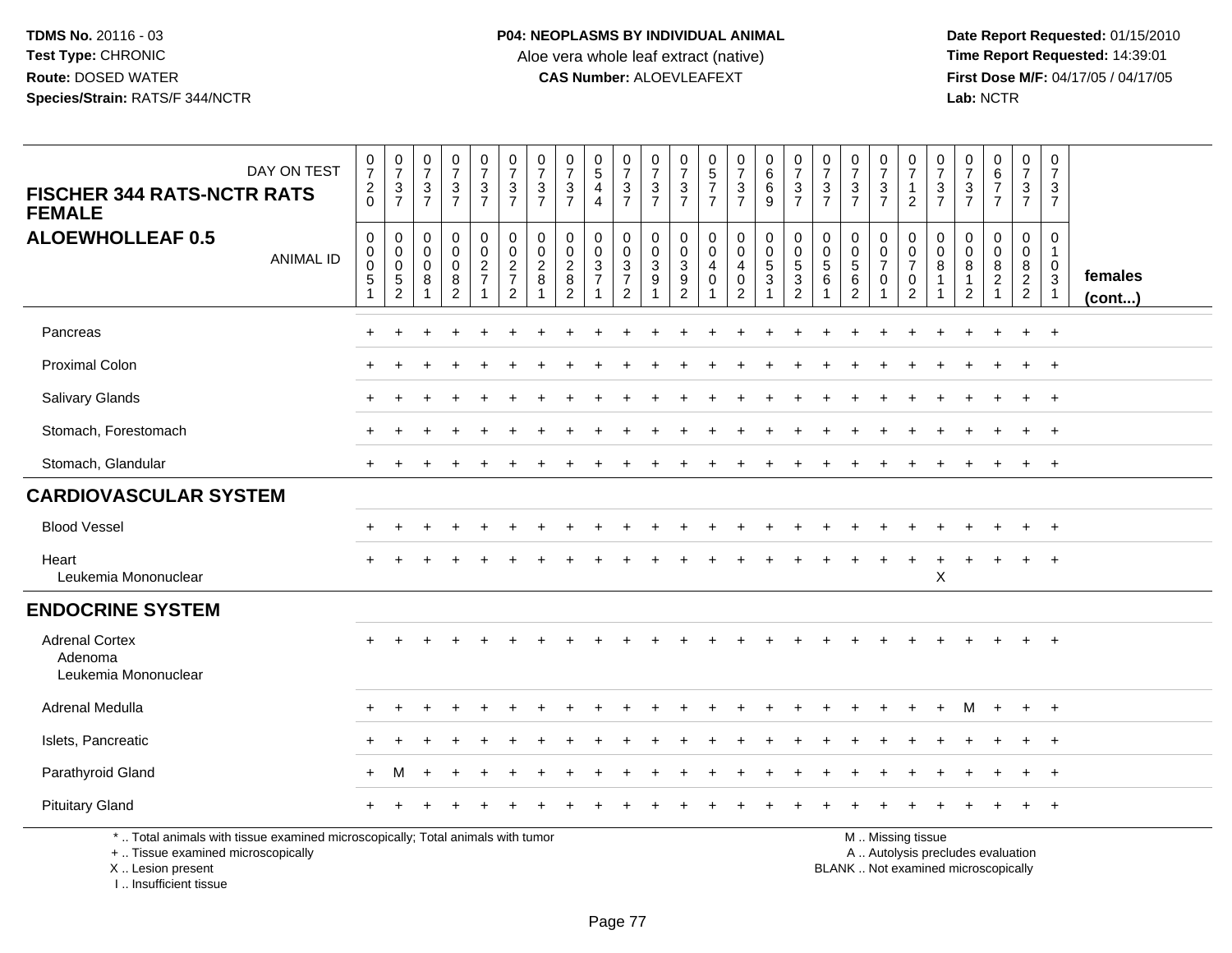**TDMS No.** 20116 - 03
**Test Type:** CHRONIC
**Route:** DOSED WATER
**Species/Strain:** RATS/F 344/NCTR

**P04: NEOPLASMS BY INDIVIDUAL ANIMAL**
Aloe vera whole leaf extract (native)
**CAS Number:** ALOEVLEAFEXT

**Date Report Requested:** 01/15/2010
**Time Report Requested:** 14:39:01
**First Dose M/F:** 04/17/05 / 04/17/05
**Lab:** NCTR

## FISCHER 344 RATS-NCTR RATS FEMALE
## ALOEWHOLLEAF 0.5

| DAY ON TEST | 0720 | 0737 | 0737 | 0737 | 0737 | 0737 | 0737 | 0737 | 0544 | 0737 | 0737 | 0737 | 0577 | 0737 | 0669 | 0737 | 0737 | 0737 | 0737 | 0712 | 0737 | 0737 | 0677 | 0737 | 0737 | |
|---|---|---|---|---|---|---|---|---|---|---|---|---|---|---|---|---|---|---|---|---|---|---|---|---|---|---|
| **ANIMAL ID** | 00051 | 00052 | 00081 | 00082 | 00271 | 00272 | 00281 | 00282 | 00371 | 00372 | 00391 | 00392 | 00401 | 00402 | 00531 | 00532 | 00561 | 00562 | 00701 | 00702 | 00811 | 00812 | 00821 | 00822 | 01031 | **females (cont...)** |
| Pancreas | + | + | + | + | + | + | + | + | + | + | + | + | + | + | + | + | + | + | + | + | + | + | + | + | + | |
| Proximal Colon | + | + | + | + | + | + | + | + | + | + | + | + | + | + | + | + | + | + | + | + | + | + | + | + | + | |
| Salivary Glands | + | + | + | + | + | + | + | + | + | + | + | + | + | + | + | + | + | + | + | + | + | + | + | + | + | |
| Stomach, Forestomach | + | + | + | + | + | + | + | + | + | + | + | + | + | + | + | + | + | + | + | + | + | + | + | + | + | |
| Stomach, Glandular | + | + | + | + | + | + | + | + | + | + | + | + | + | + | + | + | + | + | + | + | + | + | + | + | + | |
| **CARDIOVASCULAR SYSTEM** | | | | | | | | | | | | | | | | | | | | | | | | | | |
| Blood Vessel | + | + | + | + | + | + | + | + | + | + | + | + | + | + | + | + | + | + | + | + | + | + | + | + | + | |
| Heart | + | + | + | + | + | + | + | + | + | + | + | + | + | + | + | + | + | + | + | + | + | + | + | + | + | |
| Leukemia Mononuclear | | | | | | | | | | | | | | | | | | | | | X | | | | | |
| **ENDOCRINE SYSTEM** | | | | | | | | | | | | | | | | | | | | | | | | | | |
| Adrenal Cortex | + | + | + | + | + | + | + | + | + | + | + | + | + | + | + | + | + | + | + | + | + | + | + | + | + | |
| Adenoma | | | | | | | | | | | | | | | | | | | | | | | | | | |
| Leukemia Mononuclear | | | | | | | | | | | | | | | | | | | | | | | | | | |
| Adrenal Medulla | + | + | + | + | + | + | + | + | + | + | + | + | + | + | + | + | + | + | + | + | + | M | + | + | + | |
| Islets, Pancreatic | + | + | + | + | + | + | + | + | + | + | + | + | + | + | + | + | + | + | + | + | + | + | + | + | + | |
| Parathyroid Gland | + | M | + | + | + | + | + | + | + | + | + | + | + | + | + | + | + | + | + | + | + | + | + | + | + | |
| Pituitary Gland | + | + | + | + | + | + | + | + | + | + | + | + | + | + | + | + | + | + | + | + | + | + | + | + | + | |

\* .. Total animals with tissue examined microscopically; Total animals with tumor
+ .. Tissue examined microscopically
X .. Lesion present
I .. Insufficient tissue

M .. Missing tissue
A .. Autolysis precludes evaluation
BLANK .. Not examined microscopically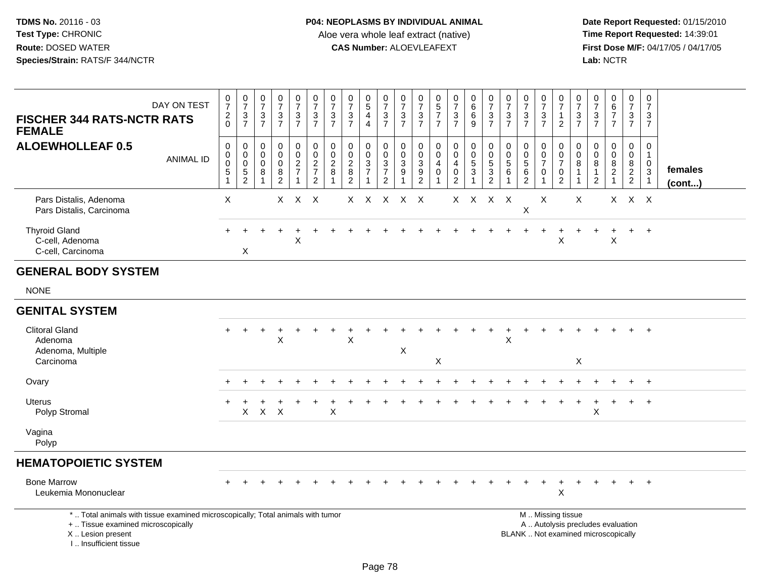**TDMS No.** 20116 - 03
**Test Type:** CHRONIC
**Route:** DOSED WATER
**Species/Strain:** RATS/F 344/NCTR

**P04: NEOPLASMS BY INDIVIDUAL ANIMAL**
Aloe vera whole leaf extract (native)
**CAS Number:** ALOEVLEAFEXT

**Date Report Requested:** 01/15/2010
**Time Report Requested:** 14:39:01
**First Dose M/F:** 04/17/05 / 04/17/05
**Lab:** NCTR

## FISCHER 344 RATS-NCTR RATS FEMALE
## ALOEWHOLLEAF 0.5

| DAY ON TEST | 0720 | 0737 | 0737 | 0737 | 0737 | 0737 | 0737 | 0737 | 0544 | 0737 | 0737 | 0737 | 0577 | 0737 | 0669 | 0737 | 0737 | 0737 | 0737 | 0712 | 0737 | 0737 | 0677 | 0737 | 0737 | |
|---|---|---|---|---|---|---|---|---|---|---|---|---|---|---|---|---|---|---|---|---|---|---|---|---|---|---|
| **ANIMAL ID** | 0051 | 0052 | 0081 | 0082 | 0271 | 0272 | 0281 | 0282 | 0371 | 0372 | 0391 | 0392 | 0401 | 0402 | 0531 | 0532 | 0561 | 0562 | 0701 | 0702 | 0811 | 0812 | 0821 | 0822 | 1031 | **females (cont...)** |
| Pars Distalis, Adenoma | X | | | X | X | X | | X | X | X | X | X | | X | X | X | X | | X | | X | | X | X | X | |
| Pars Distalis, Carcinoma | | | | | | | | | | | | | | | | | | X | | | | | | | | |
| Thyroid Gland | + | + | + | + | + | + | + | + | + | + | + | + | + | + | + | + | + | + | + | + | + | + | + | + | + | |
| C-cell, Adenoma | | | | | X | | | | | | | | | | | | | | | X | | | X | | | |
| C-cell, Carcinoma | | X | | | | | | | | | | | | | | | | | | | | | | | | |
| **GENERAL BODY SYSTEM** | | | | | | | | | | | | | | | | | | | | | | | | | | |
| NONE | | | | | | | | | | | | | | | | | | | | | | | | | | |
| **GENITAL SYSTEM** | | | | | | | | | | | | | | | | | | | | | | | | | | |
| Clitoral Gland | + | + | + | + | + | + | + | + | + | + | + | + | + | + | + | + | + | + | + | + | + | + | + | + | + | |
| Adenoma | | | | X | | | | X | | | | | | | | | X | | | | | | | | | |
| Adenoma, Multiple | | | | | | | | | | | X | | | | | | | | | | | | | | | |
| Carcinoma | | | | | | | | | | | | | X | | | | | | | | X | | | | | |
| Ovary | + | + | + | + | + | + | + | + | + | + | + | + | + | + | + | + | + | + | + | + | + | + | + | + | + | |
| Uterus | + | + | + | + | + | + | + | + | + | + | + | + | + | + | + | + | + | + | + | + | + | + | + | + | + | |
| Polyp Stromal | | X | X | X | | | X | | | | | | | | | | | | | | | X | | | | |
| Vagina | | | | | | | | | | | | | | | | | | | | | | | | | | |
| Polyp | | | | | | | | | | | | | | | | | | | | | | | | | | |
| **HEMATOPOIETIC SYSTEM** | | | | | | | | | | | | | | | | | | | | | | | | | | |
| Bone Marrow | + | + | + | + | + | + | + | + | + | + | + | + | + | + | + | + | + | + | + | + | + | + | + | + | + | |
| Leukemia Mononuclear | | | | | | | | | | | | | | | | | | | | X | | | | | | |

\* .. Total animals with tissue examined microscopically; Total animals with tumor
\+ .. Tissue examined microscopically
X .. Lesion present
I .. Insufficient tissue

M .. Missing tissue
A .. Autolysis precludes evaluation
BLANK .. Not examined microscopically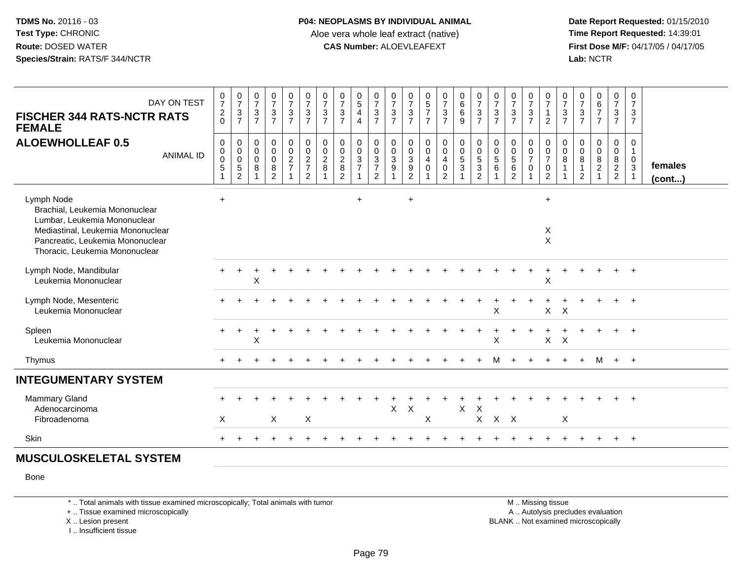**TDMS No.** 20116 - 03
**Test Type:** CHRONIC
**Route:** DOSED WATER
**Species/Strain:** RATS/F 344/NCTR

**P04: NEOPLASMS BY INDIVIDUAL ANIMAL**
Aloe vera whole leaf extract (native)
**CAS Number:** ALOEVLEAFEXT

**Date Report Requested:** 01/15/2010
**Time Report Requested:** 14:39:01
**First Dose M/F:** 04/17/05 / 04/17/05
**Lab:** NCTR

**FISCHER 344 RATS-NCTR RATS FEMALE**
**ALOEWHOLLEAF 0.5**

| DAY ON TEST | 0720 | 0737 | 0737 | 0737 | 0737 | 0737 | 0737 | 0737 | 0544 | 0737 | 0737 | 0737 | 0577 | 0737 | 0669 | 0737 | 0737 | 0737 | 0737 | 0712 | 0737 | 0737 | 0677 | 0737 | 0737 | |
|---|---|---|---|---|---|---|---|---|---|---|---|---|---|---|---|---|---|---|---|---|---|---|---|---|---|---|
| **ANIMAL ID** | 00051 | 00052 | 00081 | 00082 | 00271 | 00272 | 00281 | 00282 | 00371 | 00372 | 00391 | 00392 | 00401 | 00402 | 00531 | 00532 | 00561 | 00562 | 00701 | 00702 | 00811 | 00812 | 00821 | 00822 | 01031 | **females (cont...)** |
| Lymph Node | + | | | | | | | | + | | | + | | | | | | | | + | | | | | | |
| Brachial, Leukemia Mononuclear | | | | | | | | | | | | | | | | | | | | | | | | | | |
| Lumbar, Leukemia Mononuclear | | | | | | | | | | | | | | | | | | | | | | | | | | |
| Mediastinal, Leukemia Mononuclear | | | | | | | | | | | | | | | | | | | | X | | | | | | |
| Pancreatic, Leukemia Mononuclear | | | | | | | | | | | | | | | | | | | | X | | | | | | |
| Thoracic, Leukemia Mononuclear | | | | | | | | | | | | | | | | | | | | | | | | | | |
| Lymph Node, Mandibular | + | + | + | + | + | + | + | + | + | + | + | + | + | + | + | + | + | + | + | + | + | + | + | + | + | |
| Leukemia Mononuclear | | | X | | | | | | | | | | | | | | | | | X | | | | | | |
| Lymph Node, Mesenteric | + | + | + | + | + | + | + | + | + | + | + | + | + | + | + | + | + | + | + | + | + | + | + | + | + | |
| Leukemia Mononuclear | | | | | | | | | | | | | | | | | X | | | X | X | | | | | |
| Spleen | + | + | + | + | + | + | + | + | + | + | + | + | + | + | + | + | + | + | + | + | + | + | + | + | + | |
| Leukemia Mononuclear | | | X | | | | | | | | | | | | | | X | | | X | X | | | | | |
| Thymus | + | + | + | + | + | + | + | + | + | + | + | + | + | + | + | + | M | + | + | + | + | + | + | M | + | |
| **INTEGUMENTARY SYSTEM** | | | | | | | | | | | | | | | | | | | | | | | | | | |
| Mammary Gland | + | + | + | + | + | + | + | + | + | + | + | + | + | + | + | + | + | + | + | + | + | + | + | + | + | |
| Adenocarcinoma | | | | | | | | | | | X | X | | | X | X | | | | | | | | | | |
| Fibroadenoma | X | | | X | | X | | | | | | | X | | | X | X | X | | | X | | | | | |
| Skin | + | + | + | + | + | + | + | + | + | + | + | + | + | + | + | + | + | + | + | + | + | + | + | + | + | |
| **MUSCULOSKELETAL SYSTEM** | | | | | | | | | | | | | | | | | | | | | | | | | | |
| Bone | | | | | | | | | | | | | | | | | | | | | | | | | | |

\* .. Total animals with tissue examined microscopically; Total animals with tumor
\+ .. Tissue examined microscopically
X .. Lesion present
I .. Insufficient tissue

M .. Missing tissue
A .. Autolysis precludes evaluation
BLANK .. Not examined microscopically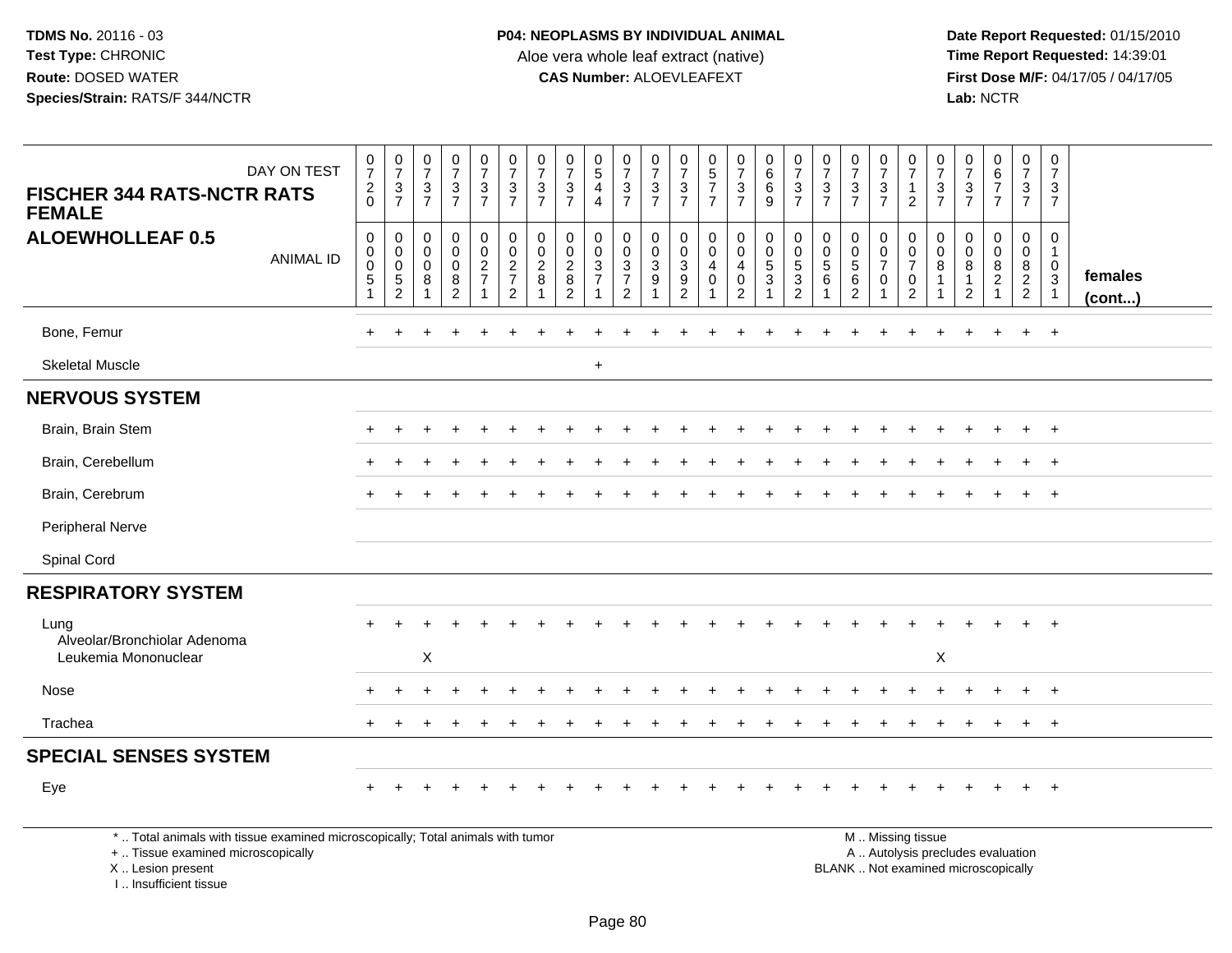TDMS No. 20116 - 03
Test Type: CHRONIC
Route: DOSED WATER
Species/Strain: RATS/F 344/NCTR

**P04: NEOPLASMS BY INDIVIDUAL ANIMAL**
Aloe vera whole leaf extract (native)
**CAS Number:** ALOEVLEAFEXT

Date Report Requested: 01/15/2010
Time Report Requested: 14:39:01
First Dose M/F: 04/17/05 / 04/17/05
Lab: NCTR

**FISCHER 344 RATS-NCTR RATS FEMALE**
**ALOEWHOLLEAF 0.5**

| DAY ON TEST | 0720 | 0737 | 0737 | 0737 | 0737 | 0737 | 0737 | 0737 | 0544 | 0737 | 0737 | 0737 | 0577 | 0737 | 0669 | 0737 | 0737 | 0737 | 0737 | 0712 | 0737 | 0737 | 0677 | 0737 | 0737 | |
|---|---|---|---|---|---|---|---|---|---|---|---|---|---|---|---|---|---|---|---|---|---|---|---|---|---|---|
| ANIMAL ID | 00051 | 00052 | 00081 | 00082 | 00271 | 00272 | 00281 | 00282 | 00371 | 00372 | 00391 | 00392 | 00401 | 00402 | 00531 | 00532 | 00561 | 00562 | 00701 | 00702 | 00811 | 00812 | 00821 | 00822 | 01031 | females (cont...) |
| Bone, Femur | + | + | + | + | + | + | + | + | + | + | + | + | + | + | + | + | + | + | + | + | + | + | + | + | + | |
| Skeletal Muscle | | | | | | | | | + | | | | | | | | | | | | | | | | | |
| **NERVOUS SYSTEM** | | | | | | | | | | | | | | | | | | | | | | | | | | |
| Brain, Brain Stem | + | + | + | + | + | + | + | + | + | + | + | + | + | + | + | + | + | + | + | + | + | + | + | + | + | |
| Brain, Cerebellum | + | + | + | + | + | + | + | + | + | + | + | + | + | + | + | + | + | + | + | + | + | + | + | + | + | |
| Brain, Cerebrum | + | + | + | + | + | + | + | + | + | + | + | + | + | + | + | + | + | + | + | + | + | + | + | + | + | |
| Peripheral Nerve | | | | | | | | | | | | | | | | | | | | | | | | | | |
| Spinal Cord | | | | | | | | | | | | | | | | | | | | | | | | | | |
| **RESPIRATORY SYSTEM** | | | | | | | | | | | | | | | | | | | | | | | | | | |
| Lung | + | + | + | + | + | + | + | + | + | + | + | + | + | + | + | + | + | + | + | + | + | + | + | + | + | |
| Alveolar/Bronchiolar Adenoma | | | | | | | | | | | | | | | | | | | | | | | | | | |
| Leukemia Mononuclear | | | X | | | | | | | | | | | | | | | | | | X | | | | | |
| Nose | + | + | + | + | + | + | + | + | + | + | + | + | + | + | + | + | + | + | + | + | + | + | + | + | + | |
| Trachea | + | + | + | + | + | + | + | + | + | + | + | + | + | + | + | + | + | + | + | + | + | + | + | + | + | |
| **SPECIAL SENSES SYSTEM** | | | | | | | | | | | | | | | | | | | | | | | | | | |
| Eye | + | + | + | + | + | + | + | + | + | + | + | + | + | + | + | + | + | + | + | + | + | + | + | + | + | |

\* .. Total animals with tissue examined microscopically; Total animals with tumor
+ .. Tissue examined microscopically
X .. Lesion present
I .. Insufficient tissue

M .. Missing tissue
A .. Autolysis precludes evaluation
BLANK .. Not examined microscopically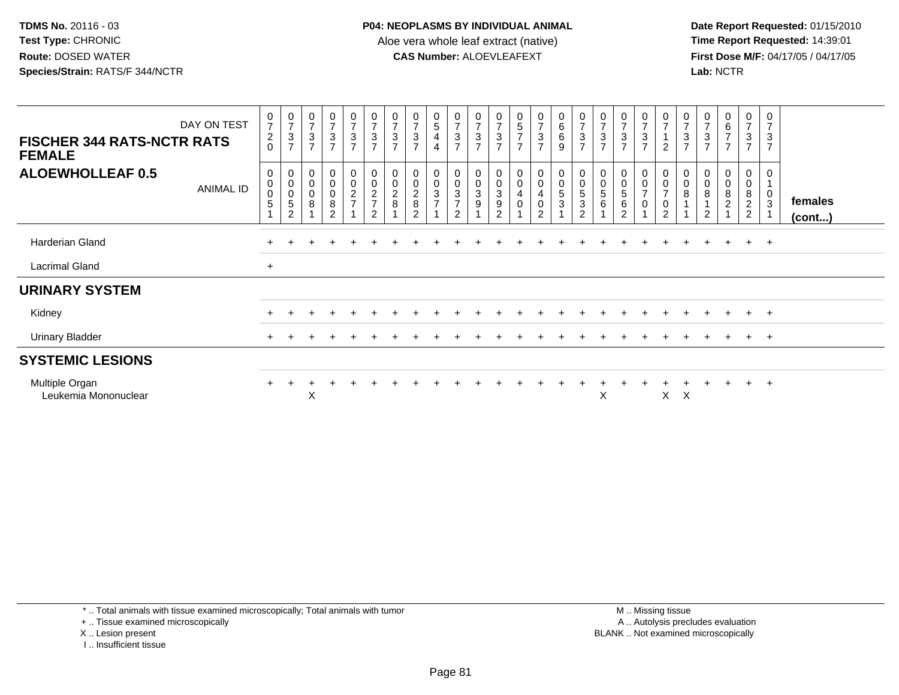**TDMS No.** 20116 - 03
**Test Type:** CHRONIC
**Route:** DOSED WATER
**Species/Strain:** RATS/F 344/NCTR

**P04: NEOPLASMS BY INDIVIDUAL ANIMAL**
Aloe vera whole leaf extract (native)
**CAS Number:** ALOEVLEAFEXT

**Date Report Requested:** 01/15/2010
**Time Report Requested:** 14:39:01
**First Dose M/F:** 04/17/05 / 04/17/05
**Lab:** NCTR

| FISCHER 344 RATS-NCTR RATS FEMALE / ALOEWHOLLEAF 0.5 — DAY ON TEST | 0720 | 0737 | 0737 | 0737 | 0737 | 0737 | 0737 | 0737 | 0544 | 0737 | 0737 | 0737 | 0577 | 0737 | 0669 | 0737 | 0737 | 0737 | 0737 | 0712 | 0737 | 0737 | 0677 | 0737 | 0737 | |
|---|---|---|---|---|---|---|---|---|---|---|---|---|---|---|---|---|---|---|---|---|---|---|---|---|---|---|
| ANIMAL ID | 00051 | 00052 | 00081 | 00082 | 00271 | 00272 | 00281 | 00282 | 00371 | 00372 | 00391 | 00392 | 00401 | 00402 | 00531 | 00532 | 00561 | 00562 | 00701 | 00702 | 00811 | 00812 | 00821 | 00822 | 01031 | females (cont...) |
| Harderian Gland | + | + | + | + | + | + | + | + | + | + | + | + | + | + | + | + | + | + | + | + | + | + | + | + | + | |
| Lacrimal Gland | + | | | | | | | | | | | | | | | | | | | | | | | | | |
| **URINARY SYSTEM** | | | | | | | | | | | | | | | | | | | | | | | | | | |
| Kidney | + | + | + | + | + | + | + | + | + | + | + | + | + | + | + | + | + | + | + | + | + | + | + | + | + | |
| Urinary Bladder | + | + | + | + | + | + | + | + | + | + | + | + | + | + | + | + | + | + | + | + | + | + | + | + | + | |
| **SYSTEMIC LESIONS** | | | | | | | | | | | | | | | | | | | | | | | | | | |
| Multiple Organ | + | + | + | + | + | + | + | + | + | + | + | + | + | + | + | + | + | + | + | + | + | + | + | + | + | |
| Leukemia Mononuclear | | | X | | | | | | | | | | | | | | X | | | X | X | | | | | |

\* .. Total animals with tissue examined microscopically; Total animals with tumor
\+ .. Tissue examined microscopically
X .. Lesion present
I .. Insufficient tissue

M .. Missing tissue
A .. Autolysis precludes evaluation
BLANK .. Not examined microscopically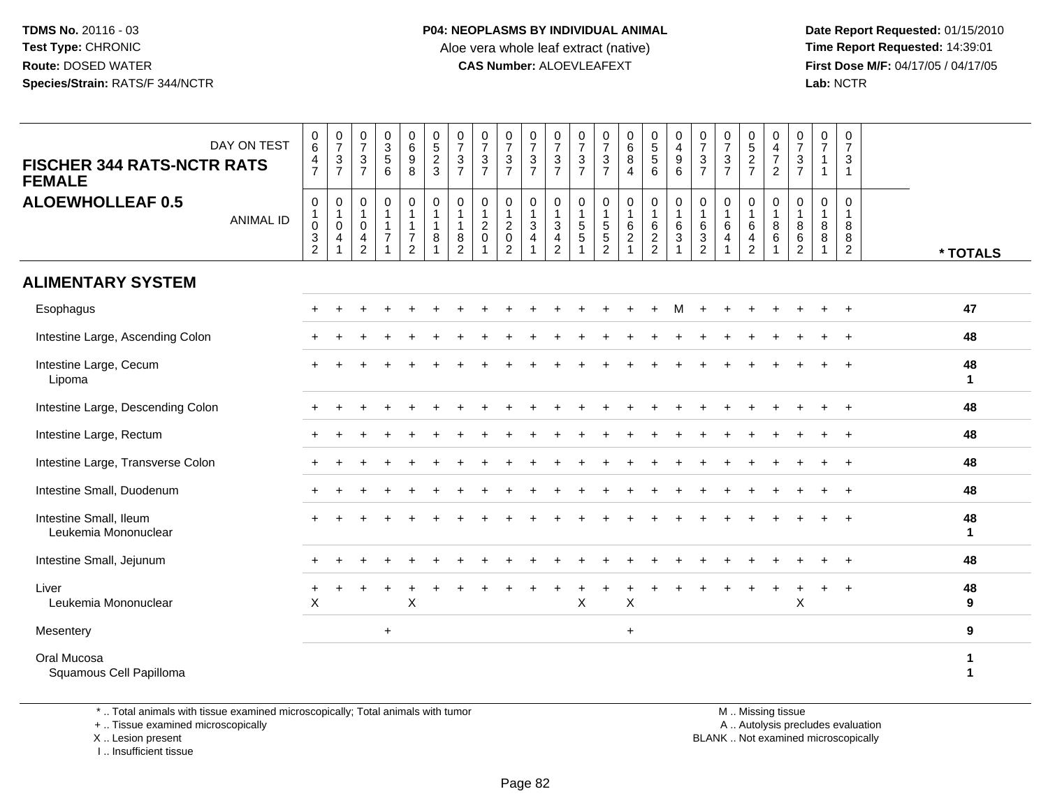**TDMS No.** 20116 - 03
**Test Type:** CHRONIC
**Route:** DOSED WATER
**Species/Strain:** RATS/F 344/NCTR

**P04: NEOPLASMS BY INDIVIDUAL ANIMAL**
Aloe vera whole leaf extract (native)
**CAS Number:** ALOEVLEAFEXT

**Date Report Requested:** 01/15/2010
**Time Report Requested:** 14:39:01
**First Dose M/F:** 04/17/05 / 04/17/05
**Lab:** NCTR

## FISCHER 344 RATS-NCTR RATS FEMALE
## ALOEWHOLLEAF 0.5

| DAY ON TEST | 0647 | 0737 | 0737 | 0356 | 0698 | 0523 | 0737 | 0737 | 0737 | 0737 | 0737 | 0737 | 0737 | 0684 | 0556 | 0496 | 0737 | 0737 | 0527 | 0472 | 0737 | 0711 | 0731 | |
|---|---|---|---|---|---|---|---|---|---|---|---|---|---|---|---|---|---|---|---|---|---|---|---|---|
| **ANIMAL ID** | 01032 | 01041 | 01042 | 01171 | 01172 | 01181 | 01182 | 01201 | 01202 | 01341 | 01342 | 01551 | 01552 | 01621 | 01622 | 01631 | 01632 | 01641 | 01642 | 01861 | 01862 | 01881 | 01882 | *** TOTALS** |
| **ALIMENTARY SYSTEM** | | | | | | | | | | | | | | | | | | | | | | | | |
| Esophagus | + | + | + | + | + | + | + | + | + | + | + | + | + | + | + | M | + | + | + | + | + | + | + | 47 |
| Intestine Large, Ascending Colon | + | + | + | + | + | + | + | + | + | + | + | + | + | + | + | + | + | + | + | + | + | + | + | 48 |
| Intestine Large, Cecum | + | + | + | + | + | + | + | + | + | + | + | + | + | + | + | + | + | + | + | + | + | + | + | 48 |
| Lipoma | | | | | | | | | | | | | | | | | | | | | | | | 1 |
| Intestine Large, Descending Colon | + | + | + | + | + | + | + | + | + | + | + | + | + | + | + | + | + | + | + | + | + | + | + | 48 |
| Intestine Large, Rectum | + | + | + | + | + | + | + | + | + | + | + | + | + | + | + | + | + | + | + | + | + | + | + | 48 |
| Intestine Large, Transverse Colon | + | + | + | + | + | + | + | + | + | + | + | + | + | + | + | + | + | + | + | + | + | + | + | 48 |
| Intestine Small, Duodenum | + | + | + | + | + | + | + | + | + | + | + | + | + | + | + | + | + | + | + | + | + | + | + | 48 |
| Intestine Small, Ileum | + | + | + | + | + | + | + | + | + | + | + | + | + | + | + | + | + | + | + | + | + | + | + | 48 |
| Leukemia Mononuclear | | | | | | | | | | | | | | | | | | | | | | | | 1 |
| Intestine Small, Jejunum | + | + | + | + | + | + | + | + | + | + | + | + | + | + | + | + | + | + | + | + | + | + | + | 48 |
| Liver | + | + | + | + | + | + | + | + | + | + | + | + | + | + | + | + | + | + | + | + | + | + | + | 48 |
| Leukemia Mononuclear | X | | | | X | | | | | | | X | | X | | | | | | | X | | | 9 |
| Mesentery | | | | + | | | | | | | | | | + | | | | | | | | | | 9 |
| Oral Mucosa | | | | | | | | | | | | | | | | | | | | | | | | 1 |
| Squamous Cell Papilloma | | | | | | | | | | | | | | | | | | | | | | | | 1 |

\* .. Total animals with tissue examined microscopically; Total animals with tumor
\+ .. Tissue examined microscopically
X .. Lesion present
I .. Insufficient tissue

M .. Missing tissue
A .. Autolysis precludes evaluation
BLANK .. Not examined microscopically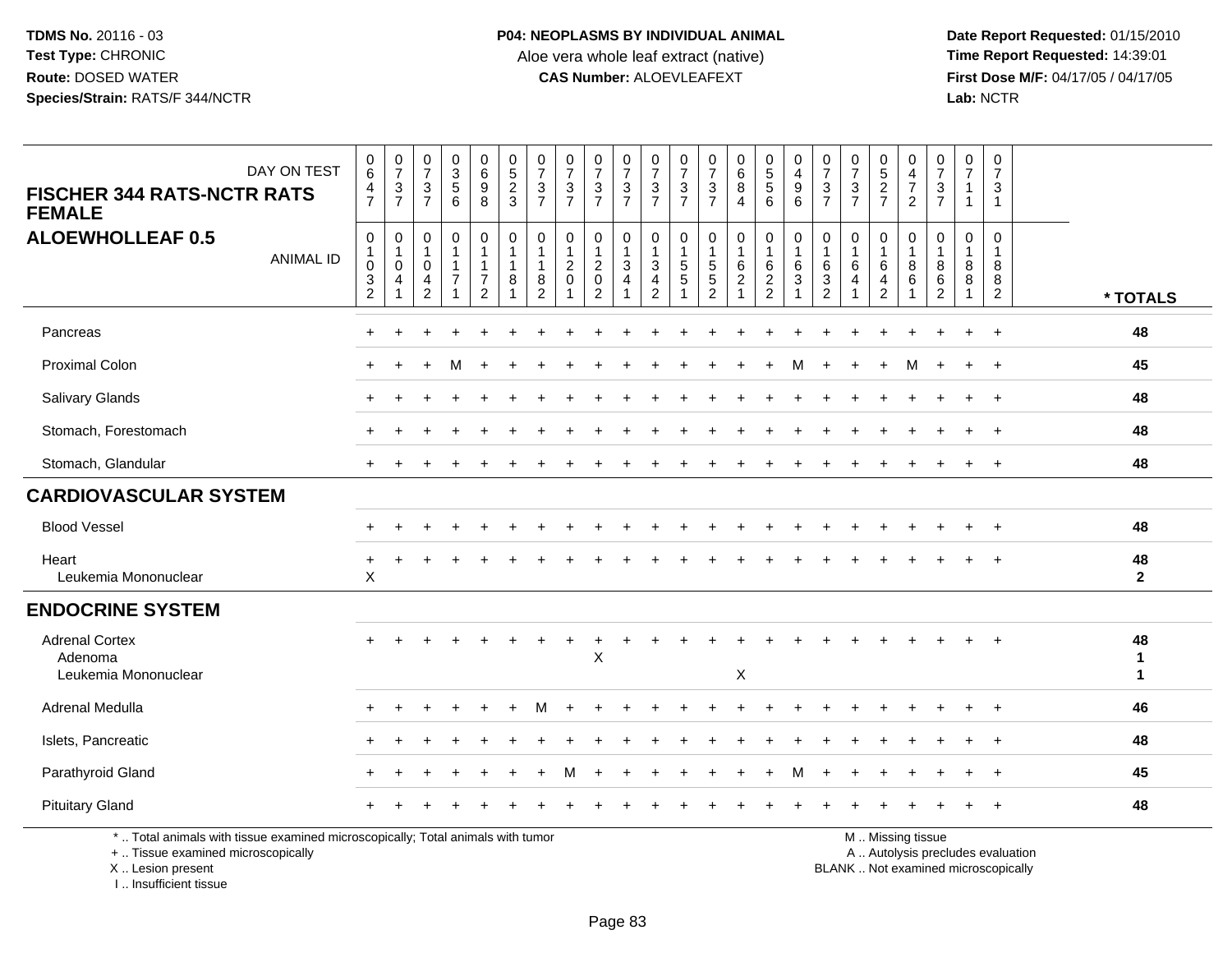**TDMS No.** 20116 - 03
**Test Type:** CHRONIC
**Route:** DOSED WATER
**Species/Strain:** RATS/F 344/NCTR

**P04: NEOPLASMS BY INDIVIDUAL ANIMAL**
Aloe vera whole leaf extract (native)
**CAS Number:** ALOEVLEAFEXT

**Date Report Requested:** 01/15/2010
**Time Report Requested:** 14:39:01
**First Dose M/F:** 04/17/05 / 04/17/05
**Lab:** NCTR

## FISCHER 344 RATS-NCTR RATS FEMALE
## ALOEWHOLLEAF 0.5

| DAY ON TEST | 0647 | 0737 | 0737 | 0356 | 0698 | 0523 | 0737 | 0737 | 0737 | 0737 | 0737 | 0737 | 0737 | 0684 | 0556 | 0496 | 0737 | 0737 | 0527 | 0472 | 0737 | 0711 | 0731 | |
|---|---|---|---|---|---|---|---|---|---|---|---|---|---|---|---|---|---|---|---|---|---|---|---|---|
| **ANIMAL ID** | 01032 | 01041 | 01042 | 01171 | 01172 | 01181 | 01182 | 01201 | 01202 | 01341 | 01342 | 01551 | 01552 | 01621 | 01622 | 01631 | 01632 | 01641 | 01642 | 01861 | 01862 | 01881 | 01882 | *** TOTALS** |
| Pancreas | + | + | + | + | + | + | + | + | + | + | + | + | + | + | + | + | + | + | + | + | + | + | + | 48 |
| Proximal Colon | + | + | + | M | + | + | + | + | + | + | + | + | + | + | + | M | + | + | + | M | + | + | + | 45 |
| Salivary Glands | + | + | + | + | + | + | + | + | + | + | + | + | + | + | + | + | + | + | + | + | + | + | + | 48 |
| Stomach, Forestomach | + | + | + | + | + | + | + | + | + | + | + | + | + | + | + | + | + | + | + | + | + | + | + | 48 |
| Stomach, Glandular | + | + | + | + | + | + | + | + | + | + | + | + | + | + | + | + | + | + | + | + | + | + | + | 48 |
| **CARDIOVASCULAR SYSTEM** | | | | | | | | | | | | | | | | | | | | | | | | |
| Blood Vessel | + | + | + | + | + | + | + | + | + | + | + | + | + | + | + | + | + | + | + | + | + | + | + | 48 |
| Heart | + | + | + | + | + | + | + | + | + | + | + | + | + | + | + | + | + | + | + | + | + | + | + | 48 |
| Leukemia Mononuclear | X | | | | | | | | | | | | | | | | | | | | | | | 2 |
| **ENDOCRINE SYSTEM** | | | | | | | | | | | | | | | | | | | | | | | | |
| Adrenal Cortex | + | + | + | + | + | + | + | + | + | + | + | + | + | + | + | + | + | + | + | + | + | + | + | 48 |
| Adenoma | | | | | | | | | X | | | | | | | | | | | | | | | 1 |
| Leukemia Mononuclear | | | | | | | | | | | | | | X | | | | | | | | | | 1 |
| Adrenal Medulla | + | + | + | + | + | + | M | + | + | + | + | + | + | + | + | + | + | + | + | + | + | + | + | 46 |
| Islets, Pancreatic | + | + | + | + | + | + | + | + | + | + | + | + | + | + | + | + | + | + | + | + | + | + | + | 48 |
| Parathyroid Gland | + | + | + | + | + | + | + | M | + | + | + | + | + | + | + | M | + | + | + | + | + | + | + | 45 |
| Pituitary Gland | + | + | + | + | + | + | + | + | + | + | + | + | + | + | + | + | + | + | + | + | + | + | + | 48 |

* .. Total animals with tissue examined microscopically; Total animals with tumor
+ .. Tissue examined microscopically
X .. Lesion present
I .. Insufficient tissue

M .. Missing tissue
A .. Autolysis precludes evaluation
BLANK .. Not examined microscopically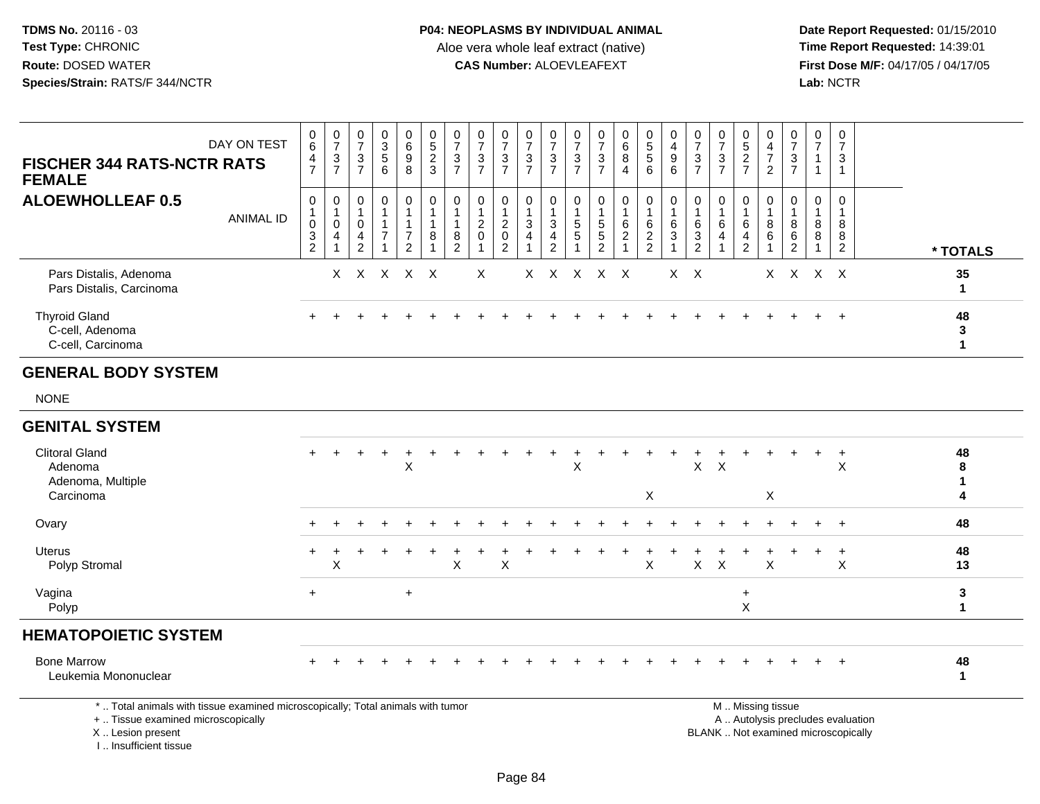**TDMS No.** 20116 - 03
**Test Type:** CHRONIC
**Route:** DOSED WATER
**Species/Strain:** RATS/F 344/NCTR

**P04: NEOPLASMS BY INDIVIDUAL ANIMAL**
Aloe vera whole leaf extract (native)
**CAS Number:** ALOEVLEAFEXT

**Date Report Requested:** 01/15/2010
**Time Report Requested:** 14:39:01
**First Dose M/F:** 04/17/05 / 04/17/05
**Lab:** NCTR

| FISCHER 344 RATS-NCTR RATS FEMALE / ALOEWHOLLEAF 0.5 | | | | | | | | | | | | | | | | | | | | | | | | | |
|---|---|---|---|---|---|---|---|---|---|---|---|---|---|---|---|---|---|---|---|---|---|---|---|---|---|
| DAY ON TEST | 0647 | 0737 | 0737 | 0356 | 0698 | 0523 | 0737 | 0737 | 0737 | 0737 | 0737 | 0737 | 0737 | 0684 | 0556 | 0496 | 0737 | 0737 | 0527 | 0472 | 0737 | 0711 | 0731 | |
| ANIMAL ID | 01032 | 01041 | 01042 | 01171 | 01172 | 01181 | 01182 | 01201 | 01202 | 01341 | 01342 | 01551 | 01552 | 01621 | 01622 | 01631 | 01632 | 01641 | 01642 | 01861 | 01862 | 01881 | 01882 | * TOTALS |
| Pars Distalis, Adenoma | | X | X | X | X | X | | X | | X | X | X | X | X | | X | X | | | X | X | X | X | 35 |
| Pars Distalis, Carcinoma | | | | | | | | | | | | | | | | | | | | | | | | 1 |
| Thyroid Gland | + | + | + | + | + | + | + | + | + | + | + | + | + | + | + | + | + | + | + | + | + | + | + | 48 |
| C-cell, Adenoma | | | | | | | | | | | | | | | | | | | | | | | | 3 |
| C-cell, Carcinoma | | | | | | | | | | | | | | | | | | | | | | | | 1 |
| **GENERAL BODY SYSTEM** | | | | | | | | | | | | | | | | | | | | | | | | |
| NONE | | | | | | | | | | | | | | | | | | | | | | | | |
| **GENITAL SYSTEM** | | | | | | | | | | | | | | | | | | | | | | | | |
| Clitoral Gland | + | + | + | + | + | + | + | + | + | + | + | + | + | + | + | + | + | + | + | + | + | + | + | 48 |
| Adenoma | | | | | X | | | | | | | X | | | | | X | X | | | | | X | 8 |
| Adenoma, Multiple | | | | | | | | | | | | | | | | | | | | | | | | 1 |
| Carcinoma | | | | | | | | | | | | | | | X | | | | | X | | | | 4 |
| Ovary | + | + | + | + | + | + | + | + | + | + | + | + | + | + | + | + | + | + | + | + | + | + | + | 48 |
| Uterus | + | + | + | + | + | + | + | + | + | + | + | + | + | + | + | + | + | + | + | + | + | + | + | 48 |
| Polyp Stromal | | X | | | | | X | | X | | | | | | X | | X | X | | X | | | X | 13 |
| Vagina | + | | | | + | | | | | | | | | | | | | | + | | | | | 3 |
| Polyp | | | | | | | | | | | | | | | | | | | X | | | | | 1 |
| **HEMATOPOIETIC SYSTEM** | | | | | | | | | | | | | | | | | | | | | | | | |
| Bone Marrow | + | + | + | + | + | + | + | + | + | + | + | + | + | + | + | + | + | + | + | + | + | + | + | 48 |
| Leukemia Mononuclear | | | | | | | | | | | | | | | | | | | | | | | | 1 |

\* .. Total animals with tissue examined microscopically; Total animals with tumor
+ .. Tissue examined microscopically
X .. Lesion present
I .. Insufficient tissue

M .. Missing tissue
A .. Autolysis precludes evaluation
BLANK .. Not examined microscopically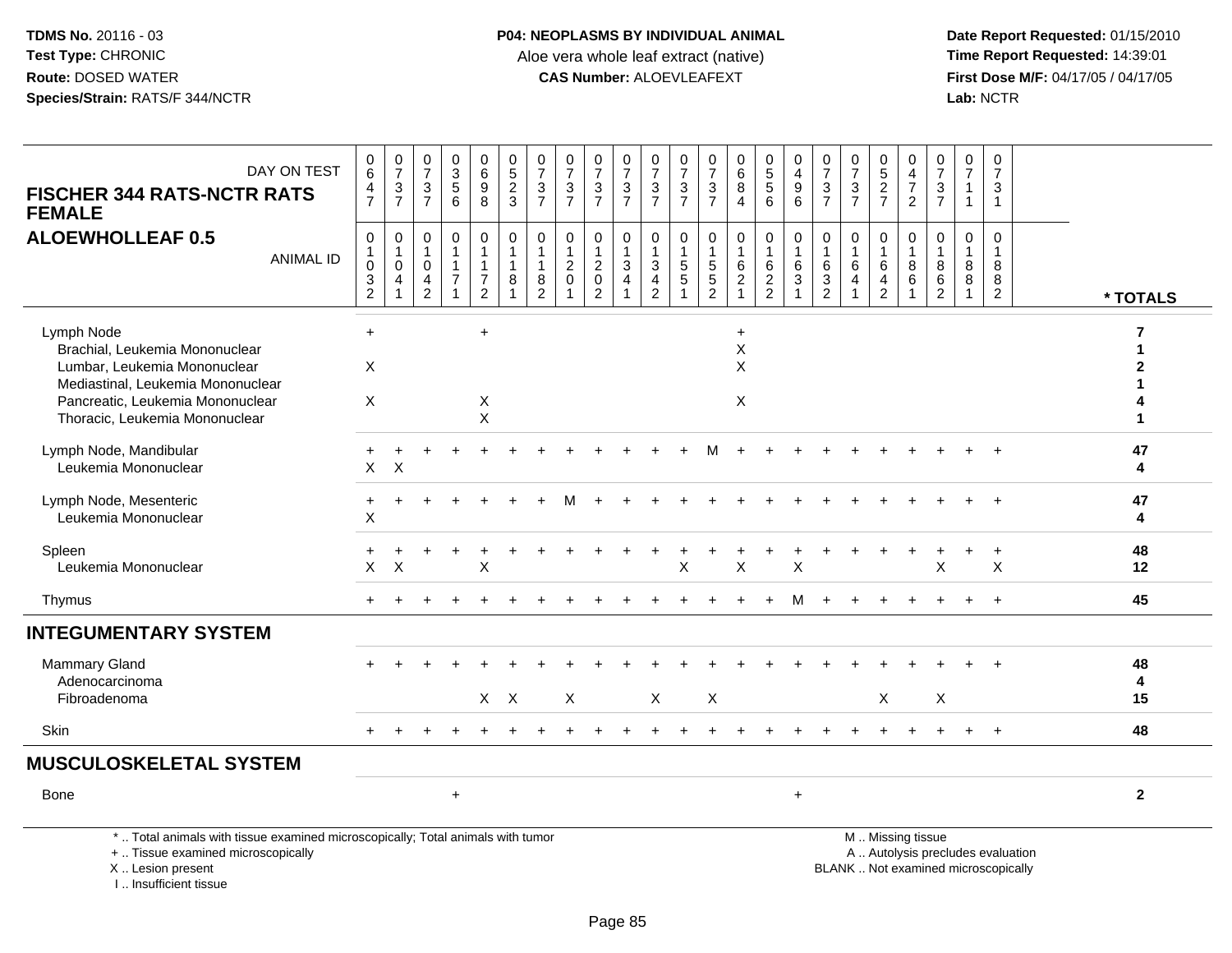**TDMS No.** 20116 - 03
**Test Type:** CHRONIC
**Route:** DOSED WATER
**Species/Strain:** RATS/F 344/NCTR

**P04: NEOPLASMS BY INDIVIDUAL ANIMAL**
Aloe vera whole leaf extract (native)
**CAS Number:** ALOEVLEAFEXT

**Date Report Requested:** 01/15/2010
**Time Report Requested:** 14:39:01
**First Dose M/F:** 04/17/05 / 04/17/05
**Lab:** NCTR

## FISCHER 344 RATS-NCTR RATS FEMALE
## ALOEWHOLLEAF 0.5

| DAY ON TEST | 0647 | 0737 | 0737 | 0356 | 0698 | 0523 | 0737 | 0737 | 0737 | 0737 | 0737 | 0737 | 0737 | 0684 | 0556 | 0496 | 0737 | 0737 | 0527 | 0472 | 0737 | 0711 | 0731 | |
|---|---|---|---|---|---|---|---|---|---|---|---|---|---|---|---|---|---|---|---|---|---|---|---|---|
| **ANIMAL ID** | 01032 | 01041 | 01042 | 01171 | 01172 | 01181 | 01182 | 01201 | 01202 | 01341 | 01342 | 01551 | 01552 | 01621 | 01622 | 01631 | 01632 | 01641 | 01642 | 01861 | 01862 | 01881 | 01882 | *** TOTALS** |
| Lymph Node | + | | | | + | | | | | | | | | + | | | | | | | | | | 7 |
| Brachial, Leukemia Mononuclear | | | | | | | | | | | | | | X | | | | | | | | | | 1 |
| Lumbar, Leukemia Mononuclear | X | | | | | | | | | | | | | X | | | | | | | | | | 2 |
| Mediastinal, Leukemia Mononuclear | | | | | | | | | | | | | | | | | | | | | | | | 1 |
| Pancreatic, Leukemia Mononuclear | X | | | | X | | | | | | | | | X | | | | | | | | | | 4 |
| Thoracic, Leukemia Mononuclear | | | | | X | | | | | | | | | | | | | | | | | | | 1 |
| Lymph Node, Mandibular | + | + | + | + | + | + | + | + | + | + | + | + | M | + | + | + | + | + | + | + | + | + | + | 47 |
| Leukemia Mononuclear | X | X | | | | | | | | | | | | | | | | | | | | | | 4 |
| Lymph Node, Mesenteric | + | + | + | + | + | + | + | M | + | + | + | + | + | + | + | + | + | + | + | + | + | + | + | 47 |
| Leukemia Mononuclear | X | | | | | | | | | | | | | | | | | | | | | | | 4 |
| Spleen | + | + | + | + | + | + | + | + | + | + | + | + | + | + | + | + | + | + | + | + | + | + | + | 48 |
| Leukemia Mononuclear | X | X | | | X | | | | | | | X | | X | | X | | | | | X | | X | 12 |
| Thymus | + | + | + | + | + | + | + | + | + | + | + | + | + | + | + | M | + | + | + | + | + | + | + | 45 |
| **INTEGUMENTARY SYSTEM** | | | | | | | | | | | | | | | | | | | | | | | | |
| Mammary Gland | + | + | + | + | + | + | + | + | + | + | + | + | + | + | + | + | + | + | + | + | + | + | + | 48 |
| Adenocarcinoma | | | | | | | | | | | | | | | | | | | | | | | | 4 |
| Fibroadenoma | | | | | X | X | | X | | | X | | X | | | | | | X | | X | | | 15 |
| Skin | + | + | + | + | + | + | + | + | + | + | + | + | + | + | + | + | + | + | + | + | + | + | + | 48 |
| **MUSCULOSKELETAL SYSTEM** | | | | | | | | | | | | | | | | | | | | | | | | |
| Bone | | | | + | | | | | | | | | | | | + | | | | | | | | 2 |

\* .. Total animals with tissue examined microscopically; Total animals with tumor
\+ .. Tissue examined microscopically
X .. Lesion present
I .. Insufficient tissue

M .. Missing tissue
A .. Autolysis precludes evaluation
BLANK .. Not examined microscopically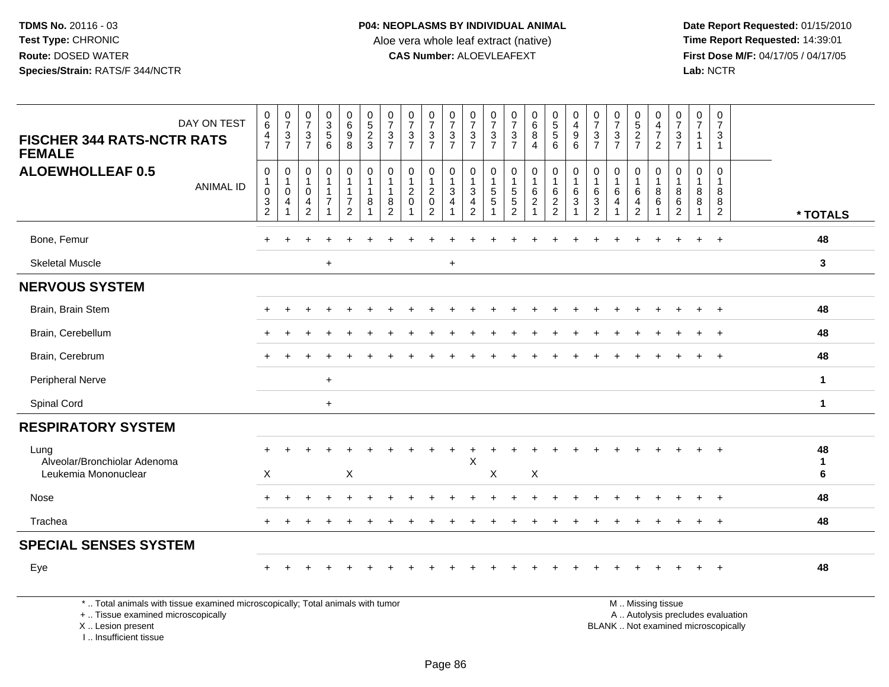**TDMS No.** 20116 - 03
**Test Type:** CHRONIC
**Route:** DOSED WATER
**Species/Strain:** RATS/F 344/NCTR

**P04: NEOPLASMS BY INDIVIDUAL ANIMAL**
Aloe vera whole leaf extract (native)
**CAS Number:** ALOEVLEAFEXT

**Date Report Requested:** 01/15/2010
**Time Report Requested:** 14:39:01
**First Dose M/F:** 04/17/05 / 04/17/05
**Lab:** NCTR

## FISCHER 344 RATS-NCTR RATS FEMALE
## ALOEWHOLLEAF 0.5

| DAY ON TEST | 0647 | 0737 | 0737 | 0356 | 0698 | 0523 | 0737 | 0737 | 0737 | 0737 | 0737 | 0737 | 0737 | 0684 | 0556 | 0496 | 0737 | 0737 | 0527 | 0472 | 0737 | 0711 | 0731 | |
|---|---|---|---|---|---|---|---|---|---|---|---|---|---|---|---|---|---|---|---|---|---|---|---|---|
| **ANIMAL ID** | 01032 | 01041 | 01042 | 01171 | 01172 | 01181 | 01182 | 01201 | 01202 | 01341 | 01342 | 01551 | 01552 | 01621 | 01622 | 01631 | 01632 | 01641 | 01642 | 01861 | 01862 | 01881 | 01882 | *** TOTALS** |
| Bone, Femur | + | + | + | + | + | + | + | + | + | + | + | + | + | + | + | + | + | + | + | + | + | + | + | 48 |
| Skeletal Muscle | | | | + | | | | | | + | | | | | | | | | | | | | | 3 |
| **NERVOUS SYSTEM** | | | | | | | | | | | | | | | | | | | | | | | | |
| Brain, Brain Stem | + | + | + | + | + | + | + | + | + | + | + | + | + | + | + | + | + | + | + | + | + | + | + | 48 |
| Brain, Cerebellum | + | + | + | + | + | + | + | + | + | + | + | + | + | + | + | + | + | + | + | + | + | + | + | 48 |
| Brain, Cerebrum | + | + | + | + | + | + | + | + | + | + | + | + | + | + | + | + | + | + | + | + | + | + | + | 48 |
| Peripheral Nerve | | | | + | | | | | | | | | | | | | | | | | | | | 1 |
| Spinal Cord | | | | + | | | | | | | | | | | | | | | | | | | | 1 |
| **RESPIRATORY SYSTEM** | | | | | | | | | | | | | | | | | | | | | | | | |
| Lung | + | + | + | + | + | + | + | + | + | + | + | + | + | + | + | + | + | + | + | + | + | + | + | 48 |
| Alveolar/Bronchiolar Adenoma | | | | | | | | | | | X | | | | | | | | | | | | | 1 |
| Leukemia Mononuclear | X | | | | X | | | | | | | X | | X | | | | | | | | | | 6 |
| Nose | + | + | + | + | + | + | + | + | + | + | + | + | + | + | + | + | + | + | + | + | + | + | + | 48 |
| Trachea | + | + | + | + | + | + | + | + | + | + | + | + | + | + | + | + | + | + | + | + | + | + | + | 48 |
| **SPECIAL SENSES SYSTEM** | | | | | | | | | | | | | | | | | | | | | | | | |
| Eye | + | + | + | + | + | + | + | + | + | + | + | + | + | + | + | + | + | + | + | + | + | + | + | 48 |

\* .. Total animals with tissue examined microscopically; Total animals with tumor
\+ .. Tissue examined microscopically
X .. Lesion present
I .. Insufficient tissue

M .. Missing tissue
A .. Autolysis precludes evaluation
BLANK .. Not examined microscopically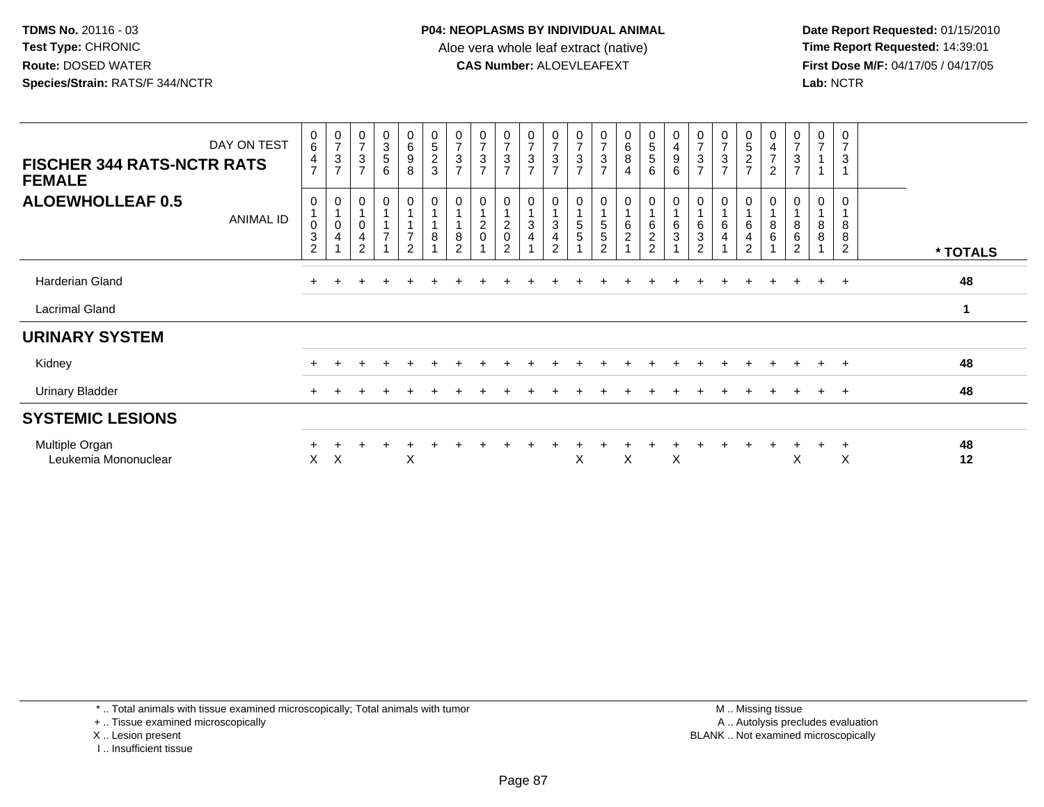**TDMS No.** 20116 - 03
**Test Type:** CHRONIC
**Route:** DOSED WATER
**Species/Strain:** RATS/F 344/NCTR

**P04: NEOPLASMS BY INDIVIDUAL ANIMAL**
Aloe vera whole leaf extract (native)
**CAS Number:** ALOEVLEAFEXT

**Date Report Requested:** 01/15/2010
**Time Report Requested:** 14:39:01
**First Dose M/F:** 04/17/05 / 04/17/05
**Lab:** NCTR

| FISCHER 344 RATS-NCTR RATS FEMALE — DAY ON TEST | 0647 | 0737 | 0737 | 0356 | 0698 | 0523 | 0737 | 0737 | 0737 | 0737 | 0737 | 0737 | 0737 | 0684 | 0556 | 0496 | 0737 | 0737 | 0527 | 0472 | 0737 | 0711 | 0731 | |
|---|---|---|---|---|---|---|---|---|---|---|---|---|---|---|---|---|---|---|---|---|---|---|---|---|
| **ALOEWHOLLEAF 0.5** — ANIMAL ID | 01032 | 01041 | 01042 | 01171 | 01172 | 01181 | 01182 | 01201 | 01202 | 01341 | 01342 | 01551 | 01552 | 01621 | 01622 | 01631 | 01632 | 01641 | 01642 | 01861 | 01862 | 01881 | 01882 | * TOTALS |
| Harderian Gland | + | + | + | + | + | + | + | + | + | + | + | + | + | + | + | + | + | + | + | + | + | + | + | 48 |
| Lacrimal Gland | | | | | | | | | | | | | | | | | | | | | | | | 1 |
| **URINARY SYSTEM** | | | | | | | | | | | | | | | | | | | | | | | | |
| Kidney | + | + | + | + | + | + | + | + | + | + | + | + | + | + | + | + | + | + | + | + | + | + | + | 48 |
| Urinary Bladder | + | + | + | + | + | + | + | + | + | + | + | + | + | + | + | + | + | + | + | + | + | + | + | 48 |
| **SYSTEMIC LESIONS** | | | | | | | | | | | | | | | | | | | | | | | | |
| Multiple Organ | + | + | + | + | + | + | + | + | + | + | + | + | + | + | + | + | + | + | + | + | + | + | + | 48 |
| Leukemia Mononuclear | X | X | | | X | | | | | | | X | | X | | X | | | | | X | | X | 12 |

\* .. Total animals with tissue examined microscopically; Total animals with tumor
\+ .. Tissue examined microscopically
X .. Lesion present
I .. Insufficient tissue

M .. Missing tissue
A .. Autolysis precludes evaluation
BLANK .. Not examined microscopically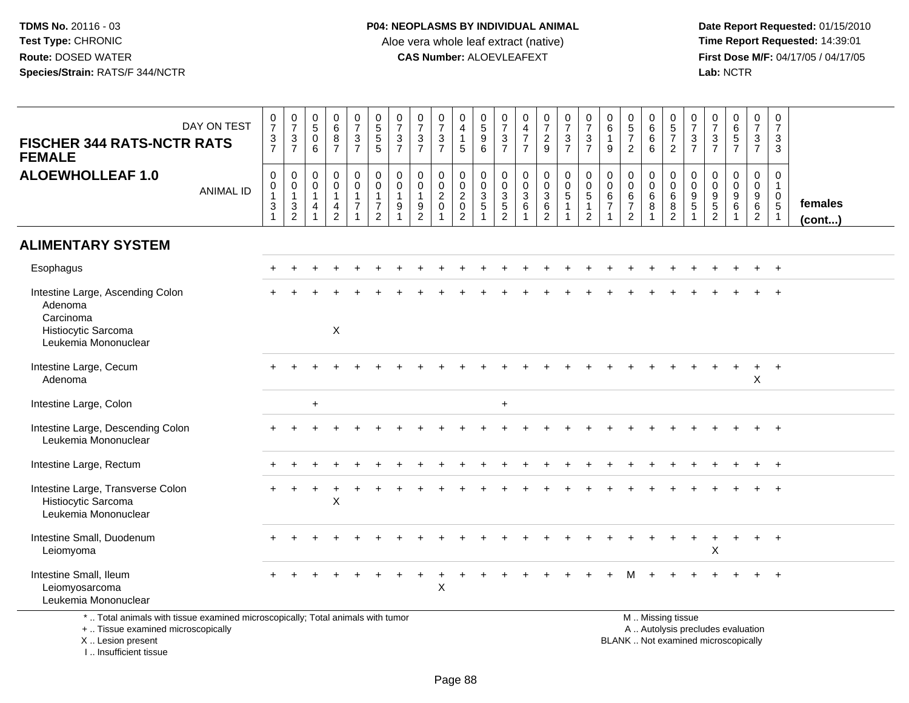**TDMS No.** 20116 - 03
**Test Type:** CHRONIC
**Route:** DOSED WATER
**Species/Strain:** RATS/F 344/NCTR

**P04: NEOPLASMS BY INDIVIDUAL ANIMAL**
Aloe vera whole leaf extract (native)
**CAS Number:** ALOEVLEAFEXT

**Date Report Requested:** 01/15/2010
**Time Report Requested:** 14:39:01
**First Dose M/F:** 04/17/05 / 04/17/05
**Lab:** NCTR

**FISCHER 344 RATS-NCTR RATS FEMALE**
**ALOEWHOLLEAF 1.0**

| DAY ON TEST | 0737 | 0737 | 0506 | 0687 | 0737 | 0555 | 0737 | 0737 | 0737 | 0415 | 0596 | 0737 | 0477 | 0729 | 0737 | 0737 | 0619 | 0572 | 0666 | 0572 | 0737 | 0737 | 0657 | 0737 | 0733 | |
|---|---|---|---|---|---|---|---|---|---|---|---|---|---|---|---|---|---|---|---|---|---|---|---|---|---|---|
| ANIMAL ID | 00131 | 00132 | 00141 | 00142 | 00171 | 00172 | 00191 | 00192 | 00201 | 00202 | 00351 | 00352 | 00361 | 00362 | 00511 | 00512 | 00671 | 00672 | 00681 | 00682 | 00951 | 00952 | 00961 | 00962 | 01051 | **females (cont...)** |
| **ALIMENTARY SYSTEM** | | | | | | | | | | | | | | | | | | | | | | | | | | |
| Esophagus | + | + | + | + | + | + | + | + | + | + | + | + | + | + | + | + | + | + | + | + | + | + | + | + | + | |
| Intestine Large, Ascending Colon | + | + | + | + | + | + | + | + | + | + | + | + | + | + | + | + | + | + | + | + | + | + | + | + | + | |
| Adenoma | | | | | | | | | | | | | | | | | | | | | | | | | | |
| Carcinoma | | | | | | | | | | | | | | | | | | | | | | | | | | |
| Histiocytic Sarcoma | | | | X | | | | | | | | | | | | | | | | | | | | | | |
| Leukemia Mononuclear | | | | | | | | | | | | | | | | | | | | | | | | | | |
| Intestine Large, Cecum | + | + | + | + | + | + | + | + | + | + | + | + | + | + | + | + | + | + | + | + | + | + | + | + | + | |
| Adenoma | | | | | | | | | | | | | | | | | | | | | | | | X | | |
| Intestine Large, Colon | | | + | | | | | | | | | + | | | | | | | | | | | | | | |
| Intestine Large, Descending Colon | + | + | + | + | + | + | + | + | + | + | + | + | + | + | + | + | + | + | + | + | + | + | + | + | + | |
| Leukemia Mononuclear | | | | | | | | | | | | | | | | | | | | | | | | | | |
| Intestine Large, Rectum | + | + | + | + | + | + | + | + | + | + | + | + | + | + | + | + | + | + | + | + | + | + | + | + | + | |
| Intestine Large, Transverse Colon | + | + | + | + | + | + | + | + | + | + | + | + | + | + | + | + | + | + | + | + | + | + | + | + | + | |
| Histiocytic Sarcoma | | | | X | | | | | | | | | | | | | | | | | | | | | | |
| Leukemia Mononuclear | | | | | | | | | | | | | | | | | | | | | | | | | | |
| Intestine Small, Duodenum | + | + | + | + | + | + | + | + | + | + | + | + | + | + | + | + | + | + | + | + | + | + | + | + | + | |
| Leiomyoma | | | | | | | | | | | | | | | | | | | | | | X | | | | |
| Intestine Small, Ileum | + | + | + | + | + | + | + | + | + | + | + | + | + | + | + | + | + | M | + | + | + | + | + | + | + | |
| Leiomyosarcoma | | | | | | | | | X | | | | | | | | | | | | | | | | | |
| Leukemia Mononuclear | | | | | | | | | | | | | | | | | | | | | | | | | | |

\* .. Total animals with tissue examined microscopically; Total animals with tumor
\+ .. Tissue examined microscopically
X .. Lesion present
I .. Insufficient tissue

M .. Missing tissue
A .. Autolysis precludes evaluation
BLANK .. Not examined microscopically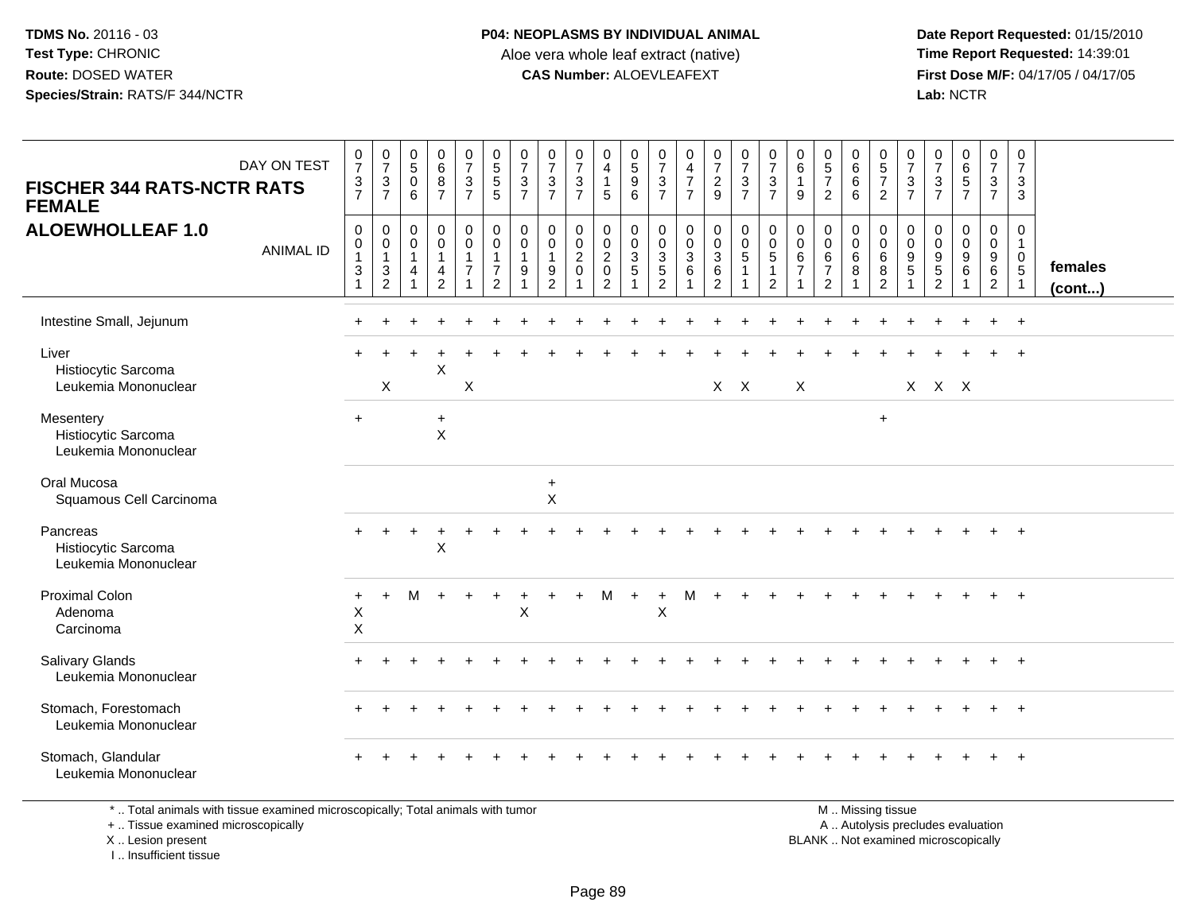TDMS No. 20116 - 03
Test Type: CHRONIC
Route: DOSED WATER
Species/Strain: RATS/F 344/NCTR

**P04: NEOPLASMS BY INDIVIDUAL ANIMAL**
Aloe vera whole leaf extract (native)
**CAS Number:** ALOEVLEAFEXT

Date Report Requested: 01/15/2010
Time Report Requested: 14:39:01
First Dose M/F: 04/17/05 / 04/17/05
Lab: NCTR

## FISCHER 344 RATS-NCTR RATS FEMALE
## ALOEWHOLLEAF 1.0

| DAY ON TEST | 0737 | 0737 | 0506 | 0687 | 0737 | 0555 | 0737 | 0737 | 0737 | 0415 | 0596 | 0737 | 0477 | 0729 | 0737 | 0737 | 0619 | 0572 | 0666 | 0572 | 0737 | 0737 | 0657 | 0737 | 0733 | |
|---|---|---|---|---|---|---|---|---|---|---|---|---|---|---|---|---|---|---|---|---|---|---|---|---|---|---|
| ANIMAL ID | 00131 | 00132 | 00141 | 00142 | 00171 | 00172 | 00191 | 00192 | 00201 | 00202 | 00351 | 00352 | 00361 | 00362 | 00511 | 00512 | 00671 | 00672 | 00681 | 00682 | 00951 | 00952 | 00961 | 00962 | 01051 | females (cont...) |
| Intestine Small, Jejunum | + | + | + | + | + | + | + | + | + | + | + | + | + | + | + | + | + | + | + | + | + | + | + | + | + | |
| Liver | + | + | + | + | + | + | + | + | + | + | + | + | + | + | + | + | + | + | + | + | + | + | + | + | + | |
| Histiocytic Sarcoma | | | | X | | | | | | | | | | | | | | | | | | | | | | |
| Leukemia Mononuclear | | X | | | X | | | | | | | | | X | X | | X | | | | X | X | X | | | |
| Mesentery | + | | | + | | | | | | | | | | | | | | | | + | | | | | | |
| Histiocytic Sarcoma | | | | X | | | | | | | | | | | | | | | | | | | | | | |
| Leukemia Mononuclear | | | | | | | | | | | | | | | | | | | | | | | | | | |
| Oral Mucosa | | | | | | | | + | | | | | | | | | | | | | | | | | | |
| Squamous Cell Carcinoma | | | | | | | | X | | | | | | | | | | | | | | | | | | |
| Pancreas | + | + | + | + | + | + | + | + | + | + | + | + | + | + | + | + | + | + | + | + | + | + | + | + | + | |
| Histiocytic Sarcoma | | | | X | | | | | | | | | | | | | | | | | | | | | | |
| Leukemia Mononuclear | | | | | | | | | | | | | | | | | | | | | | | | | | |
| Proximal Colon | + | + | M | + | + | + | + | + | + | M | + | + | M | + | + | + | + | + | + | + | + | + | + | + | + | |
| Adenoma | X | | | | | | X | | | | | X | | | | | | | | | | | | | | |
| Carcinoma | X | | | | | | | | | | | | | | | | | | | | | | | | | |
| Salivary Glands | + | + | + | + | + | + | + | + | + | + | + | + | + | + | + | + | + | + | + | + | + | + | + | + | + | |
| Leukemia Mononuclear | | | | | | | | | | | | | | | | | | | | | | | | | | |
| Stomach, Forestomach | + | + | + | + | + | + | + | + | + | + | + | + | + | + | + | + | + | + | + | + | + | + | + | + | + | |
| Leukemia Mononuclear | | | | | | | | | | | | | | | | | | | | | | | | | | |
| Stomach, Glandular | + | + | + | + | + | + | + | + | + | + | + | + | + | + | + | + | + | + | + | + | + | + | + | + | + | |
| Leukemia Mononuclear | | | | | | | | | | | | | | | | | | | | | | | | | | |

\* .. Total animals with tissue examined microscopically; Total animals with tumor
\+ .. Tissue examined microscopically
X .. Lesion present
I .. Insufficient tissue

M .. Missing tissue
A .. Autolysis precludes evaluation
BLANK .. Not examined microscopically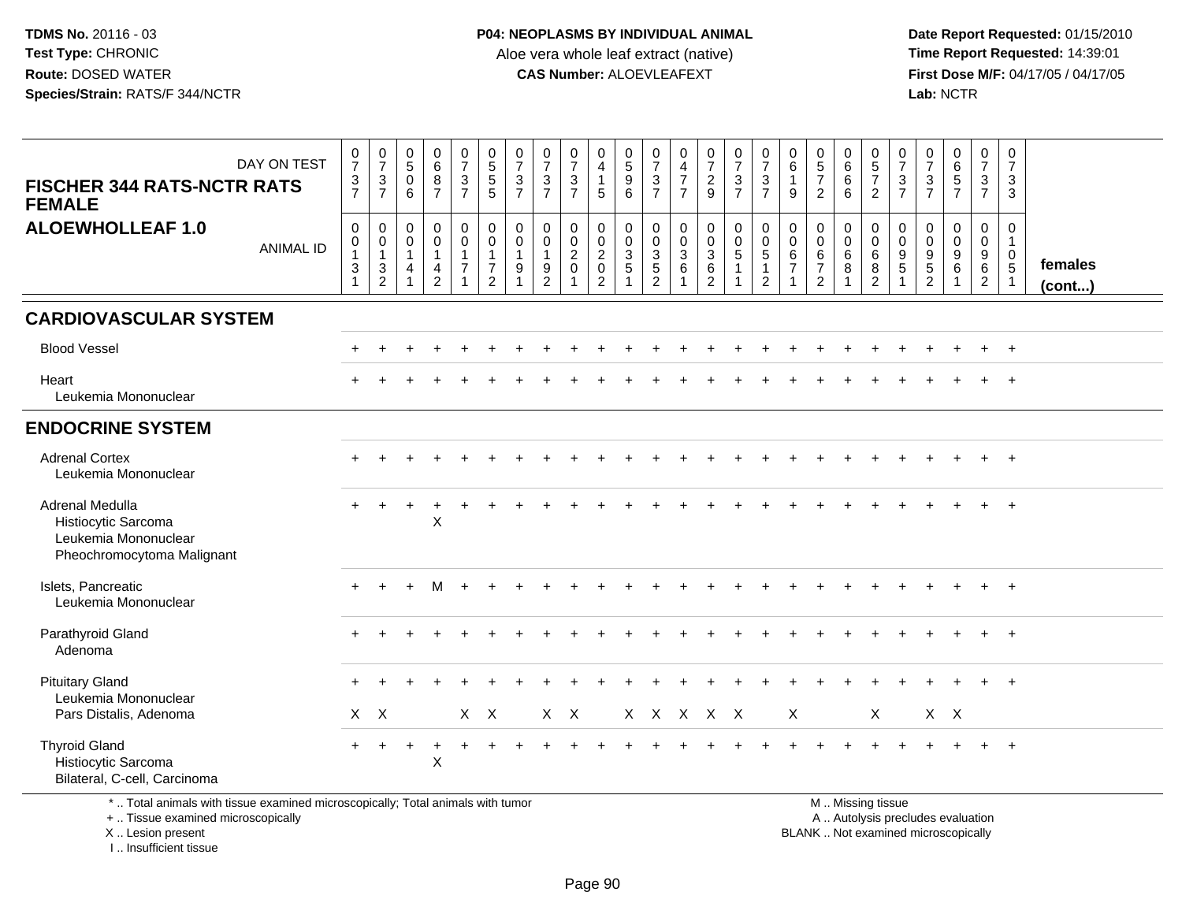**TDMS No.** 20116 - 03
**Test Type:** CHRONIC
**Route:** DOSED WATER
**Species/Strain:** RATS/F 344/NCTR

**P04: NEOPLASMS BY INDIVIDUAL ANIMAL**
Aloe vera whole leaf extract (native)
**CAS Number:** ALOEVLEAFEXT

**Date Report Requested:** 01/15/2010
**Time Report Requested:** 14:39:01
**First Dose M/F:** 04/17/05 / 04/17/05
**Lab:** NCTR

**FISCHER 344 RATS-NCTR RATS FEMALE**
**ALOEWHOLLEAF 1.0**

| DAY ON TEST | 0737 | 0737 | 0506 | 0687 | 0737 | 0555 | 0737 | 0737 | 0737 | 0415 | 0596 | 0737 | 0477 | 0729 | 0737 | 0737 | 0619 | 0572 | 0666 | 0572 | 0737 | 0737 | 0657 | 0737 | 0733 | |
|---|---|---|---|---|---|---|---|---|---|---|---|---|---|---|---|---|---|---|---|---|---|---|---|---|---|---|
| ANIMAL ID | 00131 | 00132 | 00141 | 00142 | 00171 | 00172 | 00191 | 00192 | 00201 | 00202 | 00351 | 00352 | 00361 | 00362 | 00511 | 00512 | 00671 | 00672 | 00681 | 00682 | 00951 | 00952 | 00961 | 00962 | 01051 | **females (cont...)** |
| **CARDIOVASCULAR SYSTEM** | | | | | | | | | | | | | | | | | | | | | | | | | | |
| Blood Vessel | + | + | + | + | + | + | + | + | + | + | + | + | + | + | + | + | + | + | + | + | + | + | + | + | + | |
| Heart | + | + | + | + | + | + | + | + | + | + | + | + | + | + | + | + | + | + | + | + | + | + | + | + | + | |
| Leukemia Mononuclear | | | | | | | | | | | | | | | | | | | | | | | | | | |
| **ENDOCRINE SYSTEM** | | | | | | | | | | | | | | | | | | | | | | | | | | |
| Adrenal Cortex | + | + | + | + | + | + | + | + | + | + | + | + | + | + | + | + | + | + | + | + | + | + | + | + | + | |
| Leukemia Mononuclear | | | | | | | | | | | | | | | | | | | | | | | | | | |
| Adrenal Medulla | + | + | + | + | + | + | + | + | + | + | + | + | + | + | + | + | + | + | + | + | + | + | + | + | + | |
| Histiocytic Sarcoma | | | | X | | | | | | | | | | | | | | | | | | | | | | |
| Leukemia Mononuclear | | | | | | | | | | | | | | | | | | | | | | | | | | |
| Pheochromocytoma Malignant | | | | | | | | | | | | | | | | | | | | | | | | | | |
| Islets, Pancreatic | + | + | + | M | + | + | + | + | + | + | + | + | + | + | + | + | + | + | + | + | + | + | + | + | + | |
| Leukemia Mononuclear | | | | | | | | | | | | | | | | | | | | | | | | | | |
| Parathyroid Gland | + | + | + | + | + | + | + | + | + | + | + | + | + | + | + | + | + | + | + | + | + | + | + | + | + | |
| Adenoma | | | | | | | | | | | | | | | | | | | | | | | | | | |
| Pituitary Gland | + | + | + | + | + | + | + | + | + | + | + | + | + | + | + | + | + | + | + | + | + | + | + | + | + | |
| Leukemia Mononuclear | | | | | | | | | | | | | | | | | | | | | | | | | | |
| Pars Distalis, Adenoma | X | X | | | X | X | | X | X | | X | X | X | X | X | | X | | | X | | X | X | | | |
| Thyroid Gland | + | + | + | + | + | + | + | + | + | + | + | + | + | + | + | + | + | + | + | + | + | + | + | + | + | |
| Histiocytic Sarcoma | | | | X | | | | | | | | | | | | | | | | | | | | | | |
| Bilateral, C-cell, Carcinoma | | | | | | | | | | | | | | | | | | | | | | | | | | |

\* .. Total animals with tissue examined microscopically; Total animals with tumor
\+ .. Tissue examined microscopically
X .. Lesion present
I .. Insufficient tissue

M .. Missing tissue
A .. Autolysis precludes evaluation
BLANK .. Not examined microscopically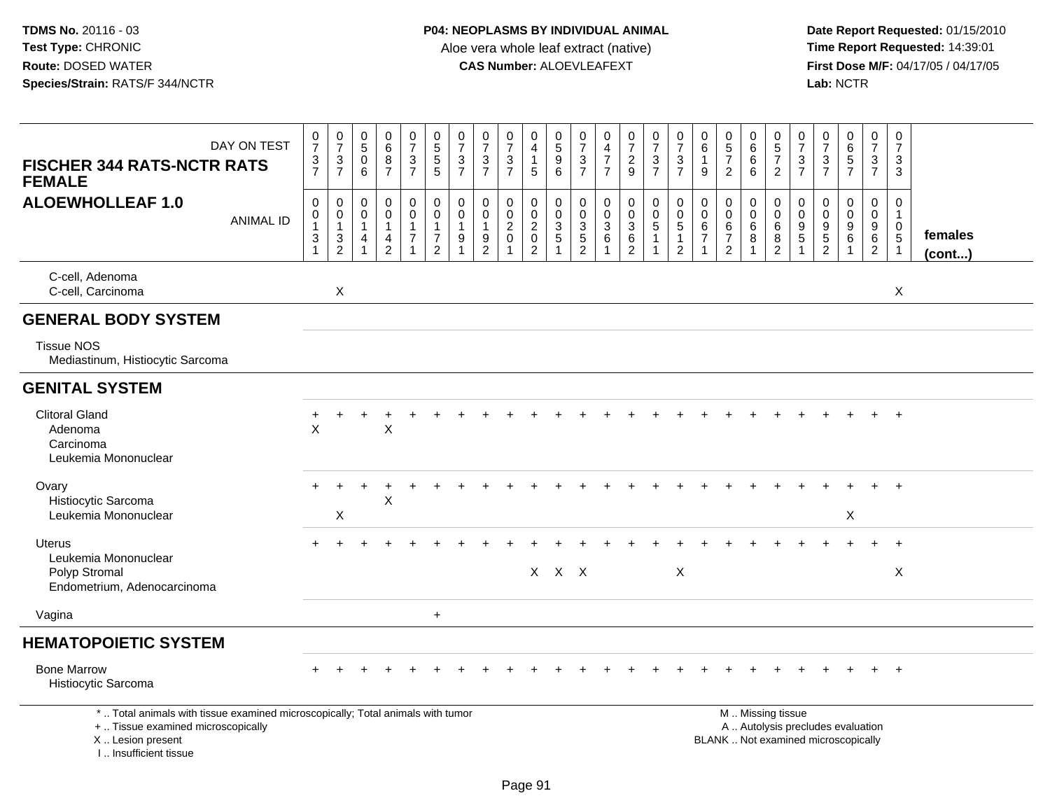**TDMS No.** 20116 - 03
**Test Type:** CHRONIC
**Route:** DOSED WATER
**Species/Strain:** RATS/F 344/NCTR

**P04: NEOPLASMS BY INDIVIDUAL ANIMAL**
Aloe vera whole leaf extract (native)
**CAS Number:** ALOEVLEAFEXT

**Date Report Requested:** 01/15/2010
**Time Report Requested:** 14:39:01
**First Dose M/F:** 04/17/05 / 04/17/05
**Lab:** NCTR

| FISCHER 344 RATS-NCTR RATS FEMALE / ALOEWHOLLEAF 1.0 — DAY ON TEST | 0737 | 0737 | 0506 | 0687 | 0737 | 0555 | 0737 | 0737 | 0737 | 0415 | 0596 | 0737 | 0477 | 0729 | 0737 | 0737 | 0619 | 0572 | 0666 | 0572 | 0737 | 0737 | 0657 | 0737 | 0733 | |
|---|---|---|---|---|---|---|---|---|---|---|---|---|---|---|---|---|---|---|---|---|---|---|---|---|---|---|
| ANIMAL ID | 0001131 | 0001132 | 0001141 | 0001142 | 0001171 | 0001172 | 0001191 | 0001192 | 0002001 | 0002002 | 0003051 | 0003052 | 0003061 | 0003062 | 0005011 | 0005012 | 0006071 | 0006072 | 0006081 | 0006082 | 0009051 | 0009052 | 0009061 | 0009062 | 0010051 | females (cont...) |
| C-cell, Adenoma | | | | | | | | | | | | | | | | | | | | | | | | | | |
| C-cell, Carcinoma | | X | | | | | | | | | | | | | | | | | | | | | | | X | |
| **GENERAL BODY SYSTEM** | | | | | | | | | | | | | | | | | | | | | | | | | | |
| Tissue NOS | | | | | | | | | | | | | | | | | | | | | | | | | | |
| Mediastinum, Histiocytic Sarcoma | | | | | | | | | | | | | | | | | | | | | | | | | | |
| **GENITAL SYSTEM** | | | | | | | | | | | | | | | | | | | | | | | | | | |
| Clitoral Gland | + | + | + | + | + | + | + | + | + | + | + | + | + | + | + | + | + | + | + | + | + | + | + | + | + | |
| Adenoma | X | | | X | | | | | | | | | | | | | | | | | | | | | | |
| Carcinoma | | | | | | | | | | | | | | | | | | | | | | | | | | |
| Leukemia Mononuclear | | | | | | | | | | | | | | | | | | | | | | | | | | |
| Ovary | + | + | + | + | + | + | + | + | + | + | + | + | + | + | + | + | + | + | + | + | + | + | + | + | + | |
| Histiocytic Sarcoma | | | | X | | | | | | | | | | | | | | | | | | | | | | |
| Leukemia Mononuclear | | X | | | | | | | | | | | | | | | | | | | | | X | | | |
| Uterus | + | + | + | + | + | + | + | + | + | + | + | + | + | + | + | + | + | + | + | + | + | + | + | + | + | |
| Leukemia Mononuclear | | | | | | | | | | | | | | | | | | | | | | | | | | |
| Polyp Stromal | | | | | | | | | | X | X | X | | | | X | | | | | | | | | X | |
| Endometrium, Adenocarcinoma | | | | | | | | | | | | | | | | | | | | | | | | | | |
| Vagina | | | | | | + | | | | | | | | | | | | | | | | | | | | |
| **HEMATOPOIETIC SYSTEM** | | | | | | | | | | | | | | | | | | | | | | | | | | |
| Bone Marrow | + | + | + | + | + | + | + | + | + | + | + | + | + | + | + | + | + | + | + | + | + | + | + | + | + | |
| Histiocytic Sarcoma | | | | | | | | | | | | | | | | | | | | | | | | | | |

\* .. Total animals with tissue examined microscopically; Total animals with tumor
\+ .. Tissue examined microscopically
X .. Lesion present
I .. Insufficient tissue

M .. Missing tissue
A .. Autolysis precludes evaluation
BLANK .. Not examined microscopically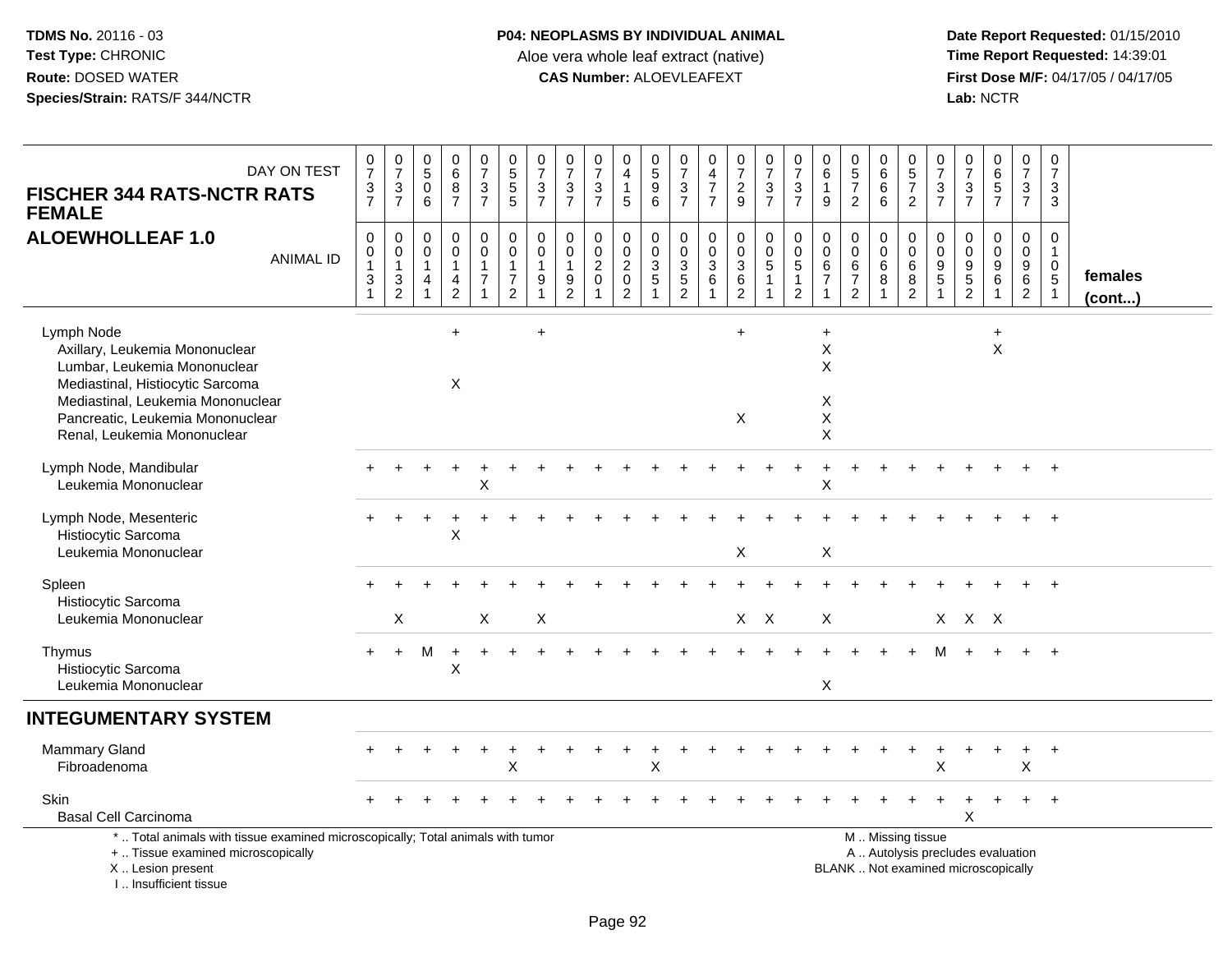TDMS No. 20116 - 03
Test Type: CHRONIC
Route: DOSED WATER
Species/Strain: RATS/F 344/NCTR

**P04: NEOPLASMS BY INDIVIDUAL ANIMAL**
Aloe vera whole leaf extract (native)
**CAS Number:** ALOEVLEAFEXT

Date Report Requested: 01/15/2010
Time Report Requested: 14:39:01
First Dose M/F: 04/17/05 / 04/17/05
Lab: NCTR

| FISCHER 344 RATS-NCTR RATS FEMALE — ALOEWHOLLEAF 1.0 | | | | | | | | | | | | | | | | | | | | | | | | | | |
|---|---|---|---|---|---|---|---|---|---|---|---|---|---|---|---|---|---|---|---|---|---|---|---|---|---|---|
| DAY ON TEST | 0737 | 0737 | 0506 | 0687 | 0737 | 0555 | 0737 | 0737 | 0737 | 0415 | 0596 | 0737 | 0477 | 0729 | 0737 | 0737 | 0619 | 0572 | 0666 | 0572 | 0737 | 0737 | 0657 | 0737 | 0733 | |
| ANIMAL ID | 00131 | 00132 | 00141 | 00142 | 00171 | 00172 | 00191 | 00192 | 00201 | 00202 | 00351 | 00352 | 00361 | 00362 | 00511 | 00512 | 00671 | 00672 | 00681 | 00682 | 00951 | 00952 | 00961 | 00962 | 01051 | females (cont...) |
| Lymph Node | | | | + | | | + | | | | | | | + | | | + | | | | | | + | | | |
| Axillary, Leukemia Mononuclear | | | | | | | | | | | | | | | | | X | | | | | | X | | | |
| Lumbar, Leukemia Mononuclear | | | | | | | | | | | | | | | | | X | | | | | | | | | |
| Mediastinal, Histiocytic Sarcoma | | | | X | | | | | | | | | | | | | | | | | | | | | | |
| Mediastinal, Leukemia Mononuclear | | | | | | | | | | | | | | | | | X | | | | | | | | | |
| Pancreatic, Leukemia Mononuclear | | | | | | | | | | | | | | X | | | X | | | | | | | | | |
| Renal, Leukemia Mononuclear | | | | | | | | | | | | | | | | | X | | | | | | | | | |
| Lymph Node, Mandibular | + | + | + | + | + | + | + | + | + | + | + | + | + | + | + | + | + | + | + | + | + | + | + | + | + | |
| Leukemia Mononuclear | | | | | X | | | | | | | | | | | | X | | | | | | | | | |
| Lymph Node, Mesenteric | + | + | + | + | + | + | + | + | + | + | + | + | + | + | + | + | + | + | + | + | + | + | + | + | + | |
| Histiocytic Sarcoma | | | | X | | | | | | | | | | | | | | | | | | | | | | |
| Leukemia Mononuclear | | | | | | | | | | | | | | X | | | X | | | | | | | | | |
| Spleen | + | + | + | + | + | + | + | + | + | + | + | + | + | + | + | + | + | + | + | + | + | + | + | + | + | |
| Histiocytic Sarcoma | | | | | | | | | | | | | | | | | | | | | | | | | | |
| Leukemia Mononuclear | | X | | | X | | X | | | | | | | X | X | | X | | | | X | X | X | | | |
| Thymus | + | + | M | + | + | + | + | + | + | + | + | + | + | + | + | + | + | + | + | + | M | + | + | + | + | |
| Histiocytic Sarcoma | | | | X | | | | | | | | | | | | | | | | | | | | | | |
| Leukemia Mononuclear | | | | | | | | | | | | | | | | | X | | | | | | | | | |
| **INTEGUMENTARY SYSTEM** | | | | | | | | | | | | | | | | | | | | | | | | | | |
| Mammary Gland | + | + | + | + | + | + | + | + | + | + | + | + | + | + | + | + | + | + | + | + | + | + | + | + | + | |
| Fibroadenoma | | | | | | X | | | | | X | | | | | | | | | | X | | | X | | |
| Skin | + | + | + | + | + | + | + | + | + | + | + | + | + | + | + | + | + | + | + | + | + | + | + | + | + | |
| Basal Cell Carcinoma | | | | | | | | | | | | | | | | | | | | | | X | | | | |

\* .. Total animals with tissue examined microscopically; Total animals with tumor
+ .. Tissue examined microscopically
X .. Lesion present
I .. Insufficient tissue

M .. Missing tissue
A .. Autolysis precludes evaluation
BLANK .. Not examined microscopically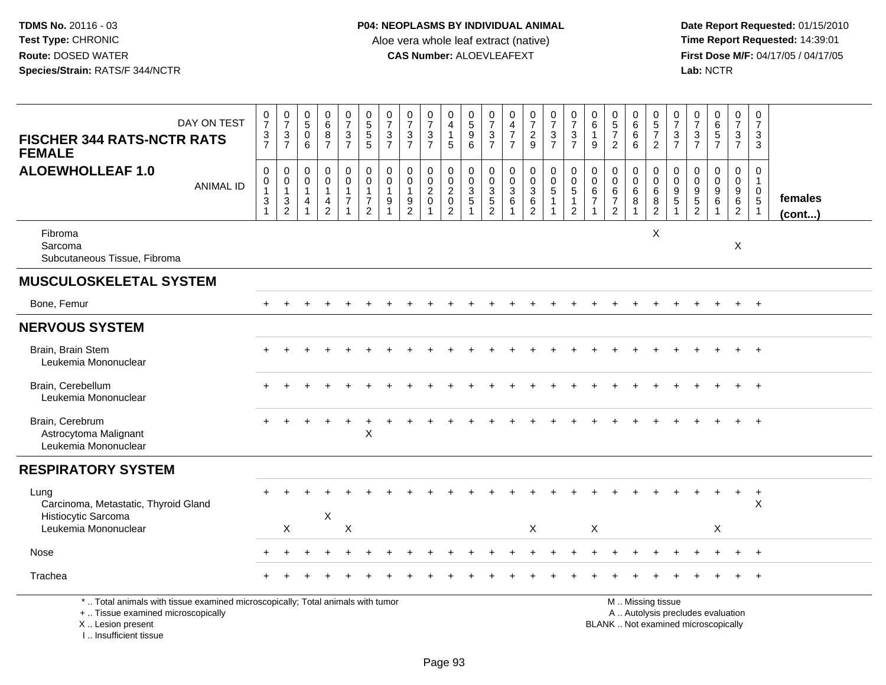TDMS No. 20116 - 03
Test Type: CHRONIC
Route: DOSED WATER
Species/Strain: RATS/F 344/NCTR

**P04: NEOPLASMS BY INDIVIDUAL ANIMAL**
Aloe vera whole leaf extract (native)
**CAS Number:** ALOEVLEAFEXT

Date Report Requested: 01/15/2010
Time Report Requested: 14:39:01
First Dose M/F: 04/17/05 / 04/17/05
Lab: NCTR

## FISCHER 344 RATS-NCTR RATS FEMALE
## ALOEWHOLLEAF 1.0

| DAY ON TEST | 0737 | 0737 | 0506 | 0687 | 0737 | 0555 | 0737 | 0737 | 0737 | 0415 | 0596 | 0737 | 0477 | 0729 | 0737 | 0737 | 0619 | 0572 | 0666 | 0572 | 0737 | 0737 | 0657 | 0737 | 0733 | |
|---|---|---|---|---|---|---|---|---|---|---|---|---|---|---|---|---|---|---|---|---|---|---|---|---|---|---|
| **ANIMAL ID** | 00131 | 00132 | 00141 | 00142 | 00171 | 00172 | 00191 | 00192 | 00201 | 00202 | 00351 | 00352 | 00361 | 00362 | 00511 | 00512 | 00671 | 00672 | 00681 | 00682 | 00951 | 00952 | 00961 | 00962 | 01051 | **females (cont...)** |
| Fibroma | | | | | | | | | | | | | | | | | | | | X | | | | | | |
| Sarcoma | | | | | | | | | | | | | | | | | | | | | | | | X | | |
| Subcutaneous Tissue, Fibroma | | | | | | | | | | | | | | | | | | | | | | | | | | |
| **MUSCULOSKELETAL SYSTEM** | | | | | | | | | | | | | | | | | | | | | | | | | | |
| Bone, Femur | + | + | + | + | + | + | + | + | + | + | + | + | + | + | + | + | + | + | + | + | + | + | + | + | + | |
| **NERVOUS SYSTEM** | | | | | | | | | | | | | | | | | | | | | | | | | | |
| Brain, Brain Stem | + | + | + | + | + | + | + | + | + | + | + | + | + | + | + | + | + | + | + | + | + | + | + | + | + | |
| Leukemia Mononuclear | | | | | | | | | | | | | | | | | | | | | | | | | | |
| Brain, Cerebellum | + | + | + | + | + | + | + | + | + | + | + | + | + | + | + | + | + | + | + | + | + | + | + | + | + | |
| Leukemia Mononuclear | | | | | | | | | | | | | | | | | | | | | | | | | | |
| Brain, Cerebrum | + | + | + | + | + | + | + | + | + | + | + | + | + | + | + | + | + | + | + | + | + | + | + | + | + | |
| Astrocytoma Malignant | | | | | | X | | | | | | | | | | | | | | | | | | | | |
| Leukemia Mononuclear | | | | | | | | | | | | | | | | | | | | | | | | | | |
| **RESPIRATORY SYSTEM** | | | | | | | | | | | | | | | | | | | | | | | | | | |
| Lung | + | + | + | + | + | + | + | + | + | + | + | + | + | + | + | + | + | + | + | + | + | + | + | + | + | |
| Carcinoma, Metastatic, Thyroid Gland | | | | | | | | | | | | | | | | | | | | | | | | | X | |
| Histiocytic Sarcoma | | | | X | | | | | | | | | | | | | | | | | | | | | | |
| Leukemia Mononuclear | | X | | | X | | | | | | | | | X | | | X | | | | | | X | | | |
| Nose | + | + | + | + | + | + | + | + | + | + | + | + | + | + | + | + | + | + | + | + | + | + | + | + | + | |
| Trachea | + | + | + | + | + | + | + | + | + | + | + | + | + | + | + | + | + | + | + | + | + | + | + | + | + | |

\* .. Total animals with tissue examined microscopically; Total animals with tumor
\+ .. Tissue examined microscopically
X .. Lesion present
I .. Insufficient tissue

M .. Missing tissue
A .. Autolysis precludes evaluation
BLANK .. Not examined microscopically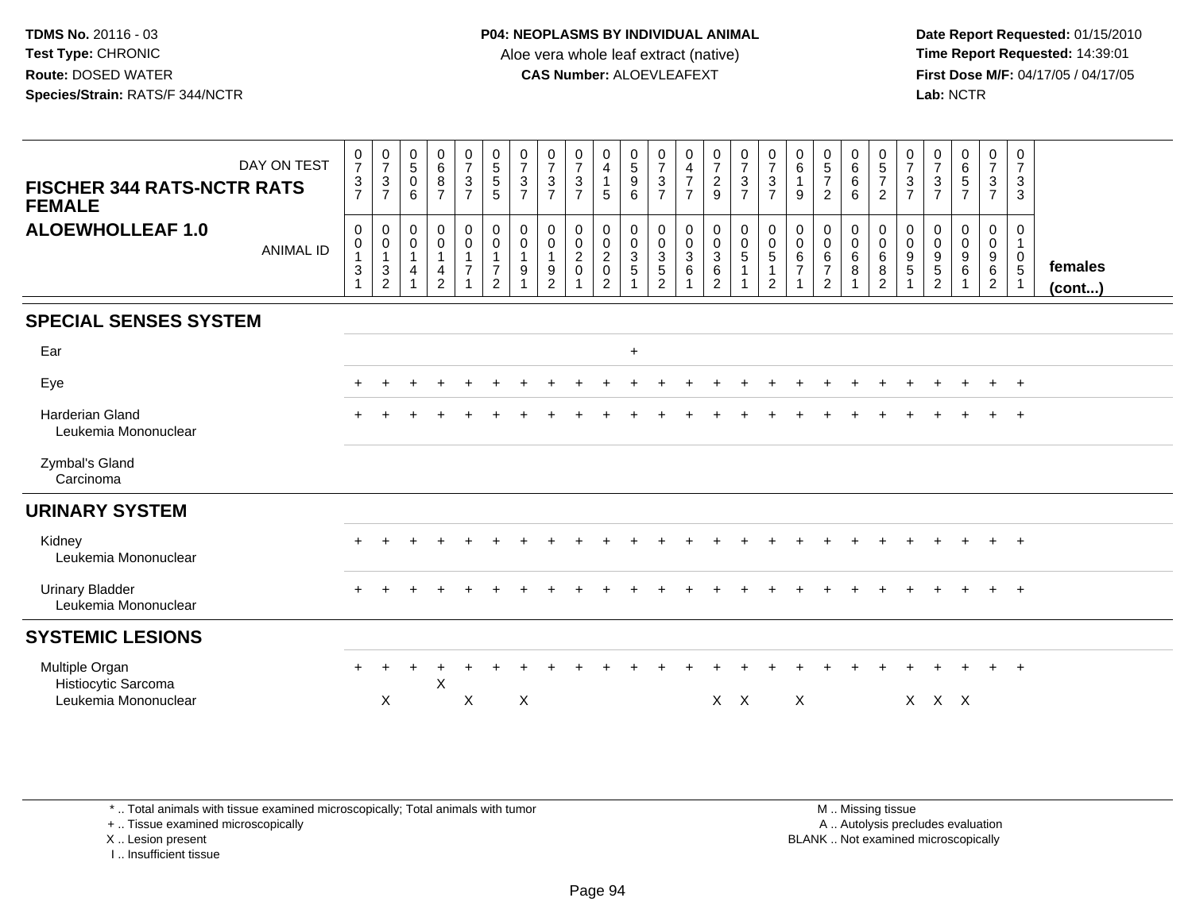TDMS No. 20116 - 03
Test Type: CHRONIC
Route: DOSED WATER
Species/Strain: RATS/F 344/NCTR

**P04: NEOPLASMS BY INDIVIDUAL ANIMAL**
Aloe vera whole leaf extract (native)
**CAS Number:** ALOEVLEAFEXT

Date Report Requested: 01/15/2010
Time Report Requested: 14:39:01
First Dose M/F: 04/17/05 / 04/17/05
Lab: NCTR

**FISCHER 344 RATS-NCTR RATS FEMALE**
**ALOEWHOLLEAF 1.0**

| DAY ON TEST | 0737 | 0737 | 0506 | 0687 | 0737 | 0555 | 0737 | 0737 | 0737 | 0415 | 0596 | 0737 | 0477 | 0729 | 0737 | 0737 | 0619 | 0572 | 0666 | 0572 | 0737 | 0737 | 0657 | 0737 | 0733 | |
|---|---|---|---|---|---|---|---|---|---|---|---|---|---|---|---|---|---|---|---|---|---|---|---|---|---|---|
| ANIMAL ID | 00131 | 00132 | 00141 | 00142 | 00171 | 00172 | 00191 | 00192 | 00201 | 00202 | 00351 | 00352 | 00361 | 00362 | 00511 | 00512 | 00671 | 00672 | 00681 | 00682 | 00951 | 00952 | 00961 | 00962 | 01051 | females (cont...) |
| **SPECIAL SENSES SYSTEM** | | | | | | | | | | | | | | | | | | | | | | | | | | |
| Ear | | | | | | | | | | | + | | | | | | | | | | | | | | | |
| Eye | + | + | + | + | + | + | + | + | + | + | + | + | + | + | + | + | + | + | + | + | + | + | + | + | + | |
| Harderian Gland | + | + | + | + | + | + | + | + | + | + | + | + | + | + | + | + | + | + | + | + | + | + | + | + | + | |
| Leukemia Mononuclear | | | | | | | | | | | | | | | | | | | | | | | | | | |
| Zymbal's Gland | | | | | | | | | | | | | | | | | | | | | | | | | | |
| Carcinoma | | | | | | | | | | | | | | | | | | | | | | | | | | |
| **URINARY SYSTEM** | | | | | | | | | | | | | | | | | | | | | | | | | | |
| Kidney | + | + | + | + | + | + | + | + | + | + | + | + | + | + | + | + | + | + | + | + | + | + | + | + | + | |
| Leukemia Mononuclear | | | | | | | | | | | | | | | | | | | | | | | | | | |
| Urinary Bladder | + | + | + | + | + | + | + | + | + | + | + | + | + | + | + | + | + | + | + | + | + | + | + | + | + | |
| Leukemia Mononuclear | | | | | | | | | | | | | | | | | | | | | | | | | | |
| **SYSTEMIC LESIONS** | | | | | | | | | | | | | | | | | | | | | | | | | | |
| Multiple Organ | + | + | + | + | + | + | + | + | + | + | + | + | + | + | + | + | + | + | + | + | + | + | + | + | + | |
| Histiocytic Sarcoma | | | | X | | | | | | | | | | | | | | | | | | | | | | |
| Leukemia Mononuclear | | X | | | X | | X | | | | | | | X | X | | X | | | | X | X | X | | | |

\* .. Total animals with tissue examined microscopically; Total animals with tumor
\+ .. Tissue examined microscopically
X .. Lesion present
I .. Insufficient tissue

M .. Missing tissue
A .. Autolysis precludes evaluation
BLANK .. Not examined microscopically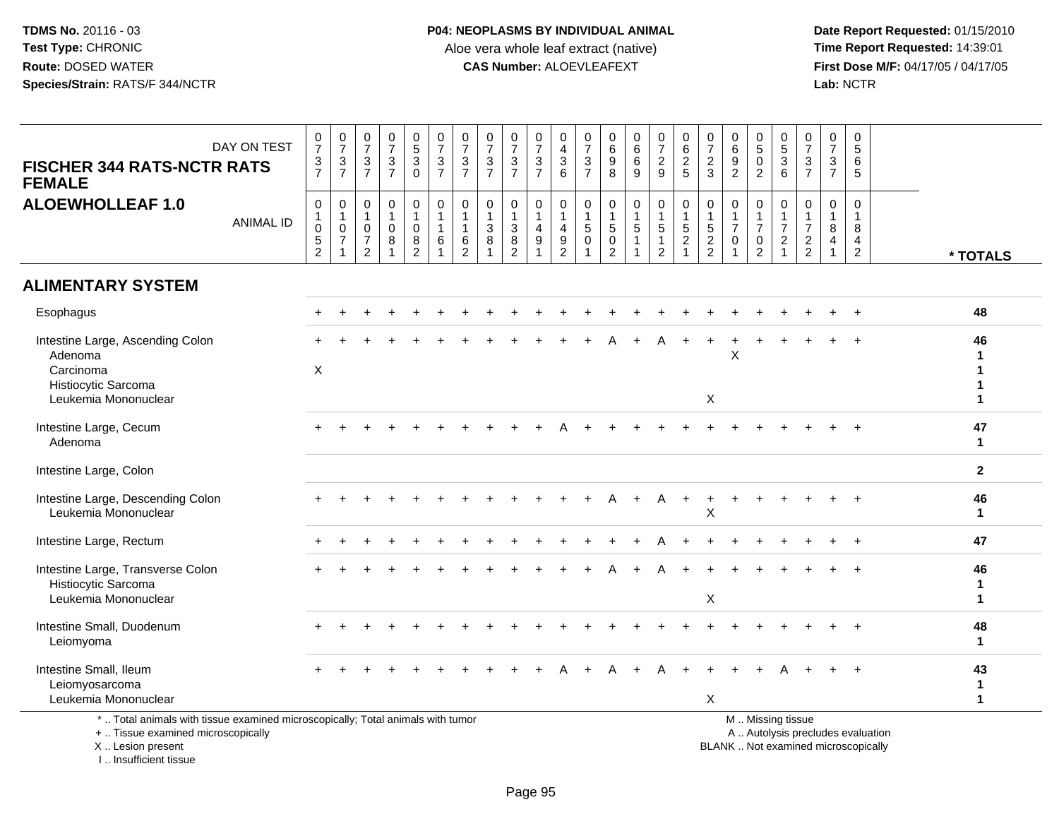**TDMS No.** 20116 - 03
**Test Type:** CHRONIC
**Route:** DOSED WATER
**Species/Strain:** RATS/F 344/NCTR

**P04: NEOPLASMS BY INDIVIDUAL ANIMAL**
Aloe vera whole leaf extract (native)
**CAS Number:** ALOEVLEAFEXT

**Date Report Requested:** 01/15/2010
**Time Report Requested:** 14:39:01
**First Dose M/F:** 04/17/05 / 04/17/05
**Lab:** NCTR

## FISCHER 344 RATS-NCTR RATS FEMALE
## ALOEWHOLLEAF 1.0

| DAY ON TEST | 0737 | 0737 | 0737 | 0737 | 0530 | 0737 | 0737 | 0737 | 0737 | 0737 | 0436 | 0737 | 0698 | 0669 | 0729 | 0625 | 0723 | 0692 | 0502 | 0536 | 0737 | 0737 | 0565 | |
|---|---|---|---|---|---|---|---|---|---|---|---|---|---|---|---|---|---|---|---|---|---|---|---|---|
| **ANIMAL ID** | 01052 | 01071 | 01072 | 01081 | 01082 | 01161 | 01162 | 01381 | 01382 | 01491 | 01492 | 01501 | 01502 | 01511 | 01512 | 01521 | 01522 | 01701 | 01702 | 01721 | 01722 | 01841 | 01842 | *** TOTALS** |
| **ALIMENTARY SYSTEM** | | | | | | | | | | | | | | | | | | | | | | | | |
| Esophagus | + | + | + | + | + | + | + | + | + | + | + | + | + | + | + | + | + | + | + | + | + | + | + | **48** |
| Intestine Large, Ascending Colon | + | + | + | + | + | + | + | + | + | + | + | + | A | + | A | + | + | + | + | + | + | + | + | **46** |
| Adenoma | | | | | | | | | | | | | | | | | | X | | | | | | **1** |
| Carcinoma | X | | | | | | | | | | | | | | | | | | | | | | | **1** |
| Histiocytic Sarcoma | | | | | | | | | | | | | | | | | | | | | | | | **1** |
| Leukemia Mononuclear | | | | | | | | | | | | | | | | | X | | | | | | | **1** |
| Intestine Large, Cecum | + | + | + | + | + | + | + | + | + | + | A | + | + | + | + | + | + | + | + | + | + | + | + | **47** |
| Adenoma | | | | | | | | | | | | | | | | | | | | | | | | **1** |
| Intestine Large, Colon | | | | | | | | | | | | | | | | | | | | | | | | **2** |
| Intestine Large, Descending Colon | + | + | + | + | + | + | + | + | + | + | + | + | A | + | A | + | + | + | + | + | + | + | + | **46** |
| Leukemia Mononuclear | | | | | | | | | | | | | | | | | X | | | | | | | **1** |
| Intestine Large, Rectum | + | + | + | + | + | + | + | + | + | + | + | + | + | + | A | + | + | + | + | + | + | + | + | **47** |
| Intestine Large, Transverse Colon | + | + | + | + | + | + | + | + | + | + | + | + | A | + | A | + | + | + | + | + | + | + | + | **46** |
| Histiocytic Sarcoma | | | | | | | | | | | | | | | | | | | | | | | | **1** |
| Leukemia Mononuclear | | | | | | | | | | | | | | | | | X | | | | | | | **1** |
| Intestine Small, Duodenum | + | + | + | + | + | + | + | + | + | + | + | + | + | + | + | + | + | + | + | + | + | + | + | **48** |
| Leiomyoma | | | | | | | | | | | | | | | | | | | | | | | | **1** |
| Intestine Small, Ileum | + | + | + | + | + | + | + | + | + | + | A | + | A | + | A | + | + | + | + | A | + | + | + | **43** |
| Leiomyosarcoma | | | | | | | | | | | | | | | | | | | | | | | | **1** |
| Leukemia Mononuclear | | | | | | | | | | | | | | | | | X | | | | | | | **1** |

\* .. Total animals with tissue examined microscopically; Total animals with tumor
\+ .. Tissue examined microscopically
X .. Lesion present
I .. Insufficient tissue

M .. Missing tissue
A .. Autolysis precludes evaluation
BLANK .. Not examined microscopically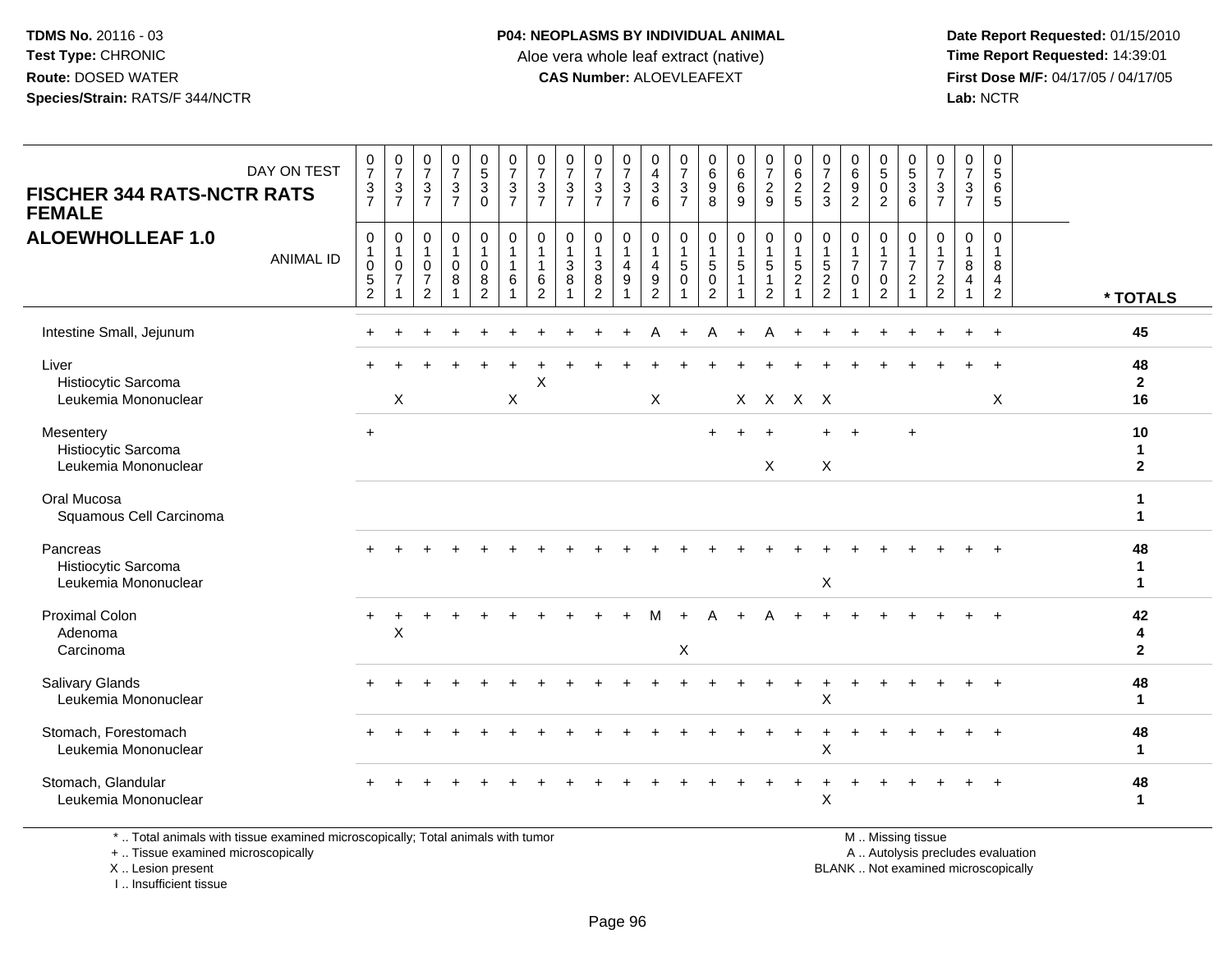**TDMS No.** 20116 - 03
**Test Type:** CHRONIC
**Route:** DOSED WATER
**Species/Strain:** RATS/F 344/NCTR

**P04: NEOPLASMS BY INDIVIDUAL ANIMAL**
Aloe vera whole leaf extract (native)
**CAS Number:** ALOEVLEAFEXT

**Date Report Requested:** 01/15/2010
**Time Report Requested:** 14:39:01
**First Dose M/F:** 04/17/05 / 04/17/05
**Lab:** NCTR

**FISCHER 344 RATS-NCTR RATS FEMALE**
**ALOEWHOLLEAF 1.0**

| DAY ON TEST | 0737 | 0737 | 0737 | 0737 | 0530 | 0737 | 0737 | 0737 | 0737 | 0737 | 0436 | 0737 | 0698 | 0669 | 0729 | 0625 | 0723 | 0692 | 0502 | 0536 | 0737 | 0737 | 0565 | |
|---|---|---|---|---|---|---|---|---|---|---|---|---|---|---|---|---|---|---|---|---|---|---|---|---|
| ANIMAL ID | 01052 | 01071 | 01072 | 01081 | 01082 | 01161 | 01162 | 01381 | 01382 | 01491 | 01492 | 01501 | 01502 | 01511 | 01512 | 01521 | 01522 | 01701 | 01702 | 01721 | 01722 | 01841 | 01842 | * TOTALS |
| Intestine Small, Jejunum | + | + | + | + | + | + | + | + | + | + | A | + | A | + | A | + | + | + | + | + | + | + | + | 45 |
| Liver | + | + | + | + | + | + | + | + | + | + | + | + | + | + | + | + | + | + | + | + | + | + | + | 48 |
| Histiocytic Sarcoma | | | | | | | X | | | | | | | | | | | | | | | | | 2 |
| Leukemia Mononuclear | | X | | | | X | | | | | X | | | X | X | X | X | | | | | | X | 16 |
| Mesentery | + | | | | | | | | | | | | + | + | + | | + | + | | + | | | | 10 |
| Histiocytic Sarcoma | | | | | | | | | | | | | | | | | | | | | | | | 1 |
| Leukemia Mononuclear | | | | | | | | | | | | | | | X | | X | | | | | | | 2 |
| Oral Mucosa | | | | | | | | | | | | | | | | | | | | | | | | 1 |
| Squamous Cell Carcinoma | | | | | | | | | | | | | | | | | | | | | | | | 1 |
| Pancreas | + | + | + | + | + | + | + | + | + | + | + | + | + | + | + | + | + | + | + | + | + | + | + | 48 |
| Histiocytic Sarcoma | | | | | | | | | | | | | | | | | | | | | | | | 1 |
| Leukemia Mononuclear | | | | | | | | | | | | | | | | | X | | | | | | | 1 |
| Proximal Colon | + | + | + | + | + | + | + | + | + | + | M | + | A | + | A | + | + | + | + | + | + | + | + | 42 |
| Adenoma | | X | | | | | | | | | | | | | | | | | | | | | | 4 |
| Carcinoma | | | | | | | | | | | | X | | | | | | | | | | | | 2 |
| Salivary Glands | + | + | + | + | + | + | + | + | + | + | + | + | + | + | + | + | + | + | + | + | + | + | + | 48 |
| Leukemia Mononuclear | | | | | | | | | | | | | | | | | X | | | | | | | 1 |
| Stomach, Forestomach | + | + | + | + | + | + | + | + | + | + | + | + | + | + | + | + | + | + | + | + | + | + | + | 48 |
| Leukemia Mononuclear | | | | | | | | | | | | | | | | | X | | | | | | | 1 |
| Stomach, Glandular | + | + | + | + | + | + | + | + | + | + | + | + | + | + | + | + | + | + | + | + | + | + | + | 48 |
| Leukemia Mononuclear | | | | | | | | | | | | | | | | | X | | | | | | | 1 |

\* .. Total animals with tissue examined microscopically; Total animals with tumor
\+ .. Tissue examined microscopically
X .. Lesion present
I .. Insufficient tissue

M .. Missing tissue
A .. Autolysis precludes evaluation
BLANK .. Not examined microscopically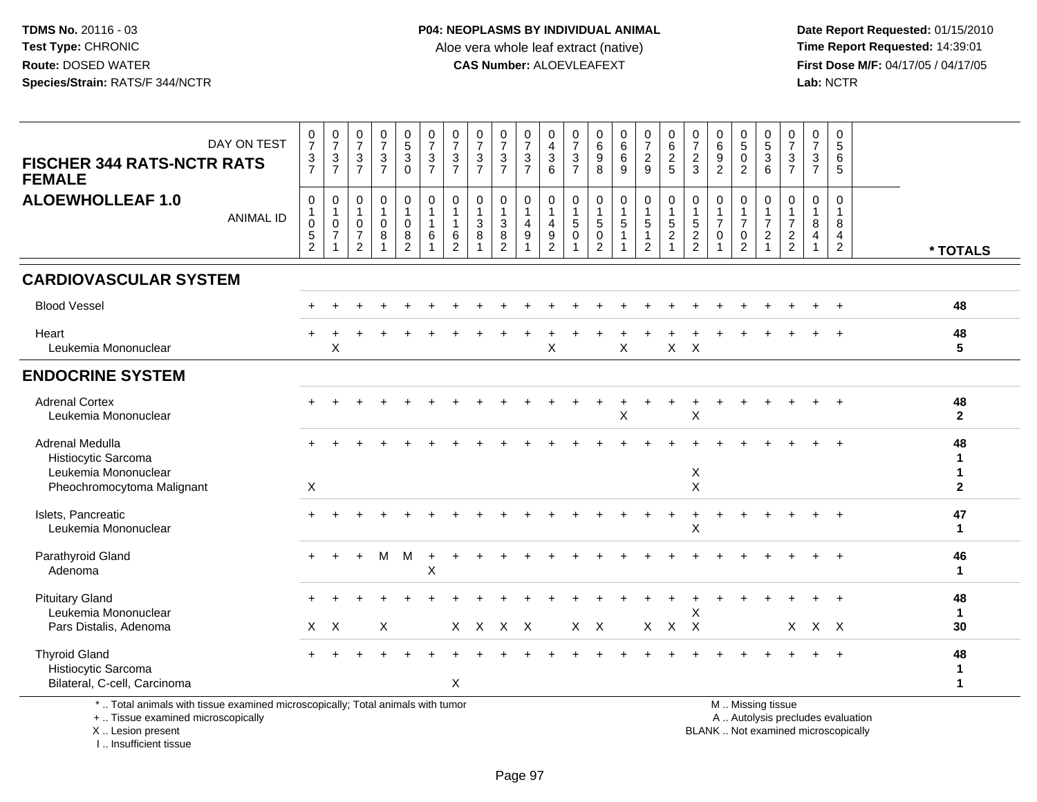TDMS No. 20116 - 03
Test Type: CHRONIC
Route: DOSED WATER
Species/Strain: RATS/F 344/NCTR

**P04: NEOPLASMS BY INDIVIDUAL ANIMAL**
Aloe vera whole leaf extract (native)
**CAS Number:** ALOEVLEAFEXT

Date Report Requested: 01/15/2010
Time Report Requested: 14:39:01
First Dose M/F: 04/17/05 / 04/17/05
Lab: NCTR

## FISCHER 344 RATS-NCTR RATS FEMALE
## ALOEWHOLLEAF 1.0

| DAY ON TEST | 0737 | 0737 | 0737 | 0737 | 0530 | 0737 | 0737 | 0737 | 0737 | 0737 | 0436 | 0737 | 0698 | 0669 | 0729 | 0625 | 0723 | 0692 | 0502 | 0536 | 0737 | 0737 | 0565 | |
|---|---|---|---|---|---|---|---|---|---|---|---|---|---|---|---|---|---|---|---|---|---|---|---|---|
| **ANIMAL ID** | 01052 | 01071 | 01072 | 01081 | 01082 | 01161 | 01162 | 01381 | 01382 | 01491 | 01492 | 01501 | 01502 | 01511 | 01512 | 01521 | 01522 | 01701 | 01702 | 01721 | 01722 | 01841 | 01842 | *** TOTALS** |
| **CARDIOVASCULAR SYSTEM** | | | | | | | | | | | | | | | | | | | | | | | | |
| Blood Vessel | + | + | + | + | + | + | + | + | + | + | + | + | + | + | + | + | + | + | + | + | + | + | + | 48 |
| Heart | + | + | + | + | + | + | + | + | + | + | + | + | + | + | + | + | + | + | + | + | + | + | + | 48 |
| Leukemia Mononuclear | | X | | | | | | | | | X | | | X | | X | X | | | | | | | 5 |
| **ENDOCRINE SYSTEM** | | | | | | | | | | | | | | | | | | | | | | | | |
| Adrenal Cortex | + | + | + | + | + | + | + | + | + | + | + | + | + | + | + | + | + | + | + | + | + | + | + | 48 |
| Leukemia Mononuclear | | | | | | | | | | | | | | X | | | X | | | | | | | 2 |
| Adrenal Medulla | + | + | + | + | + | + | + | + | + | + | + | + | + | + | + | + | + | + | + | + | + | + | + | 48 |
| Histiocytic Sarcoma | | | | | | | | | | | | | | | | | | | | | | | | 1 |
| Leukemia Mononuclear | | | | | | | | | | | | | | | | | X | | | | | | | 1 |
| Pheochromocytoma Malignant | X | | | | | | | | | | | | | | | | X | | | | | | | 2 |
| Islets, Pancreatic | + | + | + | + | + | + | + | + | + | + | + | + | + | + | + | + | + | + | + | + | + | + | + | 47 |
| Leukemia Mononuclear | | | | | | | | | | | | | | | | | X | | | | | | | 1 |
| Parathyroid Gland | + | + | + | M | M | + | + | + | + | + | + | + | + | + | + | + | + | + | + | + | + | + | + | 46 |
| Adenoma | | | | | | X | | | | | | | | | | | | | | | | | | 1 |
| Pituitary Gland | + | + | + | + | + | + | + | + | + | + | + | + | + | + | + | + | + | + | + | + | + | + | + | 48 |
| Leukemia Mononuclear | | | | | | | | | | | | | | | | | X | | | | | | | 1 |
| Pars Distalis, Adenoma | X | X | | X | | | X | X | X | X | | X | X | | X | X | X | | | | X | X | X | 30 |
| Thyroid Gland | + | + | + | + | + | + | + | + | + | + | + | + | + | + | + | + | + | + | + | + | + | + | + | 48 |
| Histiocytic Sarcoma | | | | | | | | | | | | | | | | | | | | | | | | 1 |
| Bilateral, C-cell, Carcinoma | | | | | | | X | | | | | | | | | | | | | | | | | 1 |

\* .. Total animals with tissue examined microscopically; Total animals with tumor
\+ .. Tissue examined microscopically
X .. Lesion present
I .. Insufficient tissue

M .. Missing tissue
A .. Autolysis precludes evaluation
BLANK .. Not examined microscopically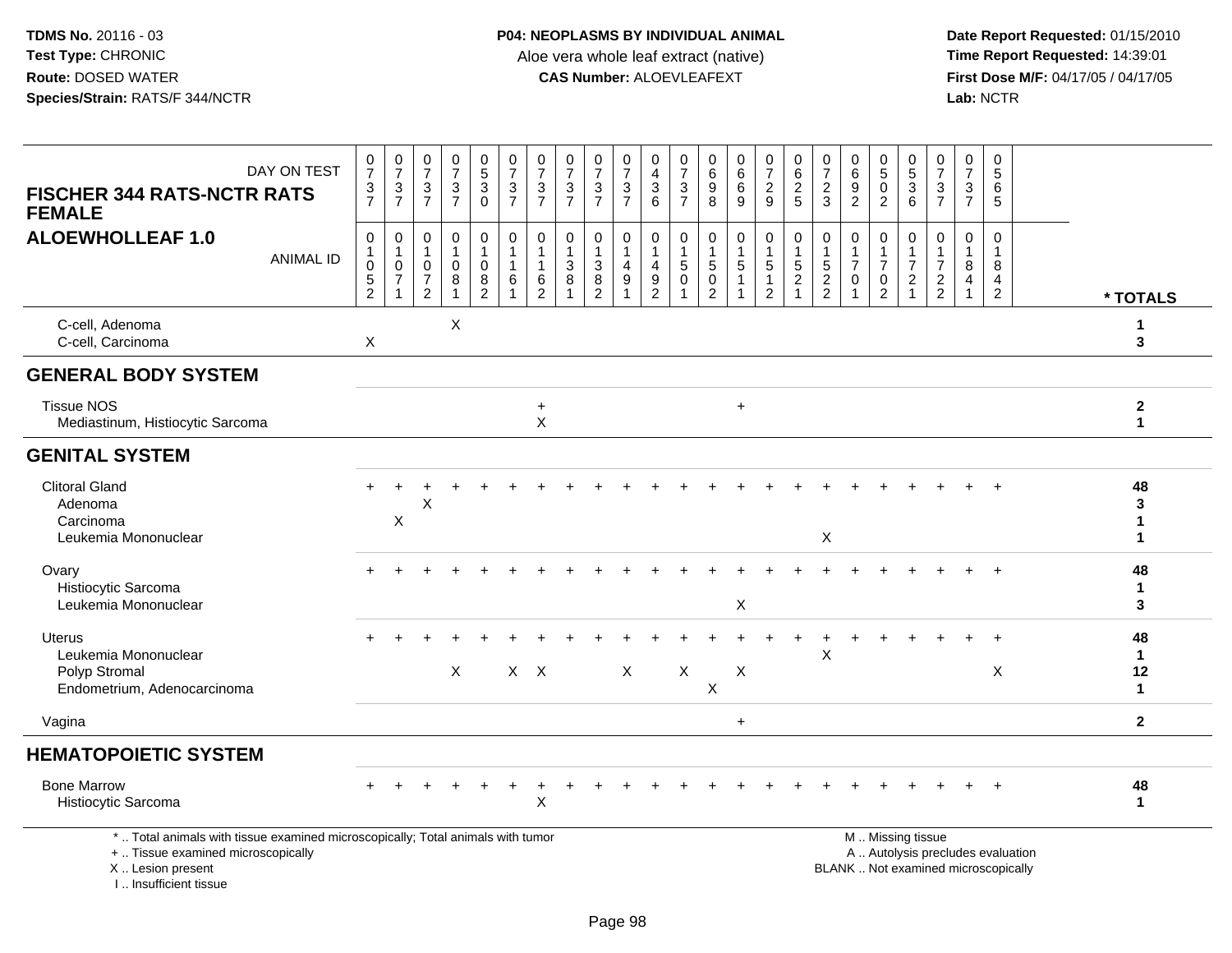TDMS No. 20116 - 03
Test Type: CHRONIC
Route: DOSED WATER
Species/Strain: RATS/F 344/NCTR

**P04: NEOPLASMS BY INDIVIDUAL ANIMAL**
Aloe vera whole leaf extract (native)
**CAS Number:** ALOEVLEAFEXT

Date Report Requested: 01/15/2010
Time Report Requested: 14:39:01
First Dose M/F: 04/17/05 / 04/17/05
Lab: NCTR

| FISCHER 344 RATS-NCTR RATS FEMALE — ALOEWHOLLEAF 1.0 | | | | | | | | | | | | | | | | | | | | | | | | |
|---|---|---|---|---|---|---|---|---|---|---|---|---|---|---|---|---|---|---|---|---|---|---|---|---|
| DAY ON TEST | 0737 | 0737 | 0737 | 0737 | 0530 | 0737 | 0737 | 0737 | 0737 | 0737 | 0436 | 0737 | 0698 | 0669 | 0729 | 0625 | 0723 | 0692 | 0502 | 0536 | 0737 | 0737 | 0565 | |
| ANIMAL ID | 01052 | 01071 | 01072 | 01081 | 01082 | 01161 | 01162 | 01381 | 01382 | 01491 | 01492 | 01501 | 01502 | 01511 | 01512 | 01521 | 01522 | 01701 | 01702 | 01721 | 01722 | 01841 | 01842 | * TOTALS |
| C-cell, Adenoma | | | | X | | | | | | | | | | | | | | | | | | | | 1 |
| C-cell, Carcinoma | X | | | | | | | | | | | | | | | | | | | | | | | 3 |
| **GENERAL BODY SYSTEM** | | | | | | | | | | | | | | | | | | | | | | | | |
| Tissue NOS | | | | | | | + | | | | | | | + | | | | | | | | | | 2 |
| Mediastinum, Histiocytic Sarcoma | | | | | | | X | | | | | | | | | | | | | | | | | 1 |
| **GENITAL SYSTEM** | | | | | | | | | | | | | | | | | | | | | | | | |
| Clitoral Gland | + | + | + | + | + | + | + | + | + | + | + | + | + | + | + | + | + | + | + | + | + | + | + | 48 |
| Adenoma | | | X | | | | | | | | | | | | | | | | | | | | | 3 |
| Carcinoma | | X | | | | | | | | | | | | | | | | | | | | | | 1 |
| Leukemia Mononuclear | | | | | | | | | | | | | | | | | X | | | | | | | 1 |
| Ovary | + | + | + | + | + | + | + | + | + | + | + | + | + | + | + | + | + | + | + | + | + | + | + | 48 |
| Histiocytic Sarcoma | | | | | | | | | | | | | | | | | | | | | | | | 1 |
| Leukemia Mononuclear | | | | | | | | | | | | | | X | | | | | | | | | | 3 |
| Uterus | + | + | + | + | + | + | + | + | + | + | + | + | + | + | + | + | + | + | + | + | + | + | + | 48 |
| Leukemia Mononuclear | | | | | | | | | | | | | | | | | X | | | | | | | 1 |
| Polyp Stromal | | | | X | | X | X | | | X | | X | | X | | | | | | | | | X | 12 |
| Endometrium, Adenocarcinoma | | | | | | | | | | | | | X | | | | | | | | | | | 1 |
| Vagina | | | | | | | | | | | | | | + | | | | | | | | | | 2 |
| **HEMATOPOIETIC SYSTEM** | | | | | | | | | | | | | | | | | | | | | | | | |
| Bone Marrow | + | + | + | + | + | + | + | + | + | + | + | + | + | + | + | + | + | + | + | + | + | + | + | 48 |
| Histiocytic Sarcoma | | | | | | | X | | | | | | | | | | | | | | | | | 1 |

\* .. Total animals with tissue examined microscopically; Total animals with tumor
\+ .. Tissue examined microscopically
X .. Lesion present
I .. Insufficient tissue

M .. Missing tissue
A .. Autolysis precludes evaluation
BLANK .. Not examined microscopically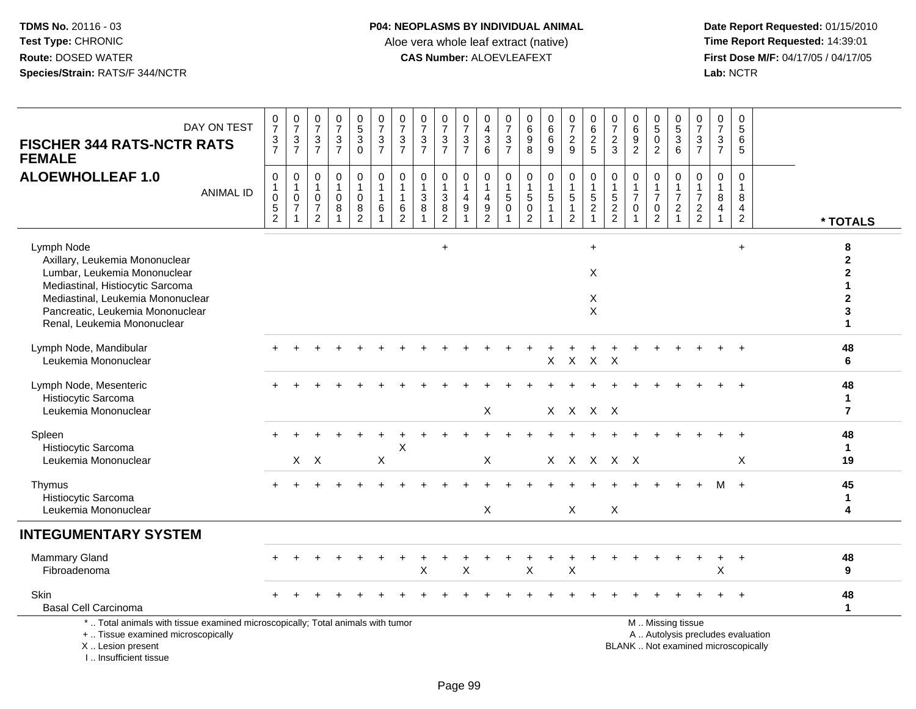**TDMS No.** 20116 - 03
**Test Type:** CHRONIC
**Route:** DOSED WATER
**Species/Strain:** RATS/F 344/NCTR

**P04: NEOPLASMS BY INDIVIDUAL ANIMAL**
Aloe vera whole leaf extract (native)
**CAS Number:** ALOEVLEAFEXT

**Date Report Requested:** 01/15/2010
**Time Report Requested:** 14:39:01
**First Dose M/F:** 04/17/05 / 04/17/05
**Lab:** NCTR

## FISCHER 344 RATS-NCTR RATS FEMALE
## ALOEWHOLLEAF 1.0

| DAY ON TEST | 0737 | 0737 | 0737 | 0737 | 0530 | 0737 | 0737 | 0737 | 0737 | 0737 | 0436 | 0737 | 0698 | 0669 | 0729 | 0625 | 0723 | 0692 | 0502 | 0536 | 0737 | 0737 | 0565 | |
|---|---|---|---|---|---|---|---|---|---|---|---|---|---|---|---|---|---|---|---|---|---|---|---|---|
| **ANIMAL ID** | 01052 | 01071 | 01072 | 01081 | 01082 | 01161 | 01162 | 01381 | 01382 | 01491 | 01492 | 01501 | 01502 | 01511 | 01512 | 01521 | 01522 | 01701 | 01702 | 01721 | 01722 | 01841 | 01842 | *** TOTALS** |
| Lymph Node | | | | | | | | | + | | | | | | | + | | | | | | | + | **8** |
| Axillary, Leukemia Mononuclear | | | | | | | | | | | | | | | | | | | | | | | | **2** |
| Lumbar, Leukemia Mononuclear | | | | | | | | | | | | | | | | X | | | | | | | | **2** |
| Mediastinal, Histiocytic Sarcoma | | | | | | | | | | | | | | | | | | | | | | | | **1** |
| Mediastinal, Leukemia Mononuclear | | | | | | | | | | | | | | | | X | | | | | | | | **2** |
| Pancreatic, Leukemia Mononuclear | | | | | | | | | | | | | | | | X | | | | | | | | **3** |
| Renal, Leukemia Mononuclear | | | | | | | | | | | | | | | | | | | | | | | | **1** |
| Lymph Node, Mandibular | + | + | + | + | + | + | + | + | + | + | + | + | + | + | + | + | + | + | + | + | + | + | + | **48** |
| Leukemia Mononuclear | | | | | | | | | | | | | | X | X | X | X | | | | | | | **6** |
| Lymph Node, Mesenteric | + | + | + | + | + | + | + | + | + | + | + | + | + | + | + | + | + | + | + | + | + | + | + | **48** |
| Histiocytic Sarcoma | | | | | | | | | | | | | | | | | | | | | | | | **1** |
| Leukemia Mononuclear | | | | | | | | | | | X | | | X | X | X | X | | | | | | | **7** |
| Spleen | + | + | + | + | + | + | + | + | + | + | + | + | + | + | + | + | + | + | + | + | + | + | + | **48** |
| Histiocytic Sarcoma | | | | | | | X | | | | | | | | | | | | | | | | | **1** |
| Leukemia Mononuclear | | X | X | | | X | | | | | X | | | X | X | X | X | X | | | | | X | **19** |
| Thymus | + | + | + | + | + | + | + | + | + | + | + | + | + | + | + | + | + | + | + | + | + | M | + | **45** |
| Histiocytic Sarcoma | | | | | | | | | | | | | | | | | | | | | | | | **1** |
| Leukemia Mononuclear | | | | | | | | | | | X | | | | X | | X | | | | | | | **4** |
| **INTEGUMENTARY SYSTEM** | | | | | | | | | | | | | | | | | | | | | | | | |
| Mammary Gland | + | + | + | + | + | + | + | + | + | + | + | + | + | + | + | + | + | + | + | + | + | + | + | **48** |
| Fibroadenoma | | | | | | | | X | | X | | | X | | X | | | | | | | X | | **9** |
| Skin | + | + | + | + | + | + | + | + | + | + | + | + | + | + | + | + | + | + | + | + | + | + | + | **48** |
| Basal Cell Carcinoma | | | | | | | | | | | | | | | | | | | | | | | | **1** |

\* .. Total animals with tissue examined microscopically; Total animals with tumor
\+ .. Tissue examined microscopically
X .. Lesion present
I .. Insufficient tissue

M .. Missing tissue
A .. Autolysis precludes evaluation
BLANK .. Not examined microscopically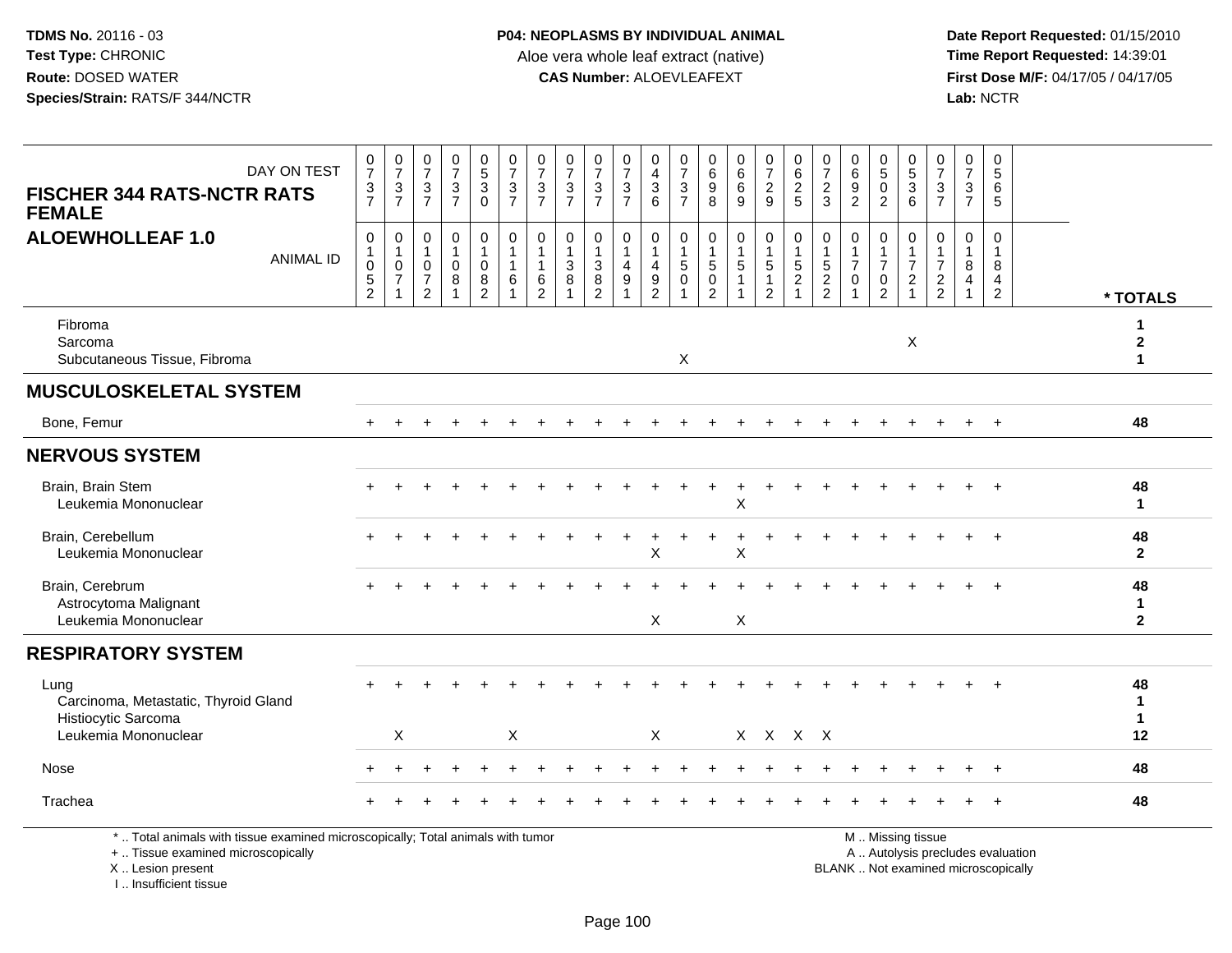**TDMS No.** 20116 - 03
**Test Type:** CHRONIC
**Route:** DOSED WATER
**Species/Strain:** RATS/F 344/NCTR

**P04: NEOPLASMS BY INDIVIDUAL ANIMAL**
Aloe vera whole leaf extract (native)
**CAS Number:** ALOEVLEAFEXT

**Date Report Requested:** 01/15/2010
**Time Report Requested:** 14:39:01
**First Dose M/F:** 04/17/05 / 04/17/05
**Lab:** NCTR

## FISCHER 344 RATS-NCTR RATS FEMALE
## ALOEWHOLLEAF 1.0

| DAY ON TEST | 0737 | 0737 | 0737 | 0737 | 0530 | 0737 | 0737 | 0737 | 0737 | 0737 | 0436 | 0737 | 0698 | 0669 | 0729 | 0625 | 0723 | 0692 | 0502 | 0536 | 0737 | 0737 | 0565 | |
|---|---|---|---|---|---|---|---|---|---|---|---|---|---|---|---|---|---|---|---|---|---|---|---|---|
| **ANIMAL ID** | 01052 | 01071 | 01072 | 01081 | 01082 | 01161 | 01162 | 01381 | 01382 | 01491 | 01492 | 01501 | 01502 | 01511 | 01512 | 01521 | 01522 | 01701 | 01702 | 01721 | 01722 | 01841 | 01842 | *** TOTALS** |
| Fibroma | | | | | | | | | | | | | | | | | | | | | | | | 1 |
| Sarcoma | | | | | | | | | | | | | | | | | | | | X | | | | 2 |
| Subcutaneous Tissue, Fibroma | | | | | | | | | | | | X | | | | | | | | | | | | 1 |
| **MUSCULOSKELETAL SYSTEM** | | | | | | | | | | | | | | | | | | | | | | | | |
| Bone, Femur | + | + | + | + | + | + | + | + | + | + | + | + | + | + | + | + | + | + | + | + | + | + | + | 48 |
| **NERVOUS SYSTEM** | | | | | | | | | | | | | | | | | | | | | | | | |
| Brain, Brain Stem | + | + | + | + | + | + | + | + | + | + | + | + | + | + | + | + | + | + | + | + | + | + | + | 48 |
| Leukemia Mononuclear | | | | | | | | | | | | | | X | | | | | | | | | | 1 |
| Brain, Cerebellum | + | + | + | + | + | + | + | + | + | + | + | + | + | + | + | + | + | + | + | + | + | + | + | 48 |
| Leukemia Mononuclear | | | | | | | | | | | X | | | X | | | | | | | | | | 2 |
| Brain, Cerebrum | + | + | + | + | + | + | + | + | + | + | + | + | + | + | + | + | + | + | + | + | + | + | + | 48 |
| Astrocytoma Malignant | | | | | | | | | | | | | | | | | | | | | | | | 1 |
| Leukemia Mononuclear | | | | | | | | | | | X | | | X | | | | | | | | | | 2 |
| **RESPIRATORY SYSTEM** | | | | | | | | | | | | | | | | | | | | | | | | |
| Lung | + | + | + | + | + | + | + | + | + | + | + | + | + | + | + | + | + | + | + | + | + | + | + | 48 |
| Carcinoma, Metastatic, Thyroid Gland | | | | | | | | | | | | | | | | | | | | | | | | 1 |
| Histiocytic Sarcoma | | | | | | | | | | | | | | | | | | | | | | | | 1 |
| Leukemia Mononuclear | | X | | | | X | | | | | X | | | X | X | X | X | | | | | | | 12 |
| Nose | + | + | + | + | + | + | + | + | + | + | + | + | + | + | + | + | + | + | + | + | + | + | + | 48 |
| Trachea | + | + | + | + | + | + | + | + | + | + | + | + | + | + | + | + | + | + | + | + | + | + | + | 48 |

* .. Total animals with tissue examined microscopically; Total animals with tumor
+ .. Tissue examined microscopically
X .. Lesion present
I .. Insufficient tissue

M .. Missing tissue
A .. Autolysis precludes evaluation
BLANK .. Not examined microscopically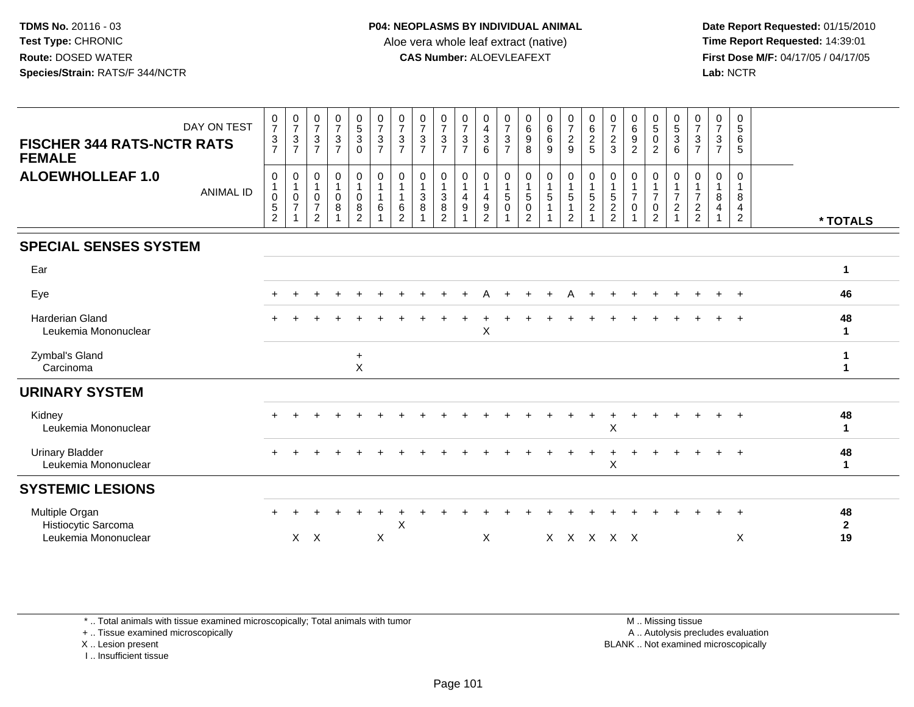**TDMS No.** 20116 - 03
**Test Type:** CHRONIC
**Route:** DOSED WATER
**Species/Strain:** RATS/F 344/NCTR

**P04: NEOPLASMS BY INDIVIDUAL ANIMAL**
Aloe vera whole leaf extract (native)
**CAS Number:** ALOEVLEAFEXT

**Date Report Requested:** 01/15/2010
**Time Report Requested:** 14:39:01
**First Dose M/F:** 04/17/05 / 04/17/05
**Lab:** NCTR

**FISCHER 344 RATS-NCTR RATS FEMALE**
**ALOEWHOLLEAF 1.0**

| DAY ON TEST | 0737 | 0737 | 0737 | 0737 | 0530 | 0737 | 0737 | 0737 | 0737 | 0737 | 0436 | 0737 | 0698 | 0669 | 0729 | 0625 | 0723 | 0692 | 0502 | 0536 | 0737 | 0737 | 0565 | |
|---|---|---|---|---|---|---|---|---|---|---|---|---|---|---|---|---|---|---|---|---|---|---|---|---|
| ANIMAL ID | 01052 | 01071 | 01072 | 01081 | 01082 | 01161 | 01162 | 01381 | 01382 | 01491 | 01492 | 01501 | 01502 | 01511 | 01512 | 01521 | 01522 | 01701 | 01702 | 01721 | 01722 | 01841 | 01842 | * TOTALS |
| **SPECIAL SENSES SYSTEM** | | | | | | | | | | | | | | | | | | | | | | | | |
| Ear | | | | | | | | | | | | | | | | | | | | | | | | 1 |
| Eye | + | + | + | + | + | + | + | + | + | + | A | + | + | + | A | + | + | + | + | + | + | + | + | 46 |
| Harderian Gland | + | + | + | + | + | + | + | + | + | + | + | + | + | + | + | + | + | + | + | + | + | + | + | 48 |
| Leukemia Mononuclear | | | | | | | | | | | X | | | | | | | | | | | | | 1 |
| Zymbal's Gland | | | | | + | | | | | | | | | | | | | | | | | | | 1 |
| Carcinoma | | | | | X | | | | | | | | | | | | | | | | | | | 1 |
| **URINARY SYSTEM** | | | | | | | | | | | | | | | | | | | | | | | | |
| Kidney | + | + | + | + | + | + | + | + | + | + | + | + | + | + | + | + | + | + | + | + | + | + | + | 48 |
| Leukemia Mononuclear | | | | | | | | | | | | | | | | | X | | | | | | | 1 |
| Urinary Bladder | + | + | + | + | + | + | + | + | + | + | + | + | + | + | + | + | + | + | + | + | + | + | + | 48 |
| Leukemia Mononuclear | | | | | | | | | | | | | | | | | X | | | | | | | 1 |
| **SYSTEMIC LESIONS** | | | | | | | | | | | | | | | | | | | | | | | | |
| Multiple Organ | + | + | + | + | + | + | + | + | + | + | + | + | + | + | + | + | + | + | + | + | + | + | + | 48 |
| Histiocytic Sarcoma | | | | | | | X | | | | | | | | | | | | | | | | | 2 |
| Leukemia Mononuclear | | X | X | | | X | | | | | X | | | X | X | X | X | X | | | | | X | 19 |

\* .. Total animals with tissue examined microscopically; Total animals with tumor
\+ .. Tissue examined microscopically
X .. Lesion present
I .. Insufficient tissue

M .. Missing tissue
A .. Autolysis precludes evaluation
BLANK .. Not examined microscopically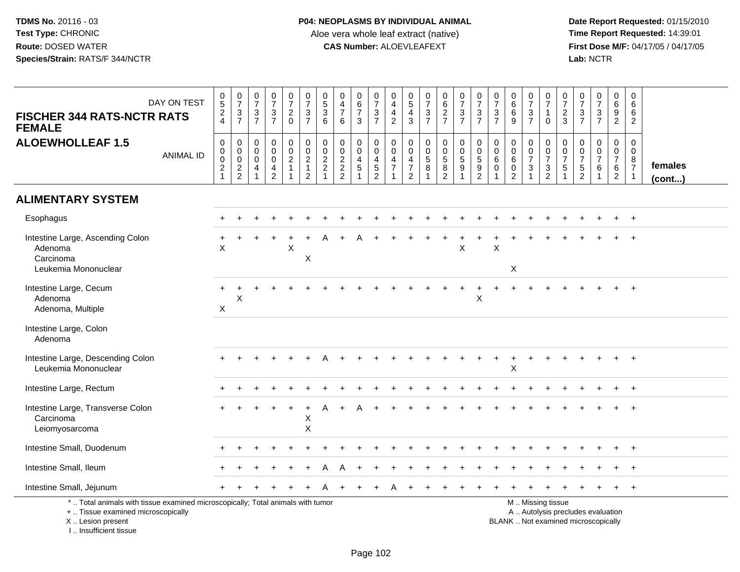**TDMS No.** 20116 - 03
**Test Type:** CHRONIC
**Route:** DOSED WATER
**Species/Strain:** RATS/F 344/NCTR

**P04: NEOPLASMS BY INDIVIDUAL ANIMAL**
Aloe vera whole leaf extract (native)
**CAS Number:** ALOEVLEAFEXT

**Date Report Requested:** 01/15/2010
**Time Report Requested:** 14:39:01
**First Dose M/F:** 04/17/05 / 04/17/05
**Lab:** NCTR

## FISCHER 344 RATS-NCTR RATS FEMALE
## ALOEWHOLLEAF 1.5

| DAY ON TEST | 0524 | 0737 | 0737 | 0737 | 0720 | 0737 | 0536 | 0476 | 0673 | 0737 | 0442 | 0543 | 0737 | 0627 | 0737 | 0737 | 0737 | 0669 | 0737 | 0710 | 0723 | 0737 | 0737 | 0692 | 0662 | |
|---|---|---|---|---|---|---|---|---|---|---|---|---|---|---|---|---|---|---|---|---|---|---|---|---|---|---|
| **ANIMAL ID** | 00021 | 00022 | 00041 | 00042 | 00211 | 00212 | 00221 | 00222 | 00451 | 00452 | 00471 | 00472 | 00581 | 00582 | 00591 | 00592 | 00601 | 00602 | 00731 | 00732 | 00751 | 00752 | 00761 | 00762 | 00871 | **females (cont...)** |
| **ALIMENTARY SYSTEM** | | | | | | | | | | | | | | | | | | | | | | | | | | |
| Esophagus | + | + | + | + | + | + | + | + | + | + | + | + | + | + | + | + | + | + | + | + | + | + | + | + | + | |
| Intestine Large, Ascending Colon | + | + | + | + | + | + | A | + | A | + | + | + | + | + | + | + | + | + | + | + | + | + | + | + | + | |
| Adenoma | X | | | | X | | | | | | | | | | X | | X | | | | | | | | | |
| Carcinoma | | | | | | X | | | | | | | | | | | | | | | | | | | | |
| Leukemia Mononuclear | | | | | | | | | | | | | | | | | | X | | | | | | | | |
| Intestine Large, Cecum | + | + | + | + | + | + | + | + | + | + | + | + | + | + | + | + | + | + | + | + | + | + | + | + | + | |
| Adenoma | | X | | | | | | | | | | | | | | X | | | | | | | | | | |
| Adenoma, Multiple | X | | | | | | | | | | | | | | | | | | | | | | | | | |
| Intestine Large, Colon | | | | | | | | | | | | | | | | | | | | | | | | | | |
| Adenoma | | | | | | | | | | | | | | | | | | | | | | | | | | |
| Intestine Large, Descending Colon | + | + | + | + | + | + | A | + | + | + | + | + | + | + | + | + | + | + | + | + | + | + | + | + | + | |
| Leukemia Mononuclear | | | | | | | | | | | | | | | | | | X | | | | | | | | |
| Intestine Large, Rectum | + | + | + | + | + | + | + | + | + | + | + | + | + | + | + | + | + | + | + | + | + | + | + | + | + | |
| Intestine Large, Transverse Colon | + | + | + | + | + | + | A | + | A | + | + | + | + | + | + | + | + | + | + | + | + | + | + | + | + | |
| Carcinoma | | | | | | X | | | | | | | | | | | | | | | | | | | | |
| Leiomyosarcoma | | | | | | X | | | | | | | | | | | | | | | | | | | | |
| Intestine Small, Duodenum | + | + | + | + | + | + | + | + | + | + | + | + | + | + | + | + | + | + | + | + | + | + | + | + | + | |
| Intestine Small, Ileum | + | + | + | + | + | + | A | A | + | + | + | + | + | + | + | + | + | + | + | + | + | + | + | + | + | |
| Intestine Small, Jejunum | + | + | + | + | + | + | A | + | + | + | A | + | + | + | + | + | + | + | + | + | + | + | + | + | + | |

\* .. Total animals with tissue examined microscopically; Total animals with tumor
\+ .. Tissue examined microscopically
X .. Lesion present
I .. Insufficient tissue

M .. Missing tissue
A .. Autolysis precludes evaluation
BLANK .. Not examined microscopically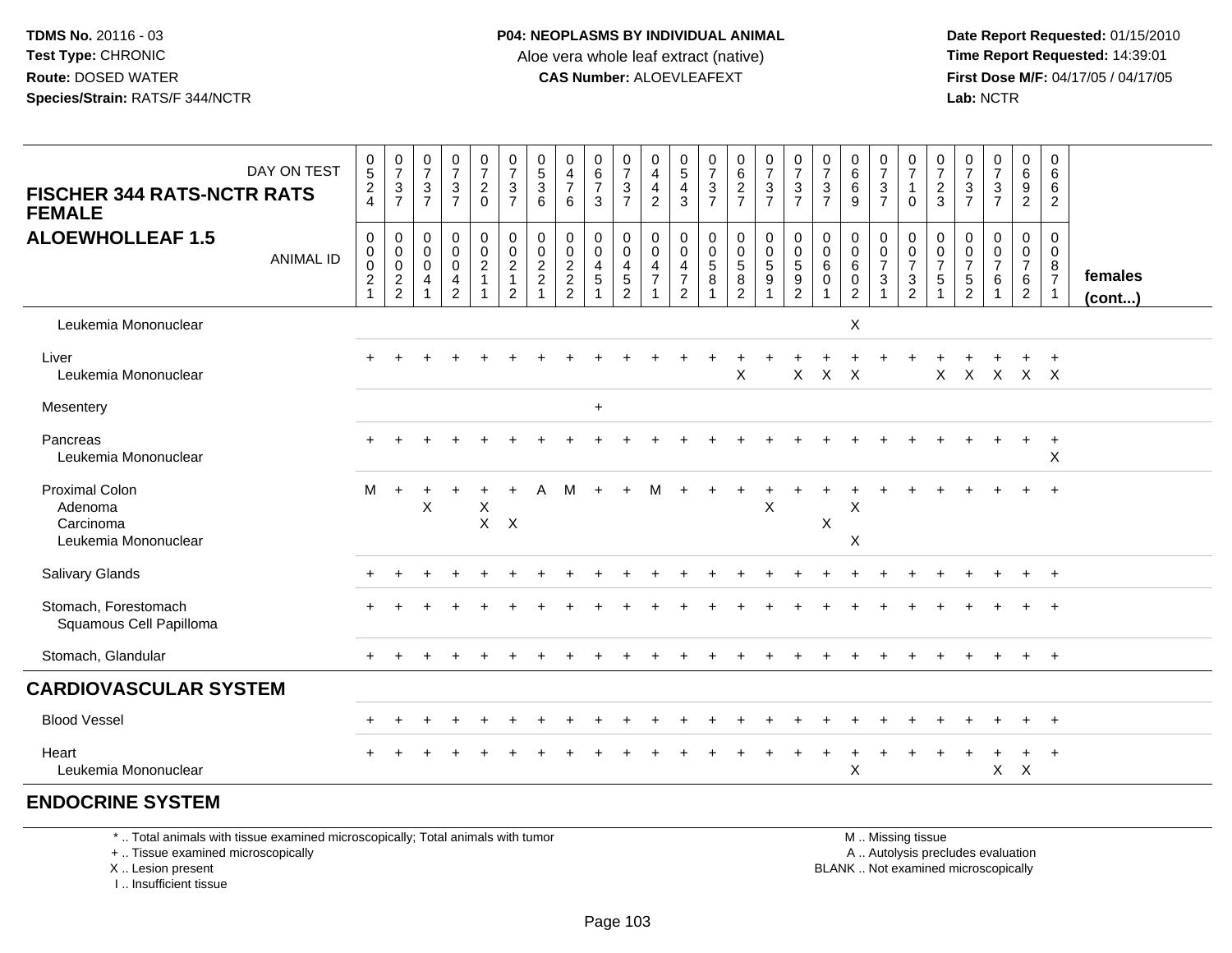**TDMS No.** 20116 - 03
**Test Type:** CHRONIC
**Route:** DOSED WATER
**Species/Strain:** RATS/F 344/NCTR

**P04: NEOPLASMS BY INDIVIDUAL ANIMAL**
Aloe vera whole leaf extract (native)
**CAS Number:** ALOEVLEAFEXT

**Date Report Requested:** 01/15/2010
**Time Report Requested:** 14:39:01
**First Dose M/F:** 04/17/05 / 04/17/05
**Lab:** NCTR

| FISCHER 344 RATS-NCTR RATS FEMALE / ALOEWHOLLEAF 1.5 — DAY ON TEST | 0524 | 0737 | 0737 | 0737 | 0720 | 0737 | 0536 | 0476 | 0673 | 0737 | 0442 | 0543 | 0737 | 0627 | 0737 | 0737 | 0737 | 0669 | 0737 | 0710 | 0723 | 0737 | 0737 | 0692 | 0662 | |
|---|---|---|---|---|---|---|---|---|---|---|---|---|---|---|---|---|---|---|---|---|---|---|---|---|---|---|
| ANIMAL ID | 00021 | 00022 | 00041 | 00042 | 00211 | 00212 | 00221 | 00222 | 00451 | 00452 | 00471 | 00472 | 00581 | 00582 | 00591 | 00592 | 00601 | 00602 | 00731 | 00732 | 00751 | 00752 | 00761 | 00762 | 00871 | females (cont...) |
| Leukemia Mononuclear | | | | | | | | | | | | | | | | | | X | | | | | | | | |
| Liver | + | + | + | + | + | + | + | + | + | + | + | + | + | + | + | + | + | + | + | + | + | + | + | + | + | |
| Leukemia Mononuclear | | | | | | | | | | | | | | X | | X | X | X | | | X | X | X | X | X | |
| Mesentery | | | | | | | | | + | | | | | | | | | | | | | | | | | |
| Pancreas | + | + | + | + | + | + | + | + | + | + | + | + | + | + | + | + | + | + | + | + | + | + | + | + | + | |
| Leukemia Mononuclear | | | | | | | | | | | | | | | | | | | | | | | | | X | |
| Proximal Colon | M | + | + | + | + | + | A | M | + | + | M | + | + | + | + | + | + | + | + | + | + | + | + | + | + | |
| Adenoma | | | X | | X | | | | | | | | | | X | | | X | | | | | | | | |
| Carcinoma | | | | | X | X | | | | | | | | | | | X | | | | | | | | | |
| Leukemia Mononuclear | | | | | | | | | | | | | | | | | | X | | | | | | | | |
| Salivary Glands | + | + | + | + | + | + | + | + | + | + | + | + | + | + | + | + | + | + | + | + | + | + | + | + | + | |
| Stomach, Forestomach | + | + | + | + | + | + | + | + | + | + | + | + | + | + | + | + | + | + | + | + | + | + | + | + | + | |
| Squamous Cell Papilloma | | | | | | | | | | | | | | | | | | | | | | | | | | |
| Stomach, Glandular | + | + | + | + | + | + | + | + | + | + | + | + | + | + | + | + | + | + | + | + | + | + | + | + | + | |
| **CARDIOVASCULAR SYSTEM** | | | | | | | | | | | | | | | | | | | | | | | | | | |
| Blood Vessel | + | + | + | + | + | + | + | + | + | + | + | + | + | + | + | + | + | + | + | + | + | + | + | + | + | |
| Heart | + | + | + | + | + | + | + | + | + | + | + | + | + | + | + | + | + | + | + | + | + | + | + | + | + | |
| Leukemia Mononuclear | | | | | | | | | | | | | | | | | | X | | | | | X | X | | |
| **ENDOCRINE SYSTEM** | | | | | | | | | | | | | | | | | | | | | | | | | | |

\* .. Total animals with tissue examined microscopically; Total animals with tumor
\+ .. Tissue examined microscopically
X .. Lesion present
I .. Insufficient tissue

M .. Missing tissue
A .. Autolysis precludes evaluation
BLANK .. Not examined microscopically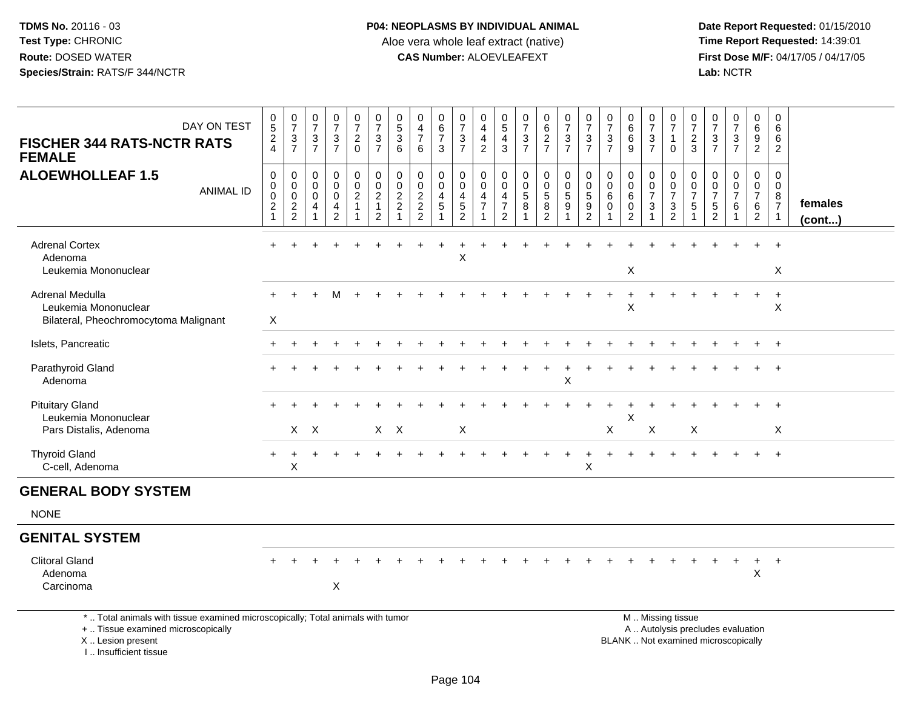**TDMS No.** 20116 - 03
**Test Type:** CHRONIC
**Route:** DOSED WATER
**Species/Strain:** RATS/F 344/NCTR

**P04: NEOPLASMS BY INDIVIDUAL ANIMAL**
Aloe vera whole leaf extract (native)
**CAS Number:** ALOEVLEAFEXT

**Date Report Requested:** 01/15/2010
**Time Report Requested:** 14:39:01
**First Dose M/F:** 04/17/05 / 04/17/05
**Lab:** NCTR

| FISCHER 344 RATS-NCTR RATS FEMALE ALOEWHOLLEAF 1.5 — DAY ON TEST | 0524 | 0737 | 0737 | 0737 | 0720 | 0737 | 0536 | 0476 | 0673 | 0737 | 0442 | 0543 | 0737 | 0627 | 0737 | 0737 | 0737 | 0669 | 0737 | 0710 | 0723 | 0737 | 0737 | 0692 | 0662 | |
|---|---|---|---|---|---|---|---|---|---|---|---|---|---|---|---|---|---|---|---|---|---|---|---|---|---|---|
| **ANIMAL ID** | 00021 | 00022 | 00041 | 00042 | 00211 | 00212 | 00221 | 00222 | 00451 | 00452 | 00471 | 00472 | 00581 | 00582 | 00591 | 00592 | 00601 | 00602 | 00731 | 00732 | 00751 | 00752 | 00761 | 00762 | 00871 | **females (cont...)** |
| Adrenal Cortex | + | + | + | + | + | + | + | + | + | + | + | + | + | + | + | + | + | + | + | + | + | + | + | + | + | |
| Adenoma | | | | | | | | | | X | | | | | | | | | | | | | | | | |
| Leukemia Mononuclear | | | | | | | | | | | | | | | | | | X | | | | | | | X | |
| Adrenal Medulla | + | + | + | M | + | + | + | + | + | + | + | + | + | + | + | + | + | + | + | + | + | + | + | + | + | |
| Leukemia Mononuclear | | | | | | | | | | | | | | | | | | X | | | | | | | X | |
| Bilateral, Pheochromocytoma Malignant | X | | | | | | | | | | | | | | | | | | | | | | | | | |
| Islets, Pancreatic | + | + | + | + | + | + | + | + | + | + | + | + | + | + | + | + | + | + | + | + | + | + | + | + | + | |
| Parathyroid Gland | + | + | + | + | + | + | + | + | + | + | + | + | + | + | + | + | + | + | + | + | + | + | + | + | + | |
| Adenoma | | | | | | | | | | | | | | | X | | | | | | | | | | | |
| Pituitary Gland | + | + | + | + | + | + | + | + | + | + | + | + | + | + | + | + | + | + | + | + | + | + | + | + | + | |
| Leukemia Mononuclear | | | | | | | | | | | | | | | | | | X | | | | | | | | |
| Pars Distalis, Adenoma | | X | X | | | X | X | | | X | | | | | | | X | | X | | X | | | | X | |
| Thyroid Gland | + | + | + | + | + | + | + | + | + | + | + | + | + | + | + | + | + | + | + | + | + | + | + | + | + | |
| C-cell, Adenoma | | X | | | | | | | | | | | | | | X | | | | | | | | | | |

## GENERAL BODY SYSTEM

NONE

## GENITAL SYSTEM

| | | | | | | | | | | | | | | | | | | | | | | | | | | |
|---|---|---|---|---|---|---|---|---|---|---|---|---|---|---|---|---|---|---|---|---|---|---|---|---|---|---|
| Clitoral Gland | + | + | + | + | + | + | + | + | + | + | + | + | + | + | + | + | + | + | + | + | + | + | + | + | + | |
| Adenoma | | | | | | | | | | | | | | | | | | | | | | | | X | | |
| Carcinoma | | | | X | | | | | | | | | | | | | | | | | | | | | | |

\* .. Total animals with tissue examined microscopically; Total animals with tumor
\+ .. Tissue examined microscopically
X .. Lesion present
I .. Insufficient tissue

M .. Missing tissue
A .. Autolysis precludes evaluation
BLANK .. Not examined microscopically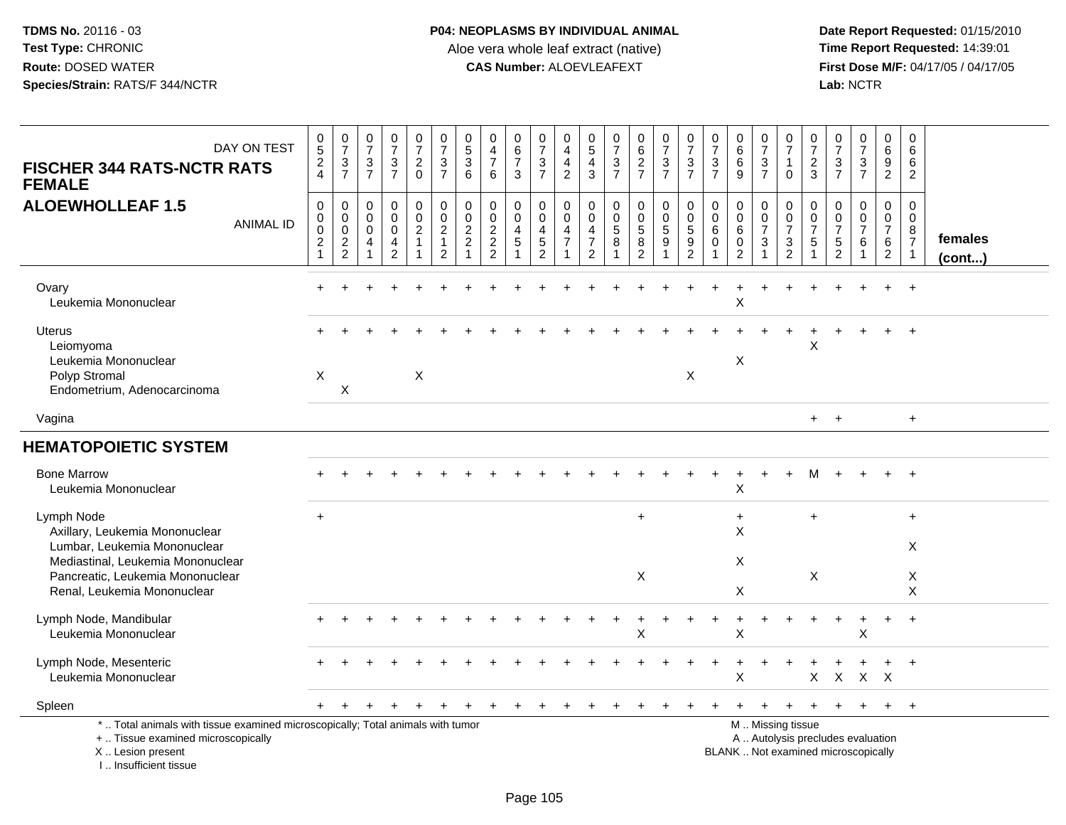TDMS No. 20116 - 03
Test Type: CHRONIC
Route: DOSED WATER
Species/Strain: RATS/F 344/NCTR

**P04: NEOPLASMS BY INDIVIDUAL ANIMAL**
Aloe vera whole leaf extract (native)
**CAS Number:** ALOEVLEAFEXT

Date Report Requested: 01/15/2010
Time Report Requested: 14:39:01
First Dose M/F: 04/17/05 / 04/17/05
Lab: NCTR

## FISCHER 344 RATS-NCTR RATS FEMALE
## ALOEWHOLLEAF 1.5

| DAY ON TEST | 0524 | 0737 | 0737 | 0737 | 0720 | 0737 | 0536 | 0476 | 0673 | 0737 | 0442 | 0543 | 0737 | 0627 | 0737 | 0737 | 0737 | 0669 | 0737 | 0710 | 0723 | 0737 | 0737 | 0692 | 0662 | |
|---|---|---|---|---|---|---|---|---|---|---|---|---|---|---|---|---|---|---|---|---|---|---|---|---|---|---|
| **ANIMAL ID** | 00021 | 00022 | 00041 | 00042 | 00211 | 00212 | 00221 | 00222 | 00451 | 00452 | 00471 | 00472 | 00581 | 00582 | 00591 | 00592 | 00601 | 00602 | 00731 | 00732 | 00751 | 00752 | 00761 | 00762 | 00871 | **females (cont...)** |
| Ovary | + | + | + | + | + | + | + | + | + | + | + | + | + | + | + | + | + | + | + | + | + | + | + | + | + | |
| Leukemia Mononuclear | | | | | | | | | | | | | | | | | | X | | | | | | | | |
| Uterus | + | + | + | + | + | + | + | + | + | + | + | + | + | + | + | + | + | + | + | + | + | + | + | + | + | |
| Leiomyoma | | | | | | | | | | | | | | | | | | | | | X | | | | | |
| Leukemia Mononuclear | | | | | | | | | | | | | | | | | | X | | | | | | | | |
| Polyp Stromal | X | | | | X | | | | | | | | | | | X | | | | | | | | | | |
| Endometrium, Adenocarcinoma | | X | | | | | | | | | | | | | | | | | | | | | | | | |
| Vagina | | | | | | | | | | | | | | | | | | | | | + | + | | | + | |
| **HEMATOPOIETIC SYSTEM** | | | | | | | | | | | | | | | | | | | | | | | | | | |
| Bone Marrow | + | + | + | + | + | + | + | + | + | + | + | + | + | + | + | + | + | + | + | + | M | + | + | + | + | |
| Leukemia Mononuclear | | | | | | | | | | | | | | | | | | X | | | | | | | | |
| Lymph Node | + | | | | | | | | | | | | | + | | | | + | | | + | | | | + | |
| Axillary, Leukemia Mononuclear | | | | | | | | | | | | | | | | | | X | | | | | | | | |
| Lumbar, Leukemia Mononuclear | | | | | | | | | | | | | | | | | | | | | | | | | X | |
| Mediastinal, Leukemia Mononuclear | | | | | | | | | | | | | | | | | | X | | | | | | | | |
| Pancreatic, Leukemia Mononuclear | | | | | | | | | | | | | | X | | | | | | | X | | | | X | |
| Renal, Leukemia Mononuclear | | | | | | | | | | | | | | | | | | X | | | | | | | X | |
| Lymph Node, Mandibular | + | + | + | + | + | + | + | + | + | + | + | + | + | + | + | + | + | + | + | + | + | + | + | + | + | |
| Leukemia Mononuclear | | | | | | | | | | | | | | X | | | | X | | | | | X | | | |
| Lymph Node, Mesenteric | + | + | + | + | + | + | + | + | + | + | + | + | + | + | + | + | + | + | + | + | + | + | + | + | + | |
| Leukemia Mononuclear | | | | | | | | | | | | | | | | | | X | | | X | X | X | X | | |
| Spleen | + | + | + | + | + | + | + | + | + | + | + | + | + | + | + | + | + | + | + | + | + | + | + | + | + | |

\* .. Total animals with tissue examined microscopically; Total animals with tumor
+ .. Tissue examined microscopically
X .. Lesion present
I .. Insufficient tissue

M .. Missing tissue
A .. Autolysis precludes evaluation
BLANK .. Not examined microscopically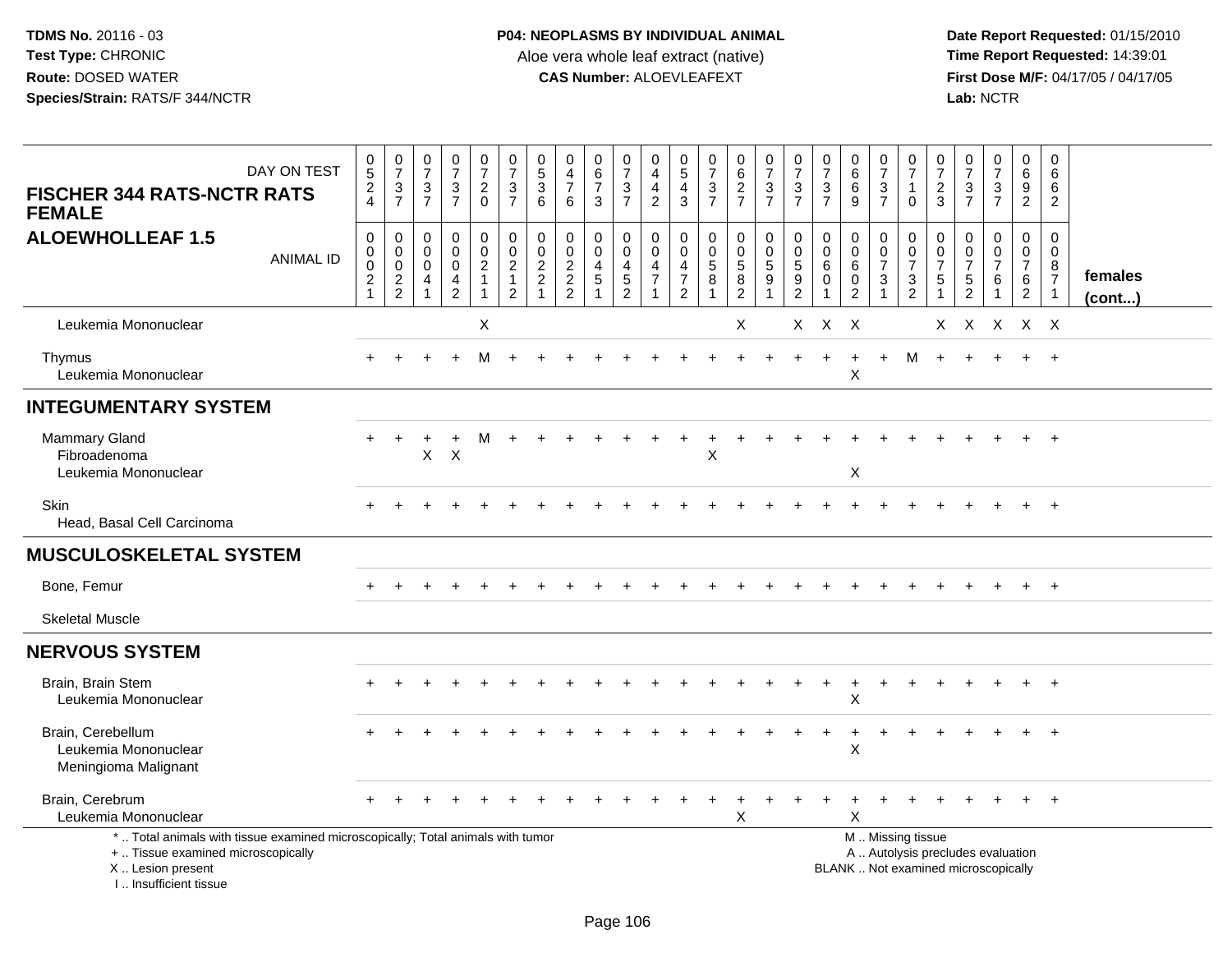TDMS No. 20116 - 03
Test Type: CHRONIC
Route: DOSED WATER
Species/Strain: RATS/F 344/NCTR

**P04: NEOPLASMS BY INDIVIDUAL ANIMAL**
Aloe vera whole leaf extract (native)
**CAS Number:** ALOEVLEAFEXT

Date Report Requested: 01/15/2010
Time Report Requested: 14:39:01
First Dose M/F: 04/17/05 / 04/17/05
Lab: NCTR

**FISCHER 344 RATS-NCTR RATS FEMALE**
**ALOEWHOLLEAF 1.5**

| DAY ON TEST | 0524 | 0737 | 0737 | 0737 | 0720 | 0737 | 0536 | 0476 | 0673 | 0737 | 0442 | 0543 | 0737 | 0627 | 0737 | 0737 | 0737 | 0669 | 0737 | 0710 | 0723 | 0737 | 0737 | 0692 | 0662 | |
|---|---|---|---|---|---|---|---|---|---|---|---|---|---|---|---|---|---|---|---|---|---|---|---|---|---|---|
| **ANIMAL ID** | 00021 | 00022 | 00041 | 00042 | 00211 | 00212 | 00221 | 00222 | 00451 | 00452 | 00471 | 00472 | 00581 | 00582 | 00591 | 00592 | 00601 | 00602 | 00731 | 00732 | 00751 | 00752 | 00761 | 00762 | 00871 | **females (cont...)** |
| Leukemia Mononuclear | | | | | X | | | | | | | | | X | | X | X | X | | | X | X | X | X | X | |
| Thymus | + | + | + | + | M | + | + | + | + | + | + | + | + | + | + | + | + | + | + | M | + | + | + | + | + | |
| Leukemia Mononuclear | | | | | | | | | | | | | | | | | | X | | | | | | | | |
| **INTEGUMENTARY SYSTEM** | | | | | | | | | | | | | | | | | | | | | | | | | | |
| Mammary Gland | + | + | + | + | M | + | + | + | + | + | + | + | + | + | + | + | + | + | + | + | + | + | + | + | + | |
| Fibroadenoma | | | X | X | | | | | | | | | X | | | | | | | | | | | | | |
| Leukemia Mononuclear | | | | | | | | | | | | | | | | | | X | | | | | | | | |
| Skin | + | + | + | + | + | + | + | + | + | + | + | + | + | + | + | + | + | + | + | + | + | + | + | + | + | |
| Head, Basal Cell Carcinoma | | | | | | | | | | | | | | | | | | | | | | | | | | |
| **MUSCULOSKELETAL SYSTEM** | | | | | | | | | | | | | | | | | | | | | | | | | | |
| Bone, Femur | + | + | + | + | + | + | + | + | + | + | + | + | + | + | + | + | + | + | + | + | + | + | + | + | + | |
| Skeletal Muscle | | | | | | | | | | | | | | | | | | | | | | | | | | |
| **NERVOUS SYSTEM** | | | | | | | | | | | | | | | | | | | | | | | | | | |
| Brain, Brain Stem | + | + | + | + | + | + | + | + | + | + | + | + | + | + | + | + | + | + | + | + | + | + | + | + | + | |
| Leukemia Mononuclear | | | | | | | | | | | | | | | | | | X | | | | | | | | |
| Brain, Cerebellum | + | + | + | + | + | + | + | + | + | + | + | + | + | + | + | + | + | + | + | + | + | + | + | + | + | |
| Leukemia Mononuclear | | | | | | | | | | | | | | | | | | X | | | | | | | | |
| Meningioma Malignant | | | | | | | | | | | | | | | | | | | | | | | | | | |
| Brain, Cerebrum | + | + | + | + | + | + | + | + | + | + | + | + | + | + | + | + | + | + | + | + | + | + | + | + | + | |
| Leukemia Mononuclear | | | | | | | | | | | | | | X | | | | X | | | | | | | | |

\* .. Total animals with tissue examined microscopically; Total animals with tumor
\+ .. Tissue examined microscopically
X .. Lesion present
I .. Insufficient tissue

M .. Missing tissue
A .. Autolysis precludes evaluation
BLANK .. Not examined microscopically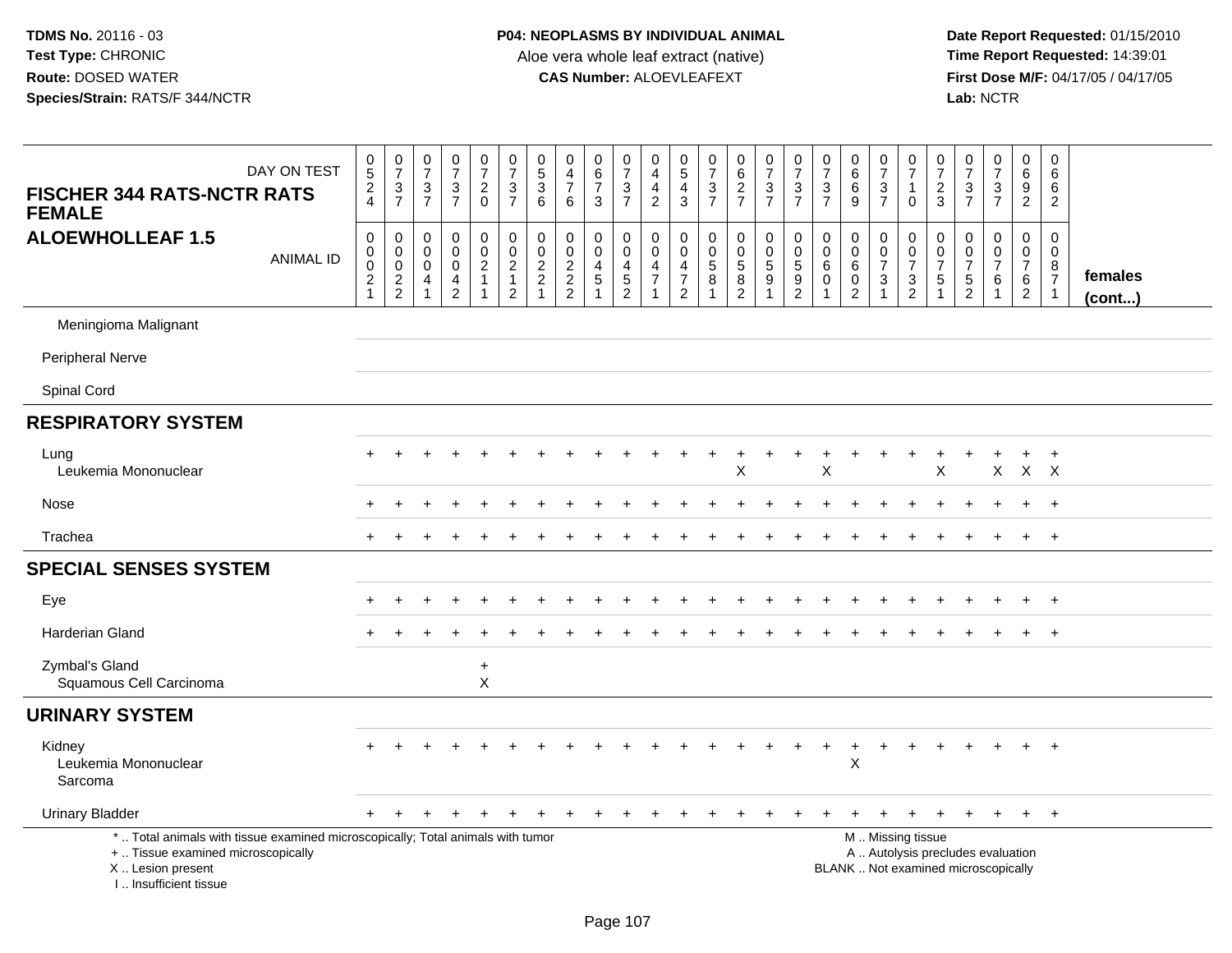**TDMS No.** 20116 - 03
**Test Type:** CHRONIC
**Route:** DOSED WATER
**Species/Strain:** RATS/F 344/NCTR

**P04: NEOPLASMS BY INDIVIDUAL ANIMAL**
Aloe vera whole leaf extract (native)
**CAS Number:** ALOEVLEAFEXT

**Date Report Requested:** 01/15/2010
**Time Report Requested:** 14:39:01
**First Dose M/F:** 04/17/05 / 04/17/05
**Lab:** NCTR

| FISCHER 344 RATS-NCTR RATS FEMALE ALOEWHOLLEAF 1.5 — DAY ON TEST | 0524 | 0737 | 0737 | 0737 | 0720 | 0737 | 0536 | 0476 | 0673 | 0737 | 0442 | 0543 | 0737 | 0627 | 0737 | 0737 | 0737 | 0669 | 0737 | 0710 | 0723 | 0737 | 0737 | 0692 | 0662 | |
|---|---|---|---|---|---|---|---|---|---|---|---|---|---|---|---|---|---|---|---|---|---|---|---|---|---|---|
| ANIMAL ID | 00021 | 00022 | 00041 | 00042 | 00211 | 00212 | 00221 | 00222 | 00451 | 00452 | 00471 | 00472 | 00581 | 00582 | 00591 | 00592 | 00601 | 00602 | 00731 | 00732 | 00751 | 00752 | 00761 | 00762 | 00871 | females (cont...) |
| Meningioma Malignant | | | | | | | | | | | | | | | | | | | | | | | | | | |
| Peripheral Nerve | | | | | | | | | | | | | | | | | | | | | | | | | | |
| Spinal Cord | | | | | | | | | | | | | | | | | | | | | | | | | | |
| **RESPIRATORY SYSTEM** | | | | | | | | | | | | | | | | | | | | | | | | | | |
| Lung | + | + | + | + | + | + | + | + | + | + | + | + | + | + | + | + | + | + | + | + | + | + | + | + | + | |
| Leukemia Mononuclear | | | | | | | | | | | | | | X | | | X | | | | X | | X | X | X | |
| Nose | + | + | + | + | + | + | + | + | + | + | + | + | + | + | + | + | + | + | + | + | + | + | + | + | + | |
| Trachea | + | + | + | + | + | + | + | + | + | + | + | + | + | + | + | + | + | + | + | + | + | + | + | + | + | |
| **SPECIAL SENSES SYSTEM** | | | | | | | | | | | | | | | | | | | | | | | | | | |
| Eye | + | + | + | + | + | + | + | + | + | + | + | + | + | + | + | + | + | + | + | + | + | + | + | + | + | |
| Harderian Gland | + | + | + | + | + | + | + | + | + | + | + | + | + | + | + | + | + | + | + | + | + | + | + | + | + | |
| Zymbal's Gland | | | | | + | | | | | | | | | | | | | | | | | | | | | |
| Squamous Cell Carcinoma | | | | | X | | | | | | | | | | | | | | | | | | | | | |
| **URINARY SYSTEM** | | | | | | | | | | | | | | | | | | | | | | | | | | |
| Kidney | + | + | + | + | + | + | + | + | + | + | + | + | + | + | + | + | + | + | + | + | + | + | + | + | + | |
| Leukemia Mononuclear | | | | | | | | | | | | | | | | | | X | | | | | | | | |
| Sarcoma | | | | | | | | | | | | | | | | | | | | | | | | | | |
| Urinary Bladder | + | + | + | + | + | + | + | + | + | + | + | + | + | + | + | + | + | + | + | + | + | + | + | + | + | |

\* .. Total animals with tissue examined microscopically; Total animals with tumor
\+ .. Tissue examined microscopically
X .. Lesion present
I .. Insufficient tissue

M .. Missing tissue
A .. Autolysis precludes evaluation
BLANK .. Not examined microscopically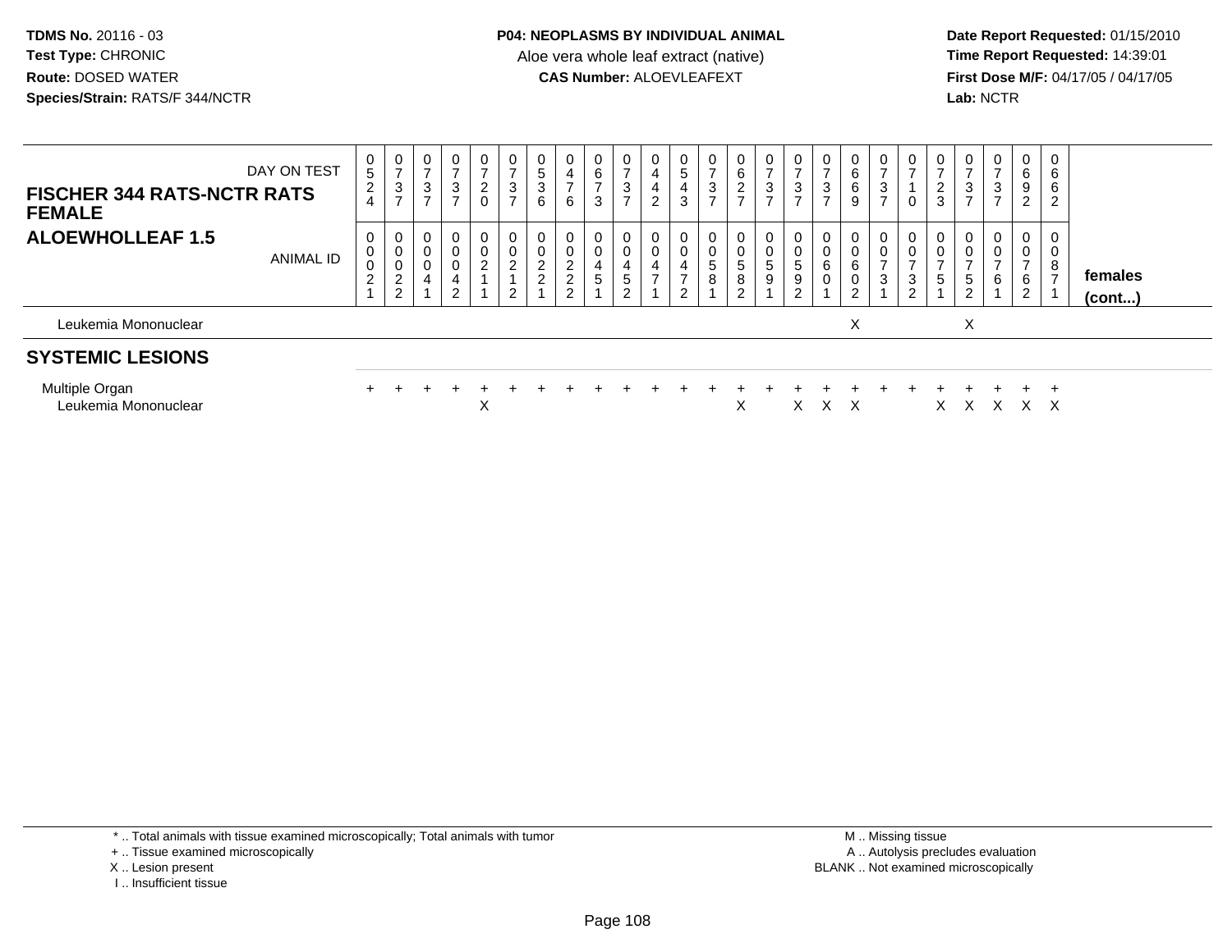**TDMS No.** 20116 - 03
**Test Type:** CHRONIC
**Route:** DOSED WATER
**Species/Strain:** RATS/F 344/NCTR

**P04: NEOPLASMS BY INDIVIDUAL ANIMAL**
Aloe vera whole leaf extract (native)
**CAS Number:** ALOEVLEAFEXT

**Date Report Requested:** 01/15/2010
**Time Report Requested:** 14:39:01
**First Dose M/F:** 04/17/05 / 04/17/05
**Lab:** NCTR

| **FISCHER 344 RATS-NCTR RATS FEMALE** DAY ON TEST | 0524 | 0737 | 0737 | 0737 | 0720 | 0737 | 0536 | 0476 | 0673 | 0737 | 0442 | 0543 | 0737 | 0627 | 0737 | 0737 | 0737 | 0669 | 0737 | 0710 | 0723 | 0737 | 0737 | 0692 | 0662 | |
|---|---|---|---|---|---|---|---|---|---|---|---|---|---|---|---|---|---|---|---|---|---|---|---|---|---|---|
| **ALOEWHOLLEAF 1.5** ANIMAL ID | 00021 | 00022 | 00041 | 00042 | 00211 | 00212 | 00221 | 00222 | 00451 | 00452 | 00471 | 00472 | 00581 | 00582 | 00591 | 00592 | 00601 | 00602 | 00731 | 00732 | 00751 | 00752 | 00761 | 00762 | 00871 | **females (cont...)** |
| Leukemia Mononuclear | | | | | | | | | | | | | | | | | | X | | | | X | | | | |
| **SYSTEMIC LESIONS** | | | | | | | | | | | | | | | | | | | | | | | | | | |
| Multiple Organ | + | + | + | + | + | + | + | + | + | + | + | + | + | + | + | + | + | + | + | + | + | + | + | + | + | |
| Leukemia Mononuclear | | | | | X | | | | | | | | | X | | X | X | X | | | X | X | X | X | X | |

\* .. Total animals with tissue examined microscopically; Total animals with tumor
\+ .. Tissue examined microscopically
X .. Lesion present
I .. Insufficient tissue

M .. Missing tissue
A .. Autolysis precludes evaluation
BLANK .. Not examined microscopically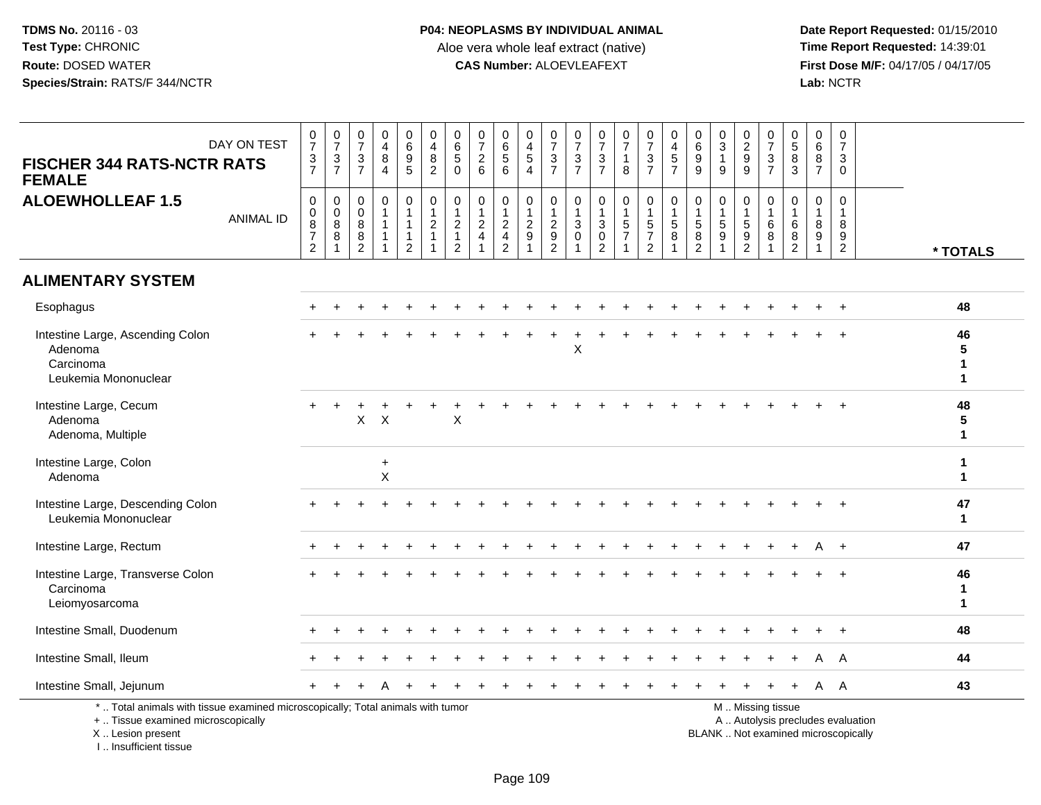**TDMS No.** 20116 - 03
**Test Type:** CHRONIC
**Route:** DOSED WATER
**Species/Strain:** RATS/F 344/NCTR

**P04: NEOPLASMS BY INDIVIDUAL ANIMAL**
Aloe vera whole leaf extract (native)
**CAS Number:** ALOEVLEAFEXT

**Date Report Requested:** 01/15/2010
**Time Report Requested:** 14:39:01
**First Dose M/F:** 04/17/05 / 04/17/05
**Lab:** NCTR

## FISCHER 344 RATS-NCTR RATS FEMALE
## ALOEWHOLLEAF 1.5

| DAY ON TEST | 0737 | 0737 | 0737 | 0484 | 0695 | 0482 | 0650 | 0726 | 0656 | 0454 | 0737 | 0737 | 0737 | 0718 | 0737 | 0457 | 0699 | 0319 | 0299 | 0737 | 0583 | 0687 | 0730 | |
|---|---|---|---|---|---|---|---|---|---|---|---|---|---|---|---|---|---|---|---|---|---|---|---|---|
| **ANIMAL ID** | 00872 | 00881 | 00882 | 01111 | 01112 | 01211 | 01212 | 01241 | 01242 | 01291 | 01292 | 01301 | 01302 | 01571 | 01572 | 01581 | 01582 | 01591 | 01592 | 01681 | 01682 | 01891 | 01892 | *** TOTALS** |
| **ALIMENTARY SYSTEM** | | | | | | | | | | | | | | | | | | | | | | | | |
| Esophagus | + | + | + | + | + | + | + | + | + | + | + | + | + | + | + | + | + | + | + | + | + | + | + | **48** |
| Intestine Large, Ascending Colon | + | + | + | + | + | + | + | + | + | + | + | + | + | + | + | + | + | + | + | + | + | + | + | **46** |
| Adenoma | | | | | | | | | | | | X | | | | | | | | | | | | **5** |
| Carcinoma | | | | | | | | | | | | | | | | | | | | | | | | **1** |
| Leukemia Mononuclear | | | | | | | | | | | | | | | | | | | | | | | | **1** |
| Intestine Large, Cecum | + | + | + | + | + | + | + | + | + | + | + | + | + | + | + | + | + | + | + | + | + | + | + | **48** |
| Adenoma | | | X | X | | | X | | | | | | | | | | | | | | | | | **5** |
| Adenoma, Multiple | | | | | | | | | | | | | | | | | | | | | | | | **1** |
| Intestine Large, Colon | | | | + | | | | | | | | | | | | | | | | | | | | **1** |
| Adenoma | | | | X | | | | | | | | | | | | | | | | | | | | **1** |
| Intestine Large, Descending Colon | + | + | + | + | + | + | + | + | + | + | + | + | + | + | + | + | + | + | + | + | + | + | + | **47** |
| Leukemia Mononuclear | | | | | | | | | | | | | | | | | | | | | | | | **1** |
| Intestine Large, Rectum | + | + | + | + | + | + | + | + | + | + | + | + | + | + | + | + | + | + | + | + | + | A | + | **47** |
| Intestine Large, Transverse Colon | + | + | + | + | + | + | + | + | + | + | + | + | + | + | + | + | + | + | + | + | + | + | + | **46** |
| Carcinoma | | | | | | | | | | | | | | | | | | | | | | | | **1** |
| Leiomyosarcoma | | | | | | | | | | | | | | | | | | | | | | | | **1** |
| Intestine Small, Duodenum | + | + | + | + | + | + | + | + | + | + | + | + | + | + | + | + | + | + | + | + | + | + | + | **48** |
| Intestine Small, Ileum | + | + | + | + | + | + | + | + | + | + | + | + | + | + | + | + | + | + | + | + | + | A | A | **44** |
| Intestine Small, Jejunum | + | + | + | A | + | + | + | + | + | + | + | + | + | + | + | + | + | + | + | + | + | A | A | **43** |

\* .. Total animals with tissue examined microscopically; Total animals with tumor
\+ .. Tissue examined microscopically
X .. Lesion present
I .. Insufficient tissue

M .. Missing tissue
A .. Autolysis precludes evaluation
BLANK .. Not examined microscopically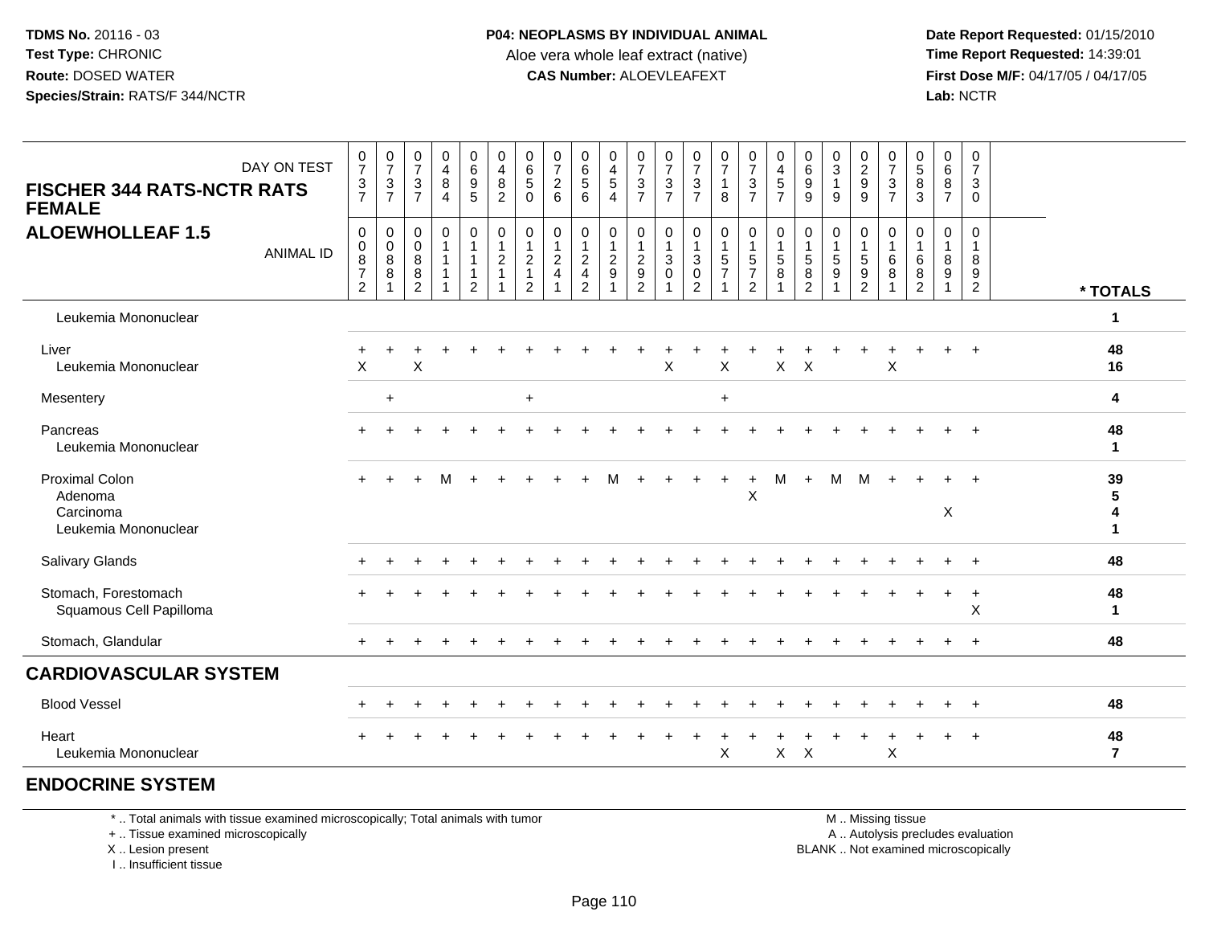**TDMS No.** 20116 - 03
**Test Type:** CHRONIC
**Route:** DOSED WATER
**Species/Strain:** RATS/F 344/NCTR

**P04: NEOPLASMS BY INDIVIDUAL ANIMAL**
Aloe vera whole leaf extract (native)
**CAS Number:** ALOEVLEAFEXT

**Date Report Requested:** 01/15/2010
**Time Report Requested:** 14:39:01
**First Dose M/F:** 04/17/05 / 04/17/05
**Lab:** NCTR

| FISCHER 344 RATS-NCTR RATS FEMALE / ALOEWHOLLEAF 1.5 — DAY ON TEST | 0737 | 0737 | 0737 | 0484 | 0695 | 0482 | 0650 | 0726 | 0656 | 0454 | 0737 | 0737 | 0737 | 0718 | 0737 | 0457 | 0699 | 0319 | 0299 | 0737 | 0583 | 0687 | 0730 | * TOTALS |
|---|---|---|---|---|---|---|---|---|---|---|---|---|---|---|---|---|---|---|---|---|---|---|---|---|
| ANIMAL ID | 00872 | 00881 | 00882 | 01111 | 01112 | 01211 | 01212 | 01241 | 01242 | 01291 | 01292 | 01301 | 01302 | 01571 | 01572 | 01581 | 01582 | 01591 | 01592 | 01681 | 01682 | 01891 | 01892 | |
| Leukemia Mononuclear | | | | | | | | | | | | | | | | | | | | | | | | 1 |
| Liver | + | + | + | + | + | + | + | + | + | + | + | + | + | + | + | + | + | + | + | + | + | + | + | 48 |
| Leukemia Mononuclear | X | | X | | | | | | | | | X | | X | | X | X | | | X | | | | 16 |
| Mesentery | | + | | | | | + | | | | | | | + | | | | | | | | | | 4 |
| Pancreas | + | + | + | + | + | + | + | + | + | + | + | + | + | + | + | + | + | + | + | + | + | + | + | 48 |
| Leukemia Mononuclear | | | | | | | | | | | | | | | | | | | | | | | | 1 |
| Proximal Colon | + | + | + | M | + | + | + | + | + | M | + | + | + | + | + | M | + | M | M | + | + | + | + | 39 |
| Adenoma | | | | | | | | | | | | | | | X | | | | | | | | | 5 |
| Carcinoma | | | | | | | | | | | | | | | | | | | | | | X | | 4 |
| Leukemia Mononuclear | | | | | | | | | | | | | | | | | | | | | | | | 1 |
| Salivary Glands | + | + | + | + | + | + | + | + | + | + | + | + | + | + | + | + | + | + | + | + | + | + | + | 48 |
| Stomach, Forestomach | + | + | + | + | + | + | + | + | + | + | + | + | + | + | + | + | + | + | + | + | + | + | + | 48 |
| Squamous Cell Papilloma | | | | | | | | | | | | | | | | | | | | | | | X | 1 |
| Stomach, Glandular | + | + | + | + | + | + | + | + | + | + | + | + | + | + | + | + | + | + | + | + | + | + | + | 48 |
| **CARDIOVASCULAR SYSTEM** | | | | | | | | | | | | | | | | | | | | | | | | |
| Blood Vessel | + | + | + | + | + | + | + | + | + | + | + | + | + | + | + | + | + | + | + | + | + | + | + | 48 |
| Heart | + | + | + | + | + | + | + | + | + | + | + | + | + | + | + | + | + | + | + | + | + | + | + | 48 |
| Leukemia Mononuclear | | | | | | | | | | | | | | X | | X | X | | | X | | | | 7 |
| **ENDOCRINE SYSTEM** | | | | | | | | | | | | | | | | | | | | | | | | |

\* .. Total animals with tissue examined microscopically; Total animals with tumor
\+ .. Tissue examined microscopically
X .. Lesion present
I .. Insufficient tissue

M .. Missing tissue
A .. Autolysis precludes evaluation
BLANK .. Not examined microscopically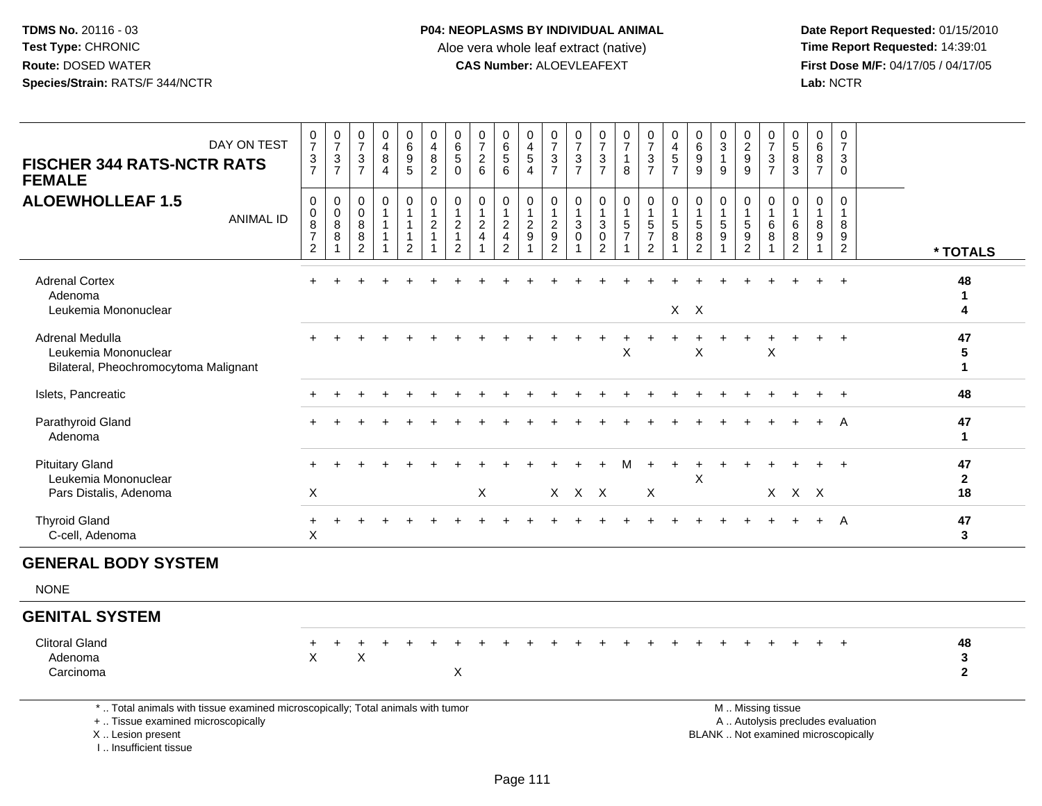**TDMS No.** 20116 - 03
**Test Type:** CHRONIC
**Route:** DOSED WATER
**Species/Strain:** RATS/F 344/NCTR

**P04: NEOPLASMS BY INDIVIDUAL ANIMAL**
Aloe vera whole leaf extract (native)
**CAS Number:** ALOEVLEAFEXT

**Date Report Requested:** 01/15/2010
**Time Report Requested:** 14:39:01
**First Dose M/F:** 04/17/05 / 04/17/05
**Lab:** NCTR

## FISCHER 344 RATS-NCTR RATS FEMALE
## ALOEWHOLLEAF 1.5

| DAY ON TEST | 0737 | 0737 | 0737 | 0484 | 0695 | 0482 | 0650 | 0726 | 0656 | 0454 | 0737 | 0737 | 0737 | 0718 | 0737 | 0457 | 0699 | 0319 | 0299 | 0737 | 0583 | 0687 | 0730 | |
|---|---|---|---|---|---|---|---|---|---|---|---|---|---|---|---|---|---|---|---|---|---|---|---|---|
| **ANIMAL ID** | 00872 | 00881 | 00882 | 01111 | 01112 | 01211 | 01212 | 01241 | 01242 | 01291 | 01292 | 01301 | 01302 | 01571 | 01572 | 01581 | 01582 | 01591 | 01592 | 01681 | 01682 | 01891 | 01892 | *** TOTALS** |
| Adrenal Cortex | + | + | + | + | + | + | + | + | + | + | + | + | + | + | + | + | + | + | + | + | + | + | + | 48 |
| Adenoma | | | | | | | | | | | | | | | | | | | | | | | | 1 |
| Leukemia Mononuclear | | | | | | | | | | | | | | | | X | X | | | | | | | 4 |
| Adrenal Medulla | + | + | + | + | + | + | + | + | + | + | + | + | + | + | + | + | + | + | + | + | + | + | + | 47 |
| Leukemia Mononuclear | | | | | | | | | | | | | | X | | | X | | | X | | | | 5 |
| Bilateral, Pheochromocytoma Malignant | | | | | | | | | | | | | | | | | | | | | | | | 1 |
| Islets, Pancreatic | + | + | + | + | + | + | + | + | + | + | + | + | + | + | + | + | + | + | + | + | + | + | + | 48 |
| Parathyroid Gland | + | + | + | + | + | + | + | + | + | + | + | + | + | + | + | + | + | + | + | + | + | + | A | 47 |
| Adenoma | | | | | | | | | | | | | | | | | | | | | | | | 1 |
| Pituitary Gland | + | + | + | + | + | + | + | + | + | + | + | + | + | M | + | + | + | + | + | + | + | + | + | 47 |
| Leukemia Mononuclear | | | | | | | | | | | | | | | | | X | | | | | | | 2 |
| Pars Distalis, Adenoma | X | | | | | | | X | | | X | X | X | | X | | | | | X | X | X | | 18 |
| Thyroid Gland | + | + | + | + | + | + | + | + | + | + | + | + | + | + | + | + | + | + | + | + | + | + | A | 47 |
| C-cell, Adenoma | X | | | | | | | | | | | | | | | | | | | | | | | 3 |

## GENERAL BODY SYSTEM

NONE

## GENITAL SYSTEM

| | 00872 | 00881 | 00882 | 01111 | 01112 | 01211 | 01212 | 01241 | 01242 | 01291 | 01292 | 01301 | 01302 | 01571 | 01572 | 01581 | 01582 | 01591 | 01592 | 01681 | 01682 | 01891 | 01892 | *** TOTALS** |
|---|---|---|---|---|---|---|---|---|---|---|---|---|---|---|---|---|---|---|---|---|---|---|---|---|
| Clitoral Gland | + | + | + | + | + | + | + | + | + | + | + | + | + | + | + | + | + | + | + | + | + | + | + | 48 |
| Adenoma | X | | X | | | | | | | | | | | | | | | | | | | | | 3 |
| Carcinoma | | | | | | | X | | | | | | | | | | | | | | | | | 2 |

* .. Total animals with tissue examined microscopically; Total animals with tumor
+ .. Tissue examined microscopically
X .. Lesion present
I .. Insufficient tissue

M .. Missing tissue
A .. Autolysis precludes evaluation
BLANK .. Not examined microscopically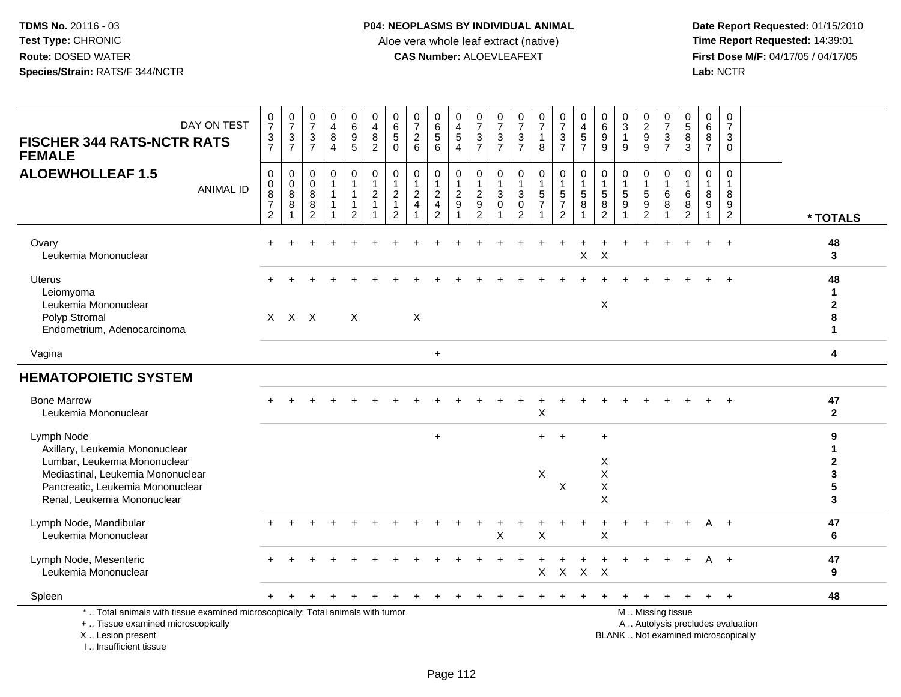**TDMS No.** 20116 - 03
**Test Type:** CHRONIC
**Route:** DOSED WATER
**Species/Strain:** RATS/F 344/NCTR

**P04: NEOPLASMS BY INDIVIDUAL ANIMAL**
Aloe vera whole leaf extract (native)
**CAS Number:** ALOEVLEAFEXT

**Date Report Requested:** 01/15/2010
**Time Report Requested:** 14:39:01
**First Dose M/F:** 04/17/05 / 04/17/05
**Lab:** NCTR

## FISCHER 344 RATS-NCTR RATS FEMALE
## ALOEWHOLLEAF 1.5

| DAY ON TEST | 0737 | 0737 | 0737 | 0484 | 0695 | 0482 | 0650 | 0726 | 0656 | 0454 | 0737 | 0737 | 0737 | 0718 | 0737 | 0457 | 0699 | 0319 | 0299 | 0737 | 0583 | 0687 | 0730 | |
|---|---|---|---|---|---|---|---|---|---|---|---|---|---|---|---|---|---|---|---|---|---|---|---|---|
| **ANIMAL ID** | 00872 | 00881 | 00882 | 01111 | 01112 | 01211 | 01212 | 01241 | 01242 | 01291 | 01292 | 01301 | 01302 | 01571 | 01572 | 01581 | 01582 | 01591 | 01592 | 01681 | 01682 | 01891 | 01892 | *** TOTALS** |
| Ovary | + | + | + | + | + | + | + | + | + | + | + | + | + | + | + | + | + | + | + | + | + | + | + | **48** |
| Leukemia Mononuclear | | | | | | | | | | | | | | | | X | X | | | | | | | **3** |
| Uterus | + | + | + | + | + | + | + | + | + | + | + | + | + | + | + | + | + | + | + | + | + | + | + | **48** |
| Leiomyoma | | | | | | | | | | | | | | | | | | | | | | | | **1** |
| Leukemia Mononuclear | | | | | | | | | | | | | | | | | X | | | | | | | **2** |
| Polyp Stromal | X | X | X | | X | | | X | | | | | | | | | | | | | | | | **8** |
| Endometrium, Adenocarcinoma | | | | | | | | | | | | | | | | | | | | | | | | **1** |
| Vagina | | | | | | | | | + | | | | | | | | | | | | | | | **4** |
| **HEMATOPOIETIC SYSTEM** | | | | | | | | | | | | | | | | | | | | | | | | |
| Bone Marrow | + | + | + | + | + | + | + | + | + | + | + | + | + | + | + | + | + | + | + | + | + | + | + | **47** |
| Leukemia Mononuclear | | | | | | | | | | | | | | X | | | | | | | | | | **2** |
| Lymph Node | | | | | | | | | + | | | | | + | + | | + | | | | | | | **9** |
| Axillary, Leukemia Mononuclear | | | | | | | | | | | | | | | | | | | | | | | | **1** |
| Lumbar, Leukemia Mononuclear | | | | | | | | | | | | | | | | | X | | | | | | | **2** |
| Mediastinal, Leukemia Mononuclear | | | | | | | | | | | | | | X | | | X | | | | | | | **3** |
| Pancreatic, Leukemia Mononuclear | | | | | | | | | | | | | | | X | | X | | | | | | | **5** |
| Renal, Leukemia Mononuclear | | | | | | | | | | | | | | | | | X | | | | | | | **3** |
| Lymph Node, Mandibular | + | + | + | + | + | + | + | + | + | + | + | + | + | + | + | + | + | + | + | + | + | A | + | **47** |
| Leukemia Mononuclear | | | | | | | | | | | | X | | X | | | X | | | | | | | **6** |
| Lymph Node, Mesenteric | + | + | + | + | + | + | + | + | + | + | + | + | + | + | + | + | + | + | + | + | + | A | + | **47** |
| Leukemia Mononuclear | | | | | | | | | | | | | | X | X | X | X | | | | | | | **9** |
| Spleen | + | + | + | + | + | + | + | + | + | + | + | + | + | + | + | + | + | + | + | + | + | + | + | **48** |

\* .. Total animals with tissue examined microscopically; Total animals with tumor
\+ .. Tissue examined microscopically
X .. Lesion present
I .. Insufficient tissue

M .. Missing tissue
A .. Autolysis precludes evaluation
BLANK .. Not examined microscopically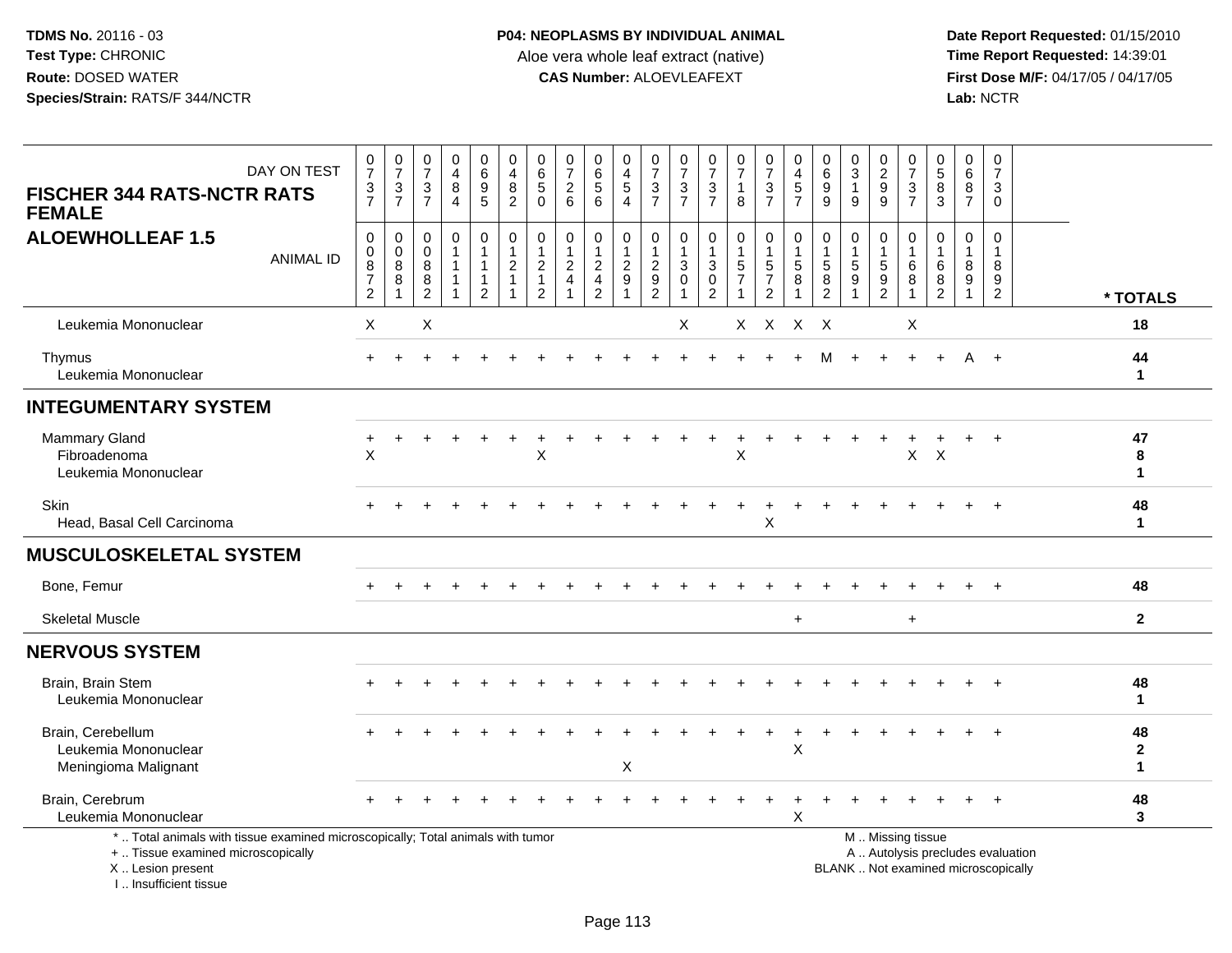**TDMS No.** 20116 - 03
**Test Type:** CHRONIC
**Route:** DOSED WATER
**Species/Strain:** RATS/F 344/NCTR

**P04: NEOPLASMS BY INDIVIDUAL ANIMAL**
Aloe vera whole leaf extract (native)
**CAS Number:** ALOEVLEAFEXT

**Date Report Requested:** 01/15/2010
**Time Report Requested:** 14:39:01
**First Dose M/F:** 04/17/05 / 04/17/05
**Lab:** NCTR

**FISCHER 344 RATS-NCTR RATS FEMALE**
**ALOEWHOLLEAF 1.5**

| DAY ON TEST | 0737 | 0737 | 0737 | 0484 | 0695 | 0482 | 0650 | 0726 | 0656 | 0454 | 0737 | 0737 | 0737 | 0718 | 0737 | 0457 | 0699 | 0319 | 0299 | 0737 | 0583 | 0687 | 0730 | |
|---|---|---|---|---|---|---|---|---|---|---|---|---|---|---|---|---|---|---|---|---|---|---|---|---|
| **ANIMAL ID** | 00872 | 00881 | 00882 | 01111 | 01112 | 01211 | 01212 | 01241 | 01242 | 01291 | 01292 | 01301 | 01302 | 01571 | 01572 | 01581 | 01582 | 01591 | 01592 | 01681 | 01682 | 01891 | 01892 | *** TOTALS** |
| Leukemia Mononuclear | X | | X | | | | | | | | | X | | X | X | X | X | | | X | | | | 18 |
| Thymus | + | + | + | + | + | + | + | + | + | + | + | + | + | + | + | + | M | + | + | + | + | A | + | 44 |
| Leukemia Mononuclear | | | | | | | | | | | | | | | | | | | | | | | | 1 |
| **INTEGUMENTARY SYSTEM** | | | | | | | | | | | | | | | | | | | | | | | | |
| Mammary Gland | + | + | + | + | + | + | + | + | + | + | + | + | + | + | + | + | + | + | + | + | + | + | + | 47 |
| Fibroadenoma | X | | | | | | X | | | | | | | X | | | | | | X | X | | | 8 |
| Leukemia Mononuclear | | | | | | | | | | | | | | | | | | | | | | | | 1 |
| Skin | + | + | + | + | + | + | + | + | + | + | + | + | + | + | + | + | + | + | + | + | + | + | + | 48 |
| Head, Basal Cell Carcinoma | | | | | | | | | | | | | | | X | | | | | | | | | 1 |
| **MUSCULOSKELETAL SYSTEM** | | | | | | | | | | | | | | | | | | | | | | | | |
| Bone, Femur | + | + | + | + | + | + | + | + | + | + | + | + | + | + | + | + | + | + | + | + | + | + | + | 48 |
| Skeletal Muscle | | | | | | | | | | | | | | | | + | | | | + | | | | 2 |
| **NERVOUS SYSTEM** | | | | | | | | | | | | | | | | | | | | | | | | |
| Brain, Brain Stem | + | + | + | + | + | + | + | + | + | + | + | + | + | + | + | + | + | + | + | + | + | + | + | 48 |
| Leukemia Mononuclear | | | | | | | | | | | | | | | | | | | | | | | | 1 |
| Brain, Cerebellum | + | + | + | + | + | + | + | + | + | + | + | + | + | + | + | + | + | + | + | + | + | + | + | 48 |
| Leukemia Mononuclear | | | | | | | | | | | | | | | | X | | | | | | | | 2 |
| Meningioma Malignant | | | | | | | | | | X | | | | | | | | | | | | | | 1 |
| Brain, Cerebrum | + | + | + | + | + | + | + | + | + | + | + | + | + | + | + | + | + | + | + | + | + | + | + | 48 |
| Leukemia Mononuclear | | | | | | | | | | | | | | | | X | | | | | | | | 3 |

\* .. Total animals with tissue examined microscopically; Total animals with tumor
\+ .. Tissue examined microscopically
X .. Lesion present
I .. Insufficient tissue

M .. Missing tissue
A .. Autolysis precludes evaluation
BLANK .. Not examined microscopically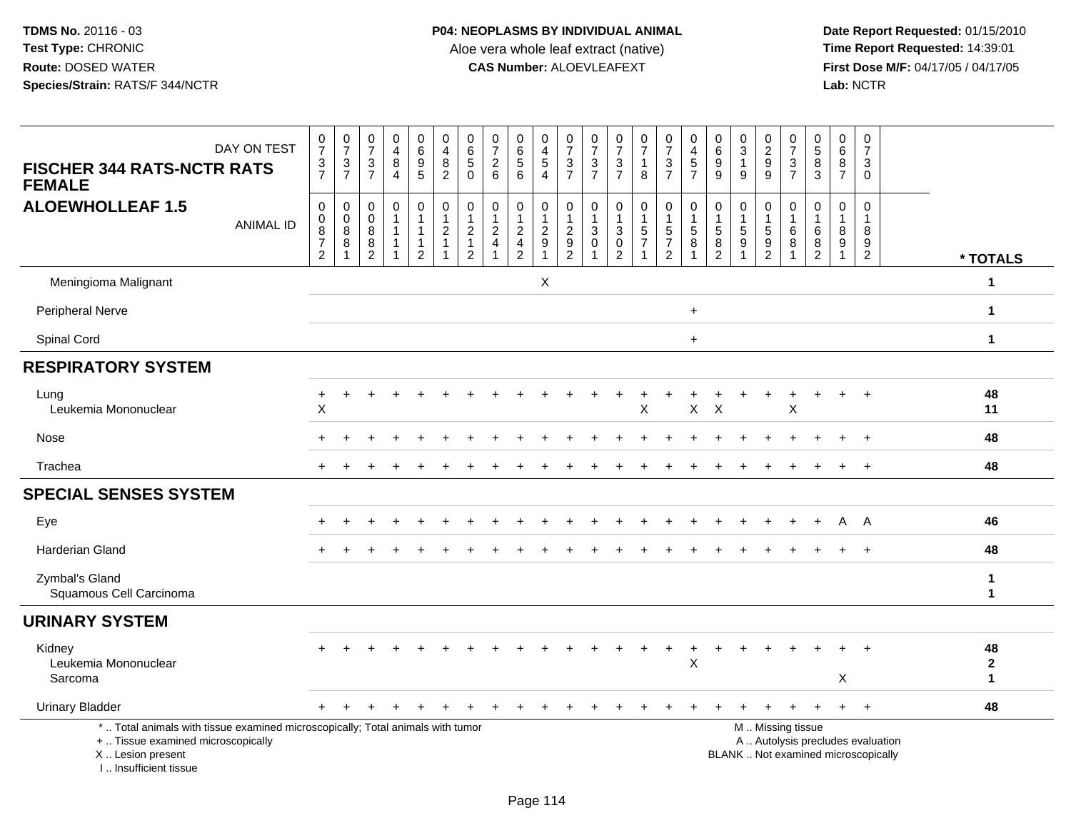# P04: NEOPLASMS BY INDIVIDUAL ANIMAL

Aloe vera whole leaf extract (native)

**CAS Number:** ALOEVLEAFEXT

**FISCHER 344 RATS-NCTR RATS FEMALE**

**ALOEWHOLLEAF 1.5**

| DAY ON TEST | 0737 | 0737 | 0737 | 0484 | 0695 | 0482 | 0650 | 0726 | 0656 | 0454 | 0737 | 0737 | 0737 | 0718 | 0737 | 0457 | 0699 | 0319 | 0299 | 0737 | 0583 | 0687 | 0730 | |
|---|---|---|---|---|---|---|---|---|---|---|---|---|---|---|---|---|---|---|---|---|---|---|---|---|
| **ANIMAL ID** | 00872 | 00881 | 00882 | 01111 | 01112 | 01211 | 01212 | 01241 | 01242 | 01291 | 01292 | 01301 | 01302 | 01571 | 01572 | 01581 | 01582 | 01591 | 01592 | 01681 | 01682 | 01891 | 01892 | *** TOTALS** |
| Meningioma Malignant | | | | | | | | | | X | | | | | | | | | | | | | | 1 |
| Peripheral Nerve | | | | | | | | | | | | | | | | + | | | | | | | | 1 |
| Spinal Cord | | | | | | | | | | | | | | | | + | | | | | | | | 1 |
| **RESPIRATORY SYSTEM** | | | | | | | | | | | | | | | | | | | | | | | | |
| Lung | + | + | + | + | + | + | + | + | + | + | + | + | + | + | + | + | + | + | + | + | + | + | + | 48 |
| Leukemia Mononuclear | X | | | | | | | | | | | | | X | | X | X | | | X | | | | 11 |
| Nose | + | + | + | + | + | + | + | + | + | + | + | + | + | + | + | + | + | + | + | + | + | + | + | 48 |
| Trachea | + | + | + | + | + | + | + | + | + | + | + | + | + | + | + | + | + | + | + | + | + | + | + | 48 |
| **SPECIAL SENSES SYSTEM** | | | | | | | | | | | | | | | | | | | | | | | | |
| Eye | + | + | + | + | + | + | + | + | + | + | + | + | + | + | + | + | + | + | + | + | + | A | A | 46 |
| Harderian Gland | + | + | + | + | + | + | + | + | + | + | + | + | + | + | + | + | + | + | + | + | + | + | + | 48 |
| Zymbal's Gland | | | | | | | | | | | | | | | | | | | | | | | | 1 |
| Squamous Cell Carcinoma | | | | | | | | | | | | | | | | | | | | | | | | 1 |
| **URINARY SYSTEM** | | | | | | | | | | | | | | | | | | | | | | | | |
| Kidney | + | + | + | + | + | + | + | + | + | + | + | + | + | + | + | + | + | + | + | + | + | + | + | 48 |
| Leukemia Mononuclear | | | | | | | | | | | | | | | | X | | | | | | | | 2 |
| Sarcoma | | | | | | | | | | | | | | | | | | | | | | X | | 1 |
| Urinary Bladder | + | + | + | + | + | + | + | + | + | + | + | + | + | + | + | + | + | + | + | + | + | + | + | 48 |

\* .. Total animals with tissue examined microscopically; Total animals with tumor
\+ .. Tissue examined microscopically
X .. Lesion present
I .. Insufficient tissue

M .. Missing tissue
A .. Autolysis precludes evaluation
BLANK .. Not examined microscopically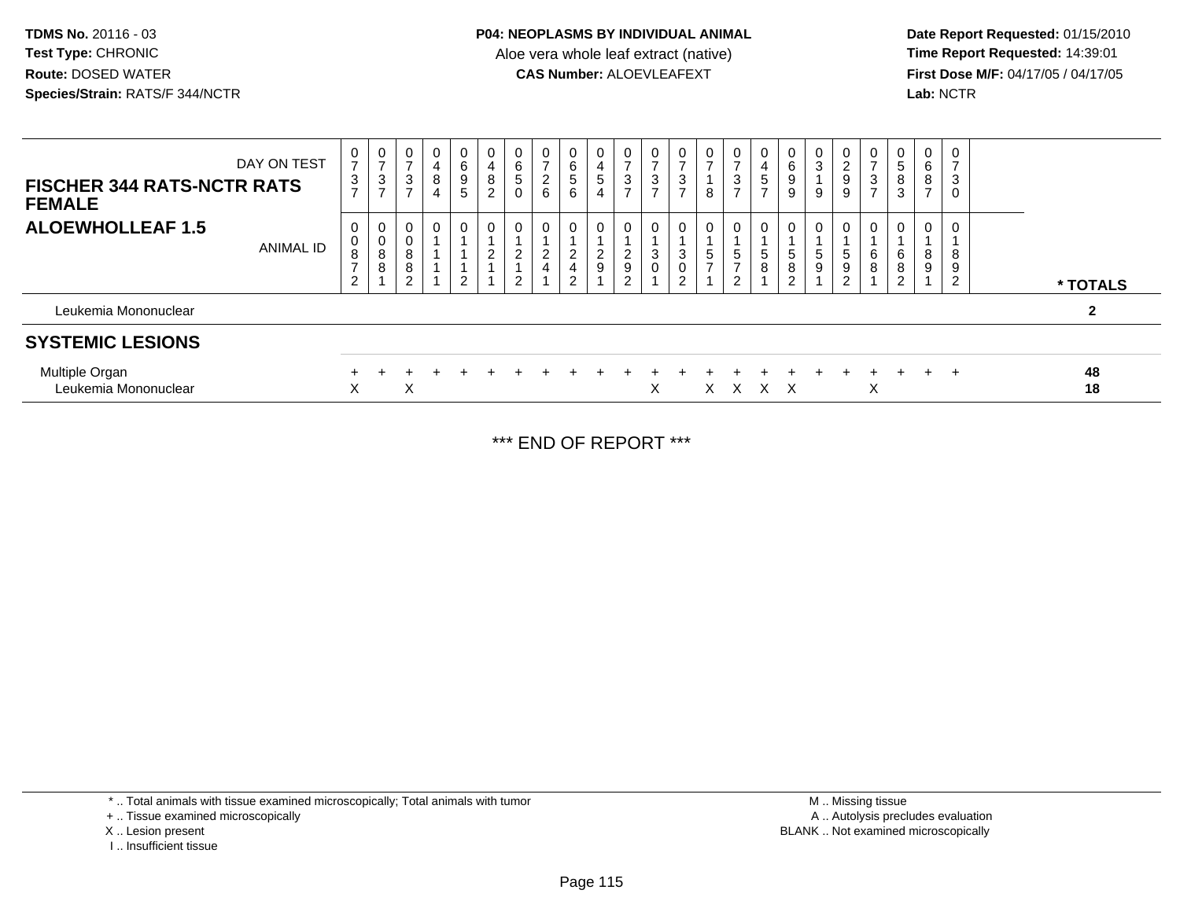**TDMS No.** 20116 - 03
**Test Type:** CHRONIC
**Route:** DOSED WATER
**Species/Strain:** RATS/F 344/NCTR

**P04: NEOPLASMS BY INDIVIDUAL ANIMAL**
Aloe vera whole leaf extract (native)
**CAS Number:** ALOEVLEAFEXT

**Date Report Requested:** 01/15/2010
**Time Report Requested:** 14:39:01
**First Dose M/F:** 04/17/05 / 04/17/05
**Lab:** NCTR

| FISCHER 344 RATS-NCTR RATS FEMALE ALOEWHOLLEAF 1.5 | | | | | | | | | | | | | | | | | | | | | | | | | |
|---|---|---|---|---|---|---|---|---|---|---|---|---|---|---|---|---|---|---|---|---|---|---|---|---|---|
| DAY ON TEST | 0737 | 0737 | 0737 | 0484 | 0695 | 0482 | 0650 | 0726 | 0656 | 0454 | 0737 | 0737 | 0737 | 0718 | 0737 | 0457 | 0699 | 0319 | 0299 | 0737 | 0583 | 0687 | 0730 | |
| ANIMAL ID | 00872 | 00881 | 00882 | 01111 | 01112 | 01211 | 01212 | 01241 | 01242 | 01291 | 01292 | 01301 | 01302 | 01571 | 01572 | 01581 | 01582 | 01591 | 01592 | 01681 | 01682 | 01891 | 01892 | * TOTALS |
| Leukemia Mononuclear | | | | | | | | | | | | | | | | | | | | | | | | 2 |
| **SYSTEMIC LESIONS** | | | | | | | | | | | | | | | | | | | | | | | | |
| Multiple Organ | + | + | + | + | + | + | + | + | + | + | + | + | + | + | + | + | + | + | + | + | + | + | + | 48 |
| Leukemia Mononuclear | X | | X | | | | | | | | | X | | X | X | X | X | | | X | | | | 18 |

\*\*\* END OF REPORT \*\*\*

\* .. Total animals with tissue examined microscopically; Total animals with tumor
\+ .. Tissue examined microscopically
X .. Lesion present
I .. Insufficient tissue

M .. Missing tissue
A .. Autolysis precludes evaluation
BLANK .. Not examined microscopically